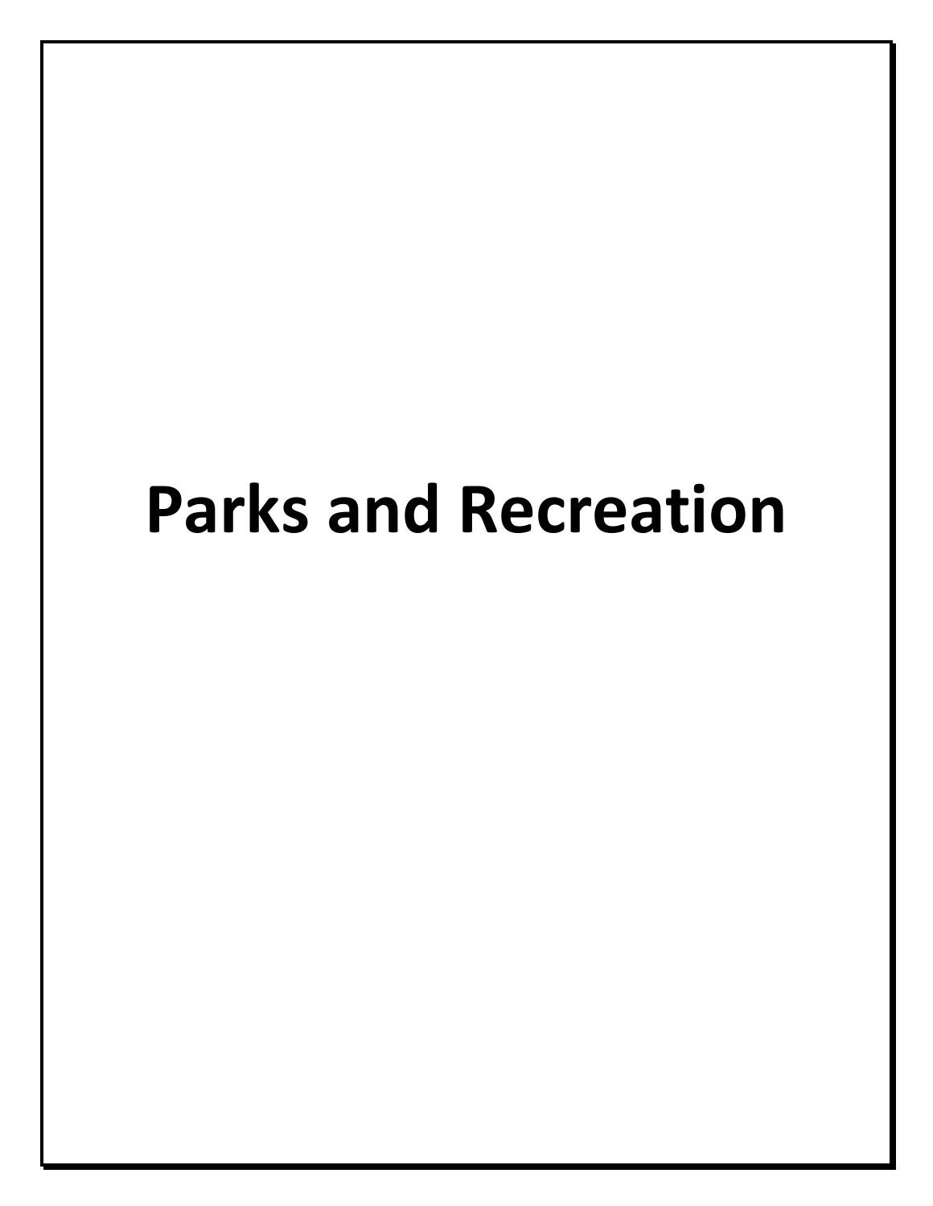# Parks and Recreation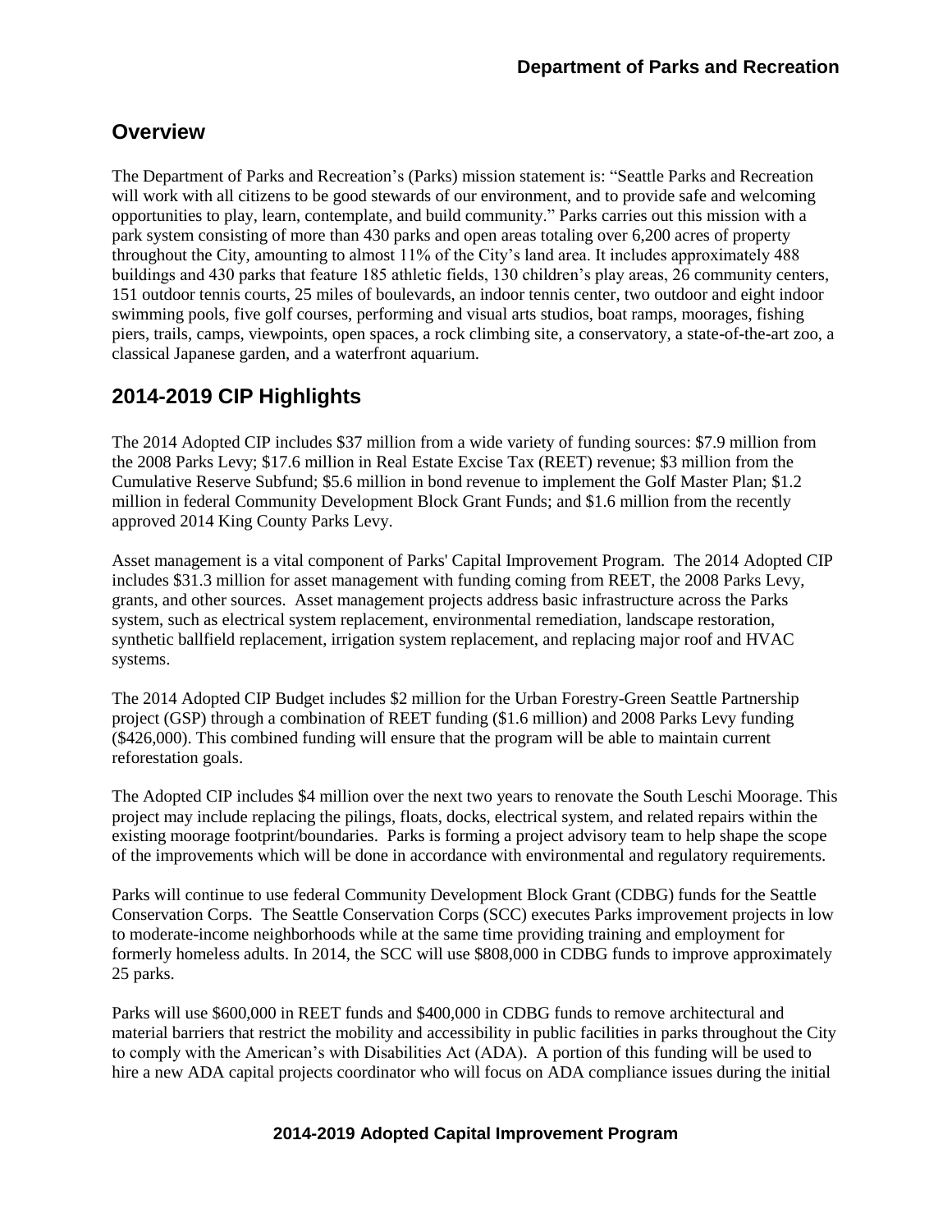## Overview

The Department of Parks and Recreation's (Parks) mission statement is: "Seattle Parks and Recreation will work with all citizens to be good stewards of our environment, and to provide safe and welcoming opportunities to play, learn, contemplate, and build community." Parks carries out this mission with a park system consisting of more than 430 parks and open areas totaling over 6,200 acres of property throughout the City, amounting to almost 11% of the City's land area. It includes approximately 488 buildings and 430 parks that feature 185 athletic fields, 130 children's play areas, 26 community centers, 151 outdoor tennis courts, 25 miles of boulevards, an indoor tennis center, two outdoor and eight indoor swimming pools, five golf courses, performing and visual arts studios, boat ramps, moorages, fishing piers, trails, camps, viewpoints, open spaces, a rock climbing site, a conservatory, a state-of-the-art zoo, a classical Japanese garden, and a waterfront aquarium.

## 2014-2019 CIP Highlights

The 2014 Adopted CIP includes $37 million from a wide variety of funding sources: $7.9 million from the 2008 Parks Levy; $17.6 million in Real Estate Excise Tax (REET) revenue; $3 million from the Cumulative Reserve Subfund; $5.6 million in bond revenue to implement the Golf Master Plan; $1.2 million in federal Community Development Block Grant Funds; and $1.6 million from the recently approved 2014 King County Parks Levy.

Asset management is a vital component of Parks' Capital Improvement Program. The 2014 Adopted CIP includes $31.3 million for asset management with funding coming from REET, the 2008 Parks Levy, grants, and other sources. Asset management projects address basic infrastructure across the Parks system, such as electrical system replacement, environmental remediation, landscape restoration, synthetic ballfield replacement, irrigation system replacement, and replacing major roof and HVAC systems.

The 2014 Adopted CIP Budget includes $2 million for the Urban Forestry-Green Seattle Partnership project (GSP) through a combination of REET funding ($1.6 million) and 2008 Parks Levy funding ($426,000). This combined funding will ensure that the program will be able to maintain current reforestation goals.

The Adopted CIP includes $4 million over the next two years to renovate the South Leschi Moorage. This project may include replacing the pilings, floats, docks, electrical system, and related repairs within the existing moorage footprint/boundaries. Parks is forming a project advisory team to help shape the scope of the improvements which will be done in accordance with environmental and regulatory requirements.

Parks will continue to use federal Community Development Block Grant (CDBG) funds for the Seattle Conservation Corps. The Seattle Conservation Corps (SCC) executes Parks improvement projects in low to moderate-income neighborhoods while at the same time providing training and employment for formerly homeless adults. In 2014, the SCC will use $808,000 in CDBG funds to improve approximately 25 parks.

Parks will use $600,000 in REET funds and $400,000 in CDBG funds to remove architectural and material barriers that restrict the mobility and accessibility in public facilities in parks throughout the City to comply with the American's with Disabilities Act (ADA). A portion of this funding will be used to hire a new ADA capital projects coordinator who will focus on ADA compliance issues during the initial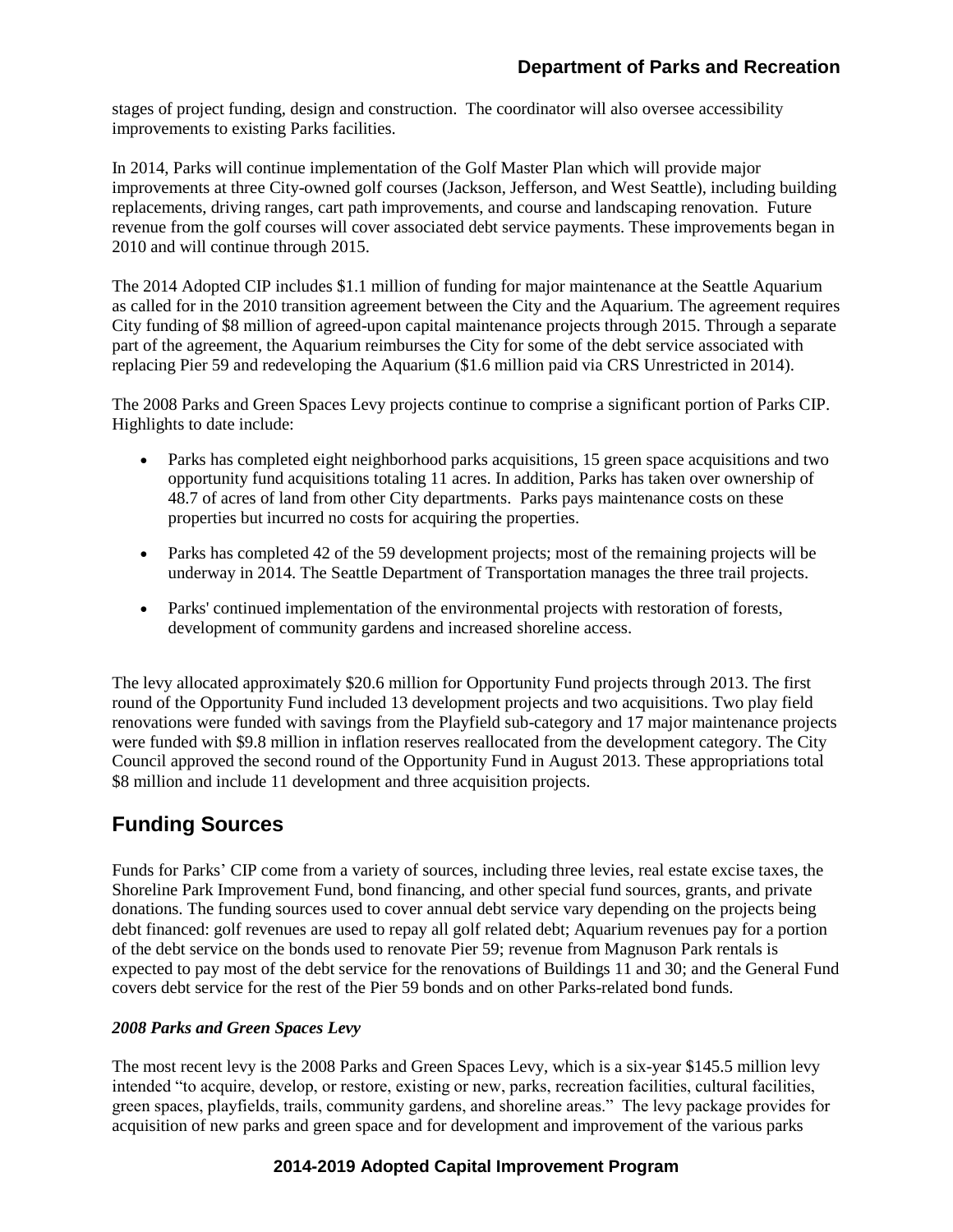stages of project funding, design and construction. The coordinator will also oversee accessibility improvements to existing Parks facilities.

In 2014, Parks will continue implementation of the Golf Master Plan which will provide major improvements at three City-owned golf courses (Jackson, Jefferson, and West Seattle), including building replacements, driving ranges, cart path improvements, and course and landscaping renovation. Future revenue from the golf courses will cover associated debt service payments. These improvements began in 2010 and will continue through 2015.

The 2014 Adopted CIP includes $1.1 million of funding for major maintenance at the Seattle Aquarium as called for in the 2010 transition agreement between the City and the Aquarium. The agreement requires City funding of $8 million of agreed-upon capital maintenance projects through 2015. Through a separate part of the agreement, the Aquarium reimburses the City for some of the debt service associated with replacing Pier 59 and redeveloping the Aquarium ($1.6 million paid via CRS Unrestricted in 2014).

The 2008 Parks and Green Spaces Levy projects continue to comprise a significant portion of Parks CIP. Highlights to date include:

- Parks has completed eight neighborhood parks acquisitions, 15 green space acquisitions and two opportunity fund acquisitions totaling 11 acres. In addition, Parks has taken over ownership of 48.7 of acres of land from other City departments. Parks pays maintenance costs on these properties but incurred no costs for acquiring the properties.
- Parks has completed 42 of the 59 development projects; most of the remaining projects will be underway in 2014. The Seattle Department of Transportation manages the three trail projects.
- Parks' continued implementation of the environmental projects with restoration of forests, development of community gardens and increased shoreline access.

The levy allocated approximately $20.6 million for Opportunity Fund projects through 2013. The first round of the Opportunity Fund included 13 development projects and two acquisitions. Two play field renovations were funded with savings from the Playfield sub-category and 17 major maintenance projects were funded with $9.8 million in inflation reserves reallocated from the development category. The City Council approved the second round of the Opportunity Fund in August 2013. These appropriations total $8 million and include 11 development and three acquisition projects.

## Funding Sources

Funds for Parks' CIP come from a variety of sources, including three levies, real estate excise taxes, the Shoreline Park Improvement Fund, bond financing, and other special fund sources, grants, and private donations. The funding sources used to cover annual debt service vary depending on the projects being debt financed: golf revenues are used to repay all golf related debt; Aquarium revenues pay for a portion of the debt service on the bonds used to renovate Pier 59; revenue from Magnuson Park rentals is expected to pay most of the debt service for the renovations of Buildings 11 and 30; and the General Fund covers debt service for the rest of the Pier 59 bonds and on other Parks-related bond funds.

### *2008 Parks and Green Spaces Levy*

The most recent levy is the 2008 Parks and Green Spaces Levy, which is a six-year $145.5 million levy intended "to acquire, develop, or restore, existing or new, parks, recreation facilities, cultural facilities, green spaces, playfields, trails, community gardens, and shoreline areas." The levy package provides for acquisition of new parks and green space and for development and improvement of the various parks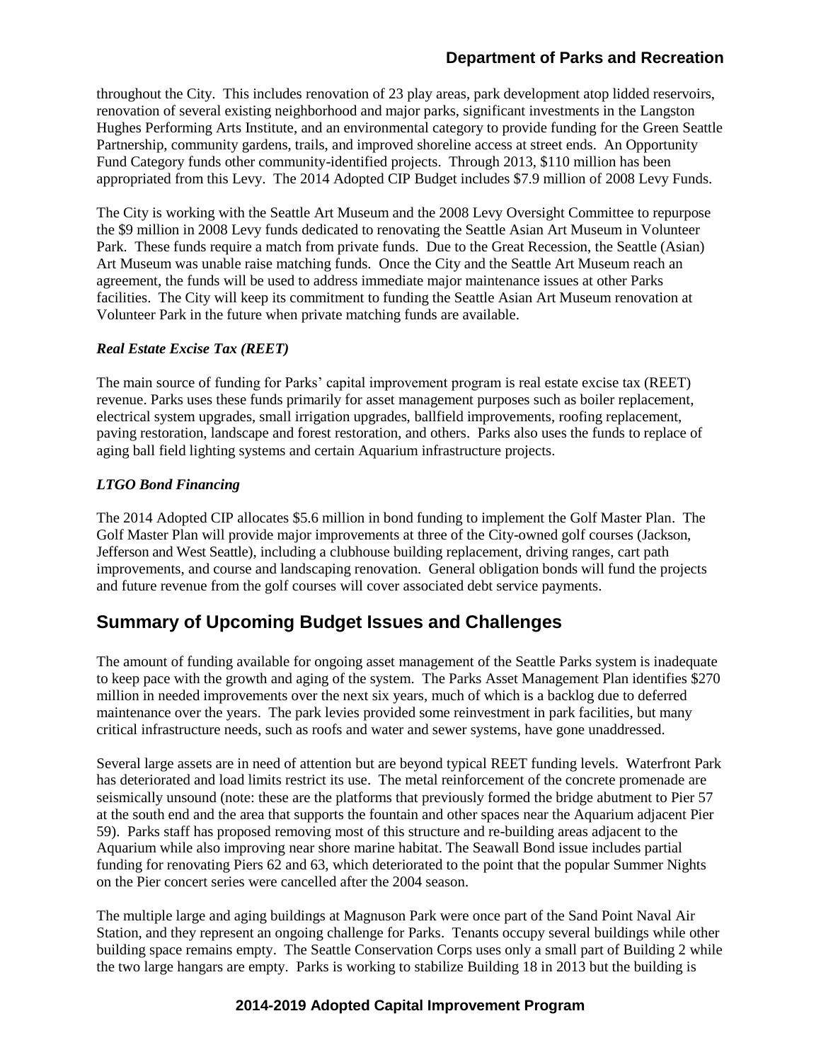throughout the City. This includes renovation of 23 play areas, park development atop lidded reservoirs, renovation of several existing neighborhood and major parks, significant investments in the Langston Hughes Performing Arts Institute, and an environmental category to provide funding for the Green Seattle Partnership, community gardens, trails, and improved shoreline access at street ends. An Opportunity Fund Category funds other community-identified projects. Through 2013, \$110 million has been appropriated from this Levy. The 2014 Adopted CIP Budget includes \$7.9 million of 2008 Levy Funds.

The City is working with the Seattle Art Museum and the 2008 Levy Oversight Committee to repurpose the \$9 million in 2008 Levy funds dedicated to renovating the Seattle Asian Art Museum in Volunteer Park. These funds require a match from private funds. Due to the Great Recession, the Seattle (Asian) Art Museum was unable raise matching funds. Once the City and the Seattle Art Museum reach an agreement, the funds will be used to address immediate major maintenance issues at other Parks facilities. The City will keep its commitment to funding the Seattle Asian Art Museum renovation at Volunteer Park in the future when private matching funds are available.

### *Real Estate Excise Tax (REET)*

The main source of funding for Parks' capital improvement program is real estate excise tax (REET) revenue. Parks uses these funds primarily for asset management purposes such as boiler replacement, electrical system upgrades, small irrigation upgrades, ballfield improvements, roofing replacement, paving restoration, landscape and forest restoration, and others. Parks also uses the funds to replace of aging ball field lighting systems and certain Aquarium infrastructure projects.

### *LTGO Bond Financing*

The 2014 Adopted CIP allocates \$5.6 million in bond funding to implement the Golf Master Plan. The Golf Master Plan will provide major improvements at three of the City-owned golf courses (Jackson, Jefferson and West Seattle), including a clubhouse building replacement, driving ranges, cart path improvements, and course and landscaping renovation. General obligation bonds will fund the projects and future revenue from the golf courses will cover associated debt service payments.

## Summary of Upcoming Budget Issues and Challenges

The amount of funding available for ongoing asset management of the Seattle Parks system is inadequate to keep pace with the growth and aging of the system. The Parks Asset Management Plan identifies \$270 million in needed improvements over the next six years, much of which is a backlog due to deferred maintenance over the years. The park levies provided some reinvestment in park facilities, but many critical infrastructure needs, such as roofs and water and sewer systems, have gone unaddressed.

Several large assets are in need of attention but are beyond typical REET funding levels. Waterfront Park has deteriorated and load limits restrict its use. The metal reinforcement of the concrete promenade are seismically unsound (note: these are the platforms that previously formed the bridge abutment to Pier 57 at the south end and the area that supports the fountain and other spaces near the Aquarium adjacent Pier 59). Parks staff has proposed removing most of this structure and re-building areas adjacent to the Aquarium while also improving near shore marine habitat. The Seawall Bond issue includes partial funding for renovating Piers 62 and 63, which deteriorated to the point that the popular Summer Nights on the Pier concert series were cancelled after the 2004 season.

The multiple large and aging buildings at Magnuson Park were once part of the Sand Point Naval Air Station, and they represent an ongoing challenge for Parks. Tenants occupy several buildings while other building space remains empty. The Seattle Conservation Corps uses only a small part of Building 2 while the two large hangars are empty. Parks is working to stabilize Building 18 in 2013 but the building is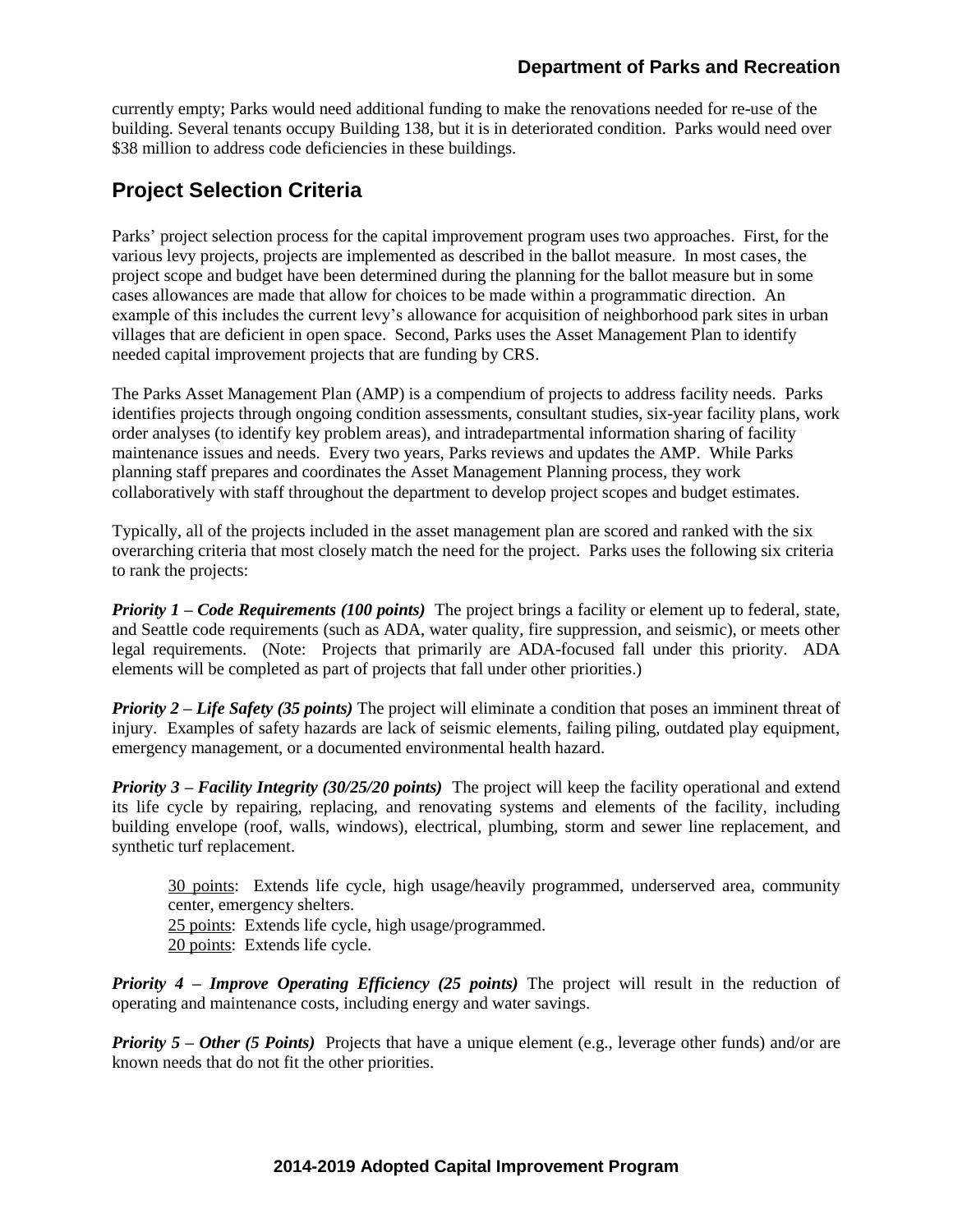currently empty; Parks would need additional funding to make the renovations needed for re-use of the building. Several tenants occupy Building 138, but it is in deteriorated condition. Parks would need over $38 million to address code deficiencies in these buildings.

## Project Selection Criteria

Parks' project selection process for the capital improvement program uses two approaches. First, for the various levy projects, projects are implemented as described in the ballot measure. In most cases, the project scope and budget have been determined during the planning for the ballot measure but in some cases allowances are made that allow for choices to be made within a programmatic direction. An example of this includes the current levy's allowance for acquisition of neighborhood park sites in urban villages that are deficient in open space. Second, Parks uses the Asset Management Plan to identify needed capital improvement projects that are funding by CRS.

The Parks Asset Management Plan (AMP) is a compendium of projects to address facility needs. Parks identifies projects through ongoing condition assessments, consultant studies, six-year facility plans, work order analyses (to identify key problem areas), and intradepartmental information sharing of facility maintenance issues and needs. Every two years, Parks reviews and updates the AMP. While Parks planning staff prepares and coordinates the Asset Management Planning process, they work collaboratively with staff throughout the department to develop project scopes and budget estimates.

Typically, all of the projects included in the asset management plan are scored and ranked with the six overarching criteria that most closely match the need for the project. Parks uses the following six criteria to rank the projects:

***Priority 1 – Code Requirements (100 points)*** The project brings a facility or element up to federal, state, and Seattle code requirements (such as ADA, water quality, fire suppression, and seismic), or meets other legal requirements. (Note: Projects that primarily are ADA-focused fall under this priority. ADA elements will be completed as part of projects that fall under other priorities.)

***Priority 2 – Life Safety (35 points)*** The project will eliminate a condition that poses an imminent threat of injury. Examples of safety hazards are lack of seismic elements, failing piling, outdated play equipment, emergency management, or a documented environmental health hazard.

***Priority 3 – Facility Integrity (30/25/20 points)*** The project will keep the facility operational and extend its life cycle by repairing, replacing, and renovating systems and elements of the facility, including building envelope (roof, walls, windows), electrical, plumbing, storm and sewer line replacement, and synthetic turf replacement.

> <u>30 points</u>: Extends life cycle, high usage/heavily programmed, underserved area, community center, emergency shelters.
> <u>25 points</u>: Extends life cycle, high usage/programmed.
> <u>20 points</u>: Extends life cycle.

***Priority 4 – Improve Operating Efficiency (25 points)*** The project will result in the reduction of operating and maintenance costs, including energy and water savings.

***Priority 5 – Other (5 Points)*** Projects that have a unique element (e.g., leverage other funds) and/or are known needs that do not fit the other priorities.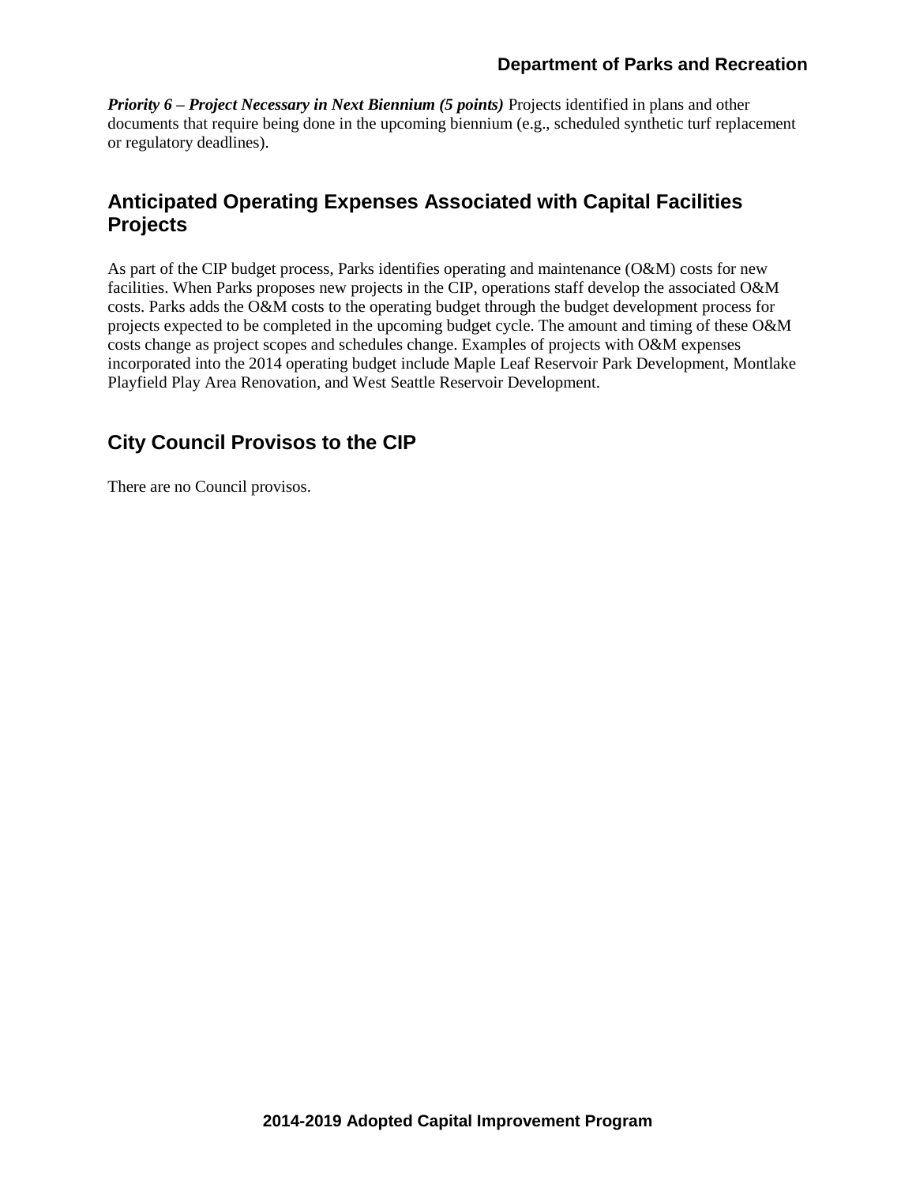***Priority 6 – Project Necessary in Next Biennium (5 points)*** Projects identified in plans and other documents that require being done in the upcoming biennium (e.g., scheduled synthetic turf replacement or regulatory deadlines).

## Anticipated Operating Expenses Associated with Capital Facilities Projects

As part of the CIP budget process, Parks identifies operating and maintenance (O&M) costs for new facilities. When Parks proposes new projects in the CIP, operations staff develop the associated O&M costs. Parks adds the O&M costs to the operating budget through the budget development process for projects expected to be completed in the upcoming budget cycle. The amount and timing of these O&M costs change as project scopes and schedules change. Examples of projects with O&M expenses incorporated into the 2014 operating budget include Maple Leaf Reservoir Park Development, Montlake Playfield Play Area Renovation, and West Seattle Reservoir Development.

## City Council Provisos to the CIP

There are no Council provisos.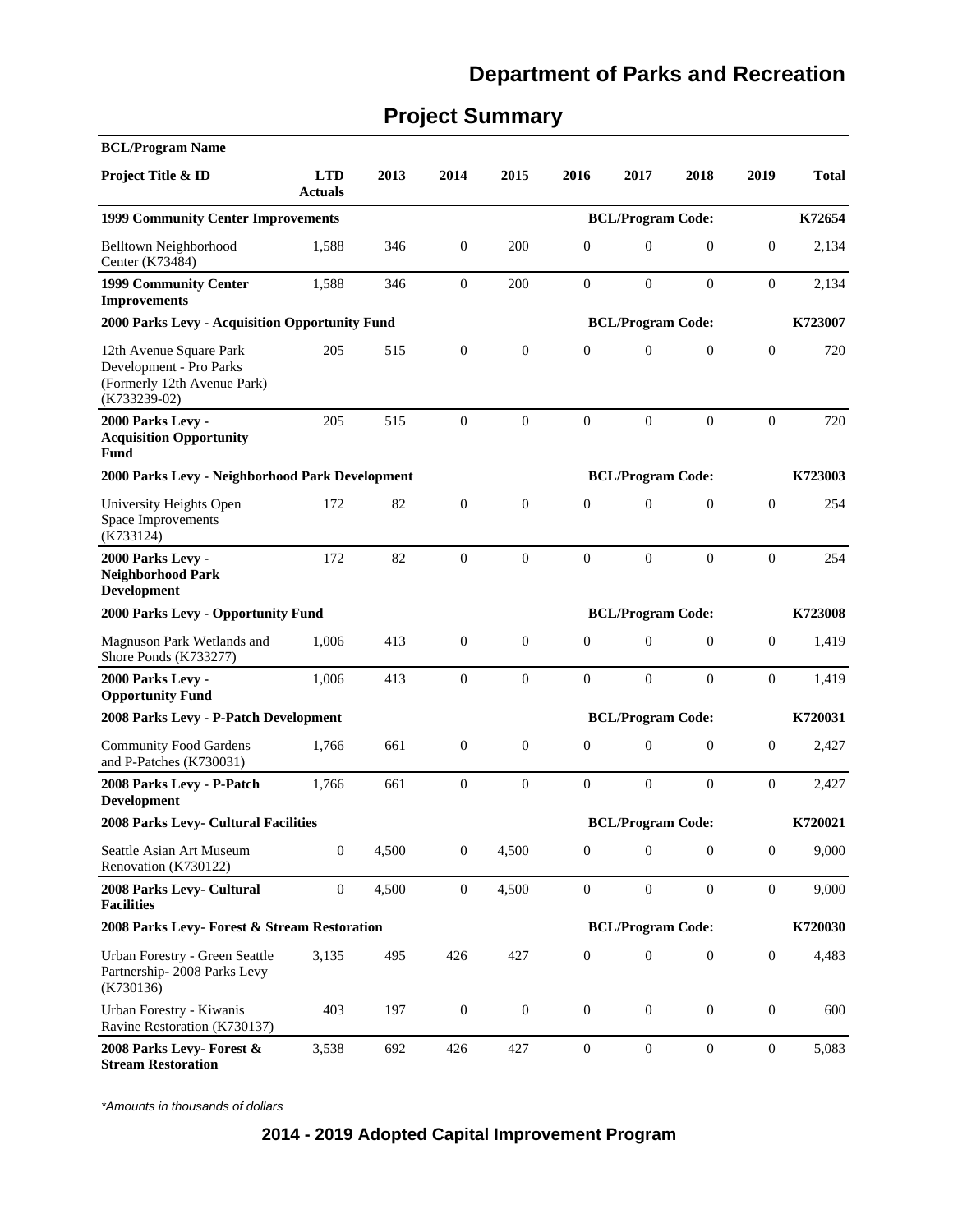# Department of Parks and Recreation

## Project Summary

| BCL/Program Name | | | | | | | | | |
|---|---|---|---|---|---|---|---|---|---|
| **Project Title & ID** | **LTD Actuals** | **2013** | **2014** | **2015** | **2016** | **2017** | **2018** | **2019** | **Total** |
| **1999 Community Center Improvements** | | | | | | **BCL/Program Code:** | | | **K72654** |
| Belltown Neighborhood Center (K73484) | 1,588 | 346 | 0 | 200 | 0 | 0 | 0 | 0 | 2,134 |
| **1999 Community Center Improvements** | 1,588 | 346 | 0 | 200 | 0 | 0 | 0 | 0 | 2,134 |
| **2000 Parks Levy - Acquisition Opportunity Fund** | | | | | | **BCL/Program Code:** | | | **K723007** |
| 12th Avenue Square Park Development - Pro Parks (Formerly 12th Avenue Park) (K733239-02) | 205 | 515 | 0 | 0 | 0 | 0 | 0 | 0 | 720 |
| **2000 Parks Levy - Acquisition Opportunity Fund** | 205 | 515 | 0 | 0 | 0 | 0 | 0 | 0 | 720 |
| **2000 Parks Levy - Neighborhood Park Development** | | | | | | **BCL/Program Code:** | | | **K723003** |
| University Heights Open Space Improvements (K733124) | 172 | 82 | 0 | 0 | 0 | 0 | 0 | 0 | 254 |
| **2000 Parks Levy - Neighborhood Park Development** | 172 | 82 | 0 | 0 | 0 | 0 | 0 | 0 | 254 |
| **2000 Parks Levy - Opportunity Fund** | | | | | | **BCL/Program Code:** | | | **K723008** |
| Magnuson Park Wetlands and Shore Ponds (K733277) | 1,006 | 413 | 0 | 0 | 0 | 0 | 0 | 0 | 1,419 |
| **2000 Parks Levy - Opportunity Fund** | 1,006 | 413 | 0 | 0 | 0 | 0 | 0 | 0 | 1,419 |
| **2008 Parks Levy - P-Patch Development** | | | | | | **BCL/Program Code:** | | | **K720031** |
| Community Food Gardens and P-Patches (K730031) | 1,766 | 661 | 0 | 0 | 0 | 0 | 0 | 0 | 2,427 |
| **2008 Parks Levy - P-Patch Development** | 1,766 | 661 | 0 | 0 | 0 | 0 | 0 | 0 | 2,427 |
| **2008 Parks Levy- Cultural Facilities** | | | | | | **BCL/Program Code:** | | | **K720021** |
| Seattle Asian Art Museum Renovation (K730122) | 0 | 4,500 | 0 | 4,500 | 0 | 0 | 0 | 0 | 9,000 |
| **2008 Parks Levy- Cultural Facilities** | 0 | 4,500 | 0 | 4,500 | 0 | 0 | 0 | 0 | 9,000 |
| **2008 Parks Levy- Forest & Stream Restoration** | | | | | | **BCL/Program Code:** | | | **K720030** |
| Urban Forestry - Green Seattle Partnership- 2008 Parks Levy (K730136) | 3,135 | 495 | 426 | 427 | 0 | 0 | 0 | 0 | 4,483 |
| Urban Forestry - Kiwanis Ravine Restoration (K730137) | 403 | 197 | 0 | 0 | 0 | 0 | 0 | 0 | 600 |
| **2008 Parks Levy- Forest & Stream Restoration** | 3,538 | 692 | 426 | 427 | 0 | 0 | 0 | 0 | 5,083 |

*Amounts in thousands of dollars*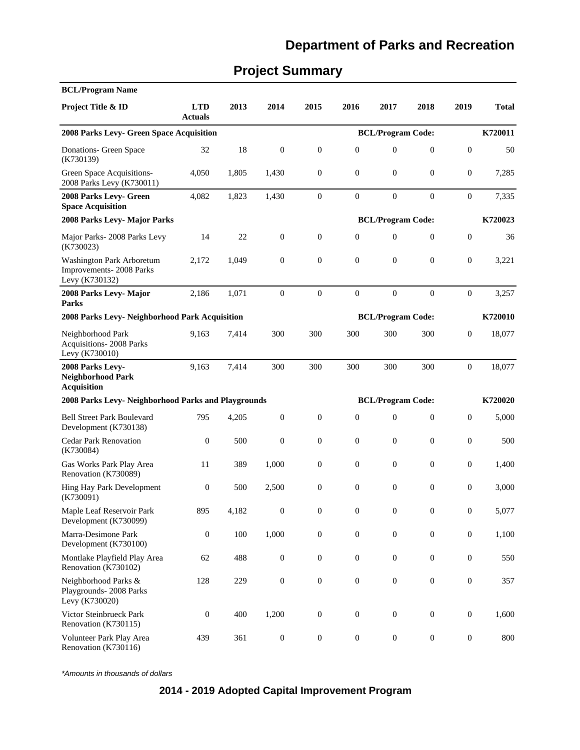# Department of Parks and Recreation

## Project Summary

| BCL/Program Name | | | | | | | | | |
|---|---|---|---|---|---|---|---|---|---|
| **Project Title & ID** | **LTD Actuals** | **2013** | **2014** | **2015** | **2016** | **2017** | **2018** | **2019** | **Total** |
| **2008 Parks Levy- Green Space Acquisition** | | | | | | **BCL/Program Code:** | | | **K720011** |
| Donations- Green Space (K730139) | 32 | 18 | 0 | 0 | 0 | 0 | 0 | 0 | 50 |
| Green Space Acquisitions- 2008 Parks Levy (K730011) | 4,050 | 1,805 | 1,430 | 0 | 0 | 0 | 0 | 0 | 7,285 |
| **2008 Parks Levy- Green Space Acquisition** | 4,082 | 1,823 | 1,430 | 0 | 0 | 0 | 0 | 0 | 7,335 |
| **2008 Parks Levy- Major Parks** | | | | | | **BCL/Program Code:** | | | **K720023** |
| Major Parks- 2008 Parks Levy (K730023) | 14 | 22 | 0 | 0 | 0 | 0 | 0 | 0 | 36 |
| Washington Park Arboretum Improvements- 2008 Parks Levy (K730132) | 2,172 | 1,049 | 0 | 0 | 0 | 0 | 0 | 0 | 3,221 |
| **2008 Parks Levy- Major Parks** | 2,186 | 1,071 | 0 | 0 | 0 | 0 | 0 | 0 | 3,257 |
| **2008 Parks Levy- Neighborhood Park Acquisition** | | | | | | **BCL/Program Code:** | | | **K720010** |
| Neighborhood Park Acquisitions- 2008 Parks Levy (K730010) | 9,163 | 7,414 | 300 | 300 | 300 | 300 | 300 | 0 | 18,077 |
| **2008 Parks Levy- Neighborhood Park Acquisition** | 9,163 | 7,414 | 300 | 300 | 300 | 300 | 300 | 0 | 18,077 |
| **2008 Parks Levy- Neighborhood Parks and Playgrounds** | | | | | | **BCL/Program Code:** | | | **K720020** |
| Bell Street Park Boulevard Development (K730138) | 795 | 4,205 | 0 | 0 | 0 | 0 | 0 | 0 | 5,000 |
| Cedar Park Renovation (K730084) | 0 | 500 | 0 | 0 | 0 | 0 | 0 | 0 | 500 |
| Gas Works Park Play Area Renovation (K730089) | 11 | 389 | 1,000 | 0 | 0 | 0 | 0 | 0 | 1,400 |
| Hing Hay Park Development (K730091) | 0 | 500 | 2,500 | 0 | 0 | 0 | 0 | 0 | 3,000 |
| Maple Leaf Reservoir Park Development (K730099) | 895 | 4,182 | 0 | 0 | 0 | 0 | 0 | 0 | 5,077 |
| Marra-Desimone Park Development (K730100) | 0 | 100 | 1,000 | 0 | 0 | 0 | 0 | 0 | 1,100 |
| Montlake Playfield Play Area Renovation (K730102) | 62 | 488 | 0 | 0 | 0 | 0 | 0 | 0 | 550 |
| Neighborhood Parks & Playgrounds- 2008 Parks Levy (K730020) | 128 | 229 | 0 | 0 | 0 | 0 | 0 | 0 | 357 |
| Victor Steinbrueck Park Renovation (K730115) | 0 | 400 | 1,200 | 0 | 0 | 0 | 0 | 0 | 1,600 |
| Volunteer Park Play Area Renovation (K730116) | 439 | 361 | 0 | 0 | 0 | 0 | 0 | 0 | 800 |

*Amounts in thousands of dollars

**2014 - 2019 Adopted Capital Improvement Program**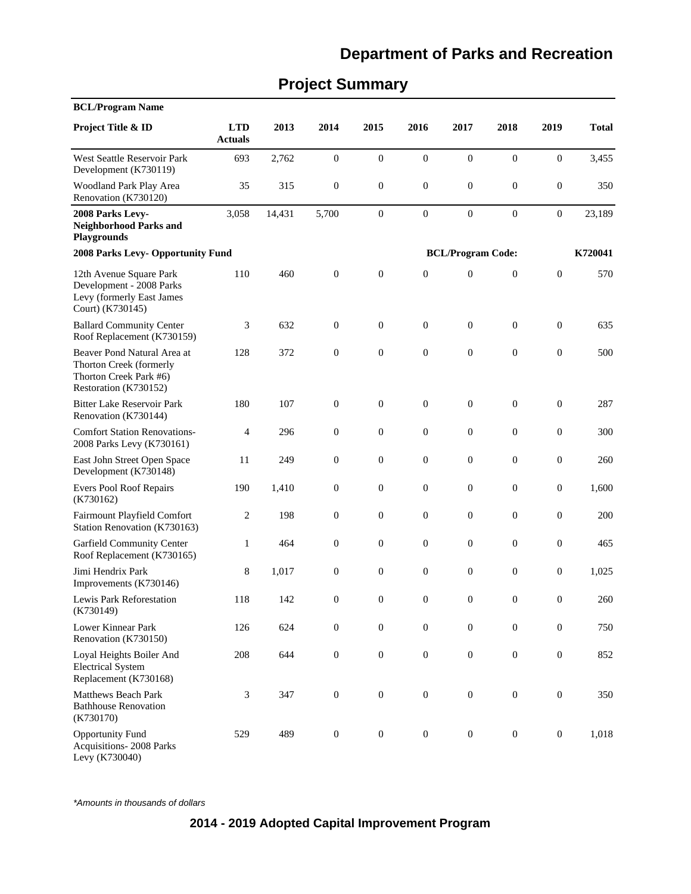# Department of Parks and Recreation

## Project Summary

| BCL/Program Name | | | | | | | | | |
|---|---|---|---|---|---|---|---|---|---|
| **Project Title & ID** | **LTD Actuals** | **2013** | **2014** | **2015** | **2016** | **2017** | **2018** | **2019** | **Total** |
| West Seattle Reservoir Park Development (K730119) | 693 | 2,762 | 0 | 0 | 0 | 0 | 0 | 0 | 3,455 |
| Woodland Park Play Area Renovation (K730120) | 35 | 315 | 0 | 0 | 0 | 0 | 0 | 0 | 350 |
| **2008 Parks Levy- Neighborhood Parks and Playgrounds** | 3,058 | 14,431 | 5,700 | 0 | 0 | 0 | 0 | 0 | 23,189 |
| **2008 Parks Levy- Opportunity Fund** | | | | | | **BCL/Program Code:** | | | **K720041** |
| 12th Avenue Square Park Development - 2008 Parks Levy (formerly East James Court) (K730145) | 110 | 460 | 0 | 0 | 0 | 0 | 0 | 0 | 570 |
| Ballard Community Center Roof Replacement (K730159) | 3 | 632 | 0 | 0 | 0 | 0 | 0 | 0 | 635 |
| Beaver Pond Natural Area at Thorton Creek (formerly Thorton Creek Park #6) Restoration (K730152) | 128 | 372 | 0 | 0 | 0 | 0 | 0 | 0 | 500 |
| Bitter Lake Reservoir Park Renovation (K730144) | 180 | 107 | 0 | 0 | 0 | 0 | 0 | 0 | 287 |
| Comfort Station Renovations- 2008 Parks Levy (K730161) | 4 | 296 | 0 | 0 | 0 | 0 | 0 | 0 | 300 |
| East John Street Open Space Development (K730148) | 11 | 249 | 0 | 0 | 0 | 0 | 0 | 0 | 260 |
| Evers Pool Roof Repairs (K730162) | 190 | 1,410 | 0 | 0 | 0 | 0 | 0 | 0 | 1,600 |
| Fairmount Playfield Comfort Station Renovation (K730163) | 2 | 198 | 0 | 0 | 0 | 0 | 0 | 0 | 200 |
| Garfield Community Center Roof Replacement (K730165) | 1 | 464 | 0 | 0 | 0 | 0 | 0 | 0 | 465 |
| Jimi Hendrix Park Improvements (K730146) | 8 | 1,017 | 0 | 0 | 0 | 0 | 0 | 0 | 1,025 |
| Lewis Park Reforestation (K730149) | 118 | 142 | 0 | 0 | 0 | 0 | 0 | 0 | 260 |
| Lower Kinnear Park Renovation (K730150) | 126 | 624 | 0 | 0 | 0 | 0 | 0 | 0 | 750 |
| Loyal Heights Boiler And Electrical System Replacement (K730168) | 208 | 644 | 0 | 0 | 0 | 0 | 0 | 0 | 852 |
| Matthews Beach Park Bathhouse Renovation (K730170) | 3 | 347 | 0 | 0 | 0 | 0 | 0 | 0 | 350 |
| Opportunity Fund Acquisitions- 2008 Parks Levy (K730040) | 529 | 489 | 0 | 0 | 0 | 0 | 0 | 0 | 1,018 |

*Amounts in thousands of dollars*

**2014 - 2019 Adopted Capital Improvement Program**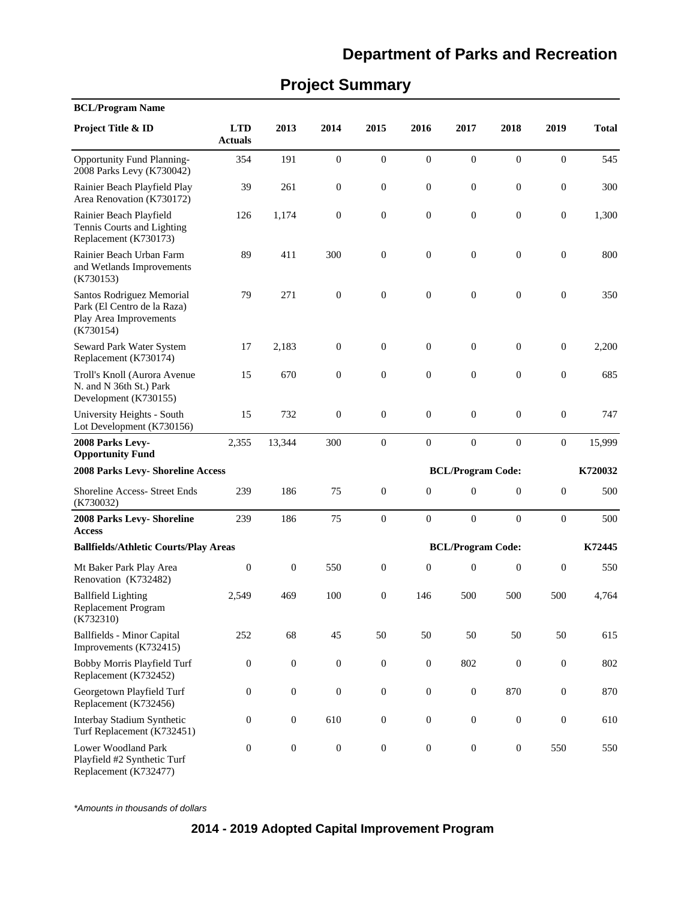# Department of Parks and Recreation

## Project Summary

| BCL/Program Name | | | | | | | | | |
|---|---|---|---|---|---|---|---|---|---|
| **Project Title & ID** | **LTD Actuals** | **2013** | **2014** | **2015** | **2016** | **2017** | **2018** | **2019** | **Total** |
| Opportunity Fund Planning- 2008 Parks Levy (K730042) | 354 | 191 | 0 | 0 | 0 | 0 | 0 | 0 | 545 |
| Rainier Beach Playfield Play Area Renovation (K730172) | 39 | 261 | 0 | 0 | 0 | 0 | 0 | 0 | 300 |
| Rainier Beach Playfield Tennis Courts and Lighting Replacement (K730173) | 126 | 1,174 | 0 | 0 | 0 | 0 | 0 | 0 | 1,300 |
| Rainier Beach Urban Farm and Wetlands Improvements (K730153) | 89 | 411 | 300 | 0 | 0 | 0 | 0 | 0 | 800 |
| Santos Rodriguez Memorial Park (El Centro de la Raza) Play Area Improvements (K730154) | 79 | 271 | 0 | 0 | 0 | 0 | 0 | 0 | 350 |
| Seward Park Water System Replacement (K730174) | 17 | 2,183 | 0 | 0 | 0 | 0 | 0 | 0 | 2,200 |
| Troll's Knoll (Aurora Avenue N. and N 36th St.) Park Development (K730155) | 15 | 670 | 0 | 0 | 0 | 0 | 0 | 0 | 685 |
| University Heights - South Lot Development (K730156) | 15 | 732 | 0 | 0 | 0 | 0 | 0 | 0 | 747 |
| **2008 Parks Levy- Opportunity Fund** | 2,355 | 13,344 | 300 | 0 | 0 | 0 | 0 | 0 | 15,999 |
| **2008 Parks Levy- Shoreline Access** | | | | | **BCL/Program Code:** | | | | **K720032** |
| Shoreline Access- Street Ends (K730032) | 239 | 186 | 75 | 0 | 0 | 0 | 0 | 0 | 500 |
| **2008 Parks Levy- Shoreline Access** | 239 | 186 | 75 | 0 | 0 | 0 | 0 | 0 | 500 |
| **Ballfields/Athletic Courts/Play Areas** | | | | | **BCL/Program Code:** | | | | **K72445** |
| Mt Baker Park Play Area Renovation (K732482) | 0 | 0 | 550 | 0 | 0 | 0 | 0 | 0 | 550 |
| Ballfield Lighting Replacement Program (K732310) | 2,549 | 469 | 100 | 0 | 146 | 500 | 500 | 500 | 4,764 |
| Ballfields - Minor Capital Improvements (K732415) | 252 | 68 | 45 | 50 | 50 | 50 | 50 | 50 | 615 |
| Bobby Morris Playfield Turf Replacement (K732452) | 0 | 0 | 0 | 0 | 0 | 802 | 0 | 0 | 802 |
| Georgetown Playfield Turf Replacement (K732456) | 0 | 0 | 0 | 0 | 0 | 0 | 870 | 0 | 870 |
| Interbay Stadium Synthetic Turf Replacement (K732451) | 0 | 0 | 610 | 0 | 0 | 0 | 0 | 0 | 610 |
| Lower Woodland Park Playfield #2 Synthetic Turf Replacement (K732477) | 0 | 0 | 0 | 0 | 0 | 0 | 0 | 550 | 550 |

*Amounts in thousands of dollars*

**2014 - 2019 Adopted Capital Improvement Program**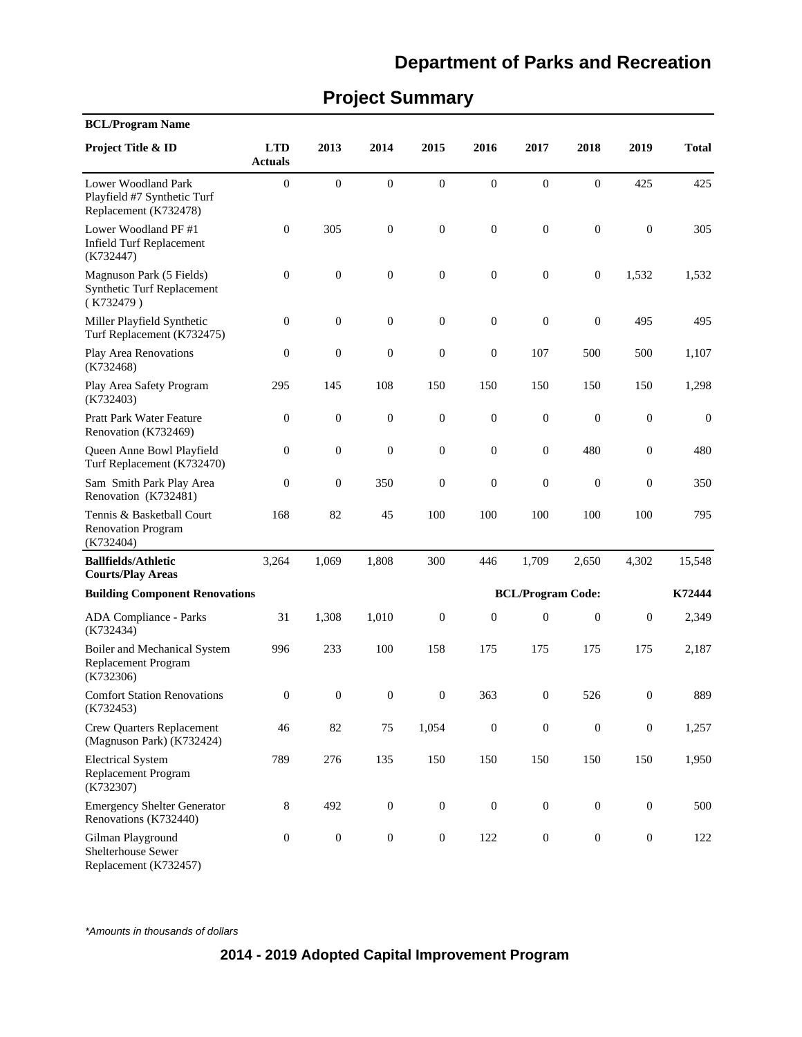## Department of Parks and Recreation

# Project Summary

| BCL/Program Name | | | | | | | | | |
|---|---|---|---|---|---|---|---|---|---|
| **Project Title & ID** | **LTD Actuals** | **2013** | **2014** | **2015** | **2016** | **2017** | **2018** | **2019** | **Total** |
| Lower Woodland Park Playfield #7 Synthetic Turf Replacement (K732478) | 0 | 0 | 0 | 0 | 0 | 0 | 0 | 425 | 425 |
| Lower Woodland PF #1 Infield Turf Replacement (K732447) | 0 | 305 | 0 | 0 | 0 | 0 | 0 | 0 | 305 |
| Magnuson Park (5 Fields) Synthetic Turf Replacement ( K732479 ) | 0 | 0 | 0 | 0 | 0 | 0 | 0 | 1,532 | 1,532 |
| Miller Playfield Synthetic Turf Replacement (K732475) | 0 | 0 | 0 | 0 | 0 | 0 | 0 | 495 | 495 |
| Play Area Renovations (K732468) | 0 | 0 | 0 | 0 | 0 | 107 | 500 | 500 | 1,107 |
| Play Area Safety Program (K732403) | 295 | 145 | 108 | 150 | 150 | 150 | 150 | 150 | 1,298 |
| Pratt Park Water Feature Renovation (K732469) | 0 | 0 | 0 | 0 | 0 | 0 | 0 | 0 | 0 |
| Queen Anne Bowl Playfield Turf Replacement (K732470) | 0 | 0 | 0 | 0 | 0 | 0 | 480 | 0 | 480 |
| Sam Smith Park Play Area Renovation (K732481) | 0 | 0 | 350 | 0 | 0 | 0 | 0 | 0 | 350 |
| Tennis & Basketball Court Renovation Program (K732404) | 168 | 82 | 45 | 100 | 100 | 100 | 100 | 100 | 795 |
| **Ballfields/Athletic Courts/Play Areas** | 3,264 | 1,069 | 1,808 | 300 | 446 | 1,709 | 2,650 | 4,302 | 15,548 |
| **Building Component Renovations** | | | | | | **BCL/Program Code:** | | | **K72444** |
| ADA Compliance - Parks (K732434) | 31 | 1,308 | 1,010 | 0 | 0 | 0 | 0 | 0 | 2,349 |
| Boiler and Mechanical System Replacement Program (K732306) | 996 | 233 | 100 | 158 | 175 | 175 | 175 | 175 | 2,187 |
| Comfort Station Renovations (K732453) | 0 | 0 | 0 | 0 | 363 | 0 | 526 | 0 | 889 |
| Crew Quarters Replacement (Magnuson Park) (K732424) | 46 | 82 | 75 | 1,054 | 0 | 0 | 0 | 0 | 1,257 |
| Electrical System Replacement Program (K732307) | 789 | 276 | 135 | 150 | 150 | 150 | 150 | 150 | 1,950 |
| Emergency Shelter Generator Renovations (K732440) | 8 | 492 | 0 | 0 | 0 | 0 | 0 | 0 | 500 |
| Gilman Playground Shelterhouse Sewer Replacement (K732457) | 0 | 0 | 0 | 0 | 122 | 0 | 0 | 0 | 122 |

*Amounts in thousands of dollars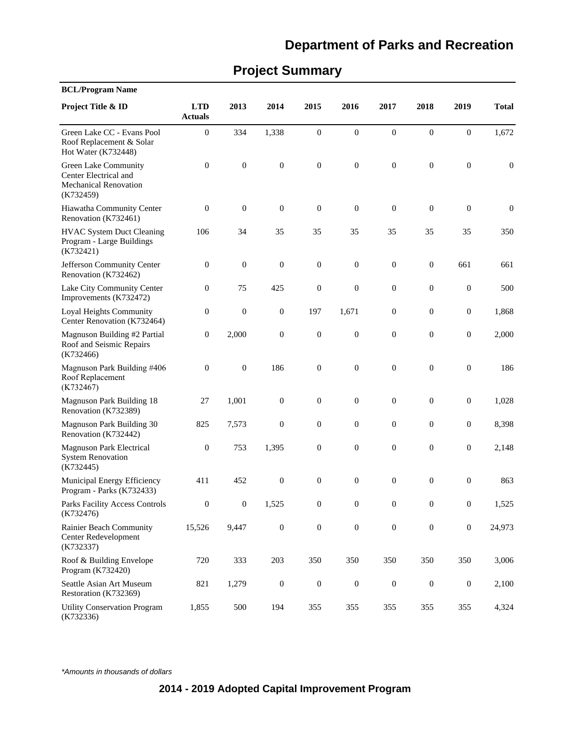# Department of Parks and Recreation

## Project Summary

**BCL/Program Name**

| Project Title & ID | LTD Actuals | 2013 | 2014 | 2015 | 2016 | 2017 | 2018 | 2019 | Total |
|---|---|---|---|---|---|---|---|---|---|
| Green Lake CC - Evans Pool Roof Replacement & Solar Hot Water (K732448) | 0 | 334 | 1,338 | 0 | 0 | 0 | 0 | 0 | 1,672 |
| Green Lake Community Center Electrical and Mechanical Renovation (K732459) | 0 | 0 | 0 | 0 | 0 | 0 | 0 | 0 | 0 |
| Hiawatha Community Center Renovation (K732461) | 0 | 0 | 0 | 0 | 0 | 0 | 0 | 0 | 0 |
| HVAC System Duct Cleaning Program - Large Buildings (K732421) | 106 | 34 | 35 | 35 | 35 | 35 | 35 | 35 | 350 |
| Jefferson Community Center Renovation (K732462) | 0 | 0 | 0 | 0 | 0 | 0 | 0 | 661 | 661 |
| Lake City Community Center Improvements (K732472) | 0 | 75 | 425 | 0 | 0 | 0 | 0 | 0 | 500 |
| Loyal Heights Community Center Renovation (K732464) | 0 | 0 | 0 | 197 | 1,671 | 0 | 0 | 0 | 1,868 |
| Magnuson Building #2 Partial Roof and Seismic Repairs (K732466) | 0 | 2,000 | 0 | 0 | 0 | 0 | 0 | 0 | 2,000 |
| Magnuson Park Building #406 Roof Replacement (K732467) | 0 | 0 | 186 | 0 | 0 | 0 | 0 | 0 | 186 |
| Magnuson Park Building 18 Renovation (K732389) | 27 | 1,001 | 0 | 0 | 0 | 0 | 0 | 0 | 1,028 |
| Magnuson Park Building 30 Renovation (K732442) | 825 | 7,573 | 0 | 0 | 0 | 0 | 0 | 0 | 8,398 |
| Magnuson Park Electrical System Renovation (K732445) | 0 | 753 | 1,395 | 0 | 0 | 0 | 0 | 0 | 2,148 |
| Municipal Energy Efficiency Program - Parks (K732433) | 411 | 452 | 0 | 0 | 0 | 0 | 0 | 0 | 863 |
| Parks Facility Access Controls (K732476) | 0 | 0 | 1,525 | 0 | 0 | 0 | 0 | 0 | 1,525 |
| Rainier Beach Community Center Redevelopment (K732337) | 15,526 | 9,447 | 0 | 0 | 0 | 0 | 0 | 0 | 24,973 |
| Roof & Building Envelope Program (K732420) | 720 | 333 | 203 | 350 | 350 | 350 | 350 | 350 | 3,006 |
| Seattle Asian Art Museum Restoration (K732369) | 821 | 1,279 | 0 | 0 | 0 | 0 | 0 | 0 | 2,100 |
| Utility Conservation Program (K732336) | 1,855 | 500 | 194 | 355 | 355 | 355 | 355 | 355 | 4,324 |

*Amounts in thousands of dollars*

**2014 - 2019 Adopted Capital Improvement Program**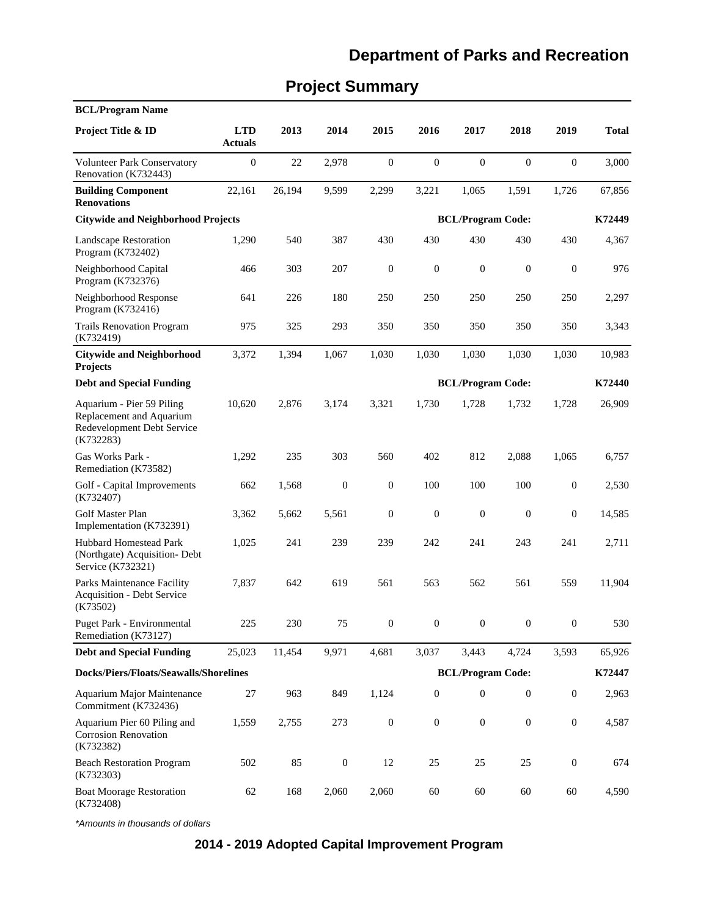# Department of Parks and Recreation

## Project Summary

| BCL/Program Name | | | | | | | | | |
|---|---|---|---|---|---|---|---|---|---|
| **Project Title & ID** | **LTD Actuals** | **2013** | **2014** | **2015** | **2016** | **2017** | **2018** | **2019** | **Total** |
| Volunteer Park Conservatory Renovation (K732443) | 0 | 22 | 2,978 | 0 | 0 | 0 | 0 | 0 | 3,000 |
| **Building Component Renovations** | 22,161 | 26,194 | 9,599 | 2,299 | 3,221 | 1,065 | 1,591 | 1,726 | 67,856 |
| **Citywide and Neighborhood Projects** | | | | | **BCL/Program Code:** | | | | **K72449** |
| Landscape Restoration Program (K732402) | 1,290 | 540 | 387 | 430 | 430 | 430 | 430 | 430 | 4,367 |
| Neighborhood Capital Program (K732376) | 466 | 303 | 207 | 0 | 0 | 0 | 0 | 0 | 976 |
| Neighborhood Response Program (K732416) | 641 | 226 | 180 | 250 | 250 | 250 | 250 | 250 | 2,297 |
| Trails Renovation Program (K732419) | 975 | 325 | 293 | 350 | 350 | 350 | 350 | 350 | 3,343 |
| **Citywide and Neighborhood Projects** | 3,372 | 1,394 | 1,067 | 1,030 | 1,030 | 1,030 | 1,030 | 1,030 | 10,983 |
| **Debt and Special Funding** | | | | | **BCL/Program Code:** | | | | **K72440** |
| Aquarium - Pier 59 Piling Replacement and Aquarium Redevelopment Debt Service (K732283) | 10,620 | 2,876 | 3,174 | 3,321 | 1,730 | 1,728 | 1,732 | 1,728 | 26,909 |
| Gas Works Park - Remediation (K73582) | 1,292 | 235 | 303 | 560 | 402 | 812 | 2,088 | 1,065 | 6,757 |
| Golf - Capital Improvements (K732407) | 662 | 1,568 | 0 | 0 | 100 | 100 | 100 | 0 | 2,530 |
| Golf Master Plan Implementation (K732391) | 3,362 | 5,662 | 5,561 | 0 | 0 | 0 | 0 | 0 | 14,585 |
| Hubbard Homestead Park (Northgate) Acquisition- Debt Service (K732321) | 1,025 | 241 | 239 | 239 | 242 | 241 | 243 | 241 | 2,711 |
| Parks Maintenance Facility Acquisition - Debt Service (K73502) | 7,837 | 642 | 619 | 561 | 563 | 562 | 561 | 559 | 11,904 |
| Puget Park - Environmental Remediation (K73127) | 225 | 230 | 75 | 0 | 0 | 0 | 0 | 0 | 530 |
| **Debt and Special Funding** | 25,023 | 11,454 | 9,971 | 4,681 | 3,037 | 3,443 | 4,724 | 3,593 | 65,926 |
| **Docks/Piers/Floats/Seawalls/Shorelines** | | | | | **BCL/Program Code:** | | | | **K72447** |
| Aquarium Major Maintenance Commitment (K732436) | 27 | 963 | 849 | 1,124 | 0 | 0 | 0 | 0 | 2,963 |
| Aquarium Pier 60 Piling and Corrosion Renovation (K732382) | 1,559 | 2,755 | 273 | 0 | 0 | 0 | 0 | 0 | 4,587 |
| Beach Restoration Program (K732303) | 502 | 85 | 0 | 12 | 25 | 25 | 25 | 0 | 674 |
| Boat Moorage Restoration (K732408) | 62 | 168 | 2,060 | 2,060 | 60 | 60 | 60 | 60 | 4,590 |

*Amounts in thousands of dollars*

**2014 - 2019 Adopted Capital Improvement Program**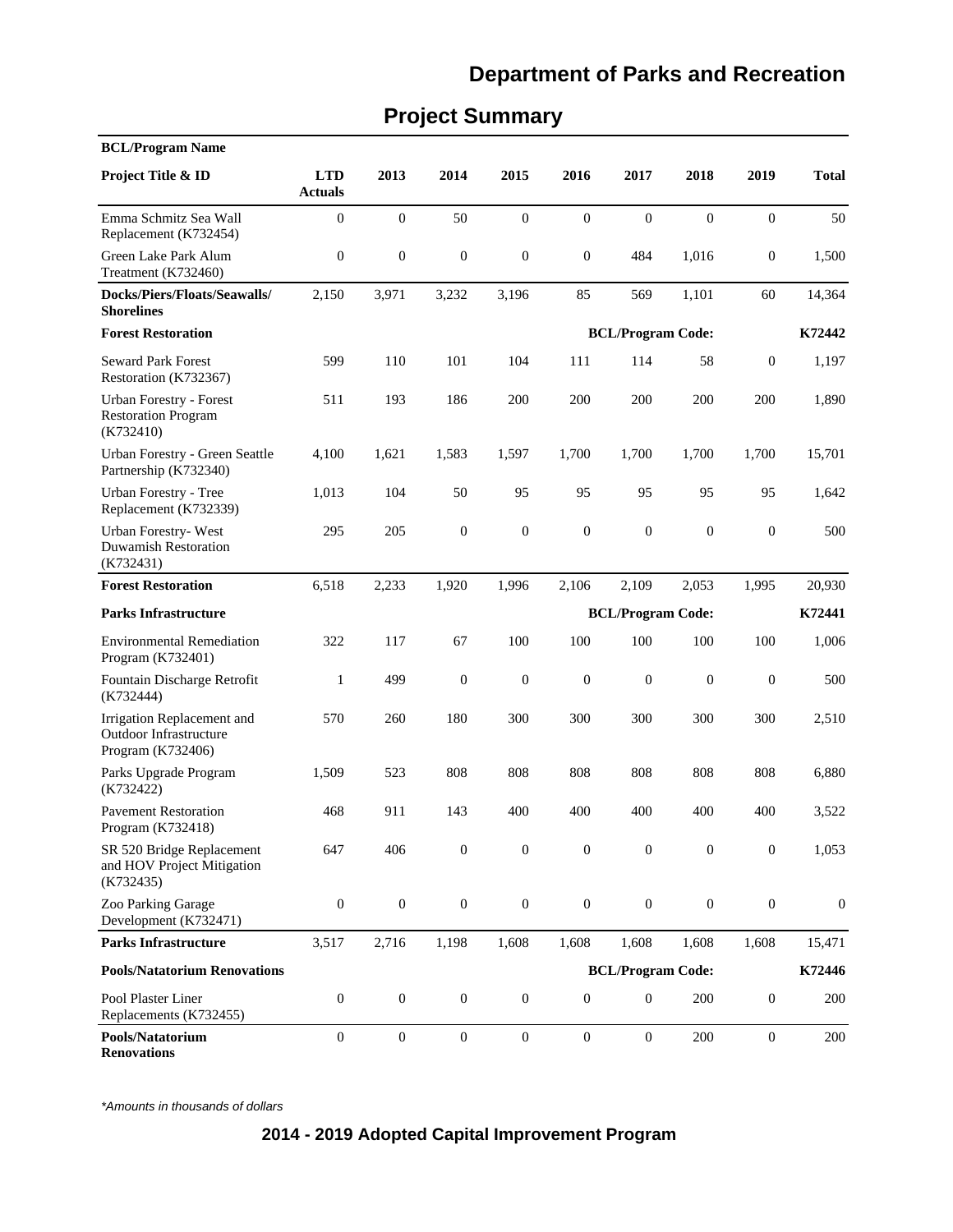## Department of Parks and Recreation

# Project Summary

| BCL/Program Name | | | | | | | | | |
|---|---|---|---|---|---|---|---|---|---|
| **Project Title & ID** | **LTD Actuals** | **2013** | **2014** | **2015** | **2016** | **2017** | **2018** | **2019** | **Total** |
| Emma Schmitz Sea Wall Replacement (K732454) | 0 | 0 | 50 | 0 | 0 | 0 | 0 | 0 | 50 |
| Green Lake Park Alum Treatment (K732460) | 0 | 0 | 0 | 0 | 0 | 484 | 1,016 | 0 | 1,500 |
| **Docks/Piers/Floats/Seawalls/ Shorelines** | 2,150 | 3,971 | 3,232 | 3,196 | 85 | 569 | 1,101 | 60 | 14,364 |
| **Forest Restoration** | | | | | | **BCL/Program Code:** | | | **K72442** |
| Seward Park Forest Restoration (K732367) | 599 | 110 | 101 | 104 | 111 | 114 | 58 | 0 | 1,197 |
| Urban Forestry - Forest Restoration Program (K732410) | 511 | 193 | 186 | 200 | 200 | 200 | 200 | 200 | 1,890 |
| Urban Forestry - Green Seattle Partnership (K732340) | 4,100 | 1,621 | 1,583 | 1,597 | 1,700 | 1,700 | 1,700 | 1,700 | 15,701 |
| Urban Forestry - Tree Replacement (K732339) | 1,013 | 104 | 50 | 95 | 95 | 95 | 95 | 95 | 1,642 |
| Urban Forestry- West Duwamish Restoration (K732431) | 295 | 205 | 0 | 0 | 0 | 0 | 0 | 0 | 500 |
| **Forest Restoration** | 6,518 | 2,233 | 1,920 | 1,996 | 2,106 | 2,109 | 2,053 | 1,995 | 20,930 |
| **Parks Infrastructure** | | | | | | **BCL/Program Code:** | | | **K72441** |
| Environmental Remediation Program (K732401) | 322 | 117 | 67 | 100 | 100 | 100 | 100 | 100 | 1,006 |
| Fountain Discharge Retrofit (K732444) | 1 | 499 | 0 | 0 | 0 | 0 | 0 | 0 | 500 |
| Irrigation Replacement and Outdoor Infrastructure Program (K732406) | 570 | 260 | 180 | 300 | 300 | 300 | 300 | 300 | 2,510 |
| Parks Upgrade Program (K732422) | 1,509 | 523 | 808 | 808 | 808 | 808 | 808 | 808 | 6,880 |
| Pavement Restoration Program (K732418) | 468 | 911 | 143 | 400 | 400 | 400 | 400 | 400 | 3,522 |
| SR 520 Bridge Replacement and HOV Project Mitigation (K732435) | 647 | 406 | 0 | 0 | 0 | 0 | 0 | 0 | 1,053 |
| Zoo Parking Garage Development (K732471) | 0 | 0 | 0 | 0 | 0 | 0 | 0 | 0 | 0 |
| **Parks Infrastructure** | 3,517 | 2,716 | 1,198 | 1,608 | 1,608 | 1,608 | 1,608 | 1,608 | 15,471 |
| **Pools/Natatorium Renovations** | | | | | | **BCL/Program Code:** | | | **K72446** |
| Pool Plaster Liner Replacements (K732455) | 0 | 0 | 0 | 0 | 0 | 0 | 200 | 0 | 200 |
| **Pools/Natatorium Renovations** | 0 | 0 | 0 | 0 | 0 | 0 | 200 | 0 | 200 |

*Amounts in thousands of dollars*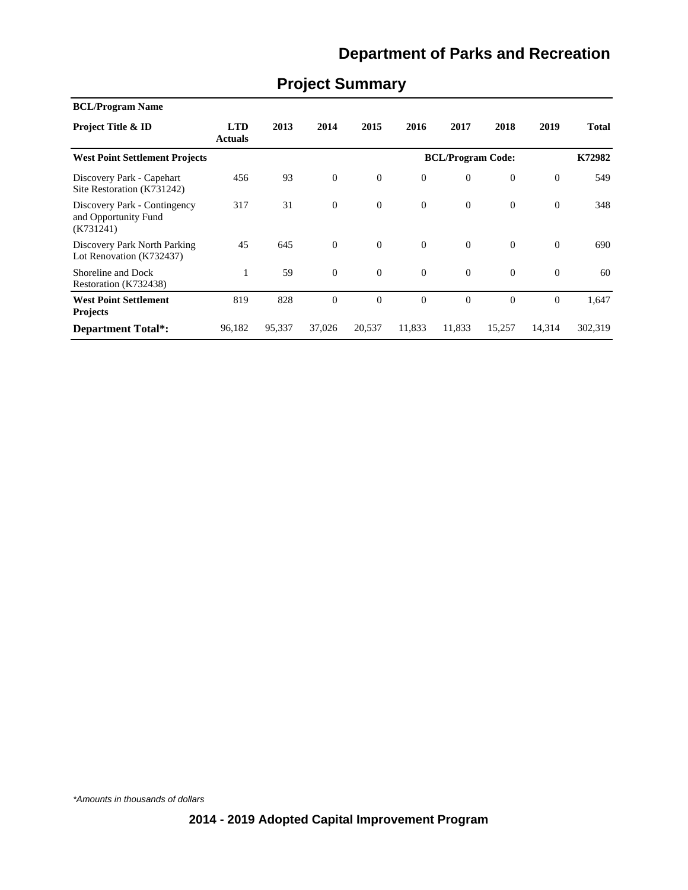## Department of Parks and Recreation

# Project Summary

| BCL/Program Name | | | | | | | | | |
|---|---|---|---|---|---|---|---|---|---|
| **Project Title & ID** | **LTD Actuals** | **2013** | **2014** | **2015** | **2016** | **2017** | **2018** | **2019** | **Total** |
| **West Point Settlement Projects** | | | | | | **BCL/Program Code:** | | | **K72982** |
| Discovery Park - Capehart Site Restoration (K731242) | 456 | 93 | 0 | 0 | 0 | 0 | 0 | 0 | 549 |
| Discovery Park - Contingency and Opportunity Fund (K731241) | 317 | 31 | 0 | 0 | 0 | 0 | 0 | 0 | 348 |
| Discovery Park North Parking Lot Renovation (K732437) | 45 | 645 | 0 | 0 | 0 | 0 | 0 | 0 | 690 |
| Shoreline and Dock Restoration (K732438) | 1 | 59 | 0 | 0 | 0 | 0 | 0 | 0 | 60 |
| **West Point Settlement Projects** | 819 | 828 | 0 | 0 | 0 | 0 | 0 | 0 | 1,647 |
| **Department Total*:** | 96,182 | 95,337 | 37,026 | 20,537 | 11,833 | 11,833 | 15,257 | 14,314 | 302,319 |

*Amounts in thousands of dollars*

**2014 - 2019 Adopted Capital Improvement Program**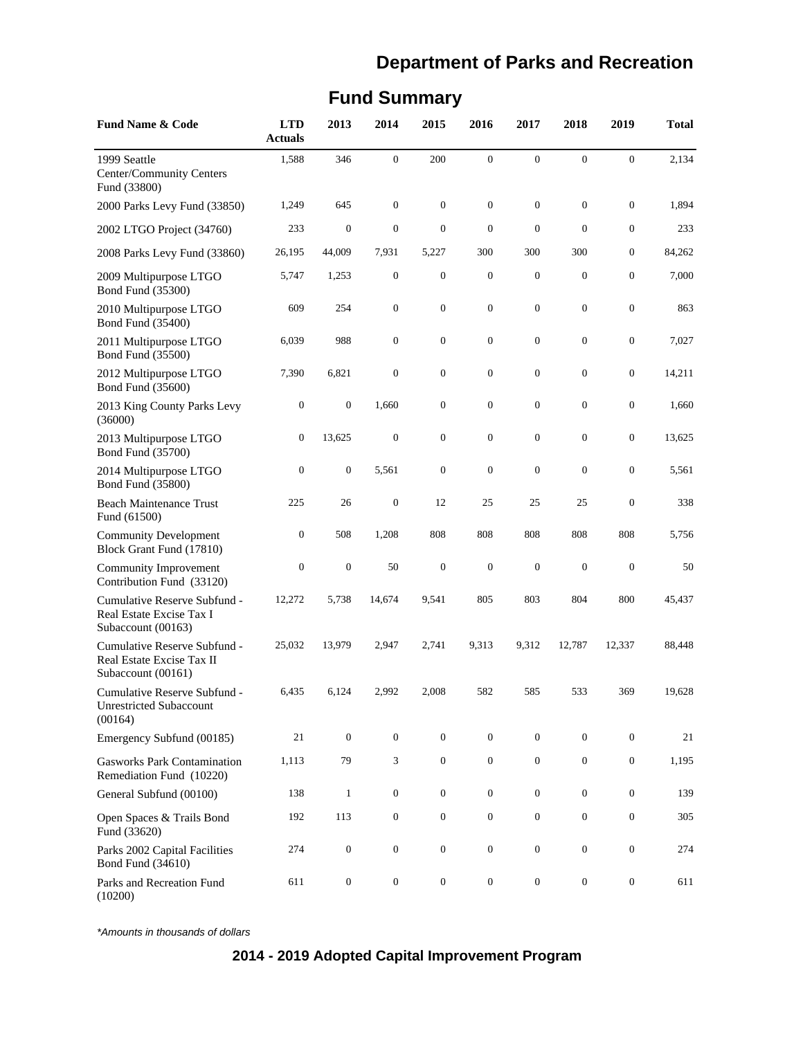# Department of Parks and Recreation

## Fund Summary

| Fund Name & Code | LTD Actuals | 2013 | 2014 | 2015 | 2016 | 2017 | 2018 | 2019 | Total |
|---|---|---|---|---|---|---|---|---|---|
| 1999 Seattle Center/Community Centers Fund (33800) | 1,588 | 346 | 0 | 200 | 0 | 0 | 0 | 0 | 2,134 |
| 2000 Parks Levy Fund (33850) | 1,249 | 645 | 0 | 0 | 0 | 0 | 0 | 0 | 1,894 |
| 2002 LTGO Project (34760) | 233 | 0 | 0 | 0 | 0 | 0 | 0 | 0 | 233 |
| 2008 Parks Levy Fund (33860) | 26,195 | 44,009 | 7,931 | 5,227 | 300 | 300 | 300 | 0 | 84,262 |
| 2009 Multipurpose LTGO Bond Fund (35300) | 5,747 | 1,253 | 0 | 0 | 0 | 0 | 0 | 0 | 7,000 |
| 2010 Multipurpose LTGO Bond Fund (35400) | 609 | 254 | 0 | 0 | 0 | 0 | 0 | 0 | 863 |
| 2011 Multipurpose LTGO Bond Fund (35500) | 6,039 | 988 | 0 | 0 | 0 | 0 | 0 | 0 | 7,027 |
| 2012 Multipurpose LTGO Bond Fund (35600) | 7,390 | 6,821 | 0 | 0 | 0 | 0 | 0 | 0 | 14,211 |
| 2013 King County Parks Levy (36000) | 0 | 0 | 1,660 | 0 | 0 | 0 | 0 | 0 | 1,660 |
| 2013 Multipurpose LTGO Bond Fund (35700) | 0 | 13,625 | 0 | 0 | 0 | 0 | 0 | 0 | 13,625 |
| 2014 Multipurpose LTGO Bond Fund (35800) | 0 | 0 | 5,561 | 0 | 0 | 0 | 0 | 0 | 5,561 |
| Beach Maintenance Trust Fund (61500) | 225 | 26 | 0 | 12 | 25 | 25 | 25 | 0 | 338 |
| Community Development Block Grant Fund (17810) | 0 | 508 | 1,208 | 808 | 808 | 808 | 808 | 808 | 5,756 |
| Community Improvement Contribution Fund (33120) | 0 | 0 | 50 | 0 | 0 | 0 | 0 | 0 | 50 |
| Cumulative Reserve Subfund - Real Estate Excise Tax I Subaccount (00163) | 12,272 | 5,738 | 14,674 | 9,541 | 805 | 803 | 804 | 800 | 45,437 |
| Cumulative Reserve Subfund - Real Estate Excise Tax II Subaccount (00161) | 25,032 | 13,979 | 2,947 | 2,741 | 9,313 | 9,312 | 12,787 | 12,337 | 88,448 |
| Cumulative Reserve Subfund - Unrestricted Subaccount (00164) | 6,435 | 6,124 | 2,992 | 2,008 | 582 | 585 | 533 | 369 | 19,628 |
| Emergency Subfund (00185) | 21 | 0 | 0 | 0 | 0 | 0 | 0 | 0 | 21 |
| Gasworks Park Contamination Remediation Fund (10220) | 1,113 | 79 | 3 | 0 | 0 | 0 | 0 | 0 | 1,195 |
| General Subfund (00100) | 138 | 1 | 0 | 0 | 0 | 0 | 0 | 0 | 139 |
| Open Spaces & Trails Bond Fund (33620) | 192 | 113 | 0 | 0 | 0 | 0 | 0 | 0 | 305 |
| Parks 2002 Capital Facilities Bond Fund (34610) | 274 | 0 | 0 | 0 | 0 | 0 | 0 | 0 | 274 |
| Parks and Recreation Fund (10200) | 611 | 0 | 0 | 0 | 0 | 0 | 0 | 0 | 611 |

*Amounts in thousands of dollars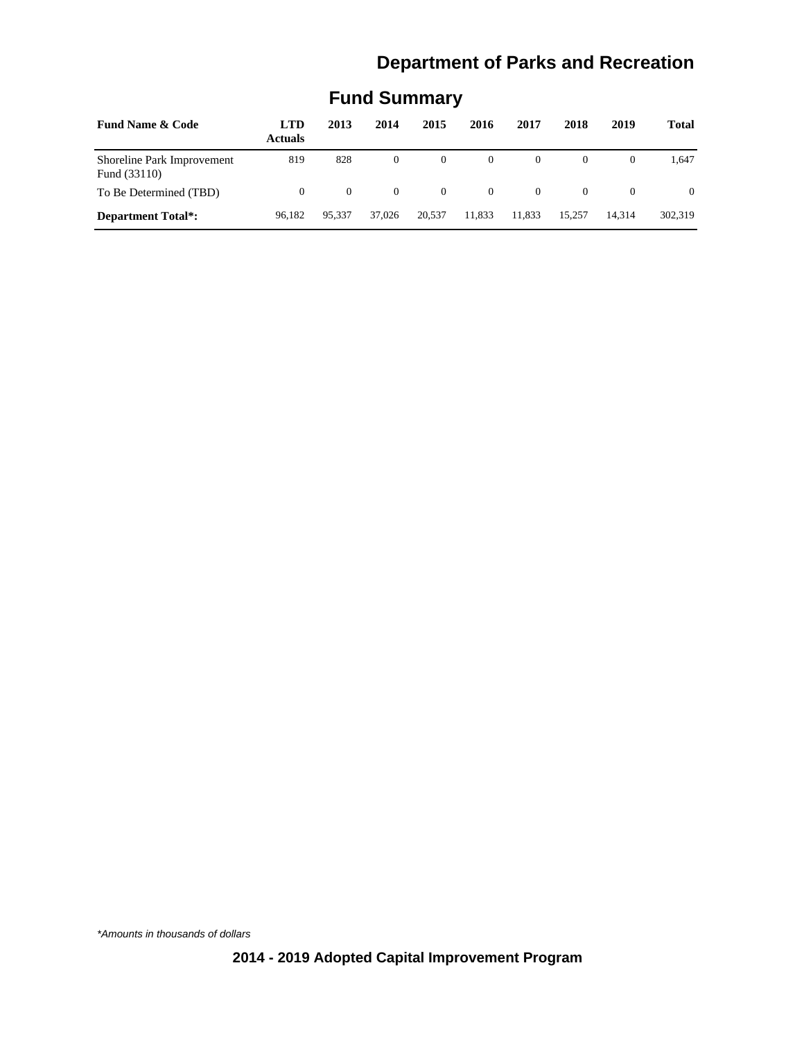# Department of Parks and Recreation

## Fund Summary

| Fund Name & Code | LTD Actuals | 2013 | 2014 | 2015 | 2016 | 2017 | 2018 | 2019 | Total |
|---|---|---|---|---|---|---|---|---|---|
| Shoreline Park Improvement Fund (33110) | 819 | 828 | 0 | 0 | 0 | 0 | 0 | 0 | 1,647 |
| To Be Determined (TBD) | 0 | 0 | 0 | 0 | 0 | 0 | 0 | 0 | 0 |
| **Department Total*:** | 96,182 | 95,337 | 37,026 | 20,537 | 11,833 | 11,833 | 15,257 | 14,314 | 302,319 |

*\*Amounts in thousands of dollars*

**2014 - 2019 Adopted Capital Improvement Program**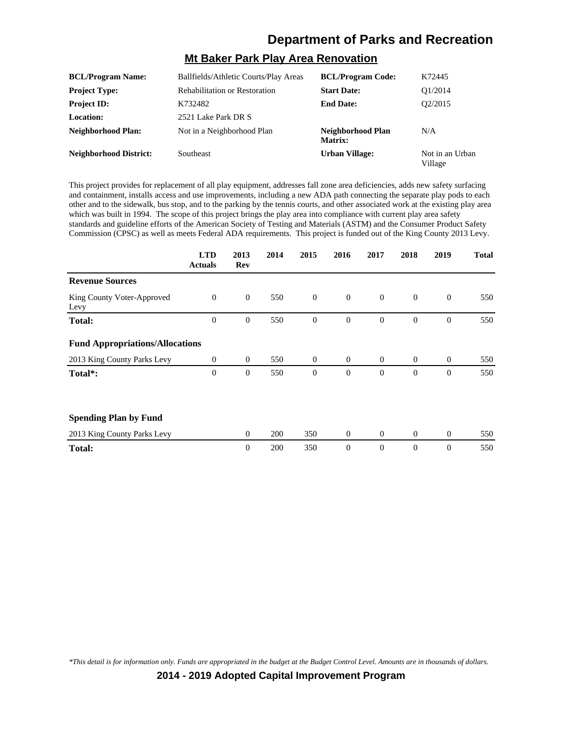# Department of Parks and Recreation

## Mt Baker Park Play Area Renovation

| | | | |
|---|---|---|---|
| **BCL/Program Name:** | Ballfields/Athletic Courts/Play Areas | **BCL/Program Code:** | K72445 |
| **Project Type:** | Rehabilitation or Restoration | **Start Date:** | Q1/2014 |
| **Project ID:** | K732482 | **End Date:** | Q2/2015 |
| **Location:** | 2521 Lake Park DR S | | |
| **Neighborhood Plan:** | Not in a Neighborhood Plan | **Neighborhood Plan Matrix:** | N/A |
| **Neighborhood District:** | Southeast | **Urban Village:** | Not in an Urban Village |

This project provides for replacement of all play equipment, addresses fall zone area deficiencies, adds new safety surfacing and containment, installs access and use improvements, including a new ADA path connecting the separate play pods to each other and to the sidewalk, bus stop, and to the parking by the tennis courts, and other associated work at the existing play area which was built in 1994. The scope of this project brings the play area into compliance with current play area safety standards and guideline efforts of the American Society of Testing and Materials (ASTM) and the Consumer Product Safety Commission (CPSC) as well as meets Federal ADA requirements. This project is funded out of the King County 2013 Levy.

| | LTD Actuals | 2013 Rev | 2014 | 2015 | 2016 | 2017 | 2018 | 2019 | Total |
|---|---|---|---|---|---|---|---|---|---|
| **Revenue Sources** | | | | | | | | | |
| King County Voter-Approved Levy | 0 | 0 | 550 | 0 | 0 | 0 | 0 | 0 | 550 |
| **Total:** | 0 | 0 | 550 | 0 | 0 | 0 | 0 | 0 | 550 |
| **Fund Appropriations/Allocations** | | | | | | | | | |
| 2013 King County Parks Levy | 0 | 0 | 550 | 0 | 0 | 0 | 0 | 0 | 550 |
| **Total*:** | 0 | 0 | 550 | 0 | 0 | 0 | 0 | 0 | 550 |
| **Spending Plan by Fund** | | | | | | | | | |
| 2013 King County Parks Levy | | 0 | 200 | 350 | 0 | 0 | 0 | 0 | 550 |
| **Total:** | | 0 | 200 | 350 | 0 | 0 | 0 | 0 | 550 |

*\*This detail is for information only. Funds are appropriated in the budget at the Budget Control Level. Amounts are in thousands of dollars.*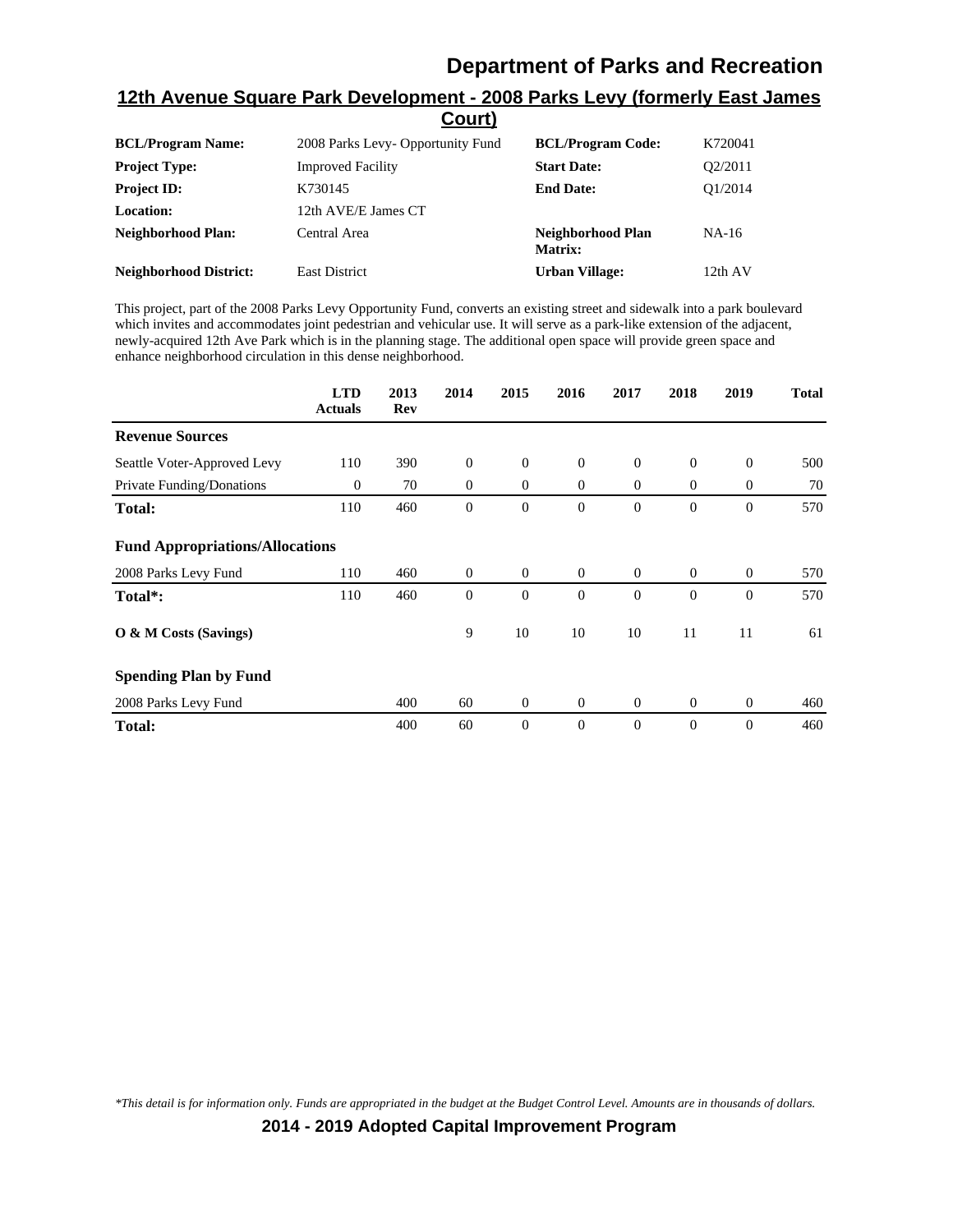## 12th Avenue Square Park Development - 2008 Parks Levy (formerly East James Court)

| | | | |
|---|---|---|---|
| **BCL/Program Name:** | 2008 Parks Levy- Opportunity Fund | **BCL/Program Code:** | K720041 |
| **Project Type:** | Improved Facility | **Start Date:** | Q2/2011 |
| **Project ID:** | K730145 | **End Date:** | Q1/2014 |
| **Location:** | 12th AVE/E James CT | | |
| **Neighborhood Plan:** | Central Area | **Neighborhood Plan Matrix:** | NA-16 |
| **Neighborhood District:** | East District | **Urban Village:** | 12th AV |

This project, part of the 2008 Parks Levy Opportunity Fund, converts an existing street and sidewalk into a park boulevard which invites and accommodates joint pedestrian and vehicular use. It will serve as a park-like extension of the adjacent, newly-acquired 12th Ave Park which is in the planning stage. The additional open space will provide green space and enhance neighborhood circulation in this dense neighborhood.

| | LTD Actuals | 2013 Rev | 2014 | 2015 | 2016 | 2017 | 2018 | 2019 | Total |
|---|---|---|---|---|---|---|---|---|---|
| **Revenue Sources** | | | | | | | | | |
| Seattle Voter-Approved Levy | 110 | 390 | 0 | 0 | 0 | 0 | 0 | 0 | 500 |
| Private Funding/Donations | 0 | 70 | 0 | 0 | 0 | 0 | 0 | 0 | 70 |
| **Total:** | 110 | 460 | 0 | 0 | 0 | 0 | 0 | 0 | 570 |
| **Fund Appropriations/Allocations** | | | | | | | | | |
| 2008 Parks Levy Fund | 110 | 460 | 0 | 0 | 0 | 0 | 0 | 0 | 570 |
| **Total*:** | 110 | 460 | 0 | 0 | 0 | 0 | 0 | 0 | 570 |
| **O & M Costs (Savings)** | | | 9 | 10 | 10 | 10 | 11 | 11 | 61 |
| **Spending Plan by Fund** | | | | | | | | | |
| 2008 Parks Levy Fund | | 400 | 60 | 0 | 0 | 0 | 0 | 0 | 460 |
| **Total:** | | 400 | 60 | 0 | 0 | 0 | 0 | 0 | 460 |

*\*This detail is for information only. Funds are appropriated in the budget at the Budget Control Level. Amounts are in thousands of dollars.*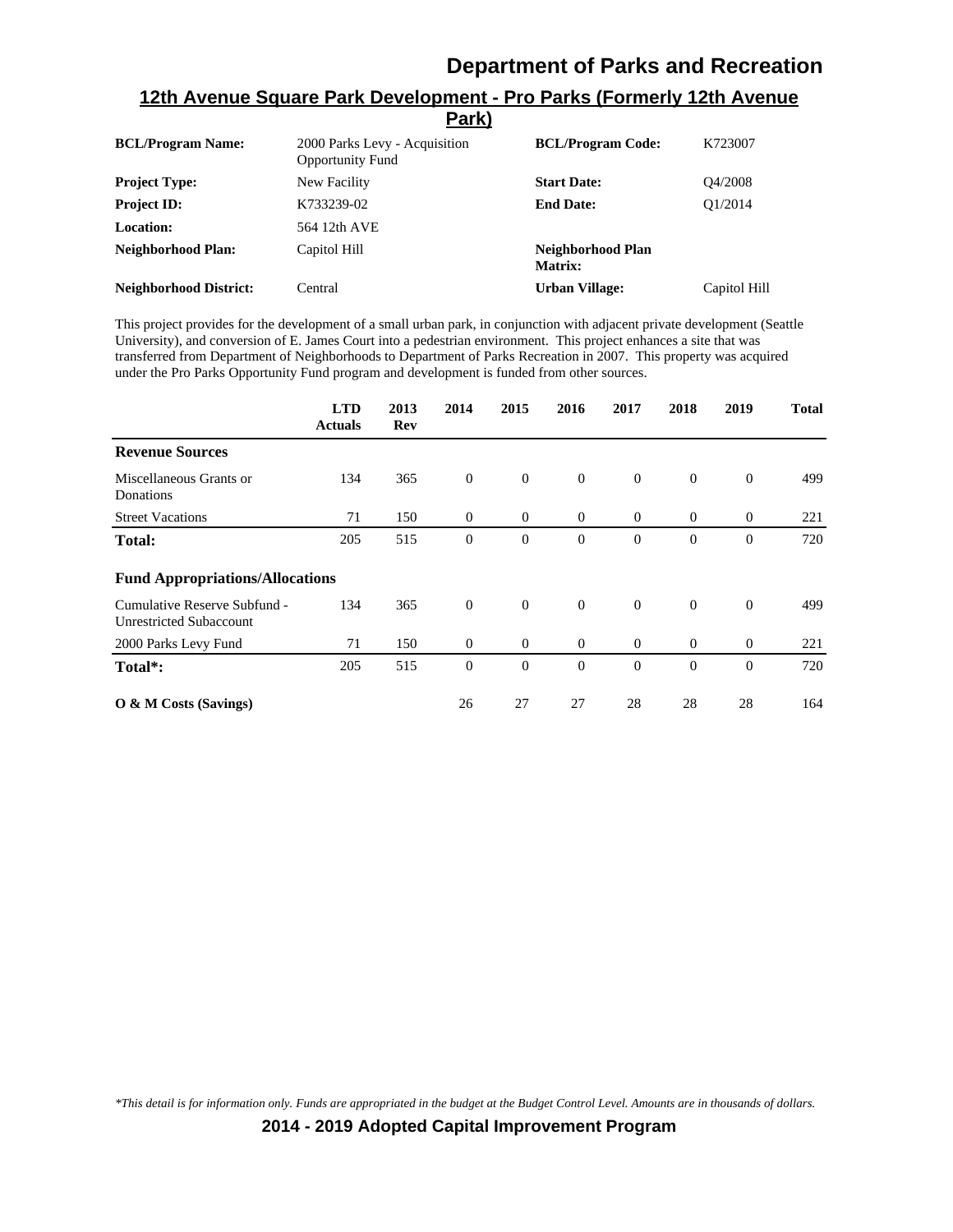## 12th Avenue Square Park Development - Pro Parks (Formerly 12th Avenue Park)

| | | | |
|---|---|---|---|
| **BCL/Program Name:** | 2000 Parks Levy - Acquisition Opportunity Fund | **BCL/Program Code:** | K723007 |
| **Project Type:** | New Facility | **Start Date:** | Q4/2008 |
| **Project ID:** | K733239-02 | **End Date:** | Q1/2014 |
| **Location:** | 564 12th AVE | | |
| **Neighborhood Plan:** | Capitol Hill | **Neighborhood Plan Matrix:** | |
| **Neighborhood District:** | Central | **Urban Village:** | Capitol Hill |

This project provides for the development of a small urban park, in conjunction with adjacent private development (Seattle University), and conversion of E. James Court into a pedestrian environment. This project enhances a site that was transferred from Department of Neighborhoods to Department of Parks Recreation in 2007. This property was acquired under the Pro Parks Opportunity Fund program and development is funded from other sources.

| | LTD Actuals | 2013 Rev | 2014 | 2015 | 2016 | 2017 | 2018 | 2019 | Total |
|---|---|---|---|---|---|---|---|---|---|
| **Revenue Sources** | | | | | | | | | |
| Miscellaneous Grants or Donations | 134 | 365 | 0 | 0 | 0 | 0 | 0 | 0 | 499 |
| Street Vacations | 71 | 150 | 0 | 0 | 0 | 0 | 0 | 0 | 221 |
| **Total:** | 205 | 515 | 0 | 0 | 0 | 0 | 0 | 0 | 720 |
| **Fund Appropriations/Allocations** | | | | | | | | | |
| Cumulative Reserve Subfund - Unrestricted Subaccount | 134 | 365 | 0 | 0 | 0 | 0 | 0 | 0 | 499 |
| 2000 Parks Levy Fund | 71 | 150 | 0 | 0 | 0 | 0 | 0 | 0 | 221 |
| **Total*:** | 205 | 515 | 0 | 0 | 0 | 0 | 0 | 0 | 720 |
| **O & M Costs (Savings)** | | | 26 | 27 | 27 | 28 | 28 | 28 | 164 |

*\*This detail is for information only. Funds are appropriated in the budget at the Budget Control Level. Amounts are in thousands of dollars.*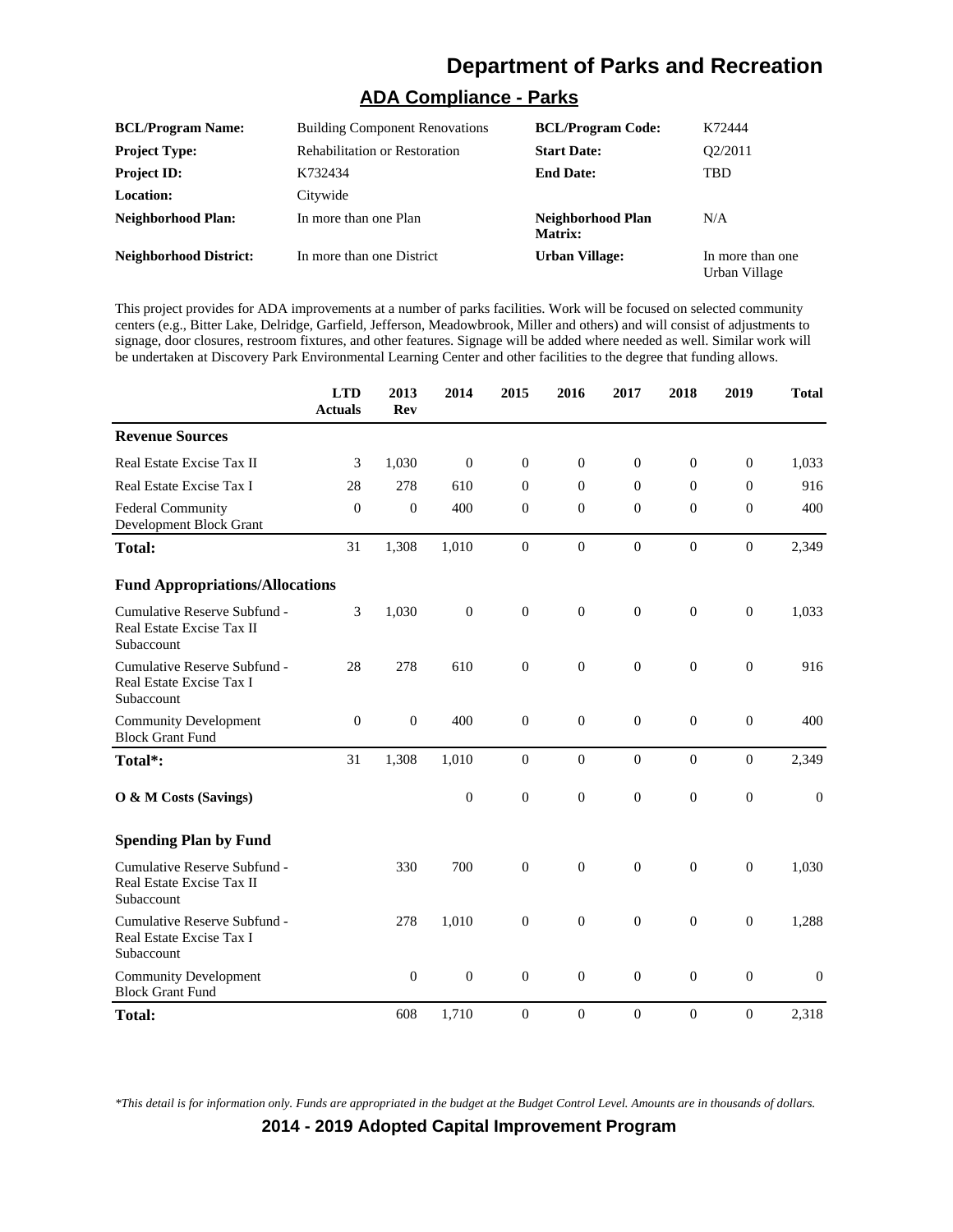# Department of Parks and Recreation

## ADA Compliance - Parks

| | | | |
|---|---|---|---|
| **BCL/Program Name:** | Building Component Renovations | **BCL/Program Code:** | K72444 |
| **Project Type:** | Rehabilitation or Restoration | **Start Date:** | Q2/2011 |
| **Project ID:** | K732434 | **End Date:** | TBD |
| **Location:** | Citywide | | |
| **Neighborhood Plan:** | In more than one Plan | **Neighborhood Plan Matrix:** | N/A |
| **Neighborhood District:** | In more than one District | **Urban Village:** | In more than one Urban Village |

This project provides for ADA improvements at a number of parks facilities. Work will be focused on selected community centers (e.g., Bitter Lake, Delridge, Garfield, Jefferson, Meadowbrook, Miller and others) and will consist of adjustments to signage, door closures, restroom fixtures, and other features. Signage will be added where needed as well. Similar work will be undertaken at Discovery Park Environmental Learning Center and other facilities to the degree that funding allows.

| | LTD Actuals | 2013 Rev | 2014 | 2015 | 2016 | 2017 | 2018 | 2019 | Total |
|---|---|---|---|---|---|---|---|---|---|
| **Revenue Sources** | | | | | | | | | |
| Real Estate Excise Tax II | 3 | 1,030 | 0 | 0 | 0 | 0 | 0 | 0 | 1,033 |
| Real Estate Excise Tax I | 28 | 278 | 610 | 0 | 0 | 0 | 0 | 0 | 916 |
| Federal Community Development Block Grant | 0 | 0 | 400 | 0 | 0 | 0 | 0 | 0 | 400 |
| **Total:** | 31 | 1,308 | 1,010 | 0 | 0 | 0 | 0 | 0 | 2,349 |
| **Fund Appropriations/Allocations** | | | | | | | | | |
| Cumulative Reserve Subfund - Real Estate Excise Tax II Subaccount | 3 | 1,030 | 0 | 0 | 0 | 0 | 0 | 0 | 1,033 |
| Cumulative Reserve Subfund - Real Estate Excise Tax I Subaccount | 28 | 278 | 610 | 0 | 0 | 0 | 0 | 0 | 916 |
| Community Development Block Grant Fund | 0 | 0 | 400 | 0 | 0 | 0 | 0 | 0 | 400 |
| **Total*:** | 31 | 1,308 | 1,010 | 0 | 0 | 0 | 0 | 0 | 2,349 |
| **O & M Costs (Savings)** | | | 0 | 0 | 0 | 0 | 0 | 0 | 0 |
| **Spending Plan by Fund** | | | | | | | | | |
| Cumulative Reserve Subfund - Real Estate Excise Tax II Subaccount | | 330 | 700 | 0 | 0 | 0 | 0 | 0 | 1,030 |
| Cumulative Reserve Subfund - Real Estate Excise Tax I Subaccount | | 278 | 1,010 | 0 | 0 | 0 | 0 | 0 | 1,288 |
| Community Development Block Grant Fund | | 0 | 0 | 0 | 0 | 0 | 0 | 0 | 0 |
| **Total:** | | 608 | 1,710 | 0 | 0 | 0 | 0 | 0 | 2,318 |

*This detail is for information only. Funds are appropriated in the budget at the Budget Control Level. Amounts are in thousands of dollars.*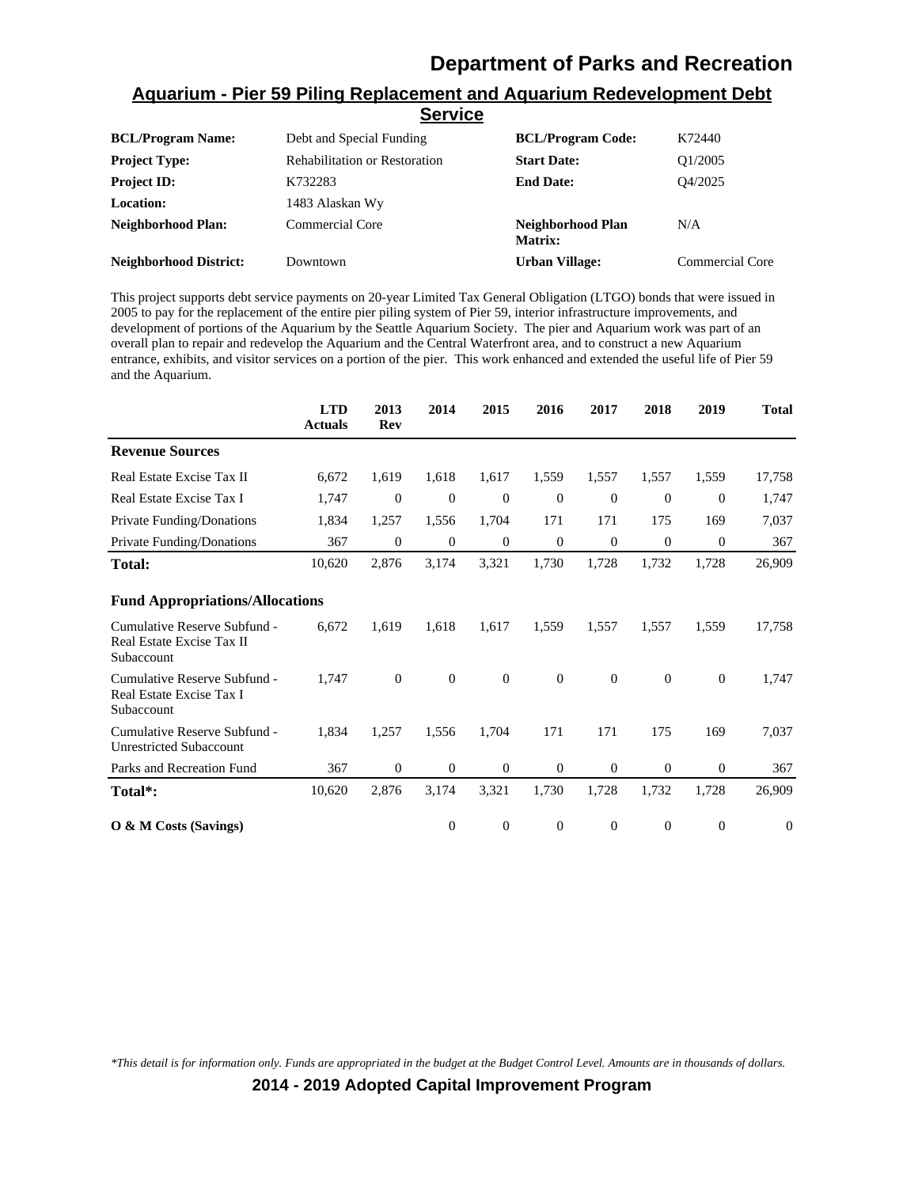# Department of Parks and Recreation

## Aquarium - Pier 59 Piling Replacement and Aquarium Redevelopment Debt Service

| | | | |
|---|---|---|---|
| **BCL/Program Name:** | Debt and Special Funding | **BCL/Program Code:** | K72440 |
| **Project Type:** | Rehabilitation or Restoration | **Start Date:** | Q1/2005 |
| **Project ID:** | K732283 | **End Date:** | Q4/2025 |
| **Location:** | 1483 Alaskan Wy | | |
| **Neighborhood Plan:** | Commercial Core | **Neighborhood Plan Matrix:** | N/A |
| **Neighborhood District:** | Downtown | **Urban Village:** | Commercial Core |

This project supports debt service payments on 20-year Limited Tax General Obligation (LTGO) bonds that were issued in 2005 to pay for the replacement of the entire pier piling system of Pier 59, interior infrastructure improvements, and development of portions of the Aquarium by the Seattle Aquarium Society. The pier and Aquarium work was part of an overall plan to repair and redevelop the Aquarium and the Central Waterfront area, and to construct a new Aquarium entrance, exhibits, and visitor services on a portion of the pier. This work enhanced and extended the useful life of Pier 59 and the Aquarium.

| | LTD Actuals | 2013 Rev | 2014 | 2015 | 2016 | 2017 | 2018 | 2019 | Total |
|---|---|---|---|---|---|---|---|---|---|
| **Revenue Sources** | | | | | | | | | |
| Real Estate Excise Tax II | 6,672 | 1,619 | 1,618 | 1,617 | 1,559 | 1,557 | 1,557 | 1,559 | 17,758 |
| Real Estate Excise Tax I | 1,747 | 0 | 0 | 0 | 0 | 0 | 0 | 0 | 1,747 |
| Private Funding/Donations | 1,834 | 1,257 | 1,556 | 1,704 | 171 | 171 | 175 | 169 | 7,037 |
| Private Funding/Donations | 367 | 0 | 0 | 0 | 0 | 0 | 0 | 0 | 367 |
| **Total:** | 10,620 | 2,876 | 3,174 | 3,321 | 1,730 | 1,728 | 1,732 | 1,728 | 26,909 |
| **Fund Appropriations/Allocations** | | | | | | | | | |
| Cumulative Reserve Subfund - Real Estate Excise Tax II Subaccount | 6,672 | 1,619 | 1,618 | 1,617 | 1,559 | 1,557 | 1,557 | 1,559 | 17,758 |
| Cumulative Reserve Subfund - Real Estate Excise Tax I Subaccount | 1,747 | 0 | 0 | 0 | 0 | 0 | 0 | 0 | 1,747 |
| Cumulative Reserve Subfund - Unrestricted Subaccount | 1,834 | 1,257 | 1,556 | 1,704 | 171 | 171 | 175 | 169 | 7,037 |
| Parks and Recreation Fund | 367 | 0 | 0 | 0 | 0 | 0 | 0 | 0 | 367 |
| **Total*:** | 10,620 | 2,876 | 3,174 | 3,321 | 1,730 | 1,728 | 1,732 | 1,728 | 26,909 |
| **O & M Costs (Savings)** | | | 0 | 0 | 0 | 0 | 0 | 0 | 0 |

*\*This detail is for information only. Funds are appropriated in the budget at the Budget Control Level. Amounts are in thousands of dollars.*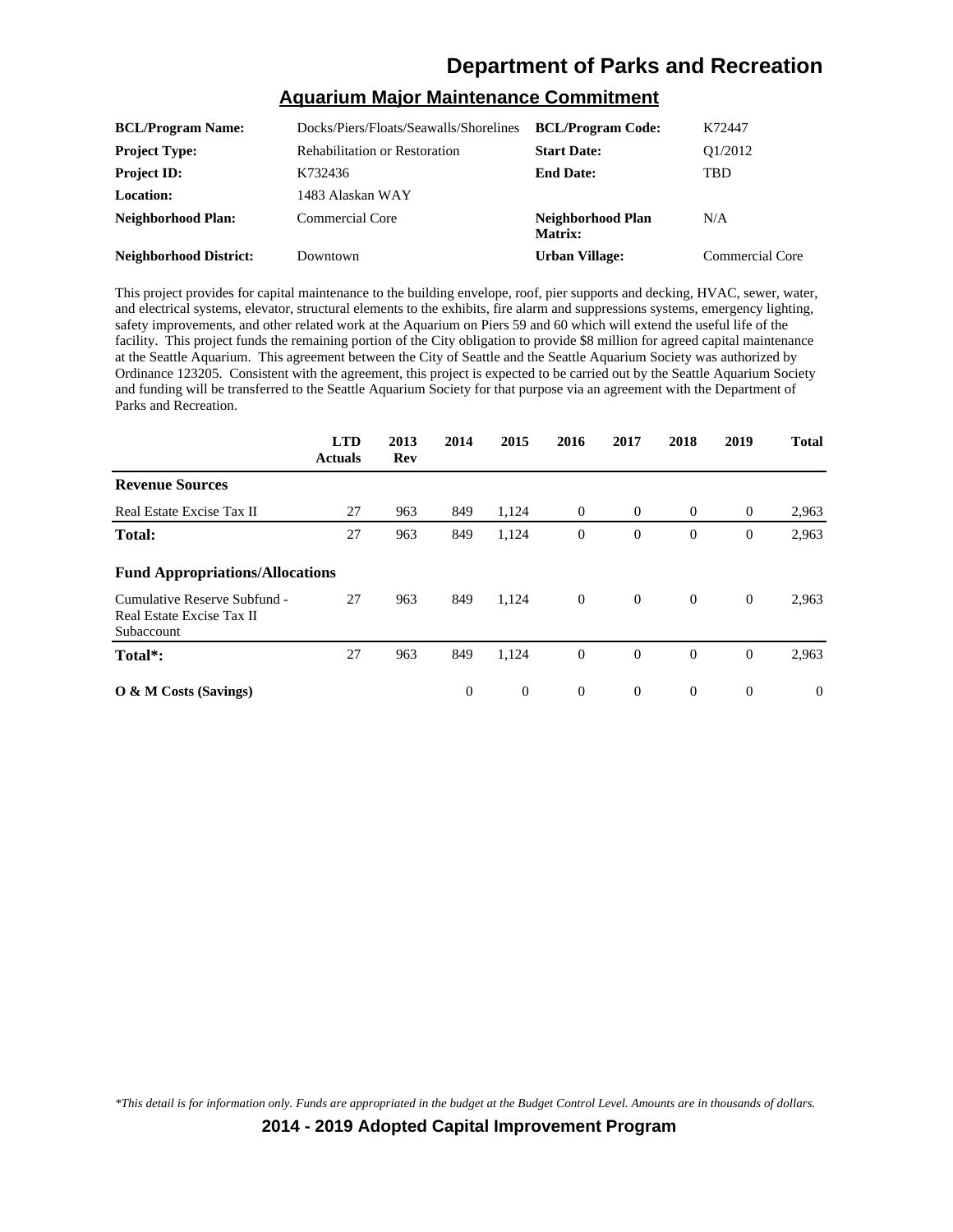## Aquarium Major Maintenance Commitment

| | | | |
|---|---|---|---|
| **BCL/Program Name:** | Docks/Piers/Floats/Seawalls/Shorelines | **BCL/Program Code:** | K72447 |
| **Project Type:** | Rehabilitation or Restoration | **Start Date:** | Q1/2012 |
| **Project ID:** | K732436 | **End Date:** | TBD |
| **Location:** | 1483 Alaskan WAY | | |
| **Neighborhood Plan:** | Commercial Core | **Neighborhood Plan Matrix:** | N/A |
| **Neighborhood District:** | Downtown | **Urban Village:** | Commercial Core |

This project provides for capital maintenance to the building envelope, roof, pier supports and decking, HVAC, sewer, water, and electrical systems, elevator, structural elements to the exhibits, fire alarm and suppressions systems, emergency lighting, safety improvements, and other related work at the Aquarium on Piers 59 and 60 which will extend the useful life of the facility. This project funds the remaining portion of the City obligation to provide $8 million for agreed capital maintenance at the Seattle Aquarium. This agreement between the City of Seattle and the Seattle Aquarium Society was authorized by Ordinance 123205. Consistent with the agreement, this project is expected to be carried out by the Seattle Aquarium Society and funding will be transferred to the Seattle Aquarium Society for that purpose via an agreement with the Department of Parks and Recreation.

| | LTD Actuals | 2013 Rev | 2014 | 2015 | 2016 | 2017 | 2018 | 2019 | Total |
|---|---|---|---|---|---|---|---|---|---|
| **Revenue Sources** | | | | | | | | | |
| Real Estate Excise Tax II | 27 | 963 | 849 | 1,124 | 0 | 0 | 0 | 0 | 2,963 |
| **Total:** | 27 | 963 | 849 | 1,124 | 0 | 0 | 0 | 0 | 2,963 |
| **Fund Appropriations/Allocations** | | | | | | | | | |
| Cumulative Reserve Subfund - Real Estate Excise Tax II Subaccount | 27 | 963 | 849 | 1,124 | 0 | 0 | 0 | 0 | 2,963 |
| **Total*:** | 27 | 963 | 849 | 1,124 | 0 | 0 | 0 | 0 | 2,963 |
| **O & M Costs (Savings)** | | | 0 | 0 | 0 | 0 | 0 | 0 | 0 |

*This detail is for information only. Funds are appropriated in the budget at the Budget Control Level. Amounts are in thousands of dollars.*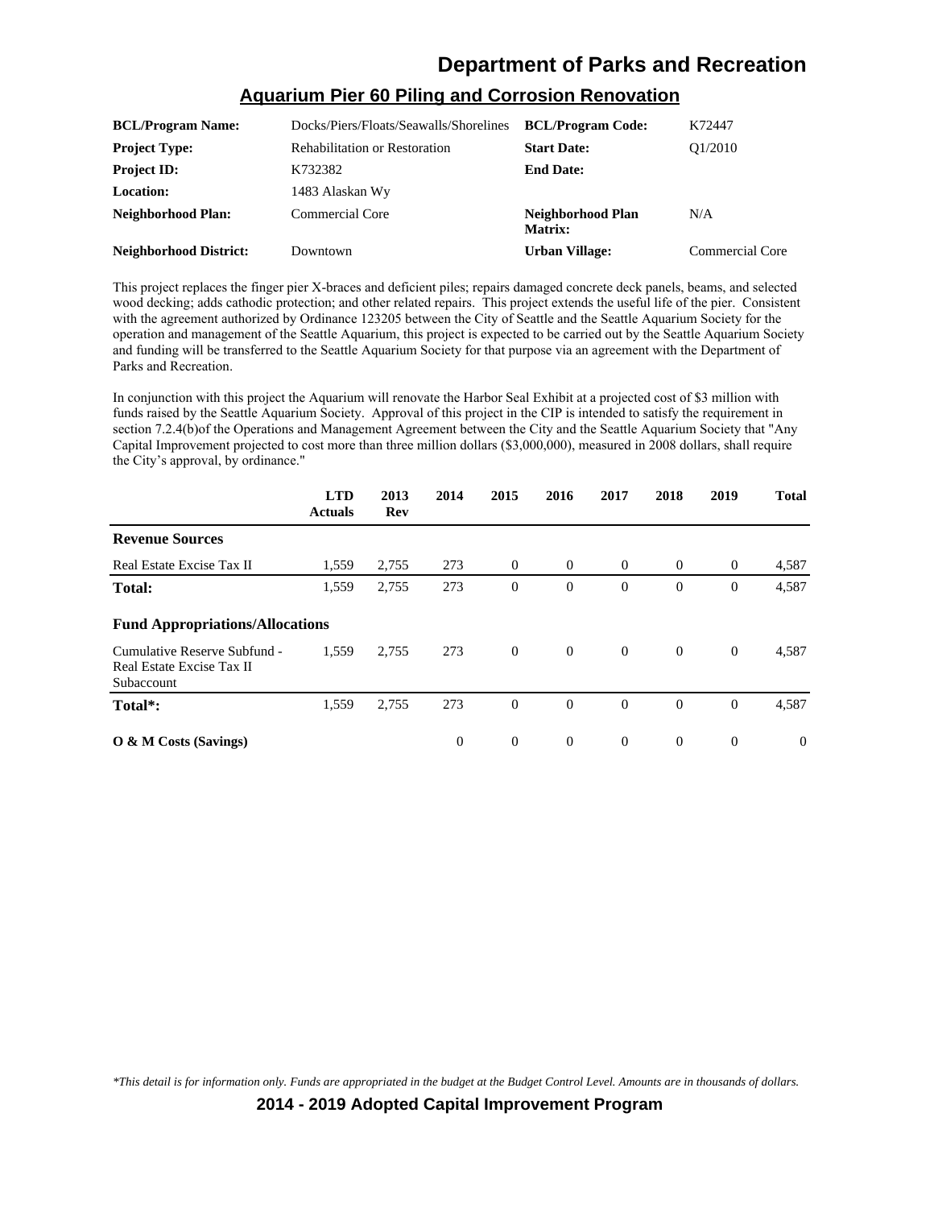# Department of Parks and Recreation

## Aquarium Pier 60 Piling and Corrosion Renovation

| | | | |
|---|---|---|---|
| **BCL/Program Name:** | Docks/Piers/Floats/Seawalls/Shorelines | **BCL/Program Code:** | K72447 |
| **Project Type:** | Rehabilitation or Restoration | **Start Date:** | Q1/2010 |
| **Project ID:** | K732382 | **End Date:** | |
| **Location:** | 1483 Alaskan Wy | | |
| **Neighborhood Plan:** | Commercial Core | **Neighborhood Plan Matrix:** | N/A |
| **Neighborhood District:** | Downtown | **Urban Village:** | Commercial Core |

This project replaces the finger pier X-braces and deficient piles; repairs damaged concrete deck panels, beams, and selected wood decking; adds cathodic protection; and other related repairs. This project extends the useful life of the pier. Consistent with the agreement authorized by Ordinance 123205 between the City of Seattle and the Seattle Aquarium Society for the operation and management of the Seattle Aquarium, this project is expected to be carried out by the Seattle Aquarium Society and funding will be transferred to the Seattle Aquarium Society for that purpose via an agreement with the Department of Parks and Recreation.

In conjunction with this project the Aquarium will renovate the Harbor Seal Exhibit at a projected cost of $3 million with funds raised by the Seattle Aquarium Society. Approval of this project in the CIP is intended to satisfy the requirement in section 7.2.4(b)of the Operations and Management Agreement between the City and the Seattle Aquarium Society that "Any Capital Improvement projected to cost more than three million dollars ($3,000,000), measured in 2008 dollars, shall require the City's approval, by ordinance."

| | LTD Actuals | 2013 Rev | 2014 | 2015 | 2016 | 2017 | 2018 | 2019 | Total |
|---|---|---|---|---|---|---|---|---|---|
| **Revenue Sources** | | | | | | | | | |
| Real Estate Excise Tax II | 1,559 | 2,755 | 273 | 0 | 0 | 0 | 0 | 0 | 4,587 |
| **Total:** | 1,559 | 2,755 | 273 | 0 | 0 | 0 | 0 | 0 | 4,587 |
| **Fund Appropriations/Allocations** | | | | | | | | | |
| Cumulative Reserve Subfund - Real Estate Excise Tax II Subaccount | 1,559 | 2,755 | 273 | 0 | 0 | 0 | 0 | 0 | 4,587 |
| **Total*:** | 1,559 | 2,755 | 273 | 0 | 0 | 0 | 0 | 0 | 4,587 |
| **O & M Costs (Savings)** | | | 0 | 0 | 0 | 0 | 0 | 0 | 0 |

*\*This detail is for information only. Funds are appropriated in the budget at the Budget Control Level. Amounts are in thousands of dollars.*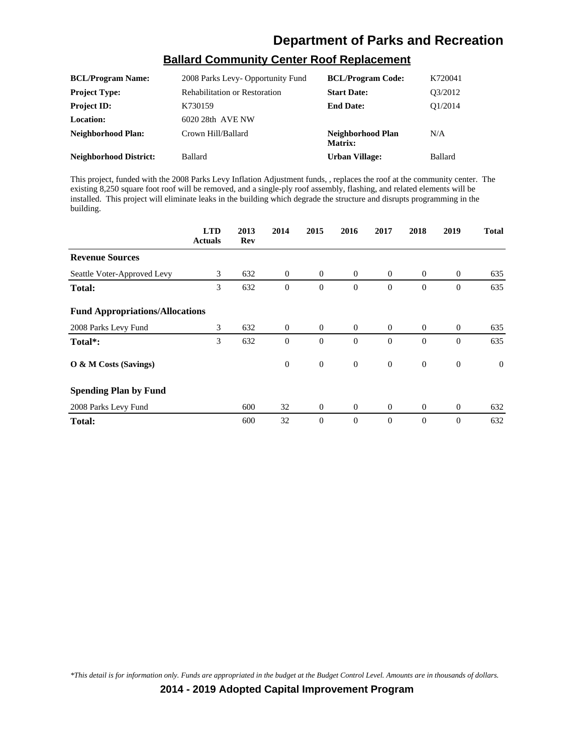# Department of Parks and Recreation

## Ballard Community Center Roof Replacement

| | | | |
|---|---|---|---|
| **BCL/Program Name:** | 2008 Parks Levy- Opportunity Fund | **BCL/Program Code:** | K720041 |
| **Project Type:** | Rehabilitation or Restoration | **Start Date:** | Q3/2012 |
| **Project ID:** | K730159 | **End Date:** | Q1/2014 |
| **Location:** | 6020 28th AVE NW | | |
| **Neighborhood Plan:** | Crown Hill/Ballard | **Neighborhood Plan Matrix:** | N/A |
| **Neighborhood District:** | Ballard | **Urban Village:** | Ballard |

This project, funded with the 2008 Parks Levy Inflation Adjustment funds, , replaces the roof at the community center. The existing 8,250 square foot roof will be removed, and a single-ply roof assembly, flashing, and related elements will be installed. This project will eliminate leaks in the building which degrade the structure and disrupts programming in the building.

| | LTD Actuals | 2013 Rev | 2014 | 2015 | 2016 | 2017 | 2018 | 2019 | Total |
|---|---|---|---|---|---|---|---|---|---|
| **Revenue Sources** | | | | | | | | | |
| Seattle Voter-Approved Levy | 3 | 632 | 0 | 0 | 0 | 0 | 0 | 0 | 635 |
| **Total:** | 3 | 632 | 0 | 0 | 0 | 0 | 0 | 0 | 635 |
| **Fund Appropriations/Allocations** | | | | | | | | | |
| 2008 Parks Levy Fund | 3 | 632 | 0 | 0 | 0 | 0 | 0 | 0 | 635 |
| **Total*:** | 3 | 632 | 0 | 0 | 0 | 0 | 0 | 0 | 635 |
| **O & M Costs (Savings)** | | | 0 | 0 | 0 | 0 | 0 | 0 | 0 |
| **Spending Plan by Fund** | | | | | | | | | |
| 2008 Parks Levy Fund | | 600 | 32 | 0 | 0 | 0 | 0 | 0 | 632 |
| **Total:** | | 600 | 32 | 0 | 0 | 0 | 0 | 0 | 632 |

*\*This detail is for information only. Funds are appropriated in the budget at the Budget Control Level. Amounts are in thousands of dollars.*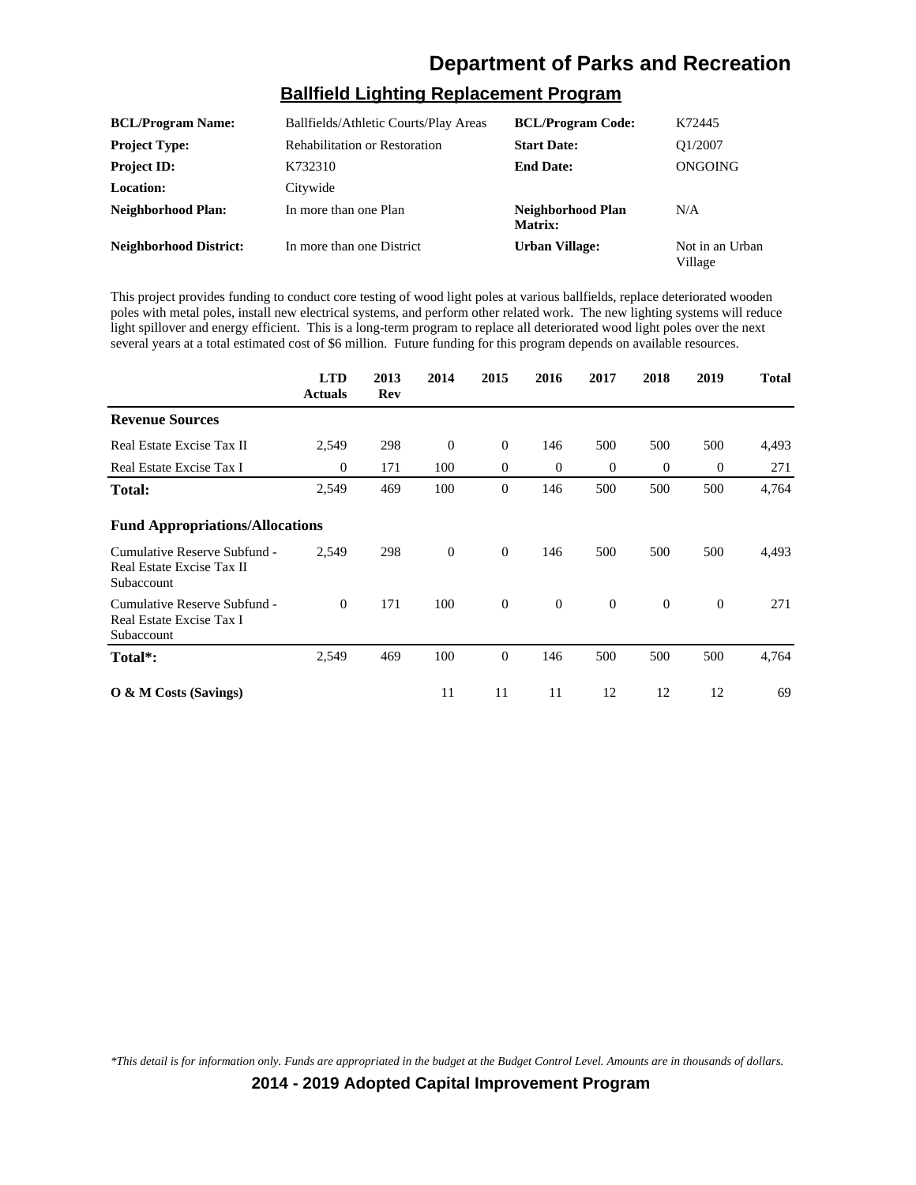# Department of Parks and Recreation

## Ballfield Lighting Replacement Program

| | | | |
|---|---|---|---|
| **BCL/Program Name:** | Ballfields/Athletic Courts/Play Areas | **BCL/Program Code:** | K72445 |
| **Project Type:** | Rehabilitation or Restoration | **Start Date:** | Q1/2007 |
| **Project ID:** | K732310 | **End Date:** | ONGOING |
| **Location:** | Citywide | | |
| **Neighborhood Plan:** | In more than one Plan | **Neighborhood Plan Matrix:** | N/A |
| **Neighborhood District:** | In more than one District | **Urban Village:** | Not in an Urban Village |

This project provides funding to conduct core testing of wood light poles at various ballfields, replace deteriorated wooden poles with metal poles, install new electrical systems, and perform other related work. The new lighting systems will reduce light spillover and energy efficient. This is a long-term program to replace all deteriorated wood light poles over the next several years at a total estimated cost of $6 million. Future funding for this program depends on available resources.

| | LTD Actuals | 2013 Rev | 2014 | 2015 | 2016 | 2017 | 2018 | 2019 | Total |
|---|---|---|---|---|---|---|---|---|---|
| **Revenue Sources** | | | | | | | | | |
| Real Estate Excise Tax II | 2,549 | 298 | 0 | 0 | 146 | 500 | 500 | 500 | 4,493 |
| Real Estate Excise Tax I | 0 | 171 | 100 | 0 | 0 | 0 | 0 | 0 | 271 |
| **Total:** | 2,549 | 469 | 100 | 0 | 146 | 500 | 500 | 500 | 4,764 |
| **Fund Appropriations/Allocations** | | | | | | | | | |
| Cumulative Reserve Subfund - Real Estate Excise Tax II Subaccount | 2,549 | 298 | 0 | 0 | 146 | 500 | 500 | 500 | 4,493 |
| Cumulative Reserve Subfund - Real Estate Excise Tax I Subaccount | 0 | 171 | 100 | 0 | 0 | 0 | 0 | 0 | 271 |
| **Total*:** | 2,549 | 469 | 100 | 0 | 146 | 500 | 500 | 500 | 4,764 |
| **O & M Costs (Savings)** | | | 11 | 11 | 11 | 12 | 12 | 12 | 69 |

*\*This detail is for information only. Funds are appropriated in the budget at the Budget Control Level. Amounts are in thousands of dollars.*

**2014 - 2019 Adopted Capital Improvement Program**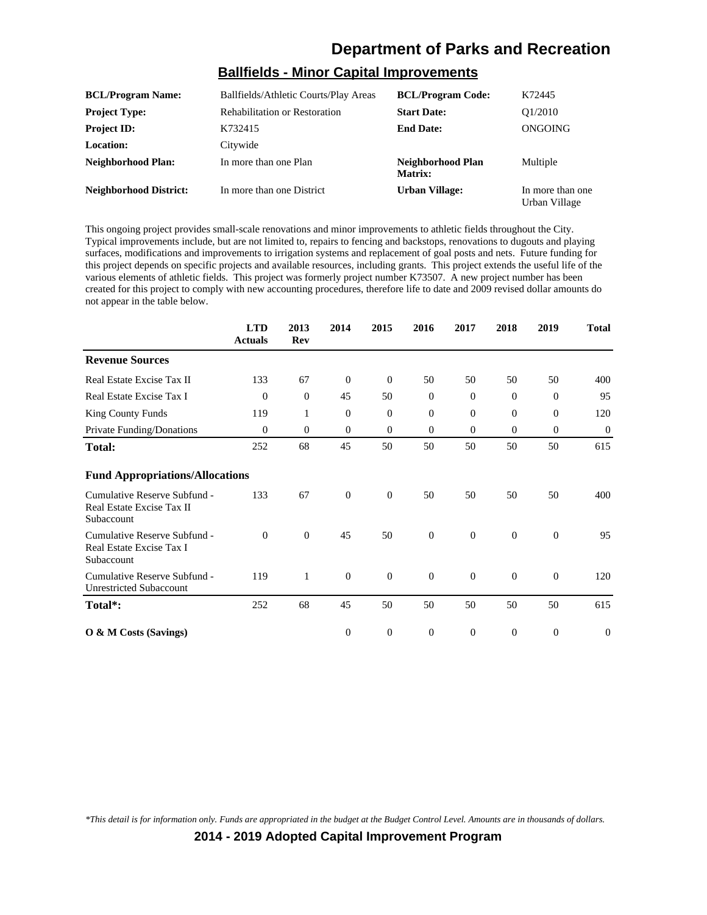# Department of Parks and Recreation

## Ballfields - Minor Capital Improvements

| | | | |
|---|---|---|---|
| **BCL/Program Name:** | Ballfields/Athletic Courts/Play Areas | **BCL/Program Code:** | K72445 |
| **Project Type:** | Rehabilitation or Restoration | **Start Date:** | Q1/2010 |
| **Project ID:** | K732415 | **End Date:** | ONGOING |
| **Location:** | Citywide | | |
| **Neighborhood Plan:** | In more than one Plan | **Neighborhood Plan Matrix:** | Multiple |
| **Neighborhood District:** | In more than one District | **Urban Village:** | In more than one Urban Village |

This ongoing project provides small-scale renovations and minor improvements to athletic fields throughout the City. Typical improvements include, but are not limited to, repairs to fencing and backstops, renovations to dugouts and playing surfaces, modifications and improvements to irrigation systems and replacement of goal posts and nets. Future funding for this project depends on specific projects and available resources, including grants. This project extends the useful life of the various elements of athletic fields. This project was formerly project number K73507. A new project number has been created for this project to comply with new accounting procedures, therefore life to date and 2009 revised dollar amounts do not appear in the table below.

| | LTD Actuals | 2013 Rev | 2014 | 2015 | 2016 | 2017 | 2018 | 2019 | Total |
|---|---|---|---|---|---|---|---|---|---|
| **Revenue Sources** | | | | | | | | | |
| Real Estate Excise Tax II | 133 | 67 | 0 | 0 | 50 | 50 | 50 | 50 | 400 |
| Real Estate Excise Tax I | 0 | 0 | 45 | 50 | 0 | 0 | 0 | 0 | 95 |
| King County Funds | 119 | 1 | 0 | 0 | 0 | 0 | 0 | 0 | 120 |
| Private Funding/Donations | 0 | 0 | 0 | 0 | 0 | 0 | 0 | 0 | 0 |
| **Total:** | 252 | 68 | 45 | 50 | 50 | 50 | 50 | 50 | 615 |
| **Fund Appropriations/Allocations** | | | | | | | | | |
| Cumulative Reserve Subfund - Real Estate Excise Tax II Subaccount | 133 | 67 | 0 | 0 | 50 | 50 | 50 | 50 | 400 |
| Cumulative Reserve Subfund - Real Estate Excise Tax I Subaccount | 0 | 0 | 45 | 50 | 0 | 0 | 0 | 0 | 95 |
| Cumulative Reserve Subfund - Unrestricted Subaccount | 119 | 1 | 0 | 0 | 0 | 0 | 0 | 0 | 120 |
| **Total*:** | 252 | 68 | 45 | 50 | 50 | 50 | 50 | 50 | 615 |
| **O & M Costs (Savings)** | | | 0 | 0 | 0 | 0 | 0 | 0 | 0 |

*\*This detail is for information only. Funds are appropriated in the budget at the Budget Control Level. Amounts are in thousands of dollars.*

**2014 - 2019 Adopted Capital Improvement Program**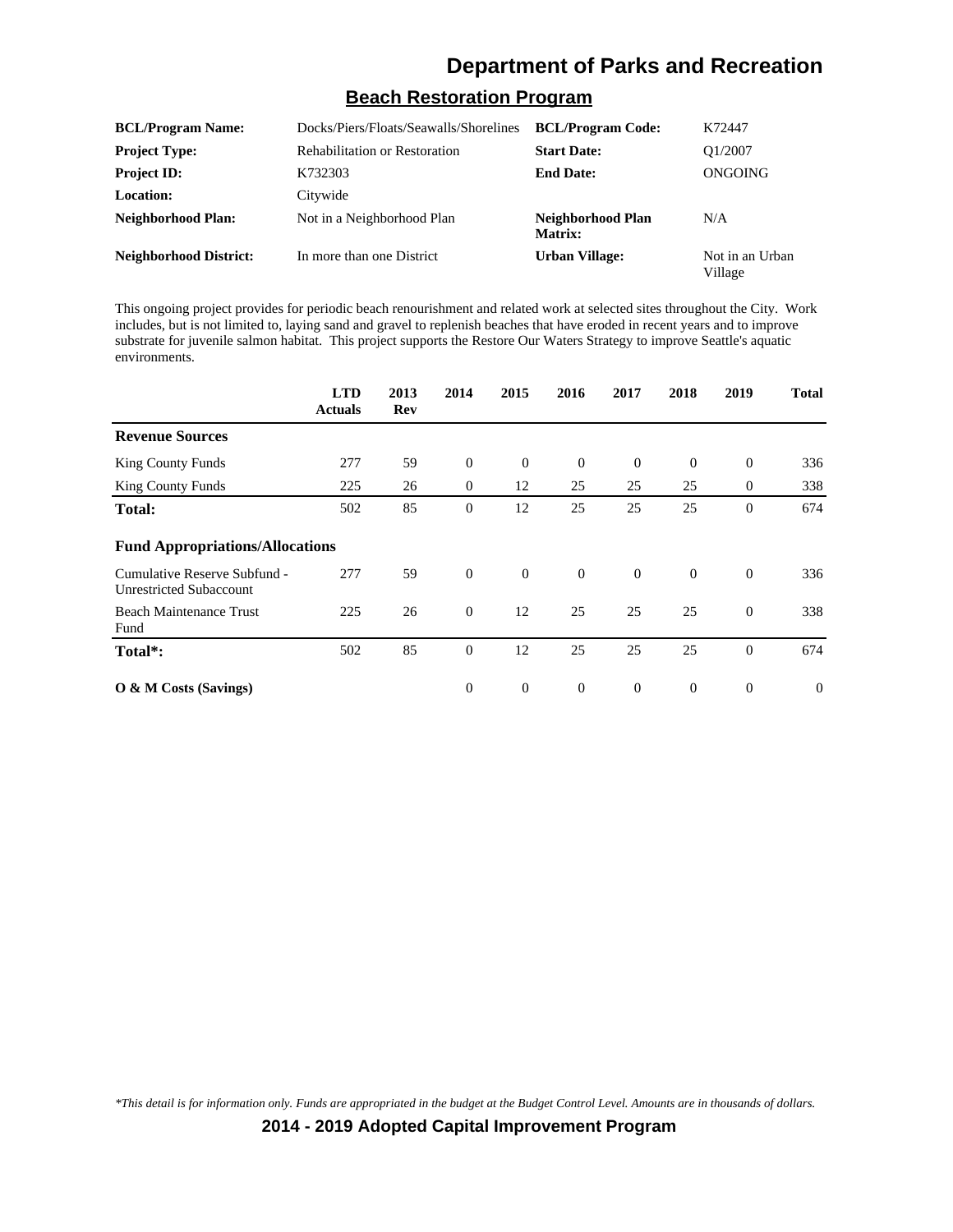# Department of Parks and Recreation

## Beach Restoration Program

| | | | |
|---|---|---|---|
| **BCL/Program Name:** | Docks/Piers/Floats/Seawalls/Shorelines | **BCL/Program Code:** | K72447 |
| **Project Type:** | Rehabilitation or Restoration | **Start Date:** | Q1/2007 |
| **Project ID:** | K732303 | **End Date:** | ONGOING |
| **Location:** | Citywide | | |
| **Neighborhood Plan:** | Not in a Neighborhood Plan | **Neighborhood Plan Matrix:** | N/A |
| **Neighborhood District:** | In more than one District | **Urban Village:** | Not in an Urban Village |

This ongoing project provides for periodic beach renourishment and related work at selected sites throughout the City. Work includes, but is not limited to, laying sand and gravel to replenish beaches that have eroded in recent years and to improve substrate for juvenile salmon habitat. This project supports the Restore Our Waters Strategy to improve Seattle's aquatic environments.

| | LTD Actuals | 2013 Rev | 2014 | 2015 | 2016 | 2017 | 2018 | 2019 | Total |
|---|---|---|---|---|---|---|---|---|---|
| **Revenue Sources** | | | | | | | | | |
| King County Funds | 277 | 59 | 0 | 0 | 0 | 0 | 0 | 0 | 336 |
| King County Funds | 225 | 26 | 0 | 12 | 25 | 25 | 25 | 0 | 338 |
| **Total:** | 502 | 85 | 0 | 12 | 25 | 25 | 25 | 0 | 674 |
| **Fund Appropriations/Allocations** | | | | | | | | | |
| Cumulative Reserve Subfund - Unrestricted Subaccount | 277 | 59 | 0 | 0 | 0 | 0 | 0 | 0 | 336 |
| Beach Maintenance Trust Fund | 225 | 26 | 0 | 12 | 25 | 25 | 25 | 0 | 338 |
| **Total*:** | 502 | 85 | 0 | 12 | 25 | 25 | 25 | 0 | 674 |
| **O & M Costs (Savings)** | | | 0 | 0 | 0 | 0 | 0 | 0 | 0 |

*\*This detail is for information only. Funds are appropriated in the budget at the Budget Control Level. Amounts are in thousands of dollars.*

**2014 - 2019 Adopted Capital Improvement Program**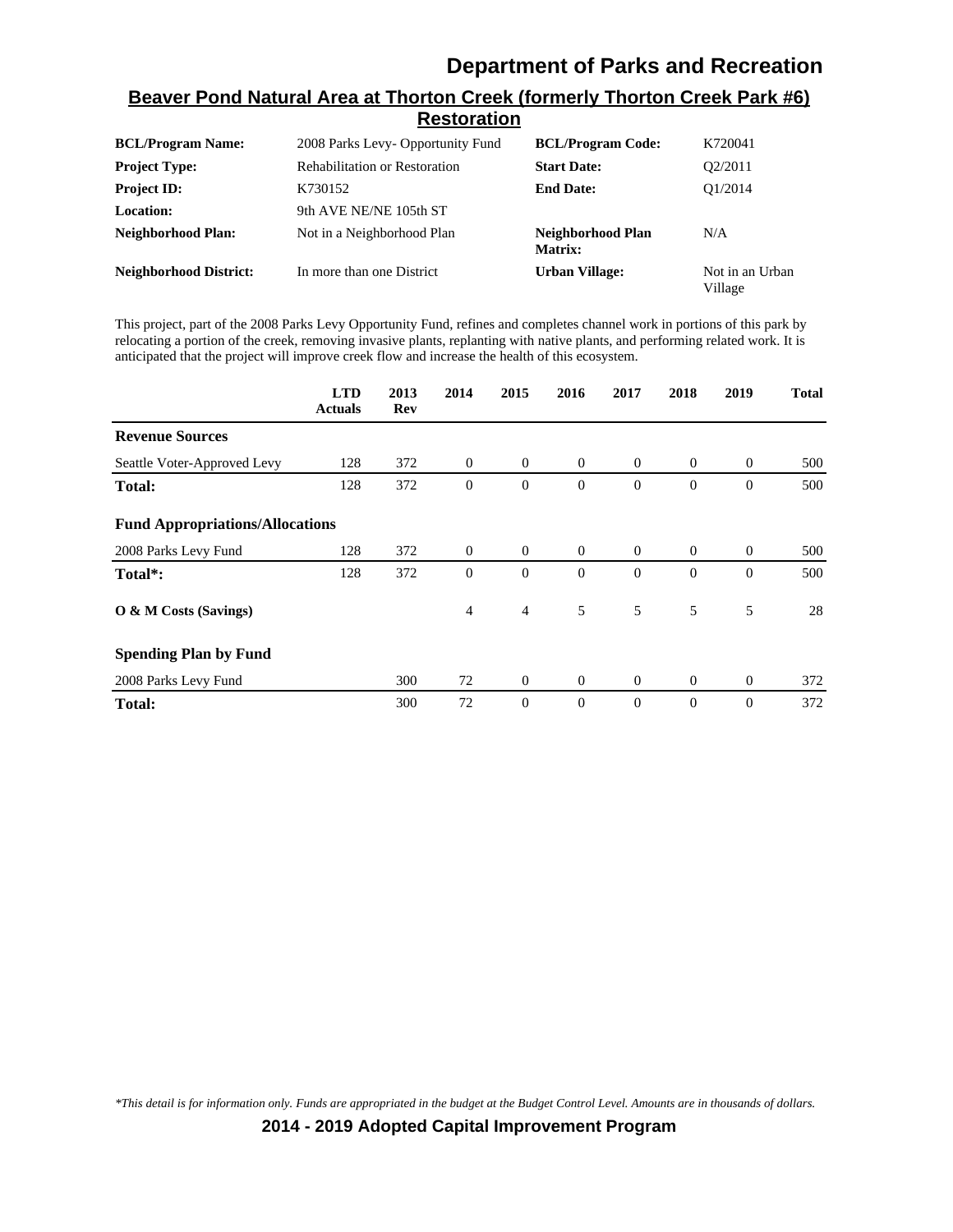## Beaver Pond Natural Area at Thorton Creek (formerly Thorton Creek Park #6) Restoration

| | | | |
|---|---|---|---|
| **BCL/Program Name:** | 2008 Parks Levy- Opportunity Fund | **BCL/Program Code:** | K720041 |
| **Project Type:** | Rehabilitation or Restoration | **Start Date:** | Q2/2011 |
| **Project ID:** | K730152 | **End Date:** | Q1/2014 |
| **Location:** | 9th AVE NE/NE 105th ST | | |
| **Neighborhood Plan:** | Not in a Neighborhood Plan | **Neighborhood Plan Matrix:** | N/A |
| **Neighborhood District:** | In more than one District | **Urban Village:** | Not in an Urban Village |

This project, part of the 2008 Parks Levy Opportunity Fund, refines and completes channel work in portions of this park by relocating a portion of the creek, removing invasive plants, replanting with native plants, and performing related work. It is anticipated that the project will improve creek flow and increase the health of this ecosystem.

| | LTD Actuals | 2013 Rev | 2014 | 2015 | 2016 | 2017 | 2018 | 2019 | Total |
|---|---|---|---|---|---|---|---|---|---|
| **Revenue Sources** | | | | | | | | | |
| Seattle Voter-Approved Levy | 128 | 372 | 0 | 0 | 0 | 0 | 0 | 0 | 500 |
| **Total:** | 128 | 372 | 0 | 0 | 0 | 0 | 0 | 0 | 500 |
| **Fund Appropriations/Allocations** | | | | | | | | | |
| 2008 Parks Levy Fund | 128 | 372 | 0 | 0 | 0 | 0 | 0 | 0 | 500 |
| **Total*:** | 128 | 372 | 0 | 0 | 0 | 0 | 0 | 0 | 500 |
| **O & M Costs (Savings)** | | | 4 | 4 | 5 | 5 | 5 | 5 | 28 |
| **Spending Plan by Fund** | | | | | | | | | |
| 2008 Parks Levy Fund | | 300 | 72 | 0 | 0 | 0 | 0 | 0 | 372 |
| **Total:** | | 300 | 72 | 0 | 0 | 0 | 0 | 0 | 372 |

*This detail is for information only. Funds are appropriated in the budget at the Budget Control Level. Amounts are in thousands of dollars.*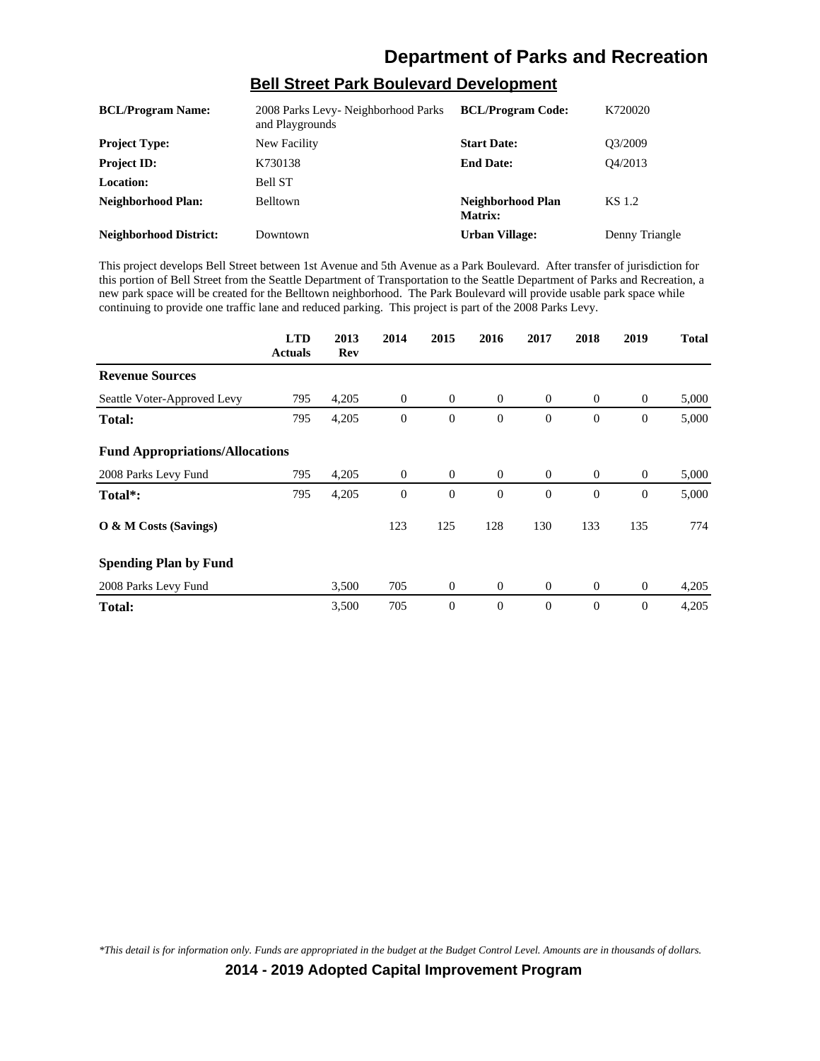# Department of Parks and Recreation

## Bell Street Park Boulevard Development

| | | | |
|---|---|---|---|
| **BCL/Program Name:** | 2008 Parks Levy- Neighborhood Parks and Playgrounds | **BCL/Program Code:** | K720020 |
| **Project Type:** | New Facility | **Start Date:** | Q3/2009 |
| **Project ID:** | K730138 | **End Date:** | Q4/2013 |
| **Location:** | Bell ST | | |
| **Neighborhood Plan:** | Belltown | **Neighborhood Plan Matrix:** | KS 1.2 |
| **Neighborhood District:** | Downtown | **Urban Village:** | Denny Triangle |

This project develops Bell Street between 1st Avenue and 5th Avenue as a Park Boulevard. After transfer of jurisdiction for this portion of Bell Street from the Seattle Department of Transportation to the Seattle Department of Parks and Recreation, a new park space will be created for the Belltown neighborhood. The Park Boulevard will provide usable park space while continuing to provide one traffic lane and reduced parking. This project is part of the 2008 Parks Levy.

| | LTD Actuals | 2013 Rev | 2014 | 2015 | 2016 | 2017 | 2018 | 2019 | Total |
|---|---|---|---|---|---|---|---|---|---|
| **Revenue Sources** | | | | | | | | | |
| Seattle Voter-Approved Levy | 795 | 4,205 | 0 | 0 | 0 | 0 | 0 | 0 | 5,000 |
| **Total:** | 795 | 4,205 | 0 | 0 | 0 | 0 | 0 | 0 | 5,000 |
| **Fund Appropriations/Allocations** | | | | | | | | | |
| 2008 Parks Levy Fund | 795 | 4,205 | 0 | 0 | 0 | 0 | 0 | 0 | 5,000 |
| **Total*:** | 795 | 4,205 | 0 | 0 | 0 | 0 | 0 | 0 | 5,000 |
| **O & M Costs (Savings)** | | | 123 | 125 | 128 | 130 | 133 | 135 | 774 |
| **Spending Plan by Fund** | | | | | | | | | |
| 2008 Parks Levy Fund | | 3,500 | 705 | 0 | 0 | 0 | 0 | 0 | 4,205 |
| **Total:** | | 3,500 | 705 | 0 | 0 | 0 | 0 | 0 | 4,205 |

*This detail is for information only. Funds are appropriated in the budget at the Budget Control Level. Amounts are in thousands of dollars.*

**2014 - 2019 Adopted Capital Improvement Program**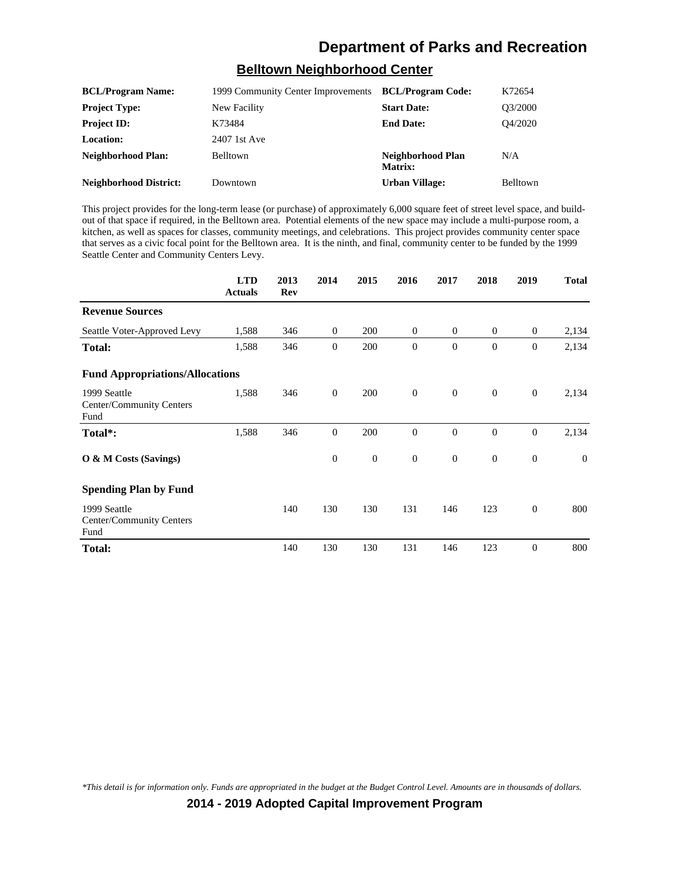# Department of Parks and Recreation

## Belltown Neighborhood Center

| | | | |
|---|---|---|---|
| **BCL/Program Name:** | 1999 Community Center Improvements | **BCL/Program Code:** | K72654 |
| **Project Type:** | New Facility | **Start Date:** | Q3/2000 |
| **Project ID:** | K73484 | **End Date:** | Q4/2020 |
| **Location:** | 2407 1st Ave | | |
| **Neighborhood Plan:** | Belltown | **Neighborhood Plan Matrix:** | N/A |
| **Neighborhood District:** | Downtown | **Urban Village:** | Belltown |

This project provides for the long-term lease (or purchase) of approximately 6,000 square feet of street level space, and build-out of that space if required, in the Belltown area. Potential elements of the new space may include a multi-purpose room, a kitchen, as well as spaces for classes, community meetings, and celebrations. This project provides community center space that serves as a civic focal point for the Belltown area. It is the ninth, and final, community center to be funded by the 1999 Seattle Center and Community Centers Levy.

| | LTD Actuals | 2013 Rev | 2014 | 2015 | 2016 | 2017 | 2018 | 2019 | Total |
|---|---|---|---|---|---|---|---|---|---|
| **Revenue Sources** | | | | | | | | | |
| Seattle Voter-Approved Levy | 1,588 | 346 | 0 | 200 | 0 | 0 | 0 | 0 | 2,134 |
| **Total:** | 1,588 | 346 | 0 | 200 | 0 | 0 | 0 | 0 | 2,134 |
| **Fund Appropriations/Allocations** | | | | | | | | | |
| 1999 Seattle Center/Community Centers Fund | 1,588 | 346 | 0 | 200 | 0 | 0 | 0 | 0 | 2,134 |
| **Total*:** | 1,588 | 346 | 0 | 200 | 0 | 0 | 0 | 0 | 2,134 |
| **O & M Costs (Savings)** | | | 0 | 0 | 0 | 0 | 0 | 0 | 0 |
| **Spending Plan by Fund** | | | | | | | | | |
| 1999 Seattle Center/Community Centers Fund | | 140 | 130 | 130 | 131 | 146 | 123 | 0 | 800 |
| **Total:** | | 140 | 130 | 130 | 131 | 146 | 123 | 0 | 800 |

*\*This detail is for information only. Funds are appropriated in the budget at the Budget Control Level. Amounts are in thousands of dollars.*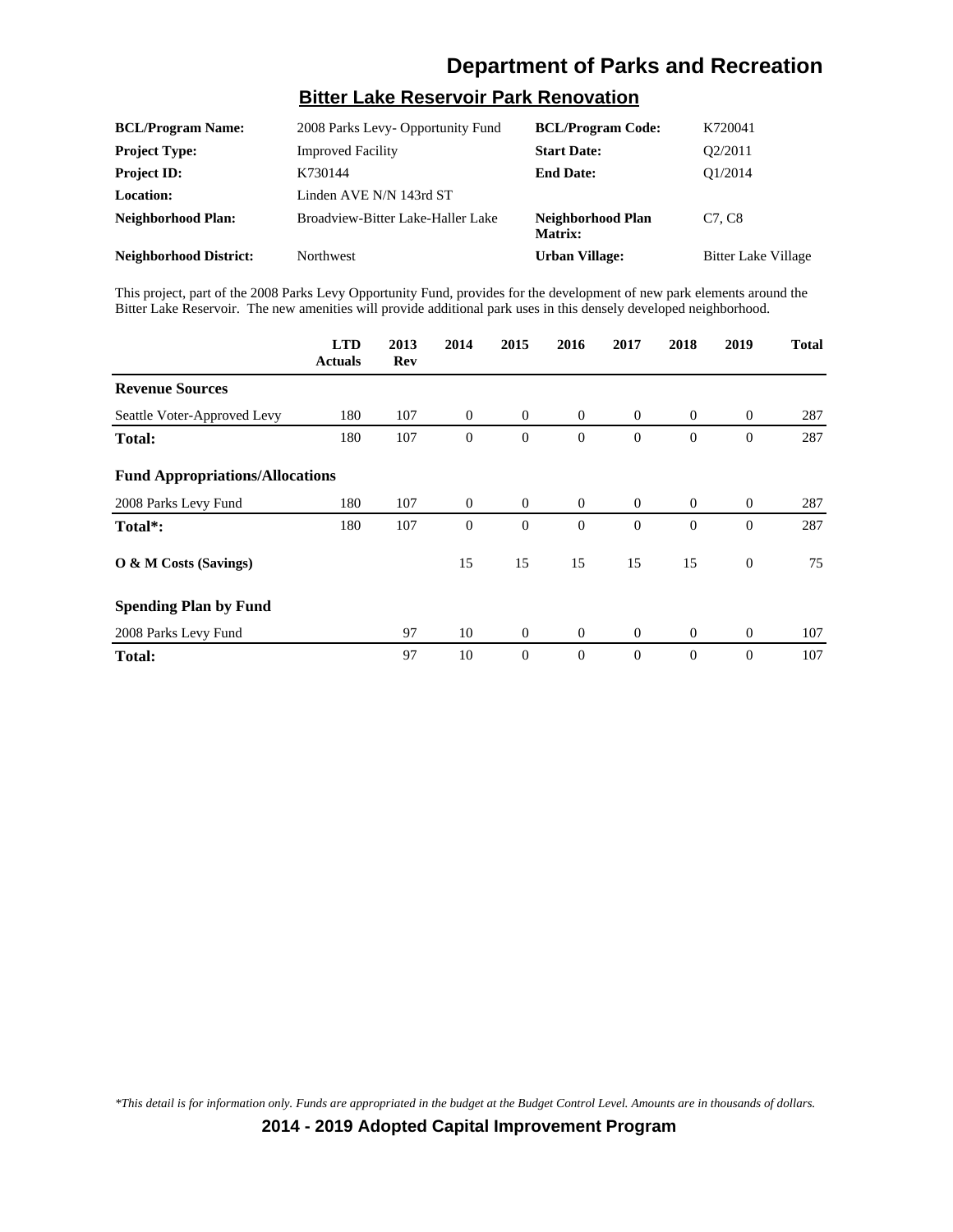# Department of Parks and Recreation

## Bitter Lake Reservoir Park Renovation

| | | | |
|---|---|---|---|
| **BCL/Program Name:** | 2008 Parks Levy- Opportunity Fund | **BCL/Program Code:** | K720041 |
| **Project Type:** | Improved Facility | **Start Date:** | Q2/2011 |
| **Project ID:** | K730144 | **End Date:** | Q1/2014 |
| **Location:** | Linden AVE N/N 143rd ST | | |
| **Neighborhood Plan:** | Broadview-Bitter Lake-Haller Lake | **Neighborhood Plan Matrix:** | C7, C8 |
| **Neighborhood District:** | Northwest | **Urban Village:** | Bitter Lake Village |

This project, part of the 2008 Parks Levy Opportunity Fund, provides for the development of new park elements around the Bitter Lake Reservoir. The new amenities will provide additional park uses in this densely developed neighborhood.

| | LTD Actuals | 2013 Rev | 2014 | 2015 | 2016 | 2017 | 2018 | 2019 | Total |
|---|---|---|---|---|---|---|---|---|---|
| **Revenue Sources** | | | | | | | | | |
| Seattle Voter-Approved Levy | 180 | 107 | 0 | 0 | 0 | 0 | 0 | 0 | 287 |
| **Total:** | 180 | 107 | 0 | 0 | 0 | 0 | 0 | 0 | 287 |
| **Fund Appropriations/Allocations** | | | | | | | | | |
| 2008 Parks Levy Fund | 180 | 107 | 0 | 0 | 0 | 0 | 0 | 0 | 287 |
| **Total*:** | 180 | 107 | 0 | 0 | 0 | 0 | 0 | 0 | 287 |
| **O & M Costs (Savings)** | | | 15 | 15 | 15 | 15 | 15 | 0 | 75 |
| **Spending Plan by Fund** | | | | | | | | | |
| 2008 Parks Levy Fund | | 97 | 10 | 0 | 0 | 0 | 0 | 0 | 107 |
| **Total:** | | 97 | 10 | 0 | 0 | 0 | 0 | 0 | 107 |

*This detail is for information only. Funds are appropriated in the budget at the Budget Control Level. Amounts are in thousands of dollars.*

**2014 - 2019 Adopted Capital Improvement Program**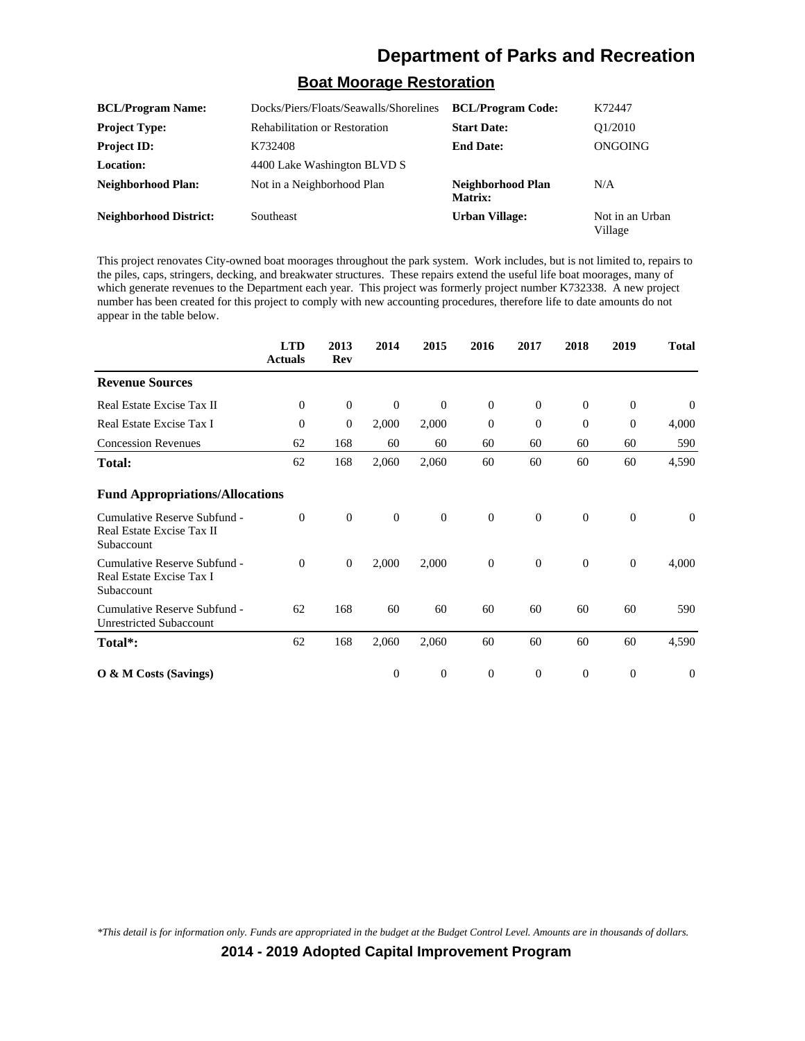# Department of Parks and Recreation

## Boat Moorage Restoration

| | | | |
|---|---|---|---|
| **BCL/Program Name:** | Docks/Piers/Floats/Seawalls/Shorelines | **BCL/Program Code:** | K72447 |
| **Project Type:** | Rehabilitation or Restoration | **Start Date:** | Q1/2010 |
| **Project ID:** | K732408 | **End Date:** | ONGOING |
| **Location:** | 4400 Lake Washington BLVD S | | |
| **Neighborhood Plan:** | Not in a Neighborhood Plan | **Neighborhood Plan Matrix:** | N/A |
| **Neighborhood District:** | Southeast | **Urban Village:** | Not in an Urban Village |

This project renovates City-owned boat moorages throughout the park system. Work includes, but is not limited to, repairs to the piles, caps, stringers, decking, and breakwater structures. These repairs extend the useful life boat moorages, many of which generate revenues to the Department each year. This project was formerly project number K732338. A new project number has been created for this project to comply with new accounting procedures, therefore life to date amounts do not appear in the table below.

| | LTD Actuals | 2013 Rev | 2014 | 2015 | 2016 | 2017 | 2018 | 2019 | Total |
|---|---|---|---|---|---|---|---|---|---|
| **Revenue Sources** | | | | | | | | | |
| Real Estate Excise Tax II | 0 | 0 | 0 | 0 | 0 | 0 | 0 | 0 | 0 |
| Real Estate Excise Tax I | 0 | 0 | 2,000 | 2,000 | 0 | 0 | 0 | 0 | 4,000 |
| Concession Revenues | 62 | 168 | 60 | 60 | 60 | 60 | 60 | 60 | 590 |
| **Total:** | 62 | 168 | 2,060 | 2,060 | 60 | 60 | 60 | 60 | 4,590 |
| **Fund Appropriations/Allocations** | | | | | | | | | |
| Cumulative Reserve Subfund - Real Estate Excise Tax II Subaccount | 0 | 0 | 0 | 0 | 0 | 0 | 0 | 0 | 0 |
| Cumulative Reserve Subfund - Real Estate Excise Tax I Subaccount | 0 | 0 | 2,000 | 2,000 | 0 | 0 | 0 | 0 | 4,000 |
| Cumulative Reserve Subfund - Unrestricted Subaccount | 62 | 168 | 60 | 60 | 60 | 60 | 60 | 60 | 590 |
| **Total*:** | 62 | 168 | 2,060 | 2,060 | 60 | 60 | 60 | 60 | 4,590 |
| **O & M Costs (Savings)** | | | 0 | 0 | 0 | 0 | 0 | 0 | 0 |

*\*This detail is for information only. Funds are appropriated in the budget at the Budget Control Level. Amounts are in thousands of dollars.*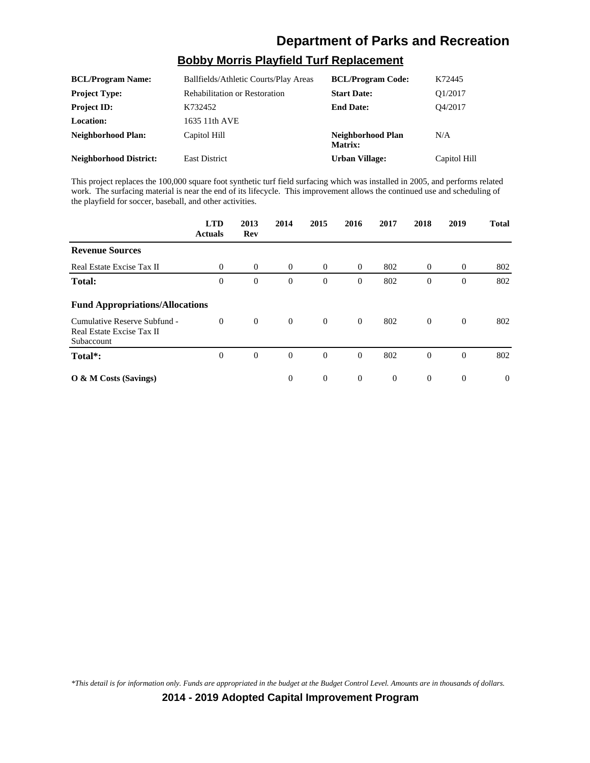# Department of Parks and Recreation

## Bobby Morris Playfield Turf Replacement

| | | | |
|---|---|---|---|
| **BCL/Program Name:** | Ballfields/Athletic Courts/Play Areas | **BCL/Program Code:** | K72445 |
| **Project Type:** | Rehabilitation or Restoration | **Start Date:** | Q1/2017 |
| **Project ID:** | K732452 | **End Date:** | Q4/2017 |
| **Location:** | 1635 11th AVE | | |
| **Neighborhood Plan:** | Capitol Hill | **Neighborhood Plan Matrix:** | N/A |
| **Neighborhood District:** | East District | **Urban Village:** | Capitol Hill |

This project replaces the 100,000 square foot synthetic turf field surfacing which was installed in 2005, and performs related work. The surfacing material is near the end of its lifecycle. This improvement allows the continued use and scheduling of the playfield for soccer, baseball, and other activities.

| | LTD Actuals | 2013 Rev | 2014 | 2015 | 2016 | 2017 | 2018 | 2019 | Total |
|---|---|---|---|---|---|---|---|---|---|
| **Revenue Sources** | | | | | | | | | |
| Real Estate Excise Tax II | 0 | 0 | 0 | 0 | 0 | 802 | 0 | 0 | 802 |
| **Total:** | 0 | 0 | 0 | 0 | 0 | 802 | 0 | 0 | 802 |
| **Fund Appropriations/Allocations** | | | | | | | | | |
| Cumulative Reserve Subfund - Real Estate Excise Tax II Subaccount | 0 | 0 | 0 | 0 | 0 | 802 | 0 | 0 | 802 |
| **Total*:** | 0 | 0 | 0 | 0 | 0 | 802 | 0 | 0 | 802 |
| **O & M Costs (Savings)** | | | 0 | 0 | 0 | 0 | 0 | 0 | 0 |

*This detail is for information only. Funds are appropriated in the budget at the Budget Control Level. Amounts are in thousands of dollars.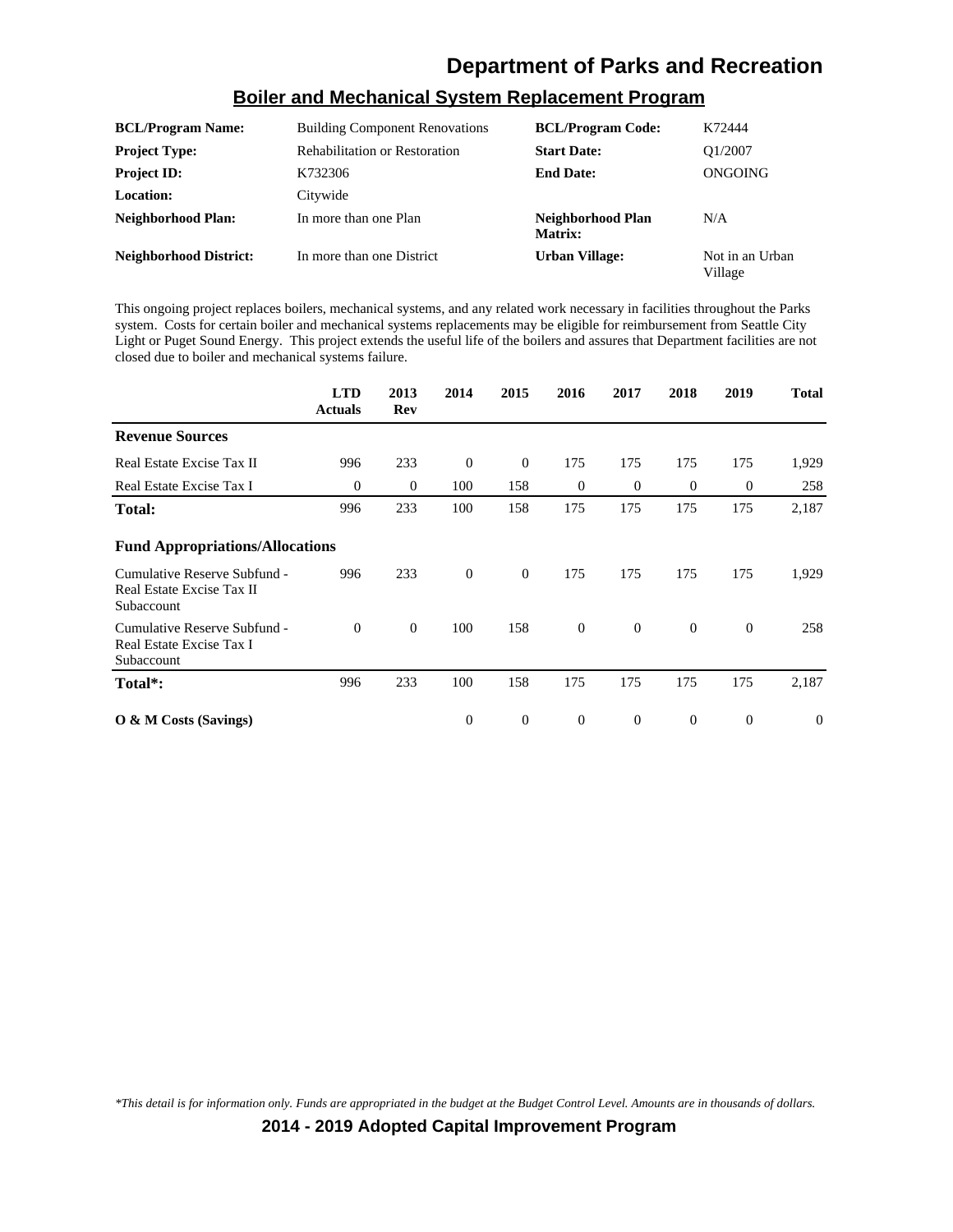# Department of Parks and Recreation

## Boiler and Mechanical System Replacement Program

| | | | |
|---|---|---|---|
| **BCL/Program Name:** | Building Component Renovations | **BCL/Program Code:** | K72444 |
| **Project Type:** | Rehabilitation or Restoration | **Start Date:** | Q1/2007 |
| **Project ID:** | K732306 | **End Date:** | ONGOING |
| **Location:** | Citywide | | |
| **Neighborhood Plan:** | In more than one Plan | **Neighborhood Plan Matrix:** | N/A |
| **Neighborhood District:** | In more than one District | **Urban Village:** | Not in an Urban Village |

This ongoing project replaces boilers, mechanical systems, and any related work necessary in facilities throughout the Parks system. Costs for certain boiler and mechanical systems replacements may be eligible for reimbursement from Seattle City Light or Puget Sound Energy. This project extends the useful life of the boilers and assures that Department facilities are not closed due to boiler and mechanical systems failure.

| | LTD Actuals | 2013 Rev | 2014 | 2015 | 2016 | 2017 | 2018 | 2019 | Total |
|---|---|---|---|---|---|---|---|---|---|
| **Revenue Sources** | | | | | | | | | |
| Real Estate Excise Tax II | 996 | 233 | 0 | 0 | 175 | 175 | 175 | 175 | 1,929 |
| Real Estate Excise Tax I | 0 | 0 | 100 | 158 | 0 | 0 | 0 | 0 | 258 |
| **Total:** | 996 | 233 | 100 | 158 | 175 | 175 | 175 | 175 | 2,187 |
| **Fund Appropriations/Allocations** | | | | | | | | | |
| Cumulative Reserve Subfund - Real Estate Excise Tax II Subaccount | 996 | 233 | 0 | 0 | 175 | 175 | 175 | 175 | 1,929 |
| Cumulative Reserve Subfund - Real Estate Excise Tax I Subaccount | 0 | 0 | 100 | 158 | 0 | 0 | 0 | 0 | 258 |
| **Total*:** | 996 | 233 | 100 | 158 | 175 | 175 | 175 | 175 | 2,187 |
| **O & M Costs (Savings)** | | | 0 | 0 | 0 | 0 | 0 | 0 | 0 |

*\*This detail is for information only. Funds are appropriated in the budget at the Budget Control Level. Amounts are in thousands of dollars.*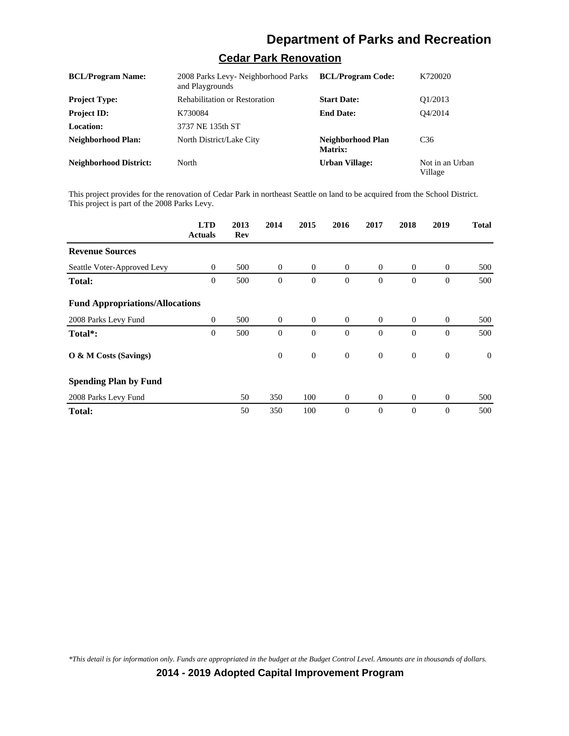## Cedar Park Renovation

| | | | |
|---|---|---|---|
| **BCL/Program Name:** | 2008 Parks Levy- Neighborhood Parks and Playgrounds | **BCL/Program Code:** | K720020 |
| **Project Type:** | Rehabilitation or Restoration | **Start Date:** | Q1/2013 |
| **Project ID:** | K730084 | **End Date:** | Q4/2014 |
| **Location:** | 3737 NE 135th ST | | |
| **Neighborhood Plan:** | North District/Lake City | **Neighborhood Plan Matrix:** | C36 |
| **Neighborhood District:** | North | **Urban Village:** | Not in an Urban Village |

This project provides for the renovation of Cedar Park in northeast Seattle on land to be acquired from the School District. This project is part of the 2008 Parks Levy.

| | LTD Actuals | 2013 Rev | 2014 | 2015 | 2016 | 2017 | 2018 | 2019 | Total |
|---|---|---|---|---|---|---|---|---|---|
| **Revenue Sources** | | | | | | | | | |
| Seattle Voter-Approved Levy | 0 | 500 | 0 | 0 | 0 | 0 | 0 | 0 | 500 |
| **Total:** | 0 | 500 | 0 | 0 | 0 | 0 | 0 | 0 | 500 |
| **Fund Appropriations/Allocations** | | | | | | | | | |
| 2008 Parks Levy Fund | 0 | 500 | 0 | 0 | 0 | 0 | 0 | 0 | 500 |
| **Total*:** | 0 | 500 | 0 | 0 | 0 | 0 | 0 | 0 | 500 |
| **O & M Costs (Savings)** | | | 0 | 0 | 0 | 0 | 0 | 0 | 0 |
| **Spending Plan by Fund** | | | | | | | | | |
| 2008 Parks Levy Fund | | 50 | 350 | 100 | 0 | 0 | 0 | 0 | 500 |
| **Total:** | | 50 | 350 | 100 | 0 | 0 | 0 | 0 | 500 |

*\*This detail is for information only. Funds are appropriated in the budget at the Budget Control Level. Amounts are in thousands of dollars.*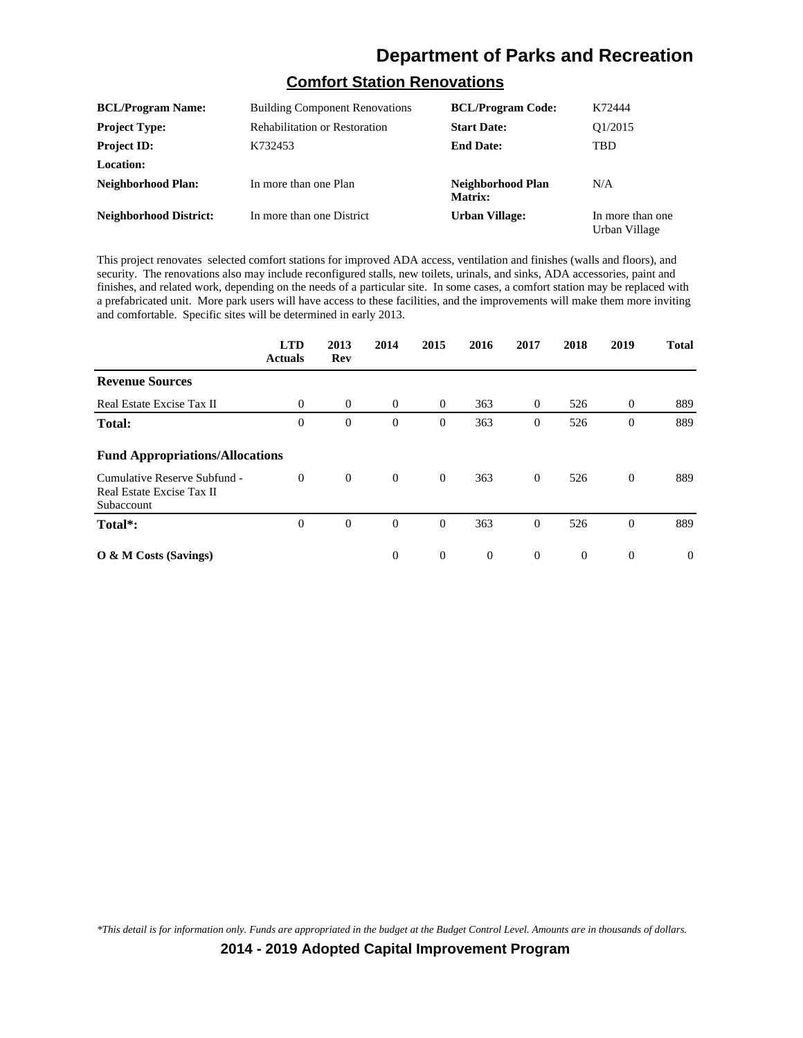# Department of Parks and Recreation

## Comfort Station Renovations

| | | | |
|---|---|---|---|
| **BCL/Program Name:** | Building Component Renovations | **BCL/Program Code:** | K72444 |
| **Project Type:** | Rehabilitation or Restoration | **Start Date:** | Q1/2015 |
| **Project ID:** | K732453 | **End Date:** | TBD |
| **Location:** | | | |
| **Neighborhood Plan:** | In more than one Plan | **Neighborhood Plan Matrix:** | N/A |
| **Neighborhood District:** | In more than one District | **Urban Village:** | In more than one Urban Village |

This project renovates selected comfort stations for improved ADA access, ventilation and finishes (walls and floors), and security. The renovations also may include reconfigured stalls, new toilets, urinals, and sinks, ADA accessories, paint and finishes, and related work, depending on the needs of a particular site. In some cases, a comfort station may be replaced with a prefabricated unit. More park users will have access to these facilities, and the improvements will make them more inviting and comfortable. Specific sites will be determined in early 2013.

| | LTD Actuals | 2013 Rev | 2014 | 2015 | 2016 | 2017 | 2018 | 2019 | Total |
|---|---|---|---|---|---|---|---|---|---|
| **Revenue Sources** | | | | | | | | | |
| Real Estate Excise Tax II | 0 | 0 | 0 | 0 | 363 | 0 | 526 | 0 | 889 |
| **Total:** | 0 | 0 | 0 | 0 | 363 | 0 | 526 | 0 | 889 |
| **Fund Appropriations/Allocations** | | | | | | | | | |
| Cumulative Reserve Subfund - Real Estate Excise Tax II Subaccount | 0 | 0 | 0 | 0 | 363 | 0 | 526 | 0 | 889 |
| **Total*:** | 0 | 0 | 0 | 0 | 363 | 0 | 526 | 0 | 889 |
| **O & M Costs (Savings)** | | | 0 | 0 | 0 | 0 | 0 | 0 | 0 |

*\*This detail is for information only. Funds are appropriated in the budget at the Budget Control Level. Amounts are in thousands of dollars.*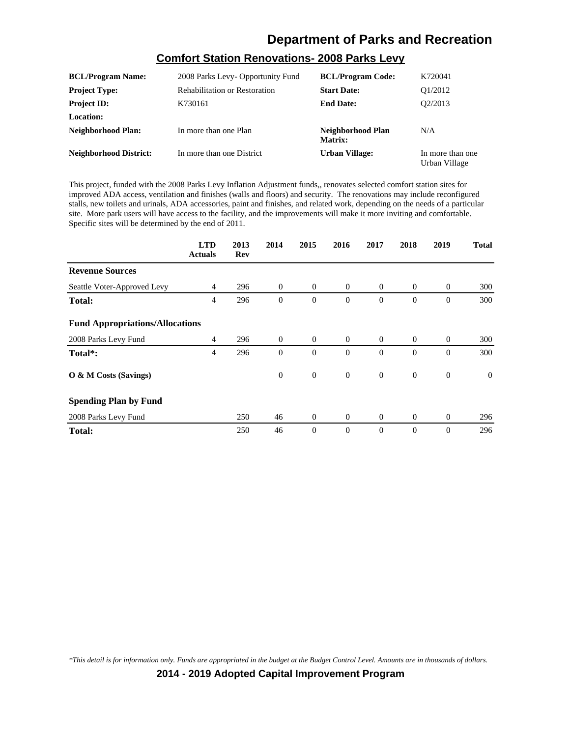# Department of Parks and Recreation

## Comfort Station Renovations- 2008 Parks Levy

| | | | |
|---|---|---|---|
| **BCL/Program Name:** | 2008 Parks Levy- Opportunity Fund | **BCL/Program Code:** | K720041 |
| **Project Type:** | Rehabilitation or Restoration | **Start Date:** | Q1/2012 |
| **Project ID:** | K730161 | **End Date:** | Q2/2013 |
| **Location:** | | | |
| **Neighborhood Plan:** | In more than one Plan | **Neighborhood Plan Matrix:** | N/A |
| **Neighborhood District:** | In more than one District | **Urban Village:** | In more than one Urban Village |

This project, funded with the 2008 Parks Levy Inflation Adjustment funds,, renovates selected comfort station sites for improved ADA access, ventilation and finishes (walls and floors) and security. The renovations may include reconfigured stalls, new toilets and urinals, ADA accessories, paint and finishes, and related work, depending on the needs of a particular site. More park users will have access to the facility, and the improvements will make it more inviting and comfortable. Specific sites will be determined by the end of 2011.

| | LTD Actuals | 2013 Rev | 2014 | 2015 | 2016 | 2017 | 2018 | 2019 | Total |
|---|---|---|---|---|---|---|---|---|---|
| **Revenue Sources** | | | | | | | | | |
| Seattle Voter-Approved Levy | 4 | 296 | 0 | 0 | 0 | 0 | 0 | 0 | 300 |
| **Total:** | 4 | 296 | 0 | 0 | 0 | 0 | 0 | 0 | 300 |
| **Fund Appropriations/Allocations** | | | | | | | | | |
| 2008 Parks Levy Fund | 4 | 296 | 0 | 0 | 0 | 0 | 0 | 0 | 300 |
| **Total*:** | 4 | 296 | 0 | 0 | 0 | 0 | 0 | 0 | 300 |
| **O & M Costs (Savings)** | | | 0 | 0 | 0 | 0 | 0 | 0 | 0 |
| **Spending Plan by Fund** | | | | | | | | | |
| 2008 Parks Levy Fund | | 250 | 46 | 0 | 0 | 0 | 0 | 0 | 296 |
| **Total:** | | 250 | 46 | 0 | 0 | 0 | 0 | 0 | 296 |

*\*This detail is for information only. Funds are appropriated in the budget at the Budget Control Level. Amounts are in thousands of dollars.*

**2014 - 2019 Adopted Capital Improvement Program**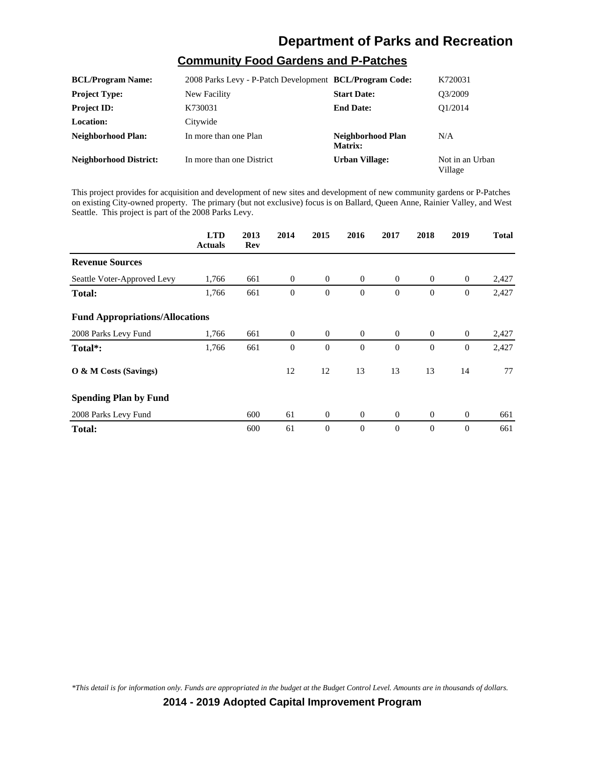# Department of Parks and Recreation

## Community Food Gardens and P-Patches

| | | | |
|---|---|---|---|
| **BCL/Program Name:** | 2008 Parks Levy - P-Patch Development | **BCL/Program Code:** | K720031 |
| **Project Type:** | New Facility | **Start Date:** | Q3/2009 |
| **Project ID:** | K730031 | **End Date:** | Q1/2014 |
| **Location:** | Citywide | | |
| **Neighborhood Plan:** | In more than one Plan | **Neighborhood Plan Matrix:** | N/A |
| **Neighborhood District:** | In more than one District | **Urban Village:** | Not in an Urban Village |

This project provides for acquisition and development of new sites and development of new community gardens or P-Patches on existing City-owned property. The primary (but not exclusive) focus is on Ballard, Queen Anne, Rainier Valley, and West Seattle. This project is part of the 2008 Parks Levy.

| | LTD Actuals | 2013 Rev | 2014 | 2015 | 2016 | 2017 | 2018 | 2019 | Total |
|---|---|---|---|---|---|---|---|---|---|
| **Revenue Sources** | | | | | | | | | |
| Seattle Voter-Approved Levy | 1,766 | 661 | 0 | 0 | 0 | 0 | 0 | 0 | 2,427 |
| **Total:** | 1,766 | 661 | 0 | 0 | 0 | 0 | 0 | 0 | 2,427 |
| **Fund Appropriations/Allocations** | | | | | | | | | |
| 2008 Parks Levy Fund | 1,766 | 661 | 0 | 0 | 0 | 0 | 0 | 0 | 2,427 |
| **Total*:** | 1,766 | 661 | 0 | 0 | 0 | 0 | 0 | 0 | 2,427 |
| **O & M Costs (Savings)** | | | 12 | 12 | 13 | 13 | 13 | 14 | 77 |
| **Spending Plan by Fund** | | | | | | | | | |
| 2008 Parks Levy Fund | | 600 | 61 | 0 | 0 | 0 | 0 | 0 | 661 |
| **Total:** | | 600 | 61 | 0 | 0 | 0 | 0 | 0 | 661 |

*\*This detail is for information only. Funds are appropriated in the budget at the Budget Control Level. Amounts are in thousands of dollars.*

**2014 - 2019 Adopted Capital Improvement Program**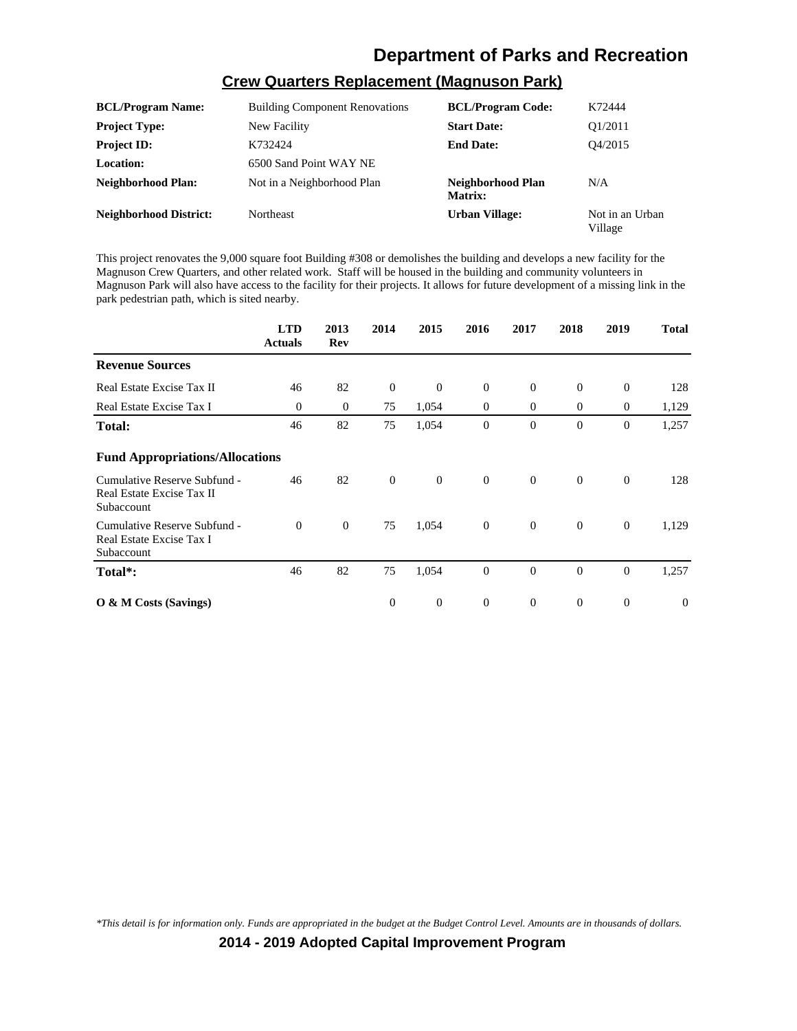# Department of Parks and Recreation

## Crew Quarters Replacement (Magnuson Park)

| | | | |
|---|---|---|---|
| **BCL/Program Name:** | Building Component Renovations | **BCL/Program Code:** | K72444 |
| **Project Type:** | New Facility | **Start Date:** | Q1/2011 |
| **Project ID:** | K732424 | **End Date:** | Q4/2015 |
| **Location:** | 6500 Sand Point WAY NE | | |
| **Neighborhood Plan:** | Not in a Neighborhood Plan | **Neighborhood Plan Matrix:** | N/A |
| **Neighborhood District:** | Northeast | **Urban Village:** | Not in an Urban Village |

This project renovates the 9,000 square foot Building #308 or demolishes the building and develops a new facility for the Magnuson Crew Quarters, and other related work. Staff will be housed in the building and community volunteers in Magnuson Park will also have access to the facility for their projects. It allows for future development of a missing link in the park pedestrian path, which is sited nearby.

| | LTD Actuals | 2013 Rev | 2014 | 2015 | 2016 | 2017 | 2018 | 2019 | Total |
|---|---|---|---|---|---|---|---|---|---|
| **Revenue Sources** | | | | | | | | | |
| Real Estate Excise Tax II | 46 | 82 | 0 | 0 | 0 | 0 | 0 | 0 | 128 |
| Real Estate Excise Tax I | 0 | 0 | 75 | 1,054 | 0 | 0 | 0 | 0 | 1,129 |
| **Total:** | 46 | 82 | 75 | 1,054 | 0 | 0 | 0 | 0 | 1,257 |
| **Fund Appropriations/Allocations** | | | | | | | | | |
| Cumulative Reserve Subfund - Real Estate Excise Tax II Subaccount | 46 | 82 | 0 | 0 | 0 | 0 | 0 | 0 | 128 |
| Cumulative Reserve Subfund - Real Estate Excise Tax I Subaccount | 0 | 0 | 75 | 1,054 | 0 | 0 | 0 | 0 | 1,129 |
| **Total*:** | 46 | 82 | 75 | 1,054 | 0 | 0 | 0 | 0 | 1,257 |
| **O & M Costs (Savings)** | | | 0 | 0 | 0 | 0 | 0 | 0 | 0 |

*\*This detail is for information only. Funds are appropriated in the budget at the Budget Control Level. Amounts are in thousands of dollars.*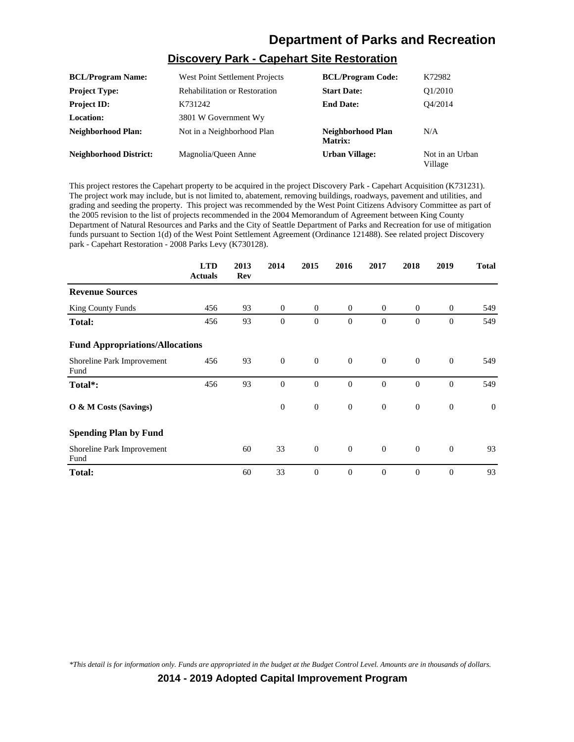# Department of Parks and Recreation

## Discovery Park - Capehart Site Restoration

| | | | |
|---|---|---|---|
| **BCL/Program Name:** | West Point Settlement Projects | **BCL/Program Code:** | K72982 |
| **Project Type:** | Rehabilitation or Restoration | **Start Date:** | Q1/2010 |
| **Project ID:** | K731242 | **End Date:** | Q4/2014 |
| **Location:** | 3801 W Government Wy | | |
| **Neighborhood Plan:** | Not in a Neighborhood Plan | **Neighborhood Plan Matrix:** | N/A |
| **Neighborhood District:** | Magnolia/Queen Anne | **Urban Village:** | Not in an Urban Village |

This project restores the Capehart property to be acquired in the project Discovery Park - Capehart Acquisition (K731231). The project work may include, but is not limited to, abatement, removing buildings, roadways, pavement and utilities, and grading and seeding the property. This project was recommended by the West Point Citizens Advisory Committee as part of the 2005 revision to the list of projects recommended in the 2004 Memorandum of Agreement between King County Department of Natural Resources and Parks and the City of Seattle Department of Parks and Recreation for use of mitigation funds pursuant to Section 1(d) of the West Point Settlement Agreement (Ordinance 121488). See related project Discovery park - Capehart Restoration - 2008 Parks Levy (K730128).

| | LTD Actuals | 2013 Rev | 2014 | 2015 | 2016 | 2017 | 2018 | 2019 | Total |
|---|---|---|---|---|---|---|---|---|---|
| **Revenue Sources** | | | | | | | | | |
| King County Funds | 456 | 93 | 0 | 0 | 0 | 0 | 0 | 0 | 549 |
| **Total:** | 456 | 93 | 0 | 0 | 0 | 0 | 0 | 0 | 549 |
| **Fund Appropriations/Allocations** | | | | | | | | | |
| Shoreline Park Improvement Fund | 456 | 93 | 0 | 0 | 0 | 0 | 0 | 0 | 549 |
| **Total*:** | 456 | 93 | 0 | 0 | 0 | 0 | 0 | 0 | 549 |
| **O & M Costs (Savings)** | | | 0 | 0 | 0 | 0 | 0 | 0 | 0 |
| **Spending Plan by Fund** | | | | | | | | | |
| Shoreline Park Improvement Fund | | 60 | 33 | 0 | 0 | 0 | 0 | 0 | 93 |
| **Total:** | | 60 | 33 | 0 | 0 | 0 | 0 | 0 | 93 |

*\*This detail is for information only. Funds are appropriated in the budget at the Budget Control Level. Amounts are in thousands of dollars.*

**2014 - 2019 Adopted Capital Improvement Program**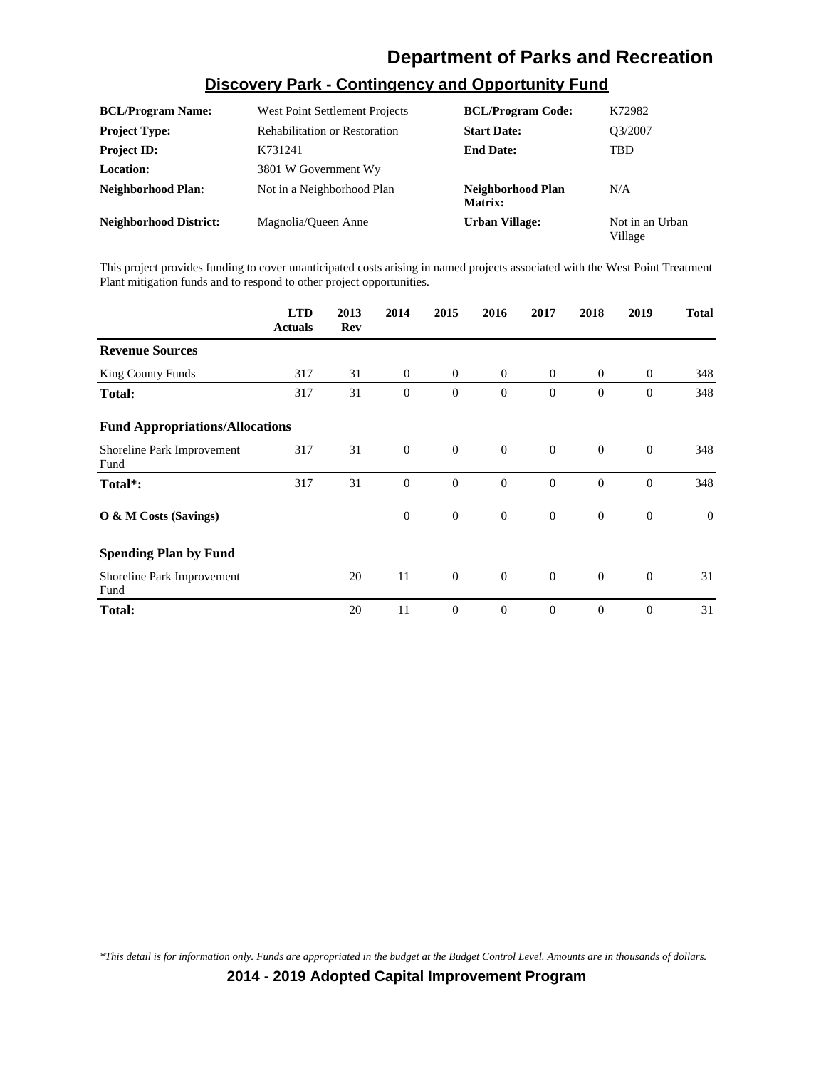# Department of Parks and Recreation

## Discovery Park - Contingency and Opportunity Fund

| | | | |
|---|---|---|---|
| **BCL/Program Name:** | West Point Settlement Projects | **BCL/Program Code:** | K72982 |
| **Project Type:** | Rehabilitation or Restoration | **Start Date:** | Q3/2007 |
| **Project ID:** | K731241 | **End Date:** | TBD |
| **Location:** | 3801 W Government Wy | | |
| **Neighborhood Plan:** | Not in a Neighborhood Plan | **Neighborhood Plan Matrix:** | N/A |
| **Neighborhood District:** | Magnolia/Queen Anne | **Urban Village:** | Not in an Urban Village |

This project provides funding to cover unanticipated costs arising in named projects associated with the West Point Treatment Plant mitigation funds and to respond to other project opportunities.

| | LTD Actuals | 2013 Rev | 2014 | 2015 | 2016 | 2017 | 2018 | 2019 | Total |
|---|---|---|---|---|---|---|---|---|---|
| **Revenue Sources** | | | | | | | | | |
| King County Funds | 317 | 31 | 0 | 0 | 0 | 0 | 0 | 0 | 348 |
| **Total:** | 317 | 31 | 0 | 0 | 0 | 0 | 0 | 0 | 348 |
| **Fund Appropriations/Allocations** | | | | | | | | | |
| Shoreline Park Improvement Fund | 317 | 31 | 0 | 0 | 0 | 0 | 0 | 0 | 348 |
| **Total*:** | 317 | 31 | 0 | 0 | 0 | 0 | 0 | 0 | 348 |
| **O & M Costs (Savings)** | | | 0 | 0 | 0 | 0 | 0 | 0 | 0 |
| **Spending Plan by Fund** | | | | | | | | | |
| Shoreline Park Improvement Fund | | 20 | 11 | 0 | 0 | 0 | 0 | 0 | 31 |
| **Total:** | | 20 | 11 | 0 | 0 | 0 | 0 | 0 | 31 |

*\*This detail is for information only. Funds are appropriated in the budget at the Budget Control Level. Amounts are in thousands of dollars.*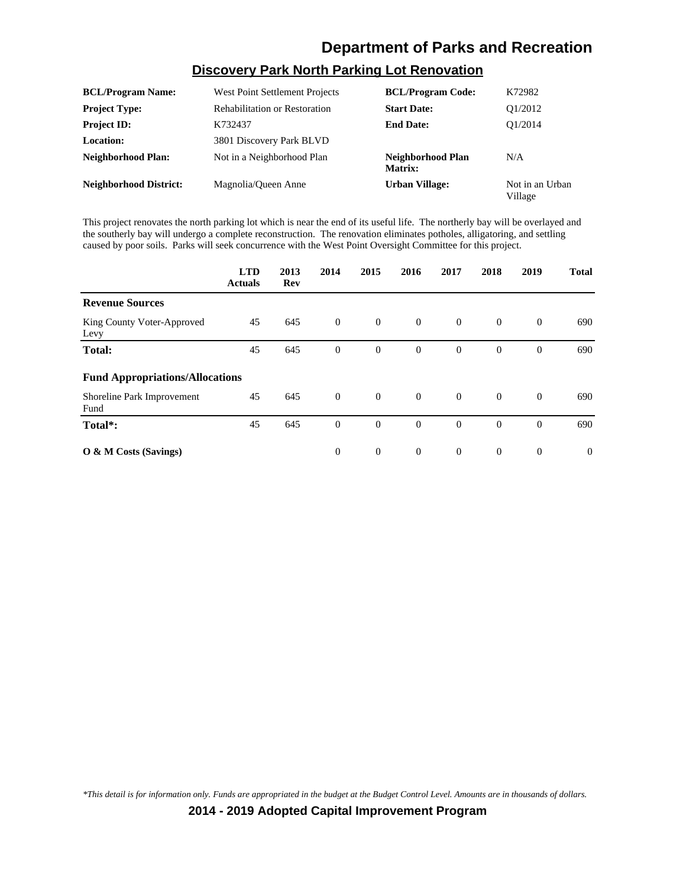# Department of Parks and Recreation

## Discovery Park North Parking Lot Renovation

| | | | |
|---|---|---|---|
| **BCL/Program Name:** | West Point Settlement Projects | **BCL/Program Code:** | K72982 |
| **Project Type:** | Rehabilitation or Restoration | **Start Date:** | Q1/2012 |
| **Project ID:** | K732437 | **End Date:** | Q1/2014 |
| **Location:** | 3801 Discovery Park BLVD | | |
| **Neighborhood Plan:** | Not in a Neighborhood Plan | **Neighborhood Plan Matrix:** | N/A |
| **Neighborhood District:** | Magnolia/Queen Anne | **Urban Village:** | Not in an Urban Village |

This project renovates the north parking lot which is near the end of its useful life. The northerly bay will be overlayed and the southerly bay will undergo a complete reconstruction. The renovation eliminates potholes, alligatoring, and settling caused by poor soils. Parks will seek concurrence with the West Point Oversight Committee for this project.

| | LTD Actuals | 2013 Rev | 2014 | 2015 | 2016 | 2017 | 2018 | 2019 | Total |
|---|---|---|---|---|---|---|---|---|---|
| **Revenue Sources** | | | | | | | | | |
| King County Voter-Approved Levy | 45 | 645 | 0 | 0 | 0 | 0 | 0 | 0 | 690 |
| **Total:** | 45 | 645 | 0 | 0 | 0 | 0 | 0 | 0 | 690 |
| **Fund Appropriations/Allocations** | | | | | | | | | |
| Shoreline Park Improvement Fund | 45 | 645 | 0 | 0 | 0 | 0 | 0 | 0 | 690 |
| **Total*:** | 45 | 645 | 0 | 0 | 0 | 0 | 0 | 0 | 690 |
| **O & M Costs (Savings)** | | | 0 | 0 | 0 | 0 | 0 | 0 | 0 |

*\*This detail is for information only. Funds are appropriated in the budget at the Budget Control Level. Amounts are in thousands of dollars.*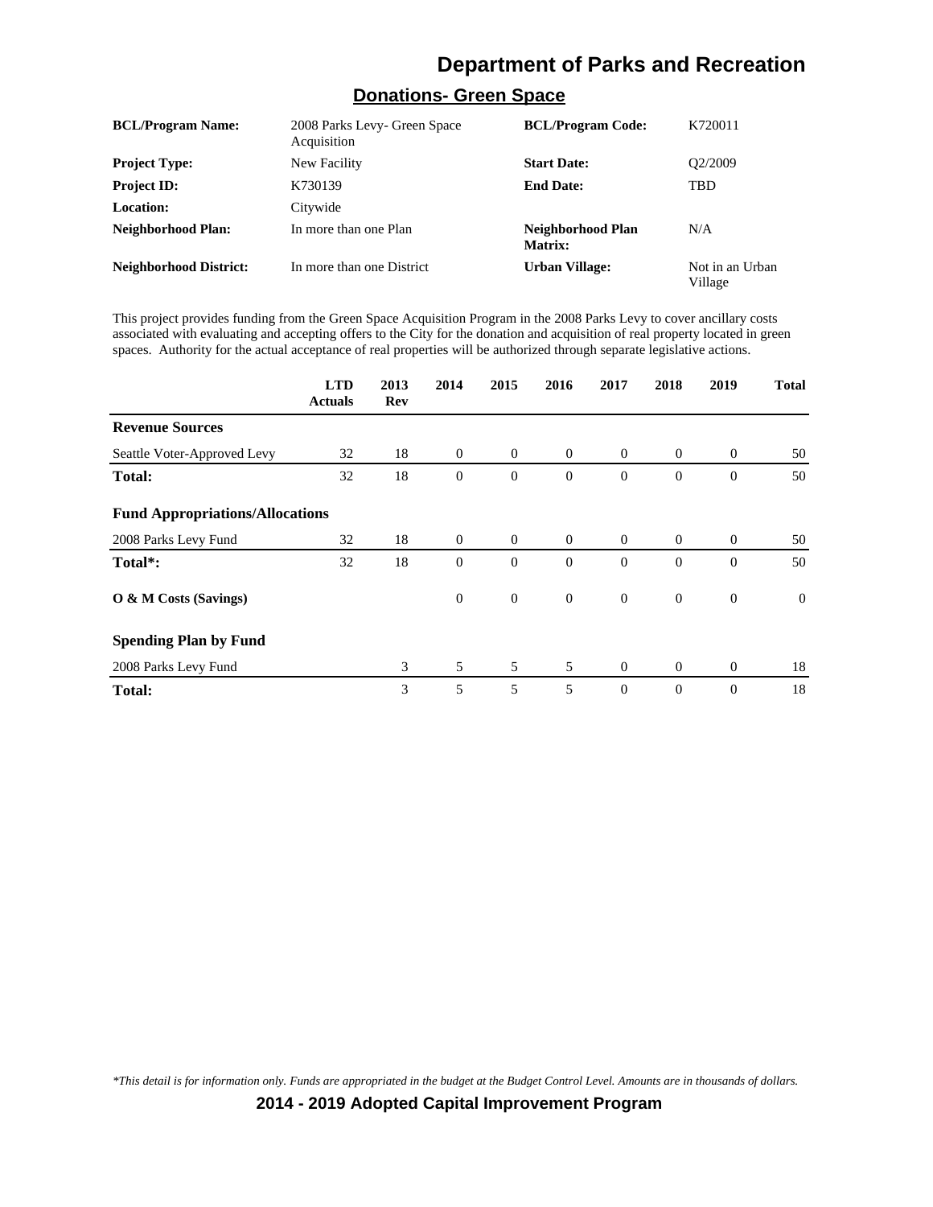# Department of Parks and Recreation

## Donations- Green Space

| | | | |
|---|---|---|---|
| **BCL/Program Name:** | 2008 Parks Levy- Green Space Acquisition | **BCL/Program Code:** | K720011 |
| **Project Type:** | New Facility | **Start Date:** | Q2/2009 |
| **Project ID:** | K730139 | **End Date:** | TBD |
| **Location:** | Citywide | | |
| **Neighborhood Plan:** | In more than one Plan | **Neighborhood Plan Matrix:** | N/A |
| **Neighborhood District:** | In more than one District | **Urban Village:** | Not in an Urban Village |

This project provides funding from the Green Space Acquisition Program in the 2008 Parks Levy to cover ancillary costs associated with evaluating and accepting offers to the City for the donation and acquisition of real property located in green spaces. Authority for the actual acceptance of real properties will be authorized through separate legislative actions.

| | LTD Actuals | 2013 Rev | 2014 | 2015 | 2016 | 2017 | 2018 | 2019 | Total |
|---|---|---|---|---|---|---|---|---|---|
| **Revenue Sources** | | | | | | | | | |
| Seattle Voter-Approved Levy | 32 | 18 | 0 | 0 | 0 | 0 | 0 | 0 | 50 |
| **Total:** | 32 | 18 | 0 | 0 | 0 | 0 | 0 | 0 | 50 |
| **Fund Appropriations/Allocations** | | | | | | | | | |
| 2008 Parks Levy Fund | 32 | 18 | 0 | 0 | 0 | 0 | 0 | 0 | 50 |
| **Total*:** | 32 | 18 | 0 | 0 | 0 | 0 | 0 | 0 | 50 |
| **O & M Costs (Savings)** | | | 0 | 0 | 0 | 0 | 0 | 0 | 0 |
| **Spending Plan by Fund** | | | | | | | | | |
| 2008 Parks Levy Fund | | 3 | 5 | 5 | 5 | 0 | 0 | 0 | 18 |
| **Total:** | | 3 | 5 | 5 | 5 | 0 | 0 | 0 | 18 |

*\*This detail is for information only. Funds are appropriated in the budget at the Budget Control Level. Amounts are in thousands of dollars.*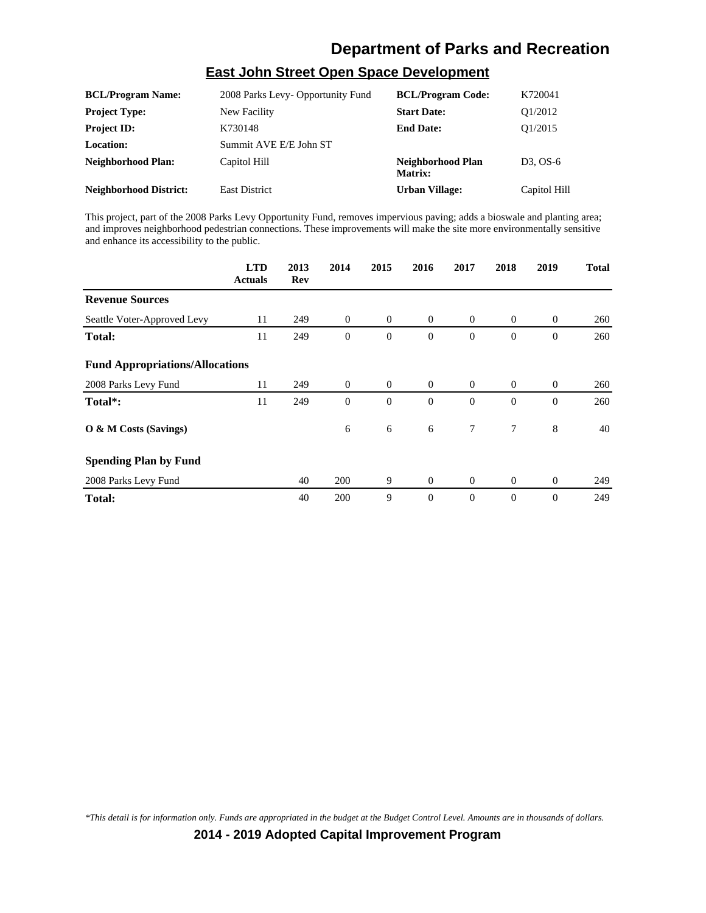## East John Street Open Space Development

| | | | |
|---|---|---|---|
| **BCL/Program Name:** | 2008 Parks Levy- Opportunity Fund | **BCL/Program Code:** | K720041 |
| **Project Type:** | New Facility | **Start Date:** | Q1/2012 |
| **Project ID:** | K730148 | **End Date:** | Q1/2015 |
| **Location:** | Summit AVE E/E John ST | | |
| **Neighborhood Plan:** | Capitol Hill | **Neighborhood Plan Matrix:** | D3, OS-6 |
| **Neighborhood District:** | East District | **Urban Village:** | Capitol Hill |

This project, part of the 2008 Parks Levy Opportunity Fund, removes impervious paving; adds a bioswale and planting area; and improves neighborhood pedestrian connections. These improvements will make the site more environmentally sensitive and enhance its accessibility to the public.

| | LTD Actuals | 2013 Rev | 2014 | 2015 | 2016 | 2017 | 2018 | 2019 | Total |
|---|---|---|---|---|---|---|---|---|---|
| **Revenue Sources** | | | | | | | | | |
| Seattle Voter-Approved Levy | 11 | 249 | 0 | 0 | 0 | 0 | 0 | 0 | 260 |
| **Total:** | 11 | 249 | 0 | 0 | 0 | 0 | 0 | 0 | 260 |
| **Fund Appropriations/Allocations** | | | | | | | | | |
| 2008 Parks Levy Fund | 11 | 249 | 0 | 0 | 0 | 0 | 0 | 0 | 260 |
| **Total*:** | 11 | 249 | 0 | 0 | 0 | 0 | 0 | 0 | 260 |
| **O & M Costs (Savings)** | | | 6 | 6 | 6 | 7 | 7 | 8 | 40 |
| **Spending Plan by Fund** | | | | | | | | | |
| 2008 Parks Levy Fund | | 40 | 200 | 9 | 0 | 0 | 0 | 0 | 249 |
| **Total:** | | 40 | 200 | 9 | 0 | 0 | 0 | 0 | 249 |

*\*This detail is for information only. Funds are appropriated in the budget at the Budget Control Level. Amounts are in thousands of dollars.*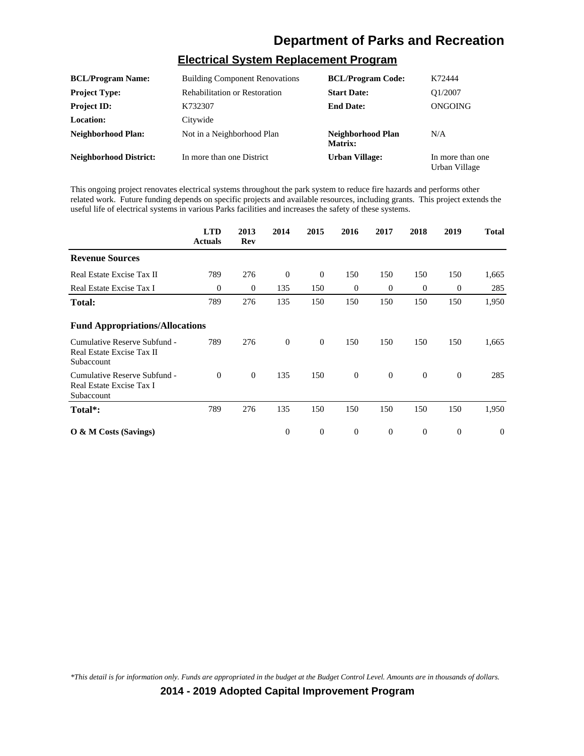## Electrical System Replacement Program

| | | | |
|---|---|---|---|
| **BCL/Program Name:** | Building Component Renovations | **BCL/Program Code:** | K72444 |
| **Project Type:** | Rehabilitation or Restoration | **Start Date:** | Q1/2007 |
| **Project ID:** | K732307 | **End Date:** | ONGOING |
| **Location:** | Citywide | | |
| **Neighborhood Plan:** | Not in a Neighborhood Plan | **Neighborhood Plan Matrix:** | N/A |
| **Neighborhood District:** | In more than one District | **Urban Village:** | In more than one Urban Village |

This ongoing project renovates electrical systems throughout the park system to reduce fire hazards and performs other related work. Future funding depends on specific projects and available resources, including grants. This project extends the useful life of electrical systems in various Parks facilities and increases the safety of these systems.

| | LTD Actuals | 2013 Rev | 2014 | 2015 | 2016 | 2017 | 2018 | 2019 | Total |
|---|---|---|---|---|---|---|---|---|---|
| **Revenue Sources** | | | | | | | | | |
| Real Estate Excise Tax II | 789 | 276 | 0 | 0 | 150 | 150 | 150 | 150 | 1,665 |
| Real Estate Excise Tax I | 0 | 0 | 135 | 150 | 0 | 0 | 0 | 0 | 285 |
| **Total:** | 789 | 276 | 135 | 150 | 150 | 150 | 150 | 150 | 1,950 |
| **Fund Appropriations/Allocations** | | | | | | | | | |
| Cumulative Reserve Subfund - Real Estate Excise Tax II Subaccount | 789 | 276 | 0 | 0 | 150 | 150 | 150 | 150 | 1,665 |
| Cumulative Reserve Subfund - Real Estate Excise Tax I Subaccount | 0 | 0 | 135 | 150 | 0 | 0 | 0 | 0 | 285 |
| **Total*:** | 789 | 276 | 135 | 150 | 150 | 150 | 150 | 150 | 1,950 |
| **O & M Costs (Savings)** | | | 0 | 0 | 0 | 0 | 0 | 0 | 0 |

*\*This detail is for information only. Funds are appropriated in the budget at the Budget Control Level. Amounts are in thousands of dollars.*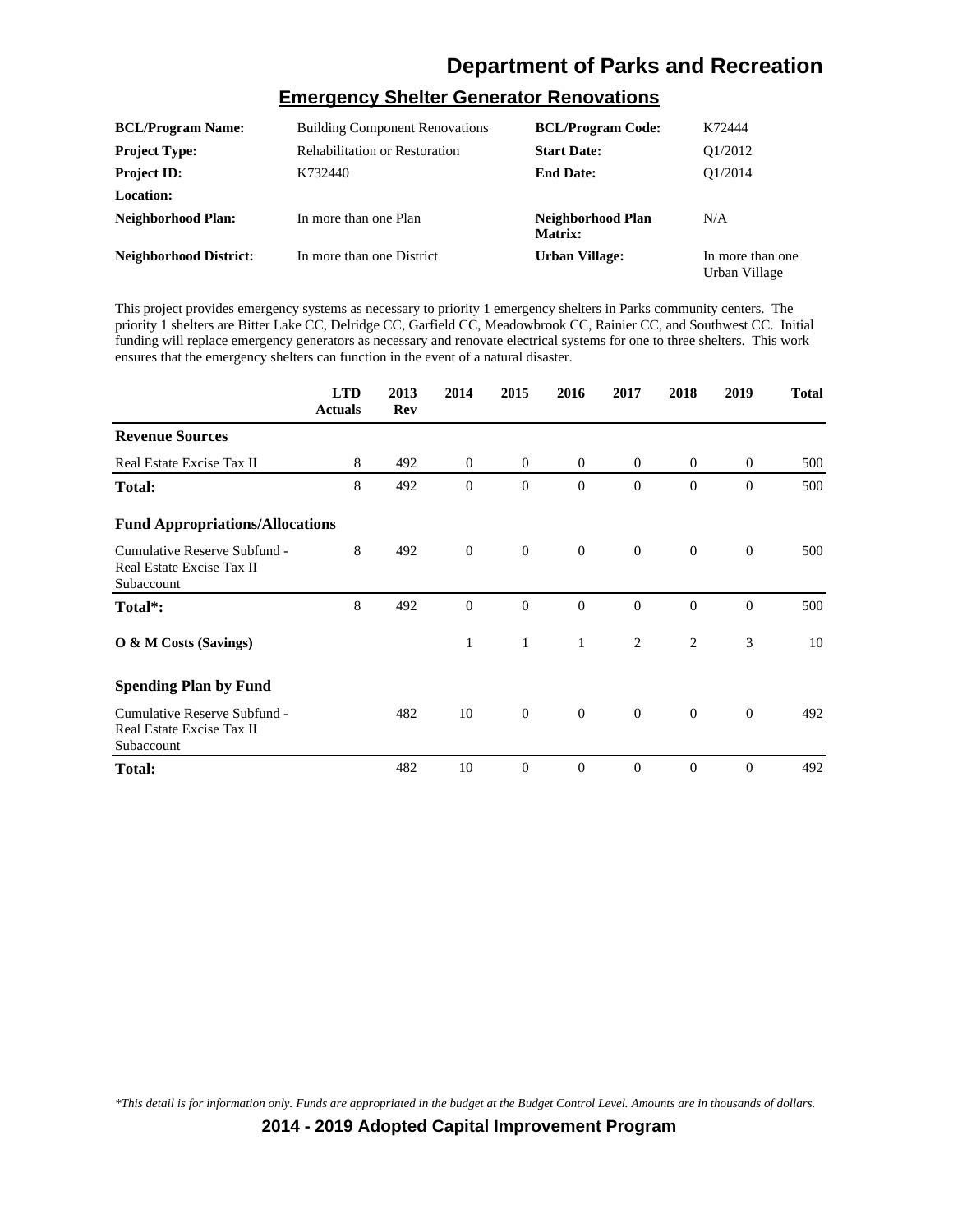# Department of Parks and Recreation

## Emergency Shelter Generator Renovations

| | | | |
|---|---|---|---|
| **BCL/Program Name:** | Building Component Renovations | **BCL/Program Code:** | K72444 |
| **Project Type:** | Rehabilitation or Restoration | **Start Date:** | Q1/2012 |
| **Project ID:** | K732440 | **End Date:** | Q1/2014 |
| **Location:** | | | |
| **Neighborhood Plan:** | In more than one Plan | **Neighborhood Plan Matrix:** | N/A |
| **Neighborhood District:** | In more than one District | **Urban Village:** | In more than one Urban Village |

This project provides emergency systems as necessary to priority 1 emergency shelters in Parks community centers. The priority 1 shelters are Bitter Lake CC, Delridge CC, Garfield CC, Meadowbrook CC, Rainier CC, and Southwest CC. Initial funding will replace emergency generators as necessary and renovate electrical systems for one to three shelters. This work ensures that the emergency shelters can function in the event of a natural disaster.

| | LTD Actuals | 2013 Rev | 2014 | 2015 | 2016 | 2017 | 2018 | 2019 | Total |
|---|---|---|---|---|---|---|---|---|---|
| **Revenue Sources** | | | | | | | | | |
| Real Estate Excise Tax II | 8 | 492 | 0 | 0 | 0 | 0 | 0 | 0 | 500 |
| **Total:** | 8 | 492 | 0 | 0 | 0 | 0 | 0 | 0 | 500 |
| **Fund Appropriations/Allocations** | | | | | | | | | |
| Cumulative Reserve Subfund - Real Estate Excise Tax II Subaccount | 8 | 492 | 0 | 0 | 0 | 0 | 0 | 0 | 500 |
| **Total*:** | 8 | 492 | 0 | 0 | 0 | 0 | 0 | 0 | 500 |
| **O & M Costs (Savings)** | | | 1 | 1 | 1 | 2 | 2 | 3 | 10 |
| **Spending Plan by Fund** | | | | | | | | | |
| Cumulative Reserve Subfund - Real Estate Excise Tax II Subaccount | | 482 | 10 | 0 | 0 | 0 | 0 | 0 | 492 |
| **Total:** | | 482 | 10 | 0 | 0 | 0 | 0 | 0 | 492 |

*This detail is for information only. Funds are appropriated in the budget at the Budget Control Level. Amounts are in thousands of dollars.*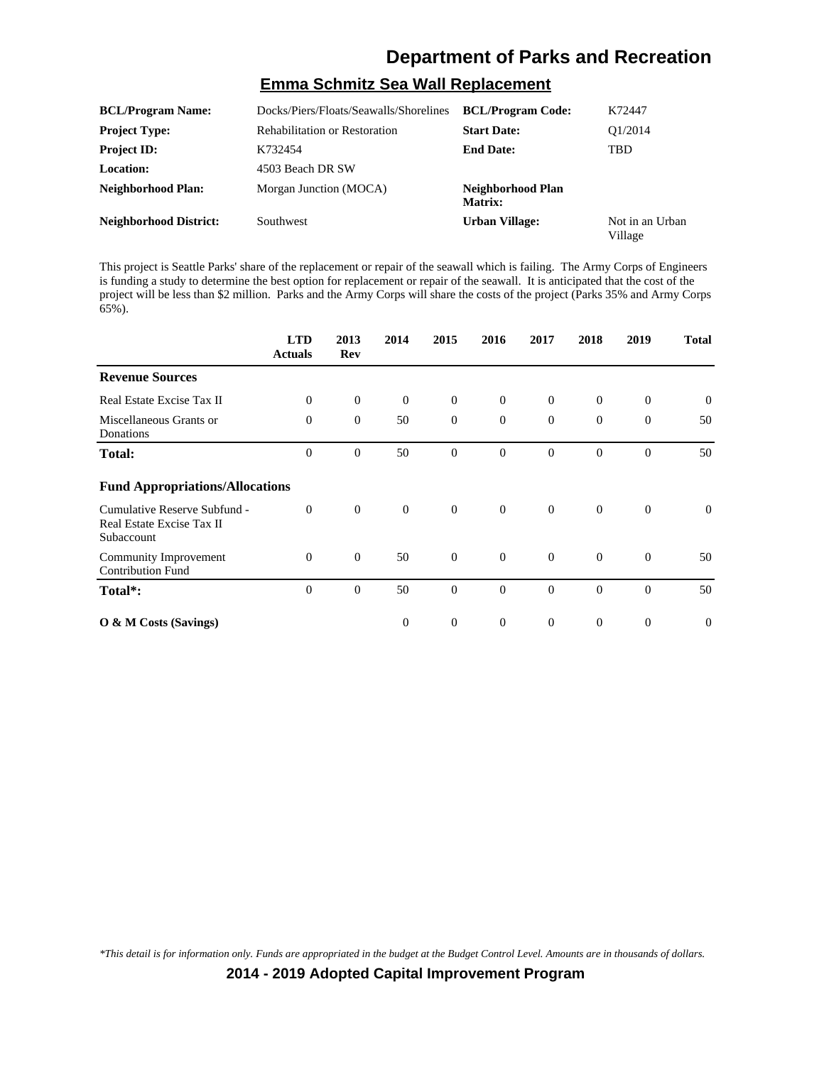# Department of Parks and Recreation

## Emma Schmitz Sea Wall Replacement

| | | | |
|---|---|---|---|
| **BCL/Program Name:** | Docks/Piers/Floats/Seawalls/Shorelines | **BCL/Program Code:** | K72447 |
| **Project Type:** | Rehabilitation or Restoration | **Start Date:** | Q1/2014 |
| **Project ID:** | K732454 | **End Date:** | TBD |
| **Location:** | 4503 Beach DR SW | | |
| **Neighborhood Plan:** | Morgan Junction (MOCA) | **Neighborhood Plan Matrix:** | |
| **Neighborhood District:** | Southwest | **Urban Village:** | Not in an Urban Village |

This project is Seattle Parks' share of the replacement or repair of the seawall which is failing. The Army Corps of Engineers is funding a study to determine the best option for replacement or repair of the seawall. It is anticipated that the cost of the project will be less than $2 million. Parks and the Army Corps will share the costs of the project (Parks 35% and Army Corps 65%).

| | LTD Actuals | 2013 Rev | 2014 | 2015 | 2016 | 2017 | 2018 | 2019 | Total |
|---|---|---|---|---|---|---|---|---|---|
| **Revenue Sources** | | | | | | | | | |
| Real Estate Excise Tax II | 0 | 0 | 0 | 0 | 0 | 0 | 0 | 0 | 0 |
| Miscellaneous Grants or Donations | 0 | 0 | 50 | 0 | 0 | 0 | 0 | 0 | 50 |
| **Total:** | 0 | 0 | 50 | 0 | 0 | 0 | 0 | 0 | 50 |
| **Fund Appropriations/Allocations** | | | | | | | | | |
| Cumulative Reserve Subfund - Real Estate Excise Tax II Subaccount | 0 | 0 | 0 | 0 | 0 | 0 | 0 | 0 | 0 |
| Community Improvement Contribution Fund | 0 | 0 | 50 | 0 | 0 | 0 | 0 | 0 | 50 |
| **Total*:** | 0 | 0 | 50 | 0 | 0 | 0 | 0 | 0 | 50 |
| **O & M Costs (Savings)** | | | 0 | 0 | 0 | 0 | 0 | 0 | 0 |

*\*This detail is for information only. Funds are appropriated in the budget at the Budget Control Level. Amounts are in thousands of dollars.*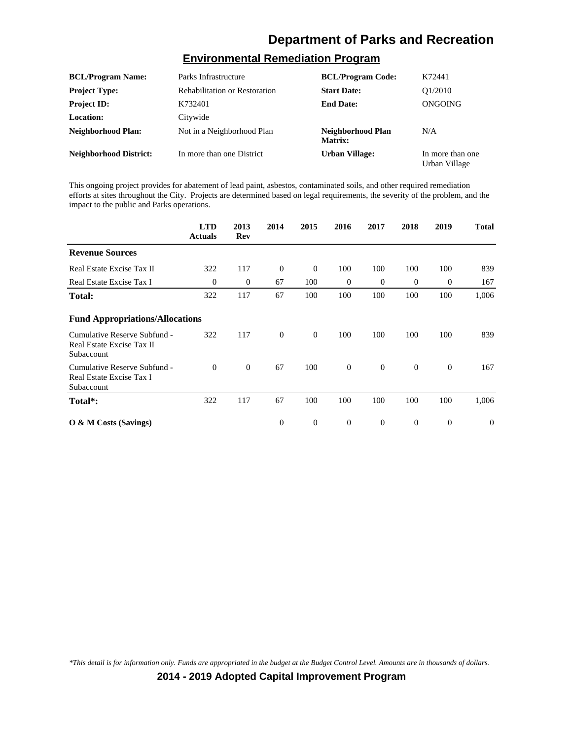# Department of Parks and Recreation

## Environmental Remediation Program

| | | | |
|---|---|---|---|
| **BCL/Program Name:** | Parks Infrastructure | **BCL/Program Code:** | K72441 |
| **Project Type:** | Rehabilitation or Restoration | **Start Date:** | Q1/2010 |
| **Project ID:** | K732401 | **End Date:** | ONGOING |
| **Location:** | Citywide | | |
| **Neighborhood Plan:** | Not in a Neighborhood Plan | **Neighborhood Plan Matrix:** | N/A |
| **Neighborhood District:** | In more than one District | **Urban Village:** | In more than one Urban Village |

This ongoing project provides for abatement of lead paint, asbestos, contaminated soils, and other required remediation efforts at sites throughout the City. Projects are determined based on legal requirements, the severity of the problem, and the impact to the public and Parks operations.

| | LTD Actuals | 2013 Rev | 2014 | 2015 | 2016 | 2017 | 2018 | 2019 | Total |
|---|---|---|---|---|---|---|---|---|---|
| **Revenue Sources** | | | | | | | | | |
| Real Estate Excise Tax II | 322 | 117 | 0 | 0 | 100 | 100 | 100 | 100 | 839 |
| Real Estate Excise Tax I | 0 | 0 | 67 | 100 | 0 | 0 | 0 | 0 | 167 |
| **Total:** | 322 | 117 | 67 | 100 | 100 | 100 | 100 | 100 | 1,006 |
| **Fund Appropriations/Allocations** | | | | | | | | | |
| Cumulative Reserve Subfund - Real Estate Excise Tax II Subaccount | 322 | 117 | 0 | 0 | 100 | 100 | 100 | 100 | 839 |
| Cumulative Reserve Subfund - Real Estate Excise Tax I Subaccount | 0 | 0 | 67 | 100 | 0 | 0 | 0 | 0 | 167 |
| **Total*:** | 322 | 117 | 67 | 100 | 100 | 100 | 100 | 100 | 1,006 |
| **O & M Costs (Savings)** | | | 0 | 0 | 0 | 0 | 0 | 0 | 0 |

*\*This detail is for information only. Funds are appropriated in the budget at the Budget Control Level. Amounts are in thousands of dollars.*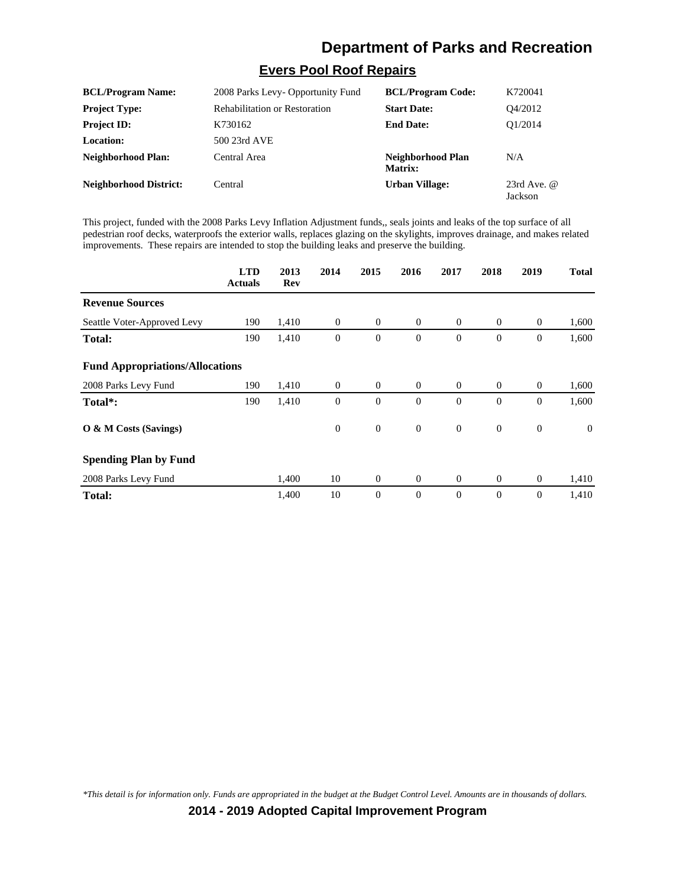# Department of Parks and Recreation

## Evers Pool Roof Repairs

| | | | |
|---|---|---|---|
| **BCL/Program Name:** | 2008 Parks Levy- Opportunity Fund | **BCL/Program Code:** | K720041 |
| **Project Type:** | Rehabilitation or Restoration | **Start Date:** | Q4/2012 |
| **Project ID:** | K730162 | **End Date:** | Q1/2014 |
| **Location:** | 500 23rd AVE | | |
| **Neighborhood Plan:** | Central Area | **Neighborhood Plan Matrix:** | N/A |
| **Neighborhood District:** | Central | **Urban Village:** | 23rd Ave. @ Jackson |

This project, funded with the 2008 Parks Levy Inflation Adjustment funds,, seals joints and leaks of the top surface of all pedestrian roof decks, waterproofs the exterior walls, replaces glazing on the skylights, improves drainage, and makes related improvements. These repairs are intended to stop the building leaks and preserve the building.

| | LTD Actuals | 2013 Rev | 2014 | 2015 | 2016 | 2017 | 2018 | 2019 | Total |
|---|---|---|---|---|---|---|---|---|---|
| **Revenue Sources** | | | | | | | | | |
| Seattle Voter-Approved Levy | 190 | 1,410 | 0 | 0 | 0 | 0 | 0 | 0 | 1,600 |
| **Total:** | 190 | 1,410 | 0 | 0 | 0 | 0 | 0 | 0 | 1,600 |
| **Fund Appropriations/Allocations** | | | | | | | | | |
| 2008 Parks Levy Fund | 190 | 1,410 | 0 | 0 | 0 | 0 | 0 | 0 | 1,600 |
| **Total*:** | 190 | 1,410 | 0 | 0 | 0 | 0 | 0 | 0 | 1,600 |
| **O & M Costs (Savings)** | | | 0 | 0 | 0 | 0 | 0 | 0 | 0 |
| **Spending Plan by Fund** | | | | | | | | | |
| 2008 Parks Levy Fund | | 1,400 | 10 | 0 | 0 | 0 | 0 | 0 | 1,410 |
| **Total:** | | 1,400 | 10 | 0 | 0 | 0 | 0 | 0 | 1,410 |

*\*This detail is for information only. Funds are appropriated in the budget at the Budget Control Level. Amounts are in thousands of dollars.*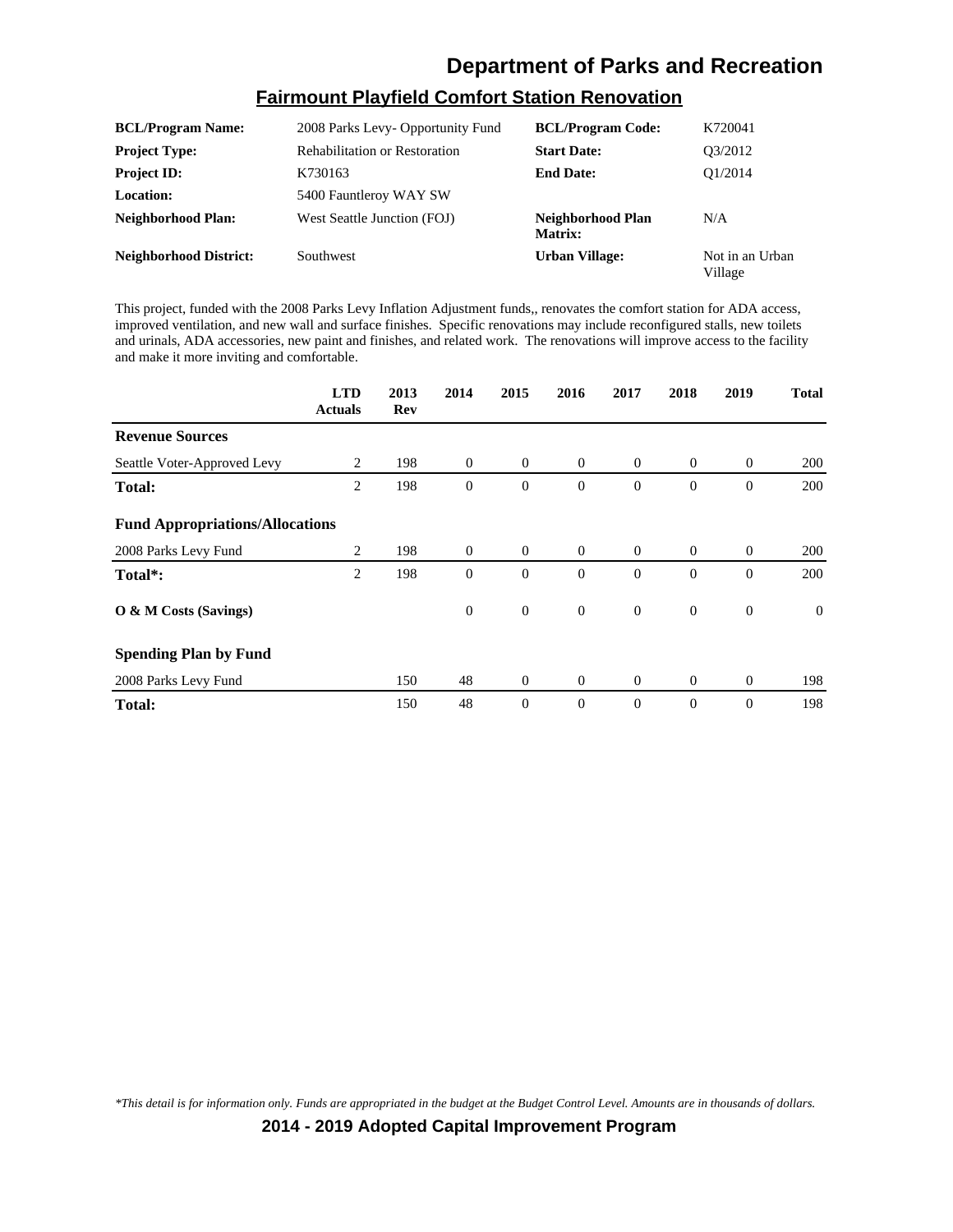# Department of Parks and Recreation

## Fairmount Playfield Comfort Station Renovation

| | | | |
|---|---|---|---|
| **BCL/Program Name:** | 2008 Parks Levy- Opportunity Fund | **BCL/Program Code:** | K720041 |
| **Project Type:** | Rehabilitation or Restoration | **Start Date:** | Q3/2012 |
| **Project ID:** | K730163 | **End Date:** | Q1/2014 |
| **Location:** | 5400 Fauntleroy WAY SW | | |
| **Neighborhood Plan:** | West Seattle Junction (FOJ) | **Neighborhood Plan Matrix:** | N/A |
| **Neighborhood District:** | Southwest | **Urban Village:** | Not in an Urban Village |

This project, funded with the 2008 Parks Levy Inflation Adjustment funds,, renovates the comfort station for ADA access, improved ventilation, and new wall and surface finishes. Specific renovations may include reconfigured stalls, new toilets and urinals, ADA accessories, new paint and finishes, and related work. The renovations will improve access to the facility and make it more inviting and comfortable.

| | LTD Actuals | 2013 Rev | 2014 | 2015 | 2016 | 2017 | 2018 | 2019 | Total |
|---|---|---|---|---|---|---|---|---|---|
| **Revenue Sources** | | | | | | | | | |
| Seattle Voter-Approved Levy | 2 | 198 | 0 | 0 | 0 | 0 | 0 | 0 | 200 |
| **Total:** | 2 | 198 | 0 | 0 | 0 | 0 | 0 | 0 | 200 |
| **Fund Appropriations/Allocations** | | | | | | | | | |
| 2008 Parks Levy Fund | 2 | 198 | 0 | 0 | 0 | 0 | 0 | 0 | 200 |
| **Total*:** | 2 | 198 | 0 | 0 | 0 | 0 | 0 | 0 | 200 |
| **O & M Costs (Savings)** | | | 0 | 0 | 0 | 0 | 0 | 0 | 0 |
| **Spending Plan by Fund** | | | | | | | | | |
| 2008 Parks Levy Fund | | 150 | 48 | 0 | 0 | 0 | 0 | 0 | 198 |
| **Total:** | | 150 | 48 | 0 | 0 | 0 | 0 | 0 | 198 |

*\*This detail is for information only. Funds are appropriated in the budget at the Budget Control Level. Amounts are in thousands of dollars.*

**2014 - 2019 Adopted Capital Improvement Program**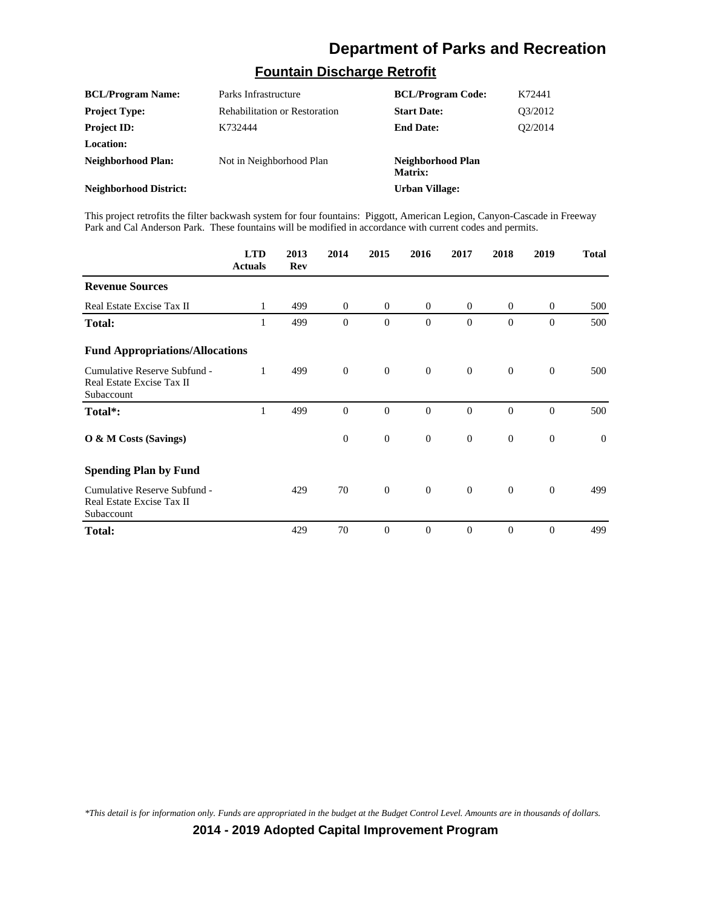## Department of Parks and Recreation

### Fountain Discharge Retrofit

| | | | |
|---|---|---|---|
| **BCL/Program Name:** | Parks Infrastructure | **BCL/Program Code:** | K72441 |
| **Project Type:** | Rehabilitation or Restoration | **Start Date:** | Q3/2012 |
| **Project ID:** | K732444 | **End Date:** | Q2/2014 |
| **Location:** | | | |
| **Neighborhood Plan:** | Not in Neighborhood Plan | **Neighborhood Plan Matrix:** | |
| **Neighborhood District:** | | **Urban Village:** | |

This project retrofits the filter backwash system for four fountains: Piggott, American Legion, Canyon-Cascade in Freeway Park and Cal Anderson Park. These fountains will be modified in accordance with current codes and permits.

| | LTD Actuals | 2013 Rev | 2014 | 2015 | 2016 | 2017 | 2018 | 2019 | Total |
|---|---|---|---|---|---|---|---|---|---|
| **Revenue Sources** | | | | | | | | | |
| Real Estate Excise Tax II | 1 | 499 | 0 | 0 | 0 | 0 | 0 | 0 | 500 |
| **Total:** | 1 | 499 | 0 | 0 | 0 | 0 | 0 | 0 | 500 |
| **Fund Appropriations/Allocations** | | | | | | | | | |
| Cumulative Reserve Subfund - Real Estate Excise Tax II Subaccount | 1 | 499 | 0 | 0 | 0 | 0 | 0 | 0 | 500 |
| **Total*:** | 1 | 499 | 0 | 0 | 0 | 0 | 0 | 0 | 500 |
| **O & M Costs (Savings)** | | | 0 | 0 | 0 | 0 | 0 | 0 | 0 |
| **Spending Plan by Fund** | | | | | | | | | |
| Cumulative Reserve Subfund - Real Estate Excise Tax II Subaccount | | 429 | 70 | 0 | 0 | 0 | 0 | 0 | 499 |
| **Total:** | | 429 | 70 | 0 | 0 | 0 | 0 | 0 | 499 |

*\*This detail is for information only. Funds are appropriated in the budget at the Budget Control Level. Amounts are in thousands of dollars.*

**2014 - 2019 Adopted Capital Improvement Program**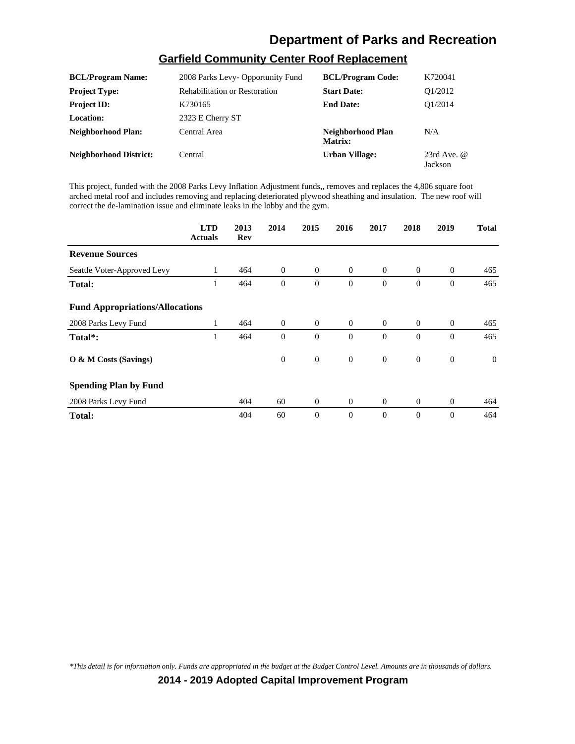# Department of Parks and Recreation

## Garfield Community Center Roof Replacement

| | | | |
|---|---|---|---|
| **BCL/Program Name:** | 2008 Parks Levy- Opportunity Fund | **BCL/Program Code:** | K720041 |
| **Project Type:** | Rehabilitation or Restoration | **Start Date:** | Q1/2012 |
| **Project ID:** | K730165 | **End Date:** | Q1/2014 |
| **Location:** | 2323 E Cherry ST | | |
| **Neighborhood Plan:** | Central Area | **Neighborhood Plan Matrix:** | N/A |
| **Neighborhood District:** | Central | **Urban Village:** | 23rd Ave. @ Jackson |

This project, funded with the 2008 Parks Levy Inflation Adjustment funds,, removes and replaces the 4,806 square foot arched metal roof and includes removing and replacing deteriorated plywood sheathing and insulation. The new roof will correct the de-lamination issue and eliminate leaks in the lobby and the gym.

| | LTD Actuals | 2013 Rev | 2014 | 2015 | 2016 | 2017 | 2018 | 2019 | Total |
|---|---|---|---|---|---|---|---|---|---|
| **Revenue Sources** | | | | | | | | | |
| Seattle Voter-Approved Levy | 1 | 464 | 0 | 0 | 0 | 0 | 0 | 0 | 465 |
| **Total:** | 1 | 464 | 0 | 0 | 0 | 0 | 0 | 0 | 465 |
| **Fund Appropriations/Allocations** | | | | | | | | | |
| 2008 Parks Levy Fund | 1 | 464 | 0 | 0 | 0 | 0 | 0 | 0 | 465 |
| **Total*:** | 1 | 464 | 0 | 0 | 0 | 0 | 0 | 0 | 465 |
| **O & M Costs (Savings)** | | | 0 | 0 | 0 | 0 | 0 | 0 | 0 |
| **Spending Plan by Fund** | | | | | | | | | |
| 2008 Parks Levy Fund | | 404 | 60 | 0 | 0 | 0 | 0 | 0 | 464 |
| **Total:** | | 404 | 60 | 0 | 0 | 0 | 0 | 0 | 464 |

*\*This detail is for information only. Funds are appropriated in the budget at the Budget Control Level. Amounts are in thousands of dollars.*

**2014 - 2019 Adopted Capital Improvement Program**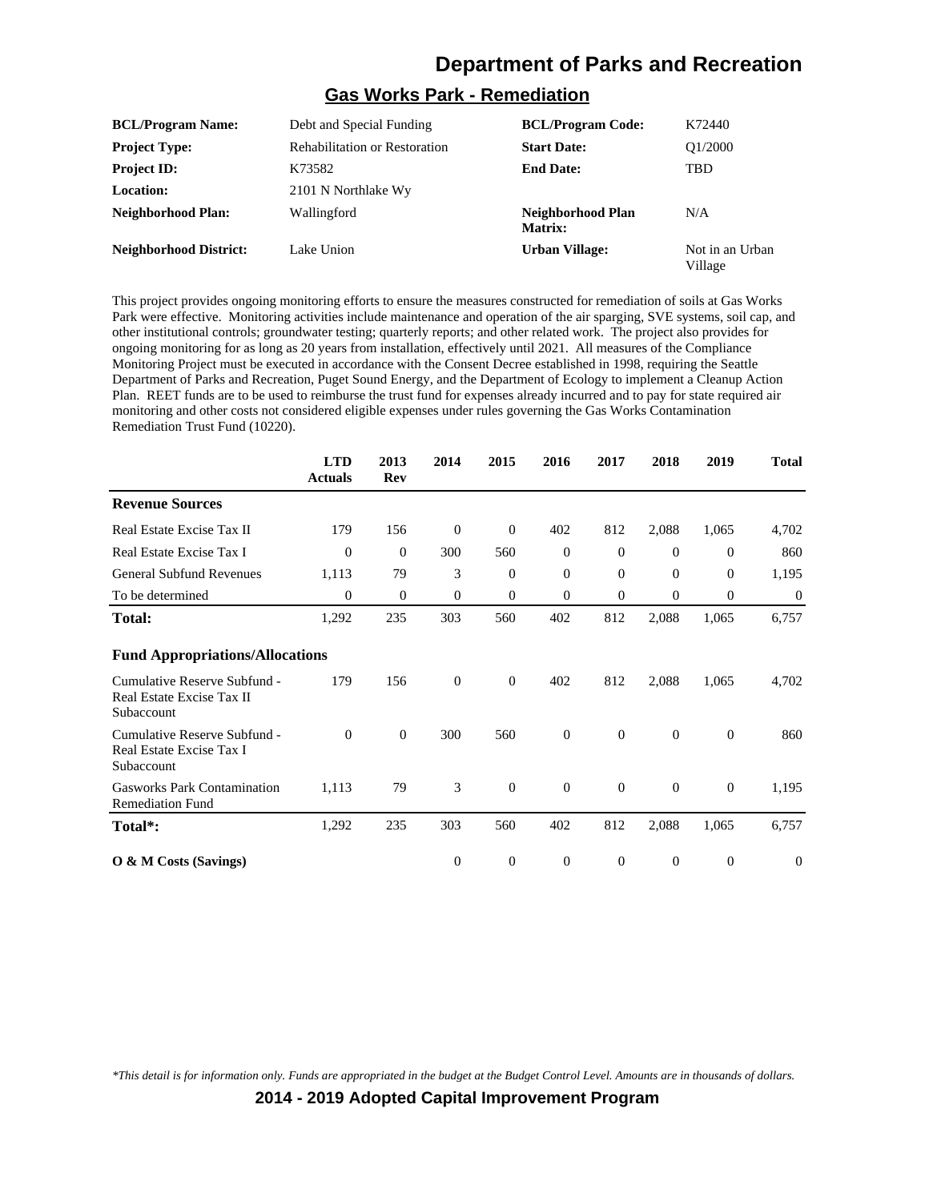# Department of Parks and Recreation

## Gas Works Park - Remediation

| | | | |
|---|---|---|---|
| **BCL/Program Name:** | Debt and Special Funding | **BCL/Program Code:** | K72440 |
| **Project Type:** | Rehabilitation or Restoration | **Start Date:** | Q1/2000 |
| **Project ID:** | K73582 | **End Date:** | TBD |
| **Location:** | 2101 N Northlake Wy | | |
| **Neighborhood Plan:** | Wallingford | **Neighborhood Plan Matrix:** | N/A |
| **Neighborhood District:** | Lake Union | **Urban Village:** | Not in an Urban Village |

This project provides ongoing monitoring efforts to ensure the measures constructed for remediation of soils at Gas Works Park were effective. Monitoring activities include maintenance and operation of the air sparging, SVE systems, soil cap, and other institutional controls; groundwater testing; quarterly reports; and other related work. The project also provides for ongoing monitoring for as long as 20 years from installation, effectively until 2021. All measures of the Compliance Monitoring Project must be executed in accordance with the Consent Decree established in 1998, requiring the Seattle Department of Parks and Recreation, Puget Sound Energy, and the Department of Ecology to implement a Cleanup Action Plan. REET funds are to be used to reimburse the trust fund for expenses already incurred and to pay for state required air monitoring and other costs not considered eligible expenses under rules governing the Gas Works Contamination Remediation Trust Fund (10220).

| | LTD Actuals | 2013 Rev | 2014 | 2015 | 2016 | 2017 | 2018 | 2019 | Total |
|---|---|---|---|---|---|---|---|---|---|
| **Revenue Sources** | | | | | | | | | |
| Real Estate Excise Tax II | 179 | 156 | 0 | 0 | 402 | 812 | 2,088 | 1,065 | 4,702 |
| Real Estate Excise Tax I | 0 | 0 | 300 | 560 | 0 | 0 | 0 | 0 | 860 |
| General Subfund Revenues | 1,113 | 79 | 3 | 0 | 0 | 0 | 0 | 0 | 1,195 |
| To be determined | 0 | 0 | 0 | 0 | 0 | 0 | 0 | 0 | 0 |
| **Total:** | 1,292 | 235 | 303 | 560 | 402 | 812 | 2,088 | 1,065 | 6,757 |
| **Fund Appropriations/Allocations** | | | | | | | | | |
| Cumulative Reserve Subfund - Real Estate Excise Tax II Subaccount | 179 | 156 | 0 | 0 | 402 | 812 | 2,088 | 1,065 | 4,702 |
| Cumulative Reserve Subfund - Real Estate Excise Tax I Subaccount | 0 | 0 | 300 | 560 | 0 | 0 | 0 | 0 | 860 |
| Gasworks Park Contamination Remediation Fund | 1,113 | 79 | 3 | 0 | 0 | 0 | 0 | 0 | 1,195 |
| **Total*:** | 1,292 | 235 | 303 | 560 | 402 | 812 | 2,088 | 1,065 | 6,757 |
| **O & M Costs (Savings)** | | | 0 | 0 | 0 | 0 | 0 | 0 | 0 |

*\*This detail is for information only. Funds are appropriated in the budget at the Budget Control Level. Amounts are in thousands of dollars.*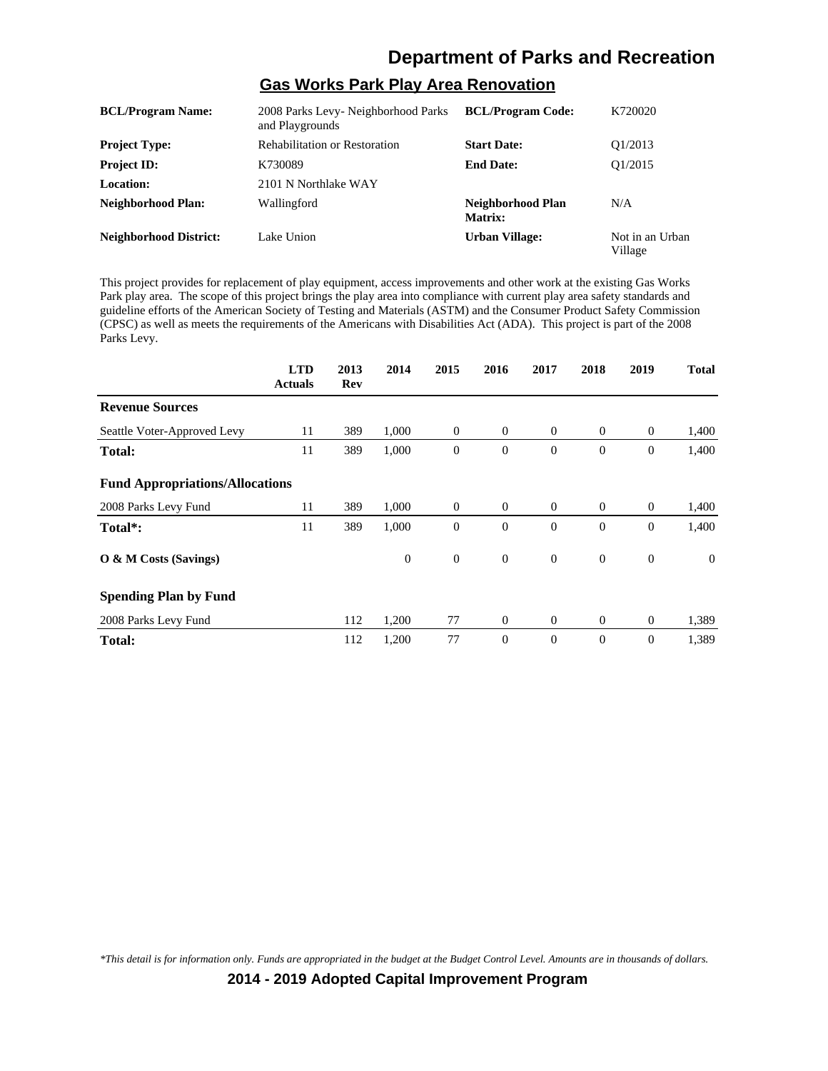# Department of Parks and Recreation

## Gas Works Park Play Area Renovation

| | | | |
|---|---|---|---|
| **BCL/Program Name:** | 2008 Parks Levy- Neighborhood Parks and Playgrounds | **BCL/Program Code:** | K720020 |
| **Project Type:** | Rehabilitation or Restoration | **Start Date:** | Q1/2013 |
| **Project ID:** | K730089 | **End Date:** | Q1/2015 |
| **Location:** | 2101 N Northlake WAY | | |
| **Neighborhood Plan:** | Wallingford | **Neighborhood Plan Matrix:** | N/A |
| **Neighborhood District:** | Lake Union | **Urban Village:** | Not in an Urban Village |

This project provides for replacement of play equipment, access improvements and other work at the existing Gas Works Park play area. The scope of this project brings the play area into compliance with current play area safety standards and guideline efforts of the American Society of Testing and Materials (ASTM) and the Consumer Product Safety Commission (CPSC) as well as meets the requirements of the Americans with Disabilities Act (ADA). This project is part of the 2008 Parks Levy.

| | LTD Actuals | 2013 Rev | 2014 | 2015 | 2016 | 2017 | 2018 | 2019 | Total |
|---|---|---|---|---|---|---|---|---|---|
| **Revenue Sources** | | | | | | | | | |
| Seattle Voter-Approved Levy | 11 | 389 | 1,000 | 0 | 0 | 0 | 0 | 0 | 1,400 |
| **Total:** | 11 | 389 | 1,000 | 0 | 0 | 0 | 0 | 0 | 1,400 |
| **Fund Appropriations/Allocations** | | | | | | | | | |
| 2008 Parks Levy Fund | 11 | 389 | 1,000 | 0 | 0 | 0 | 0 | 0 | 1,400 |
| **Total*:** | 11 | 389 | 1,000 | 0 | 0 | 0 | 0 | 0 | 1,400 |
| **O & M Costs (Savings)** | | | 0 | 0 | 0 | 0 | 0 | 0 | 0 |
| **Spending Plan by Fund** | | | | | | | | | |
| 2008 Parks Levy Fund | | 112 | 1,200 | 77 | 0 | 0 | 0 | 0 | 1,389 |
| **Total:** | | 112 | 1,200 | 77 | 0 | 0 | 0 | 0 | 1,389 |

*\*This detail is for information only. Funds are appropriated in the budget at the Budget Control Level. Amounts are in thousands of dollars.*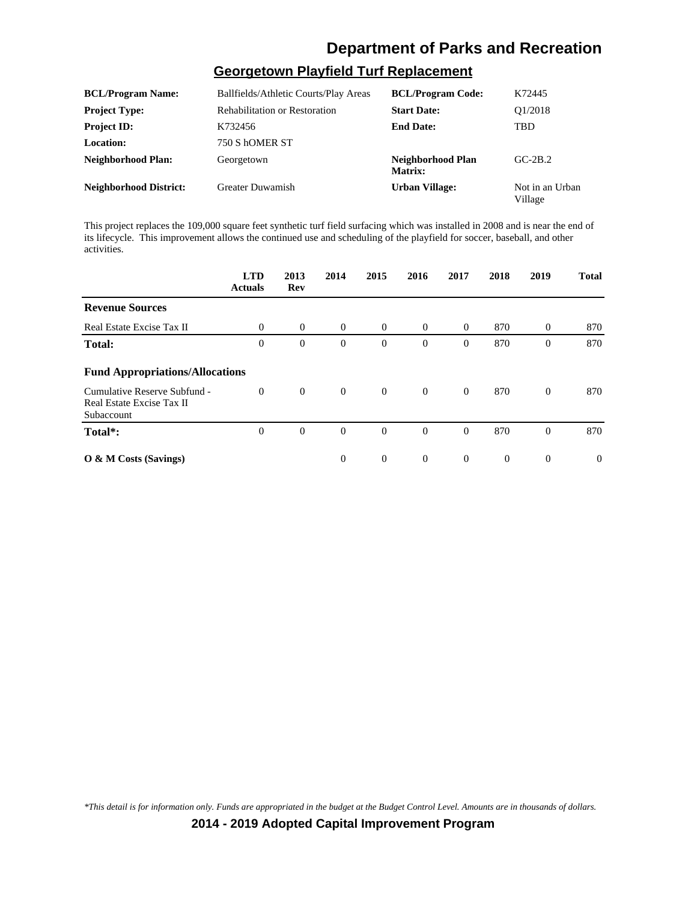# Department of Parks and Recreation

## Georgetown Playfield Turf Replacement

| | | | |
|---|---|---|---|
| **BCL/Program Name:** | Ballfields/Athletic Courts/Play Areas | **BCL/Program Code:** | K72445 |
| **Project Type:** | Rehabilitation or Restoration | **Start Date:** | Q1/2018 |
| **Project ID:** | K732456 | **End Date:** | TBD |
| **Location:** | 750 S hOMER ST | | |
| **Neighborhood Plan:** | Georgetown | **Neighborhood Plan Matrix:** | GC-2B.2 |
| **Neighborhood District:** | Greater Duwamish | **Urban Village:** | Not in an Urban Village |

This project replaces the 109,000 square feet synthetic turf field surfacing which was installed in 2008 and is near the end of its lifecycle. This improvement allows the continued use and scheduling of the playfield for soccer, baseball, and other activities.

| | LTD Actuals | 2013 Rev | 2014 | 2015 | 2016 | 2017 | 2018 | 2019 | Total |
|---|---|---|---|---|---|---|---|---|---|
| **Revenue Sources** | | | | | | | | | |
| Real Estate Excise Tax II | 0 | 0 | 0 | 0 | 0 | 0 | 870 | 0 | 870 |
| **Total:** | 0 | 0 | 0 | 0 | 0 | 0 | 870 | 0 | 870 |
| **Fund Appropriations/Allocations** | | | | | | | | | |
| Cumulative Reserve Subfund - Real Estate Excise Tax II Subaccount | 0 | 0 | 0 | 0 | 0 | 0 | 870 | 0 | 870 |
| **Total*:** | 0 | 0 | 0 | 0 | 0 | 0 | 870 | 0 | 870 |
| **O & M Costs (Savings)** | | | 0 | 0 | 0 | 0 | 0 | 0 | 0 |

*\*This detail is for information only. Funds are appropriated in the budget at the Budget Control Level. Amounts are in thousands of dollars.*

**2014 - 2019 Adopted Capital Improvement Program**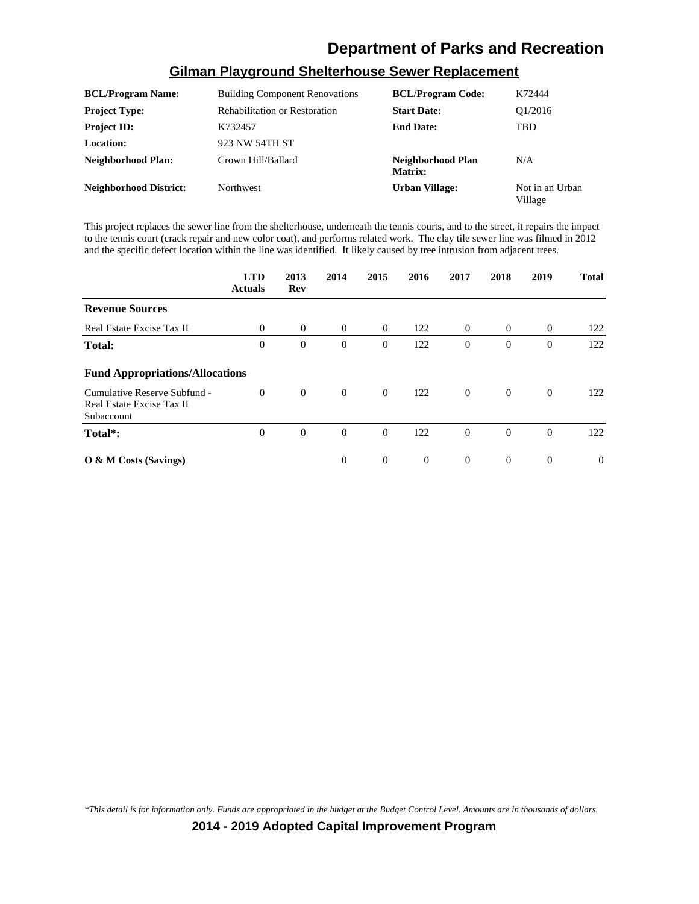# Department of Parks and Recreation

## Gilman Playground Shelterhouse Sewer Replacement

| | | | |
|---|---|---|---|
| **BCL/Program Name:** | Building Component Renovations | **BCL/Program Code:** | K72444 |
| **Project Type:** | Rehabilitation or Restoration | **Start Date:** | Q1/2016 |
| **Project ID:** | K732457 | **End Date:** | TBD |
| **Location:** | 923 NW 54TH ST | | |
| **Neighborhood Plan:** | Crown Hill/Ballard | **Neighborhood Plan Matrix:** | N/A |
| **Neighborhood District:** | Northwest | **Urban Village:** | Not in an Urban Village |

This project replaces the sewer line from the shelterhouse, underneath the tennis courts, and to the street, it repairs the impact to the tennis court (crack repair and new color coat), and performs related work. The clay tile sewer line was filmed in 2012 and the specific defect location within the line was identified. It likely caused by tree intrusion from adjacent trees.

| | LTD Actuals | 2013 Rev | 2014 | 2015 | 2016 | 2017 | 2018 | 2019 | Total |
|---|---|---|---|---|---|---|---|---|---|
| **Revenue Sources** | | | | | | | | | |
| Real Estate Excise Tax II | 0 | 0 | 0 | 0 | 122 | 0 | 0 | 0 | 122 |
| **Total:** | 0 | 0 | 0 | 0 | 122 | 0 | 0 | 0 | 122 |
| **Fund Appropriations/Allocations** | | | | | | | | | |
| Cumulative Reserve Subfund - Real Estate Excise Tax II Subaccount | 0 | 0 | 0 | 0 | 122 | 0 | 0 | 0 | 122 |
| **Total*:** | 0 | 0 | 0 | 0 | 122 | 0 | 0 | 0 | 122 |
| **O & M Costs (Savings)** | | | 0 | 0 | 0 | 0 | 0 | 0 | 0 |

*\*This detail is for information only. Funds are appropriated in the budget at the Budget Control Level. Amounts are in thousands of dollars.*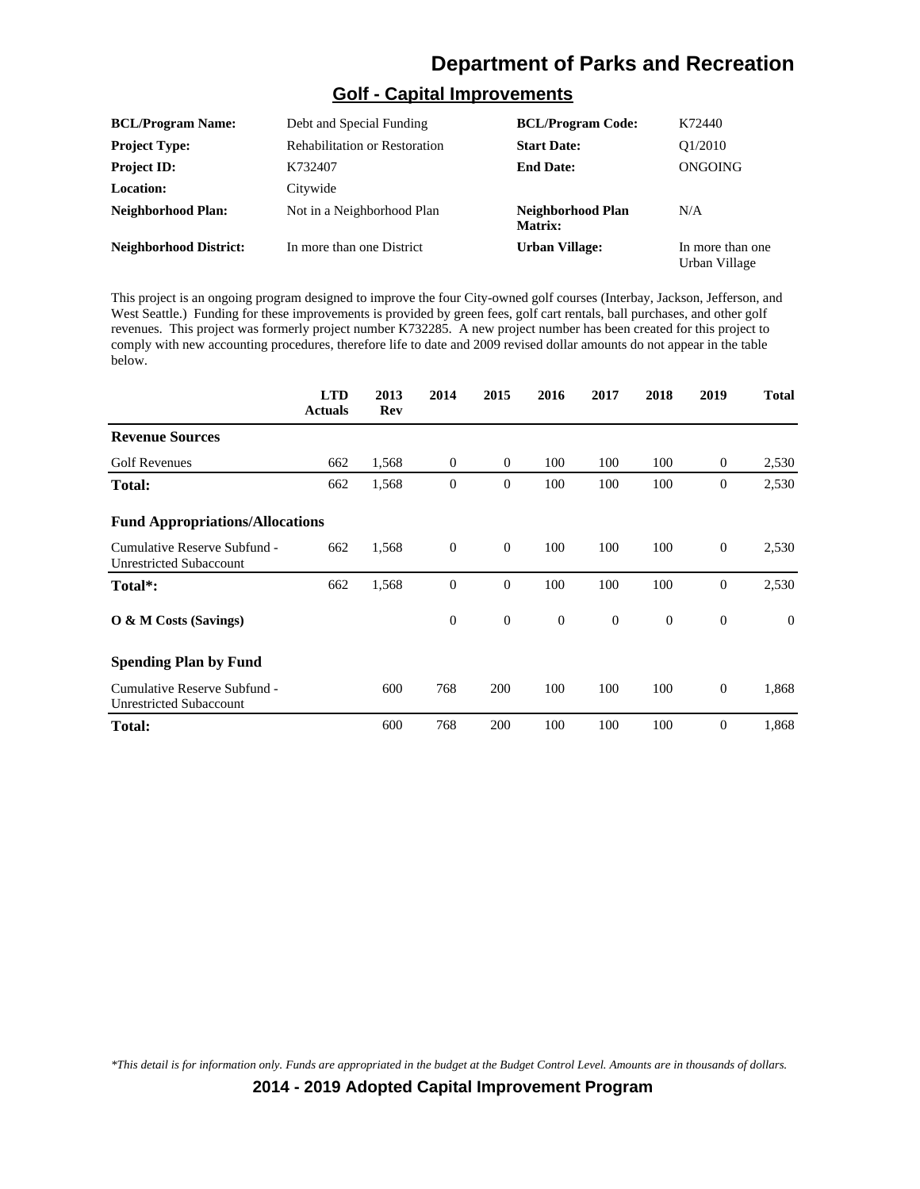# Department of Parks and Recreation

## Golf - Capital Improvements

| | | | |
|---|---|---|---|
| **BCL/Program Name:** | Debt and Special Funding | **BCL/Program Code:** | K72440 |
| **Project Type:** | Rehabilitation or Restoration | **Start Date:** | Q1/2010 |
| **Project ID:** | K732407 | **End Date:** | ONGOING |
| **Location:** | Citywide | | |
| **Neighborhood Plan:** | Not in a Neighborhood Plan | **Neighborhood Plan Matrix:** | N/A |
| **Neighborhood District:** | In more than one District | **Urban Village:** | In more than one Urban Village |

This project is an ongoing program designed to improve the four City-owned golf courses (Interbay, Jackson, Jefferson, and West Seattle.) Funding for these improvements is provided by green fees, golf cart rentals, ball purchases, and other golf revenues. This project was formerly project number K732285. A new project number has been created for this project to comply with new accounting procedures, therefore life to date and 2009 revised dollar amounts do not appear in the table below.

| | LTD Actuals | 2013 Rev | 2014 | 2015 | 2016 | 2017 | 2018 | 2019 | Total |
|---|---|---|---|---|---|---|---|---|---|
| **Revenue Sources** | | | | | | | | | |
| Golf Revenues | 662 | 1,568 | 0 | 0 | 100 | 100 | 100 | 0 | 2,530 |
| **Total:** | 662 | 1,568 | 0 | 0 | 100 | 100 | 100 | 0 | 2,530 |
| **Fund Appropriations/Allocations** | | | | | | | | | |
| Cumulative Reserve Subfund - Unrestricted Subaccount | 662 | 1,568 | 0 | 0 | 100 | 100 | 100 | 0 | 2,530 |
| **Total*:** | 662 | 1,568 | 0 | 0 | 100 | 100 | 100 | 0 | 2,530 |
| **O & M Costs (Savings)** | | | 0 | 0 | 0 | 0 | 0 | 0 | 0 |
| **Spending Plan by Fund** | | | | | | | | | |
| Cumulative Reserve Subfund - Unrestricted Subaccount | | 600 | 768 | 200 | 100 | 100 | 100 | 0 | 1,868 |
| **Total:** | | 600 | 768 | 200 | 100 | 100 | 100 | 0 | 1,868 |

*\*This detail is for information only. Funds are appropriated in the budget at the Budget Control Level. Amounts are in thousands of dollars.*

**2014 - 2019 Adopted Capital Improvement Program**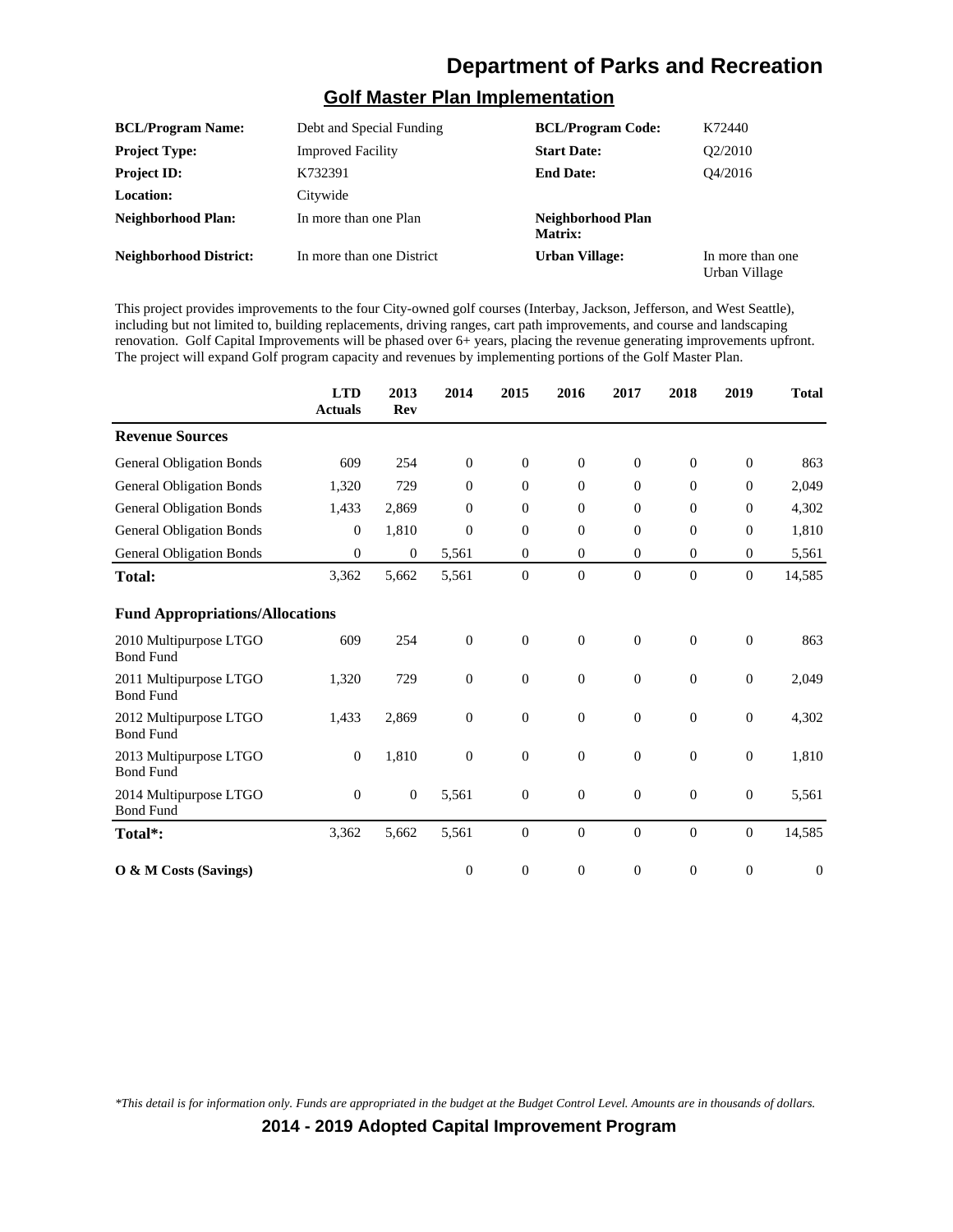# Department of Parks and Recreation

## Golf Master Plan Implementation

| | | | |
|---|---|---|---|
| **BCL/Program Name:** | Debt and Special Funding | **BCL/Program Code:** | K72440 |
| **Project Type:** | Improved Facility | **Start Date:** | Q2/2010 |
| **Project ID:** | K732391 | **End Date:** | Q4/2016 |
| **Location:** | Citywide | | |
| **Neighborhood Plan:** | In more than one Plan | **Neighborhood Plan Matrix:** | |
| **Neighborhood District:** | In more than one District | **Urban Village:** | In more than one Urban Village |

This project provides improvements to the four City-owned golf courses (Interbay, Jackson, Jefferson, and West Seattle), including but not limited to, building replacements, driving ranges, cart path improvements, and course and landscaping renovation. Golf Capital Improvements will be phased over 6+ years, placing the revenue generating improvements upfront. The project will expand Golf program capacity and revenues by implementing portions of the Golf Master Plan.

| | LTD Actuals | 2013 Rev | 2014 | 2015 | 2016 | 2017 | 2018 | 2019 | Total |
|---|---|---|---|---|---|---|---|---|---|
| **Revenue Sources** | | | | | | | | | |
| General Obligation Bonds | 609 | 254 | 0 | 0 | 0 | 0 | 0 | 0 | 863 |
| General Obligation Bonds | 1,320 | 729 | 0 | 0 | 0 | 0 | 0 | 0 | 2,049 |
| General Obligation Bonds | 1,433 | 2,869 | 0 | 0 | 0 | 0 | 0 | 0 | 4,302 |
| General Obligation Bonds | 0 | 1,810 | 0 | 0 | 0 | 0 | 0 | 0 | 1,810 |
| General Obligation Bonds | 0 | 0 | 5,561 | 0 | 0 | 0 | 0 | 0 | 5,561 |
| **Total:** | 3,362 | 5,662 | 5,561 | 0 | 0 | 0 | 0 | 0 | 14,585 |
| **Fund Appropriations/Allocations** | | | | | | | | | |
| 2010 Multipurpose LTGO Bond Fund | 609 | 254 | 0 | 0 | 0 | 0 | 0 | 0 | 863 |
| 2011 Multipurpose LTGO Bond Fund | 1,320 | 729 | 0 | 0 | 0 | 0 | 0 | 0 | 2,049 |
| 2012 Multipurpose LTGO Bond Fund | 1,433 | 2,869 | 0 | 0 | 0 | 0 | 0 | 0 | 4,302 |
| 2013 Multipurpose LTGO Bond Fund | 0 | 1,810 | 0 | 0 | 0 | 0 | 0 | 0 | 1,810 |
| 2014 Multipurpose LTGO Bond Fund | 0 | 0 | 5,561 | 0 | 0 | 0 | 0 | 0 | 5,561 |
| **Total*:** | 3,362 | 5,662 | 5,561 | 0 | 0 | 0 | 0 | 0 | 14,585 |
| **O & M Costs (Savings)** | | | 0 | 0 | 0 | 0 | 0 | 0 | 0 |

*This detail is for information only. Funds are appropriated in the budget at the Budget Control Level. Amounts are in thousands of dollars.*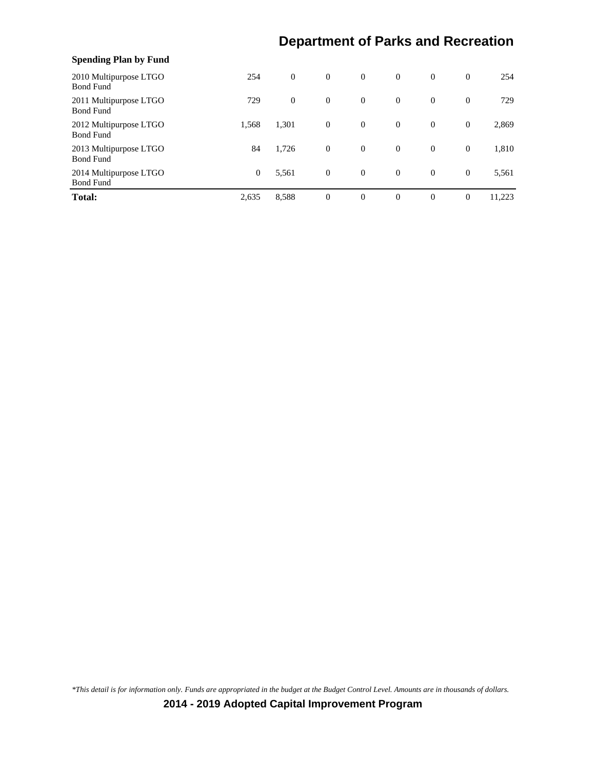**Spending Plan by Fund**

| | | | | | | | | |
|---|---|---|---|---|---|---|---|---|
| 2010 Multipurpose LTGO Bond Fund | 254 | 0 | 0 | 0 | 0 | 0 | 0 | 254 |
| 2011 Multipurpose LTGO Bond Fund | 729 | 0 | 0 | 0 | 0 | 0 | 0 | 729 |
| 2012 Multipurpose LTGO Bond Fund | 1,568 | 1,301 | 0 | 0 | 0 | 0 | 0 | 2,869 |
| 2013 Multipurpose LTGO Bond Fund | 84 | 1,726 | 0 | 0 | 0 | 0 | 0 | 1,810 |
| 2014 Multipurpose LTGO Bond Fund | 0 | 5,561 | 0 | 0 | 0 | 0 | 0 | 5,561 |
| **Total:** | 2,635 | 8,588 | 0 | 0 | 0 | 0 | 0 | 11,223 |

*\*This detail is for information only. Funds are appropriated in the budget at the Budget Control Level. Amounts are in thousands of dollars.*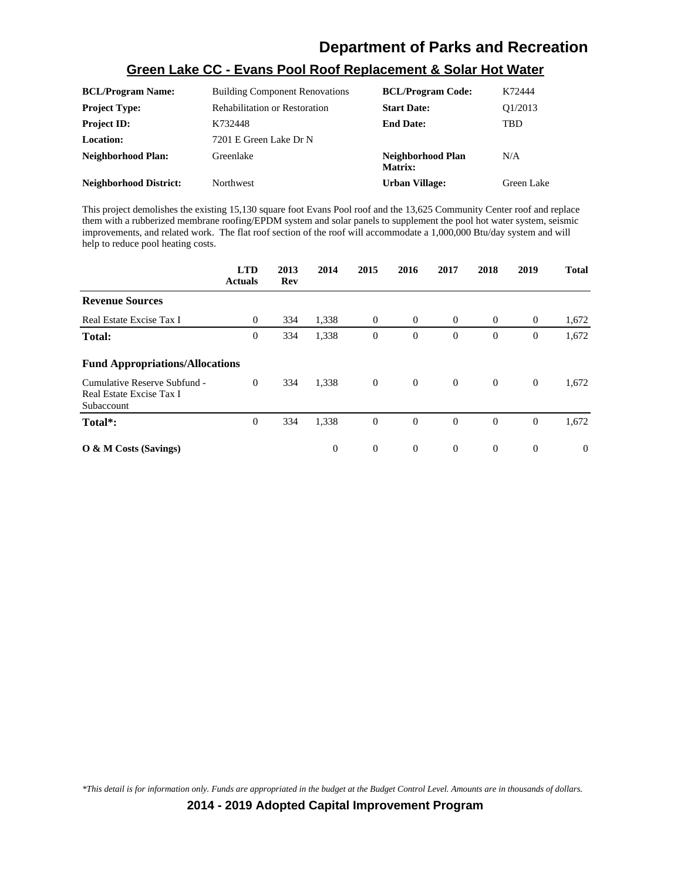# Department of Parks and Recreation

## Green Lake CC - Evans Pool Roof Replacement & Solar Hot Water

| | | | |
|---|---|---|---|
| **BCL/Program Name:** | Building Component Renovations | **BCL/Program Code:** | K72444 |
| **Project Type:** | Rehabilitation or Restoration | **Start Date:** | Q1/2013 |
| **Project ID:** | K732448 | **End Date:** | TBD |
| **Location:** | 7201 E Green Lake Dr N | | |
| **Neighborhood Plan:** | Greenlake | **Neighborhood Plan Matrix:** | N/A |
| **Neighborhood District:** | Northwest | **Urban Village:** | Green Lake |

This project demolishes the existing 15,130 square foot Evans Pool roof and the 13,625 Community Center roof and replace them with a rubberized membrane roofing/EPDM system and solar panels to supplement the pool hot water system, seismic improvements, and related work. The flat roof section of the roof will accommodate a 1,000,000 Btu/day system and will help to reduce pool heating costs.

| | LTD Actuals | 2013 Rev | 2014 | 2015 | 2016 | 2017 | 2018 | 2019 | Total |
|---|---|---|---|---|---|---|---|---|---|
| **Revenue Sources** | | | | | | | | | |
| Real Estate Excise Tax I | 0 | 334 | 1,338 | 0 | 0 | 0 | 0 | 0 | 1,672 |
| **Total:** | 0 | 334 | 1,338 | 0 | 0 | 0 | 0 | 0 | 1,672 |
| **Fund Appropriations/Allocations** | | | | | | | | | |
| Cumulative Reserve Subfund - Real Estate Excise Tax I Subaccount | 0 | 334 | 1,338 | 0 | 0 | 0 | 0 | 0 | 1,672 |
| **Total*:** | 0 | 334 | 1,338 | 0 | 0 | 0 | 0 | 0 | 1,672 |
| **O & M Costs (Savings)** | | | 0 | 0 | 0 | 0 | 0 | 0 | 0 |

*\*This detail is for information only. Funds are appropriated in the budget at the Budget Control Level. Amounts are in thousands of dollars.*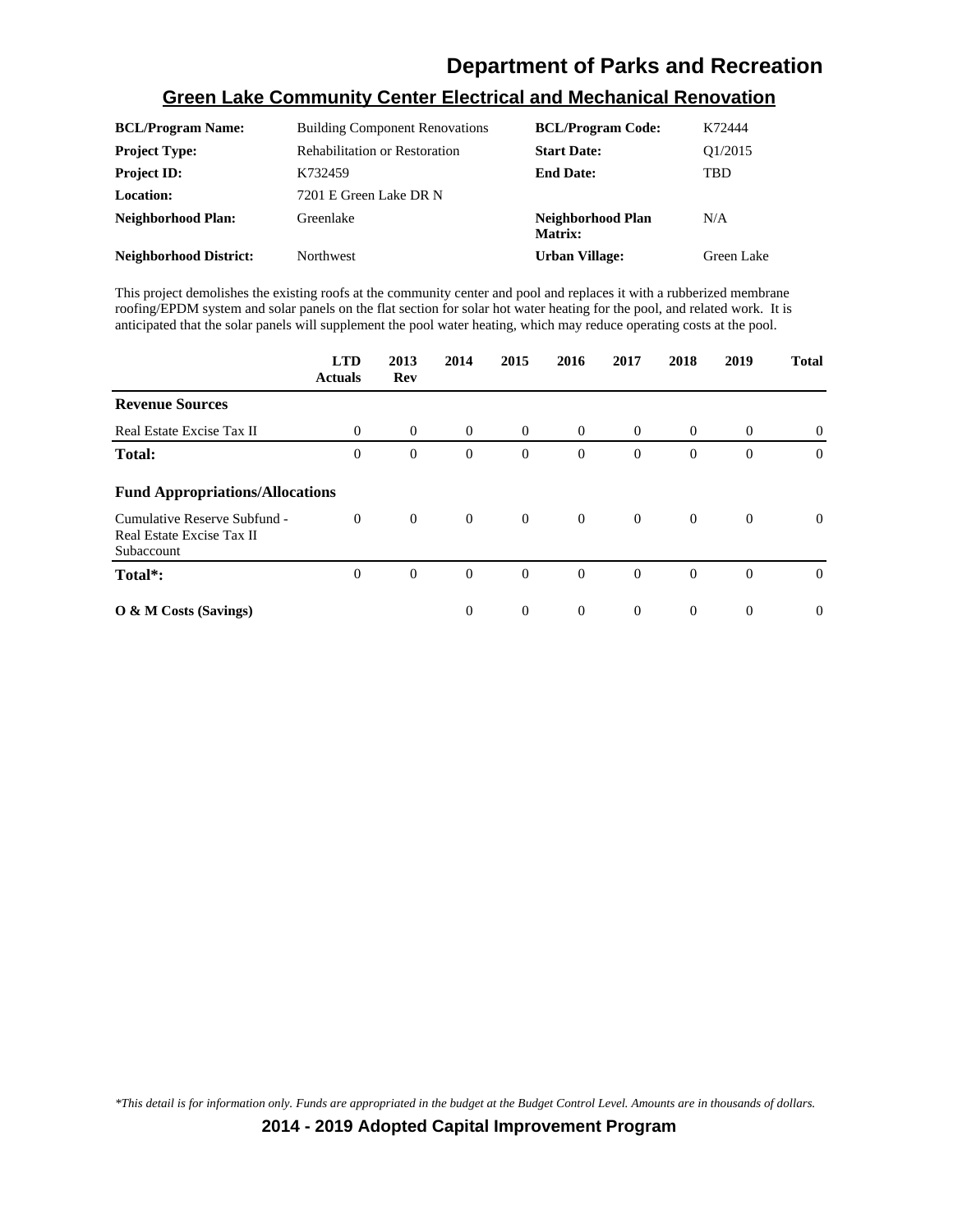# Department of Parks and Recreation

## Green Lake Community Center Electrical and Mechanical Renovation

| | | | |
|---|---|---|---|
| **BCL/Program Name:** | Building Component Renovations | **BCL/Program Code:** | K72444 |
| **Project Type:** | Rehabilitation or Restoration | **Start Date:** | Q1/2015 |
| **Project ID:** | K732459 | **End Date:** | TBD |
| **Location:** | 7201 E Green Lake DR N | | |
| **Neighborhood Plan:** | Greenlake | **Neighborhood Plan Matrix:** | N/A |
| **Neighborhood District:** | Northwest | **Urban Village:** | Green Lake |

This project demolishes the existing roofs at the community center and pool and replaces it with a rubberized membrane roofing/EPDM system and solar panels on the flat section for solar hot water heating for the pool, and related work. It is anticipated that the solar panels will supplement the pool water heating, which may reduce operating costs at the pool.

| | LTD Actuals | 2013 Rev | 2014 | 2015 | 2016 | 2017 | 2018 | 2019 | Total |
|---|---|---|---|---|---|---|---|---|---|
| **Revenue Sources** | | | | | | | | | |
| Real Estate Excise Tax II | 0 | 0 | 0 | 0 | 0 | 0 | 0 | 0 | 0 |
| **Total:** | 0 | 0 | 0 | 0 | 0 | 0 | 0 | 0 | 0 |
| **Fund Appropriations/Allocations** | | | | | | | | | |
| Cumulative Reserve Subfund - Real Estate Excise Tax II Subaccount | 0 | 0 | 0 | 0 | 0 | 0 | 0 | 0 | 0 |
| **Total*:** | 0 | 0 | 0 | 0 | 0 | 0 | 0 | 0 | 0 |
| **O & M Costs (Savings)** | | | 0 | 0 | 0 | 0 | 0 | 0 | 0 |

*\*This detail is for information only. Funds are appropriated in the budget at the Budget Control Level. Amounts are in thousands of dollars.*

**2014 - 2019 Adopted Capital Improvement Program**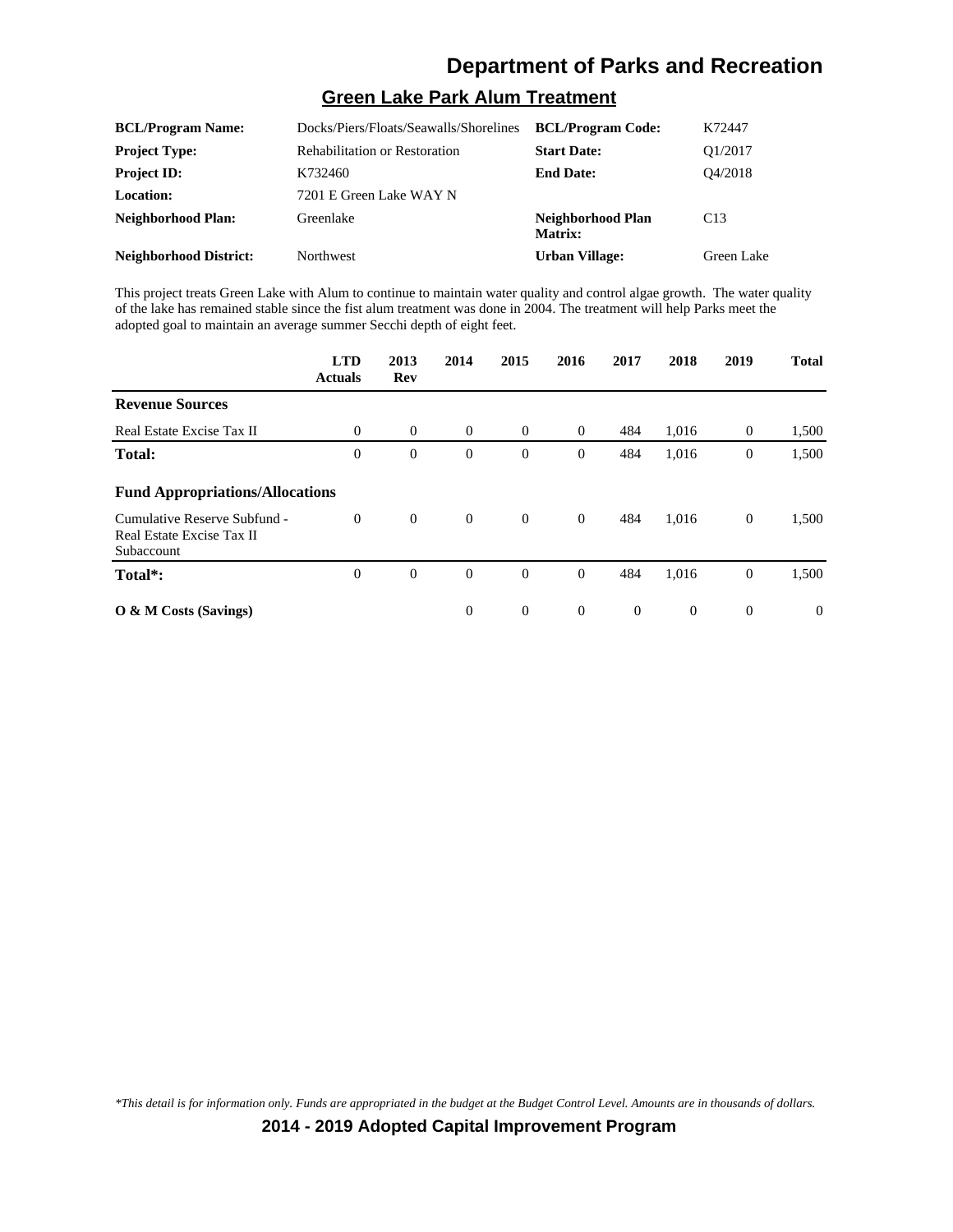## Department of Parks and Recreation

### Green Lake Park Alum Treatment

| | | | |
|---|---|---|---|
| **BCL/Program Name:** | Docks/Piers/Floats/Seawalls/Shorelines | **BCL/Program Code:** | K72447 |
| **Project Type:** | Rehabilitation or Restoration | **Start Date:** | Q1/2017 |
| **Project ID:** | K732460 | **End Date:** | Q4/2018 |
| **Location:** | 7201 E Green Lake WAY N | | |
| **Neighborhood Plan:** | Greenlake | **Neighborhood Plan Matrix:** | C13 |
| **Neighborhood District:** | Northwest | **Urban Village:** | Green Lake |

This project treats Green Lake with Alum to continue to maintain water quality and control algae growth. The water quality of the lake has remained stable since the fist alum treatment was done in 2004. The treatment will help Parks meet the adopted goal to maintain an average summer Secchi depth of eight feet.

| | LTD Actuals | 2013 Rev | 2014 | 2015 | 2016 | 2017 | 2018 | 2019 | Total |
|---|---|---|---|---|---|---|---|---|---|
| **Revenue Sources** | | | | | | | | | |
| Real Estate Excise Tax II | 0 | 0 | 0 | 0 | 0 | 484 | 1,016 | 0 | 1,500 |
| **Total:** | 0 | 0 | 0 | 0 | 0 | 484 | 1,016 | 0 | 1,500 |
| **Fund Appropriations/Allocations** | | | | | | | | | |
| Cumulative Reserve Subfund - Real Estate Excise Tax II Subaccount | 0 | 0 | 0 | 0 | 0 | 484 | 1,016 | 0 | 1,500 |
| **Total*:** | 0 | 0 | 0 | 0 | 0 | 484 | 1,016 | 0 | 1,500 |
| **O & M Costs (Savings)** | | | 0 | 0 | 0 | 0 | 0 | 0 | 0 |

*\*This detail is for information only. Funds are appropriated in the budget at the Budget Control Level. Amounts are in thousands of dollars.*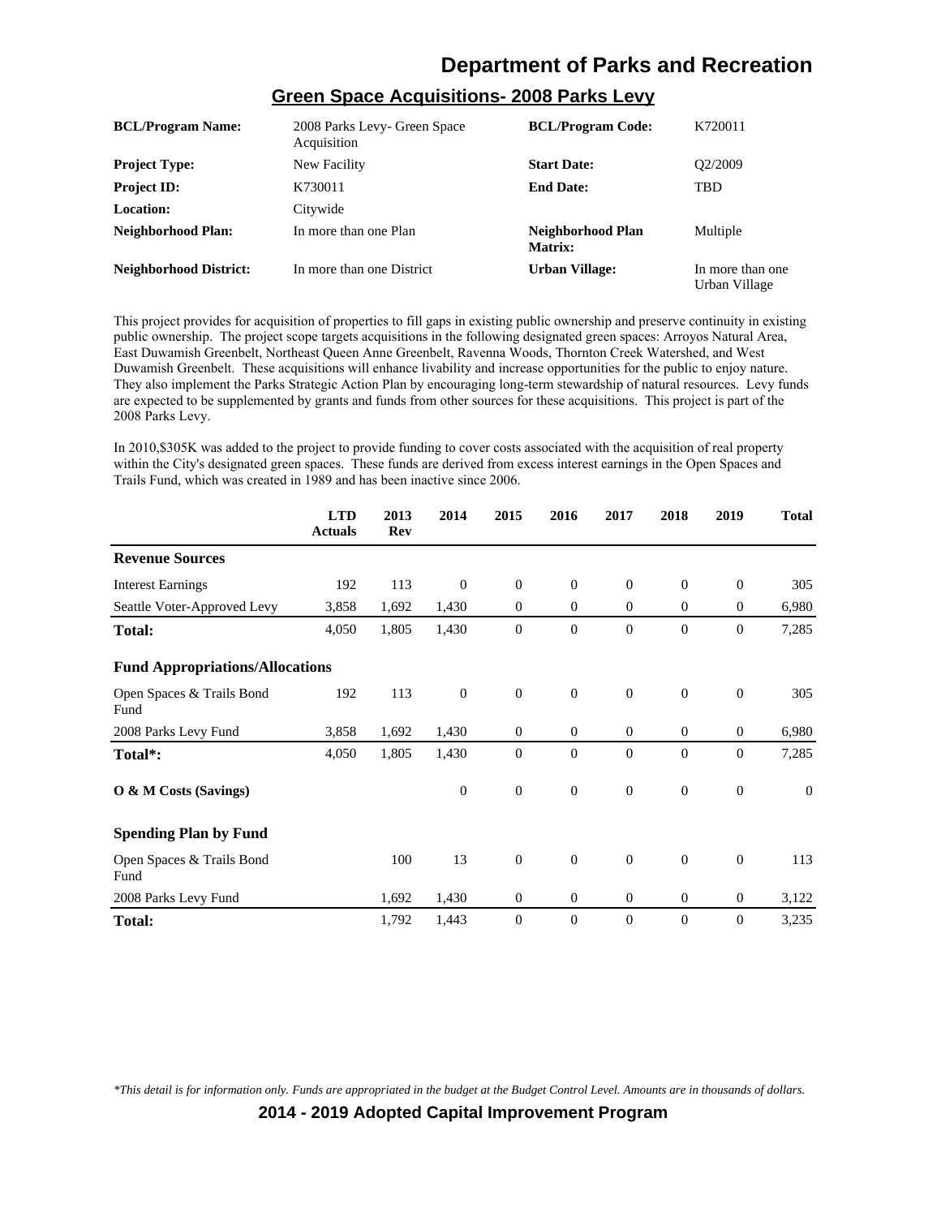## Green Space Acquisitions- 2008 Parks Levy

| | | | |
|---|---|---|---|
| **BCL/Program Name:** | 2008 Parks Levy- Green Space Acquisition | **BCL/Program Code:** | K720011 |
| **Project Type:** | New Facility | **Start Date:** | Q2/2009 |
| **Project ID:** | K730011 | **End Date:** | TBD |
| **Location:** | Citywide | | |
| **Neighborhood Plan:** | In more than one Plan | **Neighborhood Plan Matrix:** | Multiple |
| **Neighborhood District:** | In more than one District | **Urban Village:** | In more than one Urban Village |

This project provides for acquisition of properties to fill gaps in existing public ownership and preserve continuity in existing public ownership. The project scope targets acquisitions in the following designated green spaces: Arroyos Natural Area, East Duwamish Greenbelt, Northeast Queen Anne Greenbelt, Ravenna Woods, Thornton Creek Watershed, and West Duwamish Greenbelt. These acquisitions will enhance livability and increase opportunities for the public to enjoy nature. They also implement the Parks Strategic Action Plan by encouraging long-term stewardship of natural resources. Levy funds are expected to be supplemented by grants and funds from other sources for these acquisitions. This project is part of the 2008 Parks Levy.

In 2010,$305K was added to the project to provide funding to cover costs associated with the acquisition of real property within the City's designated green spaces. These funds are derived from excess interest earnings in the Open Spaces and Trails Fund, which was created in 1989 and has been inactive since 2006.

| | LTD Actuals | 2013 Rev | 2014 | 2015 | 2016 | 2017 | 2018 | 2019 | Total |
|---|---|---|---|---|---|---|---|---|---|
| **Revenue Sources** | | | | | | | | | |
| Interest Earnings | 192 | 113 | 0 | 0 | 0 | 0 | 0 | 0 | 305 |
| Seattle Voter-Approved Levy | 3,858 | 1,692 | 1,430 | 0 | 0 | 0 | 0 | 0 | 6,980 |
| **Total:** | 4,050 | 1,805 | 1,430 | 0 | 0 | 0 | 0 | 0 | 7,285 |
| **Fund Appropriations/Allocations** | | | | | | | | | |
| Open Spaces & Trails Bond Fund | 192 | 113 | 0 | 0 | 0 | 0 | 0 | 0 | 305 |
| 2008 Parks Levy Fund | 3,858 | 1,692 | 1,430 | 0 | 0 | 0 | 0 | 0 | 6,980 |
| **Total*:** | 4,050 | 1,805 | 1,430 | 0 | 0 | 0 | 0 | 0 | 7,285 |
| **O & M Costs (Savings)** | | | 0 | 0 | 0 | 0 | 0 | 0 | 0 |
| **Spending Plan by Fund** | | | | | | | | | |
| Open Spaces & Trails Bond Fund | | 100 | 13 | 0 | 0 | 0 | 0 | 0 | 113 |
| 2008 Parks Levy Fund | | 1,692 | 1,430 | 0 | 0 | 0 | 0 | 0 | 3,122 |
| **Total:** | | 1,792 | 1,443 | 0 | 0 | 0 | 0 | 0 | 3,235 |

*This detail is for information only. Funds are appropriated in the budget at the Budget Control Level. Amounts are in thousands of dollars.*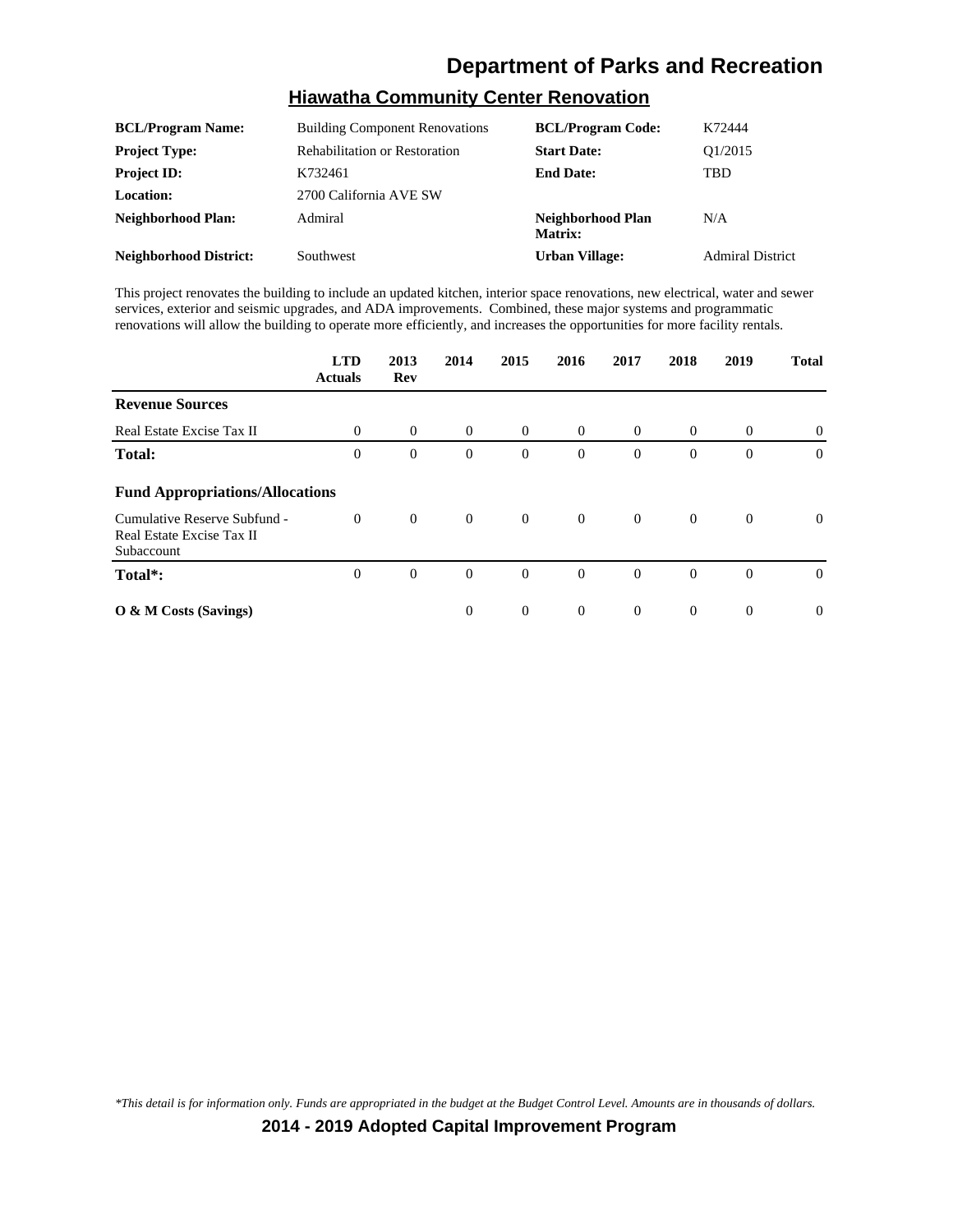# Department of Parks and Recreation

## Hiawatha Community Center Renovation

| | | | |
|---|---|---|---|
| **BCL/Program Name:** | Building Component Renovations | **BCL/Program Code:** | K72444 |
| **Project Type:** | Rehabilitation or Restoration | **Start Date:** | Q1/2015 |
| **Project ID:** | K732461 | **End Date:** | TBD |
| **Location:** | 2700 California AVE SW | | |
| **Neighborhood Plan:** | Admiral | **Neighborhood Plan Matrix:** | N/A |
| **Neighborhood District:** | Southwest | **Urban Village:** | Admiral District |

This project renovates the building to include an updated kitchen, interior space renovations, new electrical, water and sewer services, exterior and seismic upgrades, and ADA improvements. Combined, these major systems and programmatic renovations will allow the building to operate more efficiently, and increases the opportunities for more facility rentals.

| | LTD Actuals | 2013 Rev | 2014 | 2015 | 2016 | 2017 | 2018 | 2019 | Total |
|---|---|---|---|---|---|---|---|---|---|
| **Revenue Sources** | | | | | | | | | |
| Real Estate Excise Tax II | 0 | 0 | 0 | 0 | 0 | 0 | 0 | 0 | 0 |
| **Total:** | 0 | 0 | 0 | 0 | 0 | 0 | 0 | 0 | 0 |
| **Fund Appropriations/Allocations** | | | | | | | | | |
| Cumulative Reserve Subfund - Real Estate Excise Tax II Subaccount | 0 | 0 | 0 | 0 | 0 | 0 | 0 | 0 | 0 |
| **Total*:** | 0 | 0 | 0 | 0 | 0 | 0 | 0 | 0 | 0 |
| **O & M Costs (Savings)** | | | 0 | 0 | 0 | 0 | 0 | 0 | 0 |

*\*This detail is for information only. Funds are appropriated in the budget at the Budget Control Level. Amounts are in thousands of dollars.*

**2014 - 2019 Adopted Capital Improvement Program**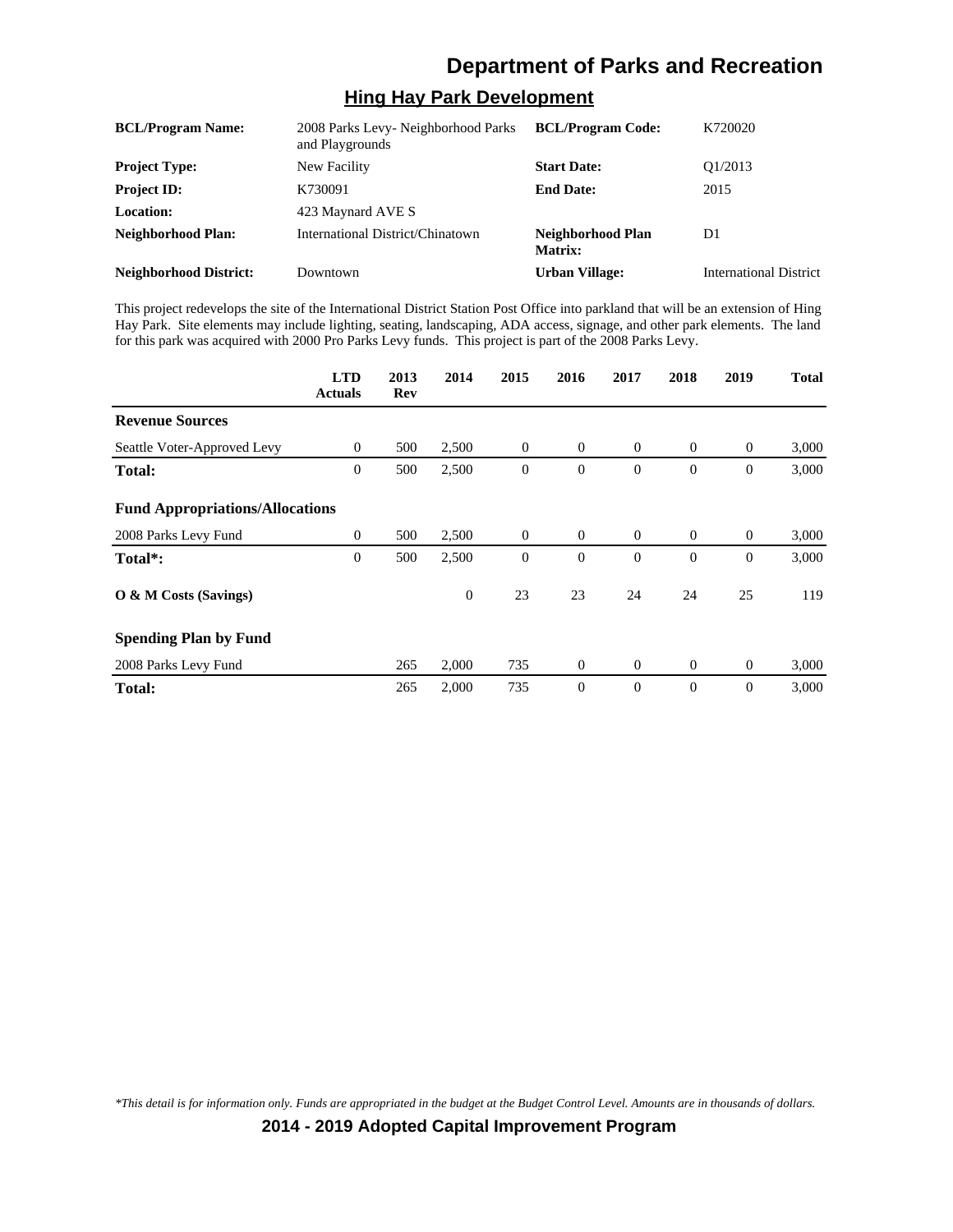# Department of Parks and Recreation

## Hing Hay Park Development

| | | | |
|---|---|---|---|
| **BCL/Program Name:** | 2008 Parks Levy- Neighborhood Parks and Playgrounds | **BCL/Program Code:** | K720020 |
| **Project Type:** | New Facility | **Start Date:** | Q1/2013 |
| **Project ID:** | K730091 | **End Date:** | 2015 |
| **Location:** | 423 Maynard AVE S | | |
| **Neighborhood Plan:** | International District/Chinatown | **Neighborhood Plan Matrix:** | D1 |
| **Neighborhood District:** | Downtown | **Urban Village:** | International District |

This project redevelops the site of the International District Station Post Office into parkland that will be an extension of Hing Hay Park. Site elements may include lighting, seating, landscaping, ADA access, signage, and other park elements. The land for this park was acquired with 2000 Pro Parks Levy funds. This project is part of the 2008 Parks Levy.

| | LTD Actuals | 2013 Rev | 2014 | 2015 | 2016 | 2017 | 2018 | 2019 | Total |
|---|---|---|---|---|---|---|---|---|---|
| **Revenue Sources** | | | | | | | | | |
| Seattle Voter-Approved Levy | 0 | 500 | 2,500 | 0 | 0 | 0 | 0 | 0 | 3,000 |
| **Total:** | 0 | 500 | 2,500 | 0 | 0 | 0 | 0 | 0 | 3,000 |
| **Fund Appropriations/Allocations** | | | | | | | | | |
| 2008 Parks Levy Fund | 0 | 500 | 2,500 | 0 | 0 | 0 | 0 | 0 | 3,000 |
| **Total*:** | 0 | 500 | 2,500 | 0 | 0 | 0 | 0 | 0 | 3,000 |
| **O & M Costs (Savings)** | | | 0 | 23 | 23 | 24 | 24 | 25 | 119 |
| **Spending Plan by Fund** | | | | | | | | | |
| 2008 Parks Levy Fund | | 265 | 2,000 | 735 | 0 | 0 | 0 | 0 | 3,000 |
| **Total:** | | 265 | 2,000 | 735 | 0 | 0 | 0 | 0 | 3,000 |

*This detail is for information only. Funds are appropriated in the budget at the Budget Control Level. Amounts are in thousands of dollars.*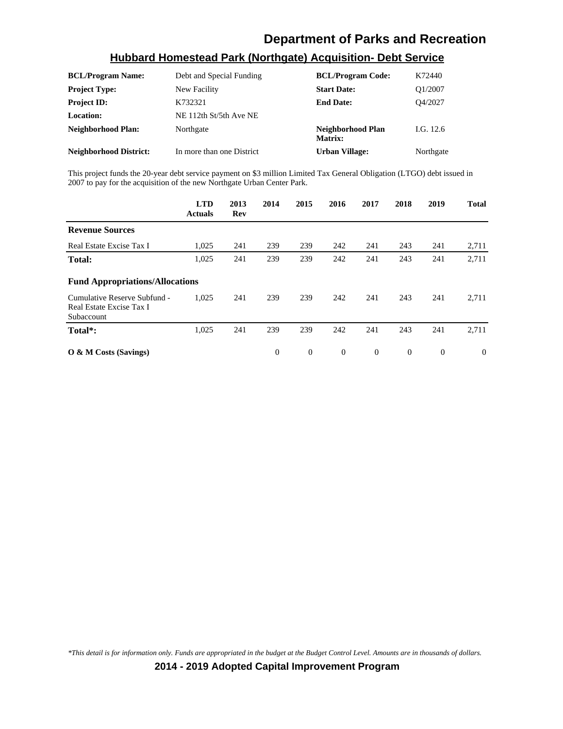# Department of Parks and Recreation

## Hubbard Homestead Park (Northgate) Acquisition- Debt Service

| | | | |
|---|---|---|---|
| **BCL/Program Name:** | Debt and Special Funding | **BCL/Program Code:** | K72440 |
| **Project Type:** | New Facility | **Start Date:** | Q1/2007 |
| **Project ID:** | K732321 | **End Date:** | Q4/2027 |
| **Location:** | NE 112th St/5th Ave NE | | |
| **Neighborhood Plan:** | Northgate | **Neighborhood Plan Matrix:** | I.G. 12.6 |
| **Neighborhood District:** | In more than one District | **Urban Village:** | Northgate |

This project funds the 20-year debt service payment on $3 million Limited Tax General Obligation (LTGO) debt issued in 2007 to pay for the acquisition of the new Northgate Urban Center Park.

| | LTD Actuals | 2013 Rev | 2014 | 2015 | 2016 | 2017 | 2018 | 2019 | Total |
|---|---|---|---|---|---|---|---|---|---|
| **Revenue Sources** | | | | | | | | | |
| Real Estate Excise Tax I | 1,025 | 241 | 239 | 239 | 242 | 241 | 243 | 241 | 2,711 |
| **Total:** | 1,025 | 241 | 239 | 239 | 242 | 241 | 243 | 241 | 2,711 |
| **Fund Appropriations/Allocations** | | | | | | | | | |
| Cumulative Reserve Subfund - Real Estate Excise Tax I Subaccount | 1,025 | 241 | 239 | 239 | 242 | 241 | 243 | 241 | 2,711 |
| **Total*:** | 1,025 | 241 | 239 | 239 | 242 | 241 | 243 | 241 | 2,711 |
| **O & M Costs (Savings)** | | | 0 | 0 | 0 | 0 | 0 | 0 | 0 |

*\*This detail is for information only. Funds are appropriated in the budget at the Budget Control Level. Amounts are in thousands of dollars.*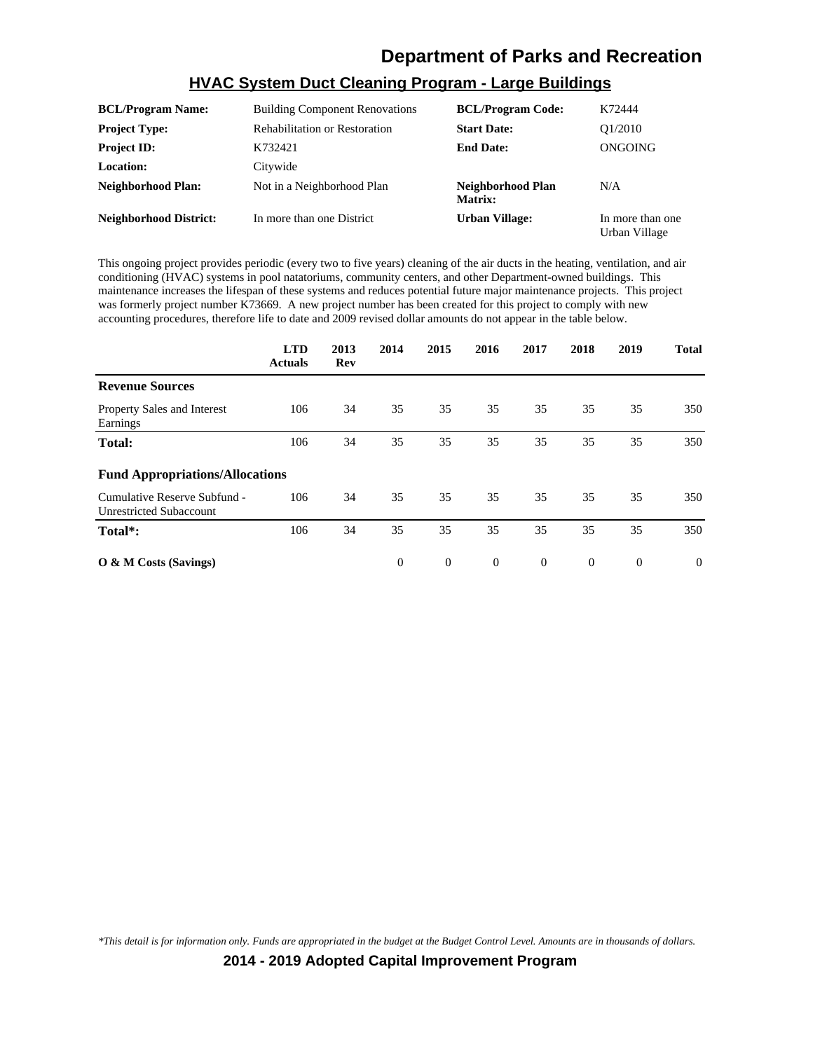# Department of Parks and Recreation

## HVAC System Duct Cleaning Program - Large Buildings

| | | | |
|---|---|---|---|
| **BCL/Program Name:** | Building Component Renovations | **BCL/Program Code:** | K72444 |
| **Project Type:** | Rehabilitation or Restoration | **Start Date:** | Q1/2010 |
| **Project ID:** | K732421 | **End Date:** | ONGOING |
| **Location:** | Citywide | | |
| **Neighborhood Plan:** | Not in a Neighborhood Plan | **Neighborhood Plan Matrix:** | N/A |
| **Neighborhood District:** | In more than one District | **Urban Village:** | In more than one Urban Village |

This ongoing project provides periodic (every two to five years) cleaning of the air ducts in the heating, ventilation, and air conditioning (HVAC) systems in pool natatoriums, community centers, and other Department-owned buildings. This maintenance increases the lifespan of these systems and reduces potential future major maintenance projects. This project was formerly project number K73669. A new project number has been created for this project to comply with new accounting procedures, therefore life to date and 2009 revised dollar amounts do not appear in the table below.

| | LTD Actuals | 2013 Rev | 2014 | 2015 | 2016 | 2017 | 2018 | 2019 | Total |
|---|---|---|---|---|---|---|---|---|---|
| **Revenue Sources** | | | | | | | | | |
| Property Sales and Interest Earnings | 106 | 34 | 35 | 35 | 35 | 35 | 35 | 35 | 350 |
| **Total:** | 106 | 34 | 35 | 35 | 35 | 35 | 35 | 35 | 350 |
| **Fund Appropriations/Allocations** | | | | | | | | | |
| Cumulative Reserve Subfund - Unrestricted Subaccount | 106 | 34 | 35 | 35 | 35 | 35 | 35 | 35 | 350 |
| **Total*:** | 106 | 34 | 35 | 35 | 35 | 35 | 35 | 35 | 350 |
| **O & M Costs (Savings)** | | | 0 | 0 | 0 | 0 | 0 | 0 | 0 |

*\*This detail is for information only. Funds are appropriated in the budget at the Budget Control Level. Amounts are in thousands of dollars.*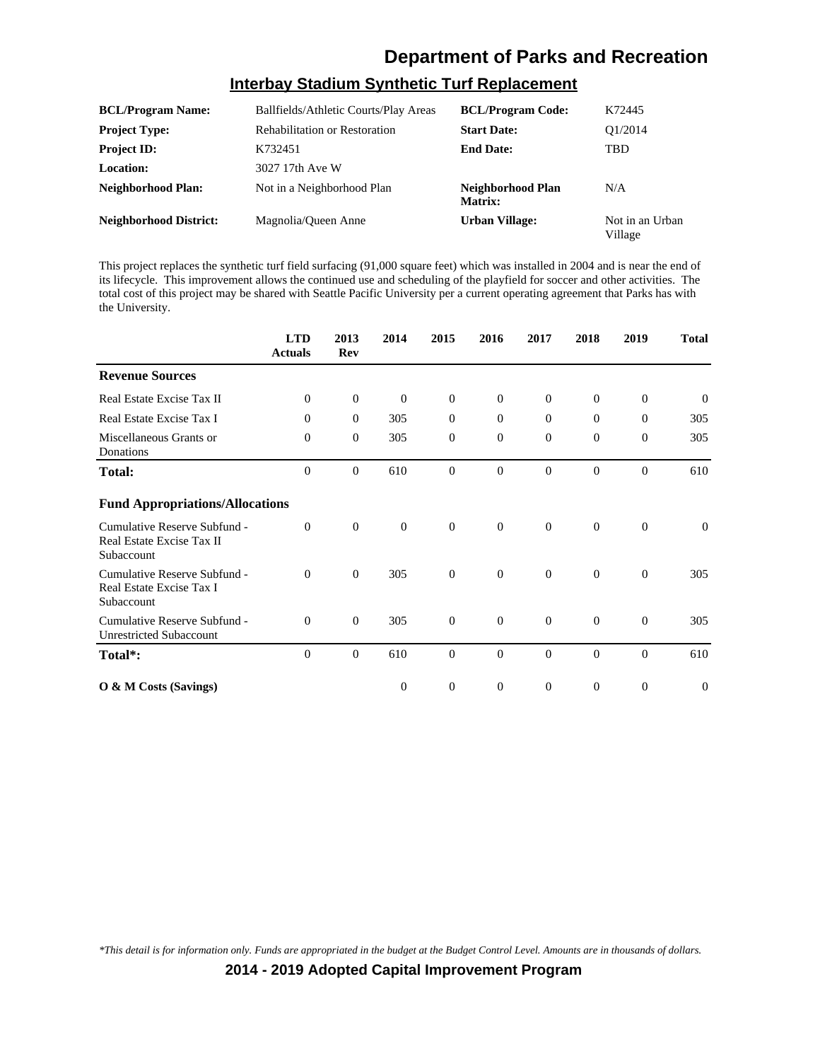# Department of Parks and Recreation

## Interbay Stadium Synthetic Turf Replacement

| | | | |
|---|---|---|---|
| **BCL/Program Name:** | Ballfields/Athletic Courts/Play Areas | **BCL/Program Code:** | K72445 |
| **Project Type:** | Rehabilitation or Restoration | **Start Date:** | Q1/2014 |
| **Project ID:** | K732451 | **End Date:** | TBD |
| **Location:** | 3027 17th Ave W | | |
| **Neighborhood Plan:** | Not in a Neighborhood Plan | **Neighborhood Plan Matrix:** | N/A |
| **Neighborhood District:** | Magnolia/Queen Anne | **Urban Village:** | Not in an Urban Village |

This project replaces the synthetic turf field surfacing (91,000 square feet) which was installed in 2004 and is near the end of its lifecycle. This improvement allows the continued use and scheduling of the playfield for soccer and other activities. The total cost of this project may be shared with Seattle Pacific University per a current operating agreement that Parks has with the University.

| | LTD Actuals | 2013 Rev | 2014 | 2015 | 2016 | 2017 | 2018 | 2019 | Total |
|---|---|---|---|---|---|---|---|---|---|
| **Revenue Sources** | | | | | | | | | |
| Real Estate Excise Tax II | 0 | 0 | 0 | 0 | 0 | 0 | 0 | 0 | 0 |
| Real Estate Excise Tax I | 0 | 0 | 305 | 0 | 0 | 0 | 0 | 0 | 305 |
| Miscellaneous Grants or Donations | 0 | 0 | 305 | 0 | 0 | 0 | 0 | 0 | 305 |
| **Total:** | 0 | 0 | 610 | 0 | 0 | 0 | 0 | 0 | 610 |
| **Fund Appropriations/Allocations** | | | | | | | | | |
| Cumulative Reserve Subfund - Real Estate Excise Tax II Subaccount | 0 | 0 | 0 | 0 | 0 | 0 | 0 | 0 | 0 |
| Cumulative Reserve Subfund - Real Estate Excise Tax I Subaccount | 0 | 0 | 305 | 0 | 0 | 0 | 0 | 0 | 305 |
| Cumulative Reserve Subfund - Unrestricted Subaccount | 0 | 0 | 305 | 0 | 0 | 0 | 0 | 0 | 305 |
| **Total*:** | 0 | 0 | 610 | 0 | 0 | 0 | 0 | 0 | 610 |
| **O & M Costs (Savings)** | | | 0 | 0 | 0 | 0 | 0 | 0 | 0 |

*This detail is for information only. Funds are appropriated in the budget at the Budget Control Level. Amounts are in thousands of dollars.*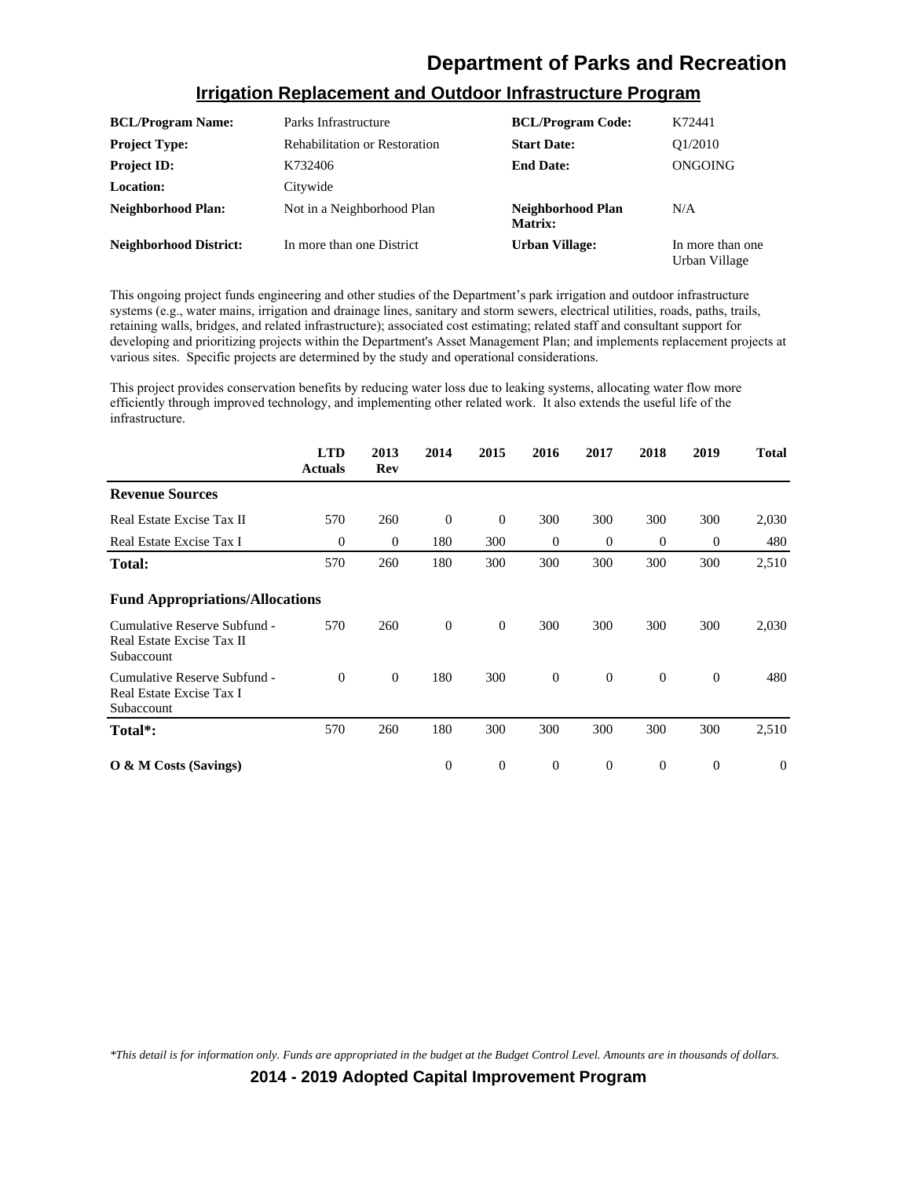# Department of Parks and Recreation

## Irrigation Replacement and Outdoor Infrastructure Program

| | | | |
|---|---|---|---|
| **BCL/Program Name:** | Parks Infrastructure | **BCL/Program Code:** | K72441 |
| **Project Type:** | Rehabilitation or Restoration | **Start Date:** | Q1/2010 |
| **Project ID:** | K732406 | **End Date:** | ONGOING |
| **Location:** | Citywide | | |
| **Neighborhood Plan:** | Not in a Neighborhood Plan | **Neighborhood Plan Matrix:** | N/A |
| **Neighborhood District:** | In more than one District | **Urban Village:** | In more than one Urban Village |

This ongoing project funds engineering and other studies of the Department's park irrigation and outdoor infrastructure systems (e.g., water mains, irrigation and drainage lines, sanitary and storm sewers, electrical utilities, roads, paths, trails, retaining walls, bridges, and related infrastructure); associated cost estimating; related staff and consultant support for developing and prioritizing projects within the Department's Asset Management Plan; and implements replacement projects at various sites. Specific projects are determined by the study and operational considerations.

This project provides conservation benefits by reducing water loss due to leaking systems, allocating water flow more efficiently through improved technology, and implementing other related work. It also extends the useful life of the infrastructure.

| | LTD Actuals | 2013 Rev | 2014 | 2015 | 2016 | 2017 | 2018 | 2019 | Total |
|---|---|---|---|---|---|---|---|---|---|
| **Revenue Sources** | | | | | | | | | |
| Real Estate Excise Tax II | 570 | 260 | 0 | 0 | 300 | 300 | 300 | 300 | 2,030 |
| Real Estate Excise Tax I | 0 | 0 | 180 | 300 | 0 | 0 | 0 | 0 | 480 |
| **Total:** | 570 | 260 | 180 | 300 | 300 | 300 | 300 | 300 | 2,510 |
| **Fund Appropriations/Allocations** | | | | | | | | | |
| Cumulative Reserve Subfund - Real Estate Excise Tax II Subaccount | 570 | 260 | 0 | 0 | 300 | 300 | 300 | 300 | 2,030 |
| Cumulative Reserve Subfund - Real Estate Excise Tax I Subaccount | 0 | 0 | 180 | 300 | 0 | 0 | 0 | 0 | 480 |
| **Total*:** | 570 | 260 | 180 | 300 | 300 | 300 | 300 | 300 | 2,510 |
| **O & M Costs (Savings)** | | | 0 | 0 | 0 | 0 | 0 | 0 | 0 |

*\*This detail is for information only. Funds are appropriated in the budget at the Budget Control Level. Amounts are in thousands of dollars.*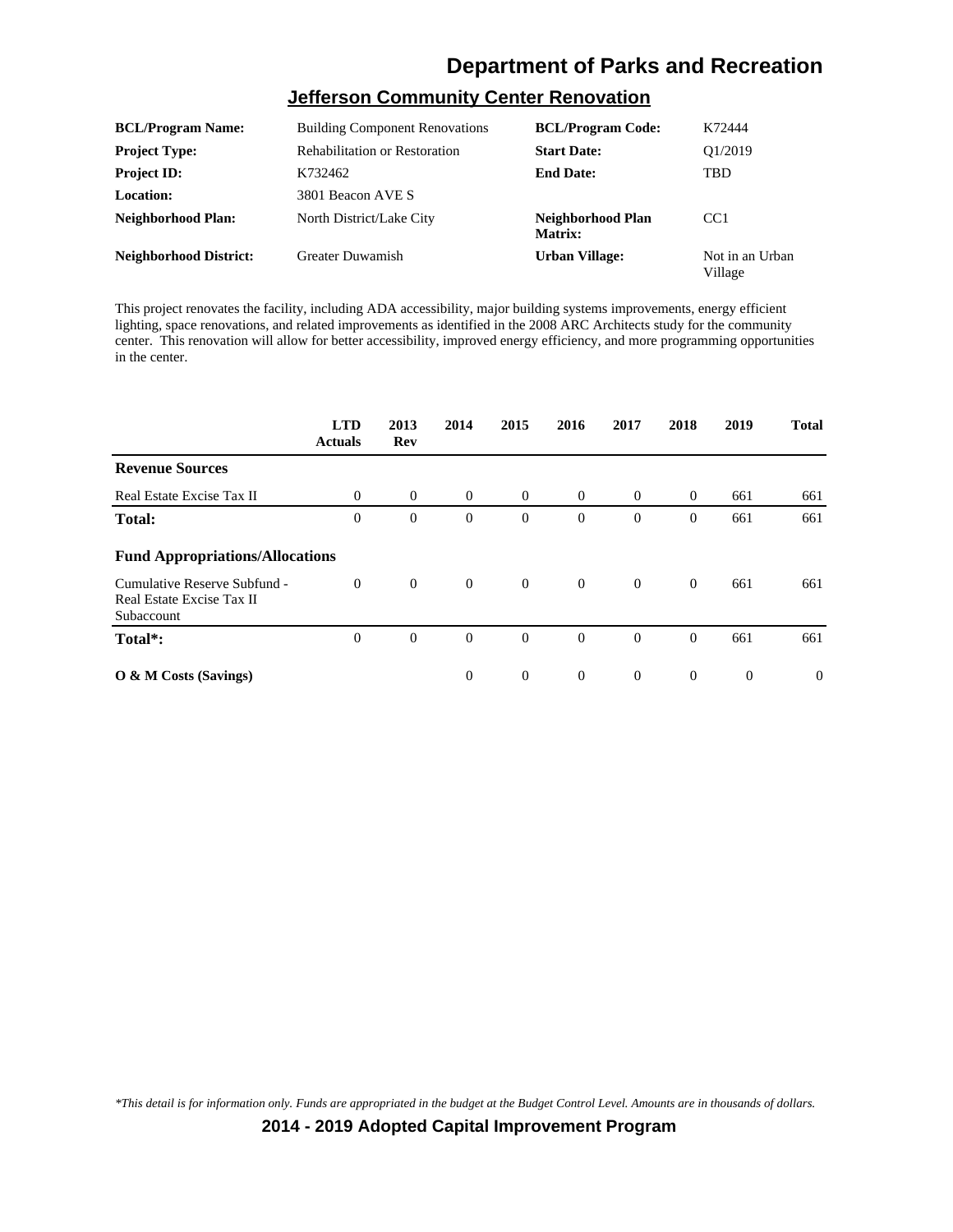# Department of Parks and Recreation

## Jefferson Community Center Renovation

| | | | |
|---|---|---|---|
| **BCL/Program Name:** | Building Component Renovations | **BCL/Program Code:** | K72444 |
| **Project Type:** | Rehabilitation or Restoration | **Start Date:** | Q1/2019 |
| **Project ID:** | K732462 | **End Date:** | TBD |
| **Location:** | 3801 Beacon AVE S | | |
| **Neighborhood Plan:** | North District/Lake City | **Neighborhood Plan Matrix:** | CC1 |
| **Neighborhood District:** | Greater Duwamish | **Urban Village:** | Not in an Urban Village |

This project renovates the facility, including ADA accessibility, major building systems improvements, energy efficient lighting, space renovations, and related improvements as identified in the 2008 ARC Architects study for the community center. This renovation will allow for better accessibility, improved energy efficiency, and more programming opportunities in the center.

| | LTD Actuals | 2013 Rev | 2014 | 2015 | 2016 | 2017 | 2018 | 2019 | Total |
|---|---|---|---|---|---|---|---|---|---|
| **Revenue Sources** | | | | | | | | | |
| Real Estate Excise Tax II | 0 | 0 | 0 | 0 | 0 | 0 | 0 | 661 | 661 |
| **Total:** | 0 | 0 | 0 | 0 | 0 | 0 | 0 | 661 | 661 |
| **Fund Appropriations/Allocations** | | | | | | | | | |
| Cumulative Reserve Subfund - Real Estate Excise Tax II Subaccount | 0 | 0 | 0 | 0 | 0 | 0 | 0 | 661 | 661 |
| **Total*:** | 0 | 0 | 0 | 0 | 0 | 0 | 0 | 661 | 661 |
| **O & M Costs (Savings)** | | | 0 | 0 | 0 | 0 | 0 | 0 | 0 |

*This detail is for information only. Funds are appropriated in the budget at the Budget Control Level. Amounts are in thousands of dollars.*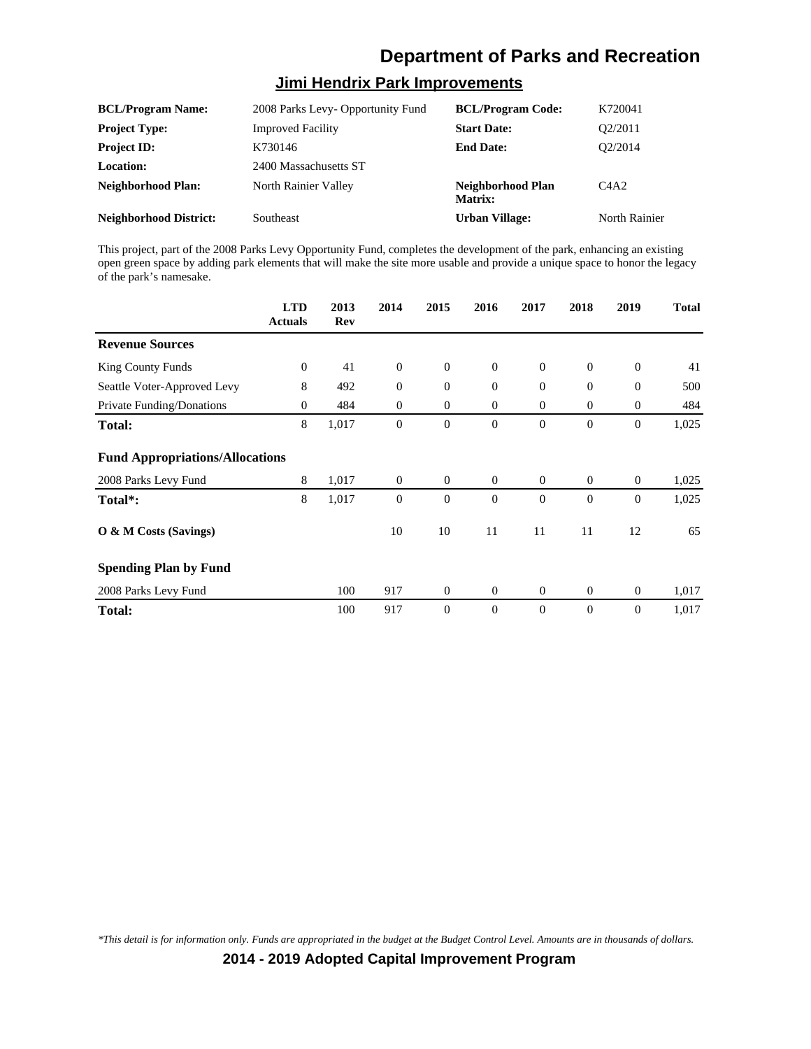## Jimi Hendrix Park Improvements

| | | | |
|---|---|---|---|
| **BCL/Program Name:** | 2008 Parks Levy- Opportunity Fund | **BCL/Program Code:** | K720041 |
| **Project Type:** | Improved Facility | **Start Date:** | Q2/2011 |
| **Project ID:** | K730146 | **End Date:** | Q2/2014 |
| **Location:** | 2400 Massachusetts ST | | |
| **Neighborhood Plan:** | North Rainier Valley | **Neighborhood Plan Matrix:** | C4A2 |
| **Neighborhood District:** | Southeast | **Urban Village:** | North Rainier |

This project, part of the 2008 Parks Levy Opportunity Fund, completes the development of the park, enhancing an existing open green space by adding park elements that will make the site more usable and provide a unique space to honor the legacy of the park's namesake.

| | LTD Actuals | 2013 Rev | 2014 | 2015 | 2016 | 2017 | 2018 | 2019 | Total |
|---|---|---|---|---|---|---|---|---|---|
| **Revenue Sources** | | | | | | | | | |
| King County Funds | 0 | 41 | 0 | 0 | 0 | 0 | 0 | 0 | 41 |
| Seattle Voter-Approved Levy | 8 | 492 | 0 | 0 | 0 | 0 | 0 | 0 | 500 |
| Private Funding/Donations | 0 | 484 | 0 | 0 | 0 | 0 | 0 | 0 | 484 |
| **Total:** | 8 | 1,017 | 0 | 0 | 0 | 0 | 0 | 0 | 1,025 |
| **Fund Appropriations/Allocations** | | | | | | | | | |
| 2008 Parks Levy Fund | 8 | 1,017 | 0 | 0 | 0 | 0 | 0 | 0 | 1,025 |
| **Total*:** | 8 | 1,017 | 0 | 0 | 0 | 0 | 0 | 0 | 1,025 |
| **O & M Costs (Savings)** | | | 10 | 10 | 11 | 11 | 11 | 12 | 65 |
| **Spending Plan by Fund** | | | | | | | | | |
| 2008 Parks Levy Fund | | 100 | 917 | 0 | 0 | 0 | 0 | 0 | 1,017 |
| **Total:** | | 100 | 917 | 0 | 0 | 0 | 0 | 0 | 1,017 |

*\*This detail is for information only. Funds are appropriated in the budget at the Budget Control Level. Amounts are in thousands of dollars.*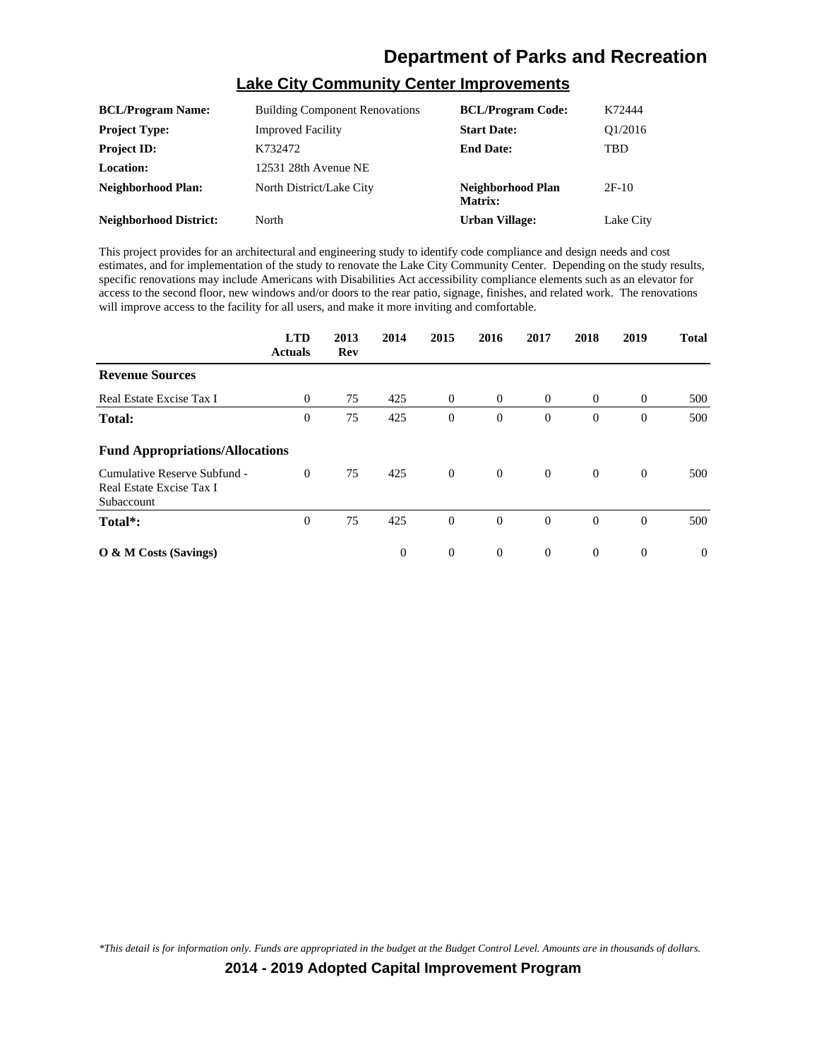# Department of Parks and Recreation

## Lake City Community Center Improvements

| | | | |
|---|---|---|---|
| **BCL/Program Name:** | Building Component Renovations | **BCL/Program Code:** | K72444 |
| **Project Type:** | Improved Facility | **Start Date:** | Q1/2016 |
| **Project ID:** | K732472 | **End Date:** | TBD |
| **Location:** | 12531 28th Avenue NE | | |
| **Neighborhood Plan:** | North District/Lake City | **Neighborhood Plan Matrix:** | 2F-10 |
| **Neighborhood District:** | North | **Urban Village:** | Lake City |

This project provides for an architectural and engineering study to identify code compliance and design needs and cost estimates, and for implementation of the study to renovate the Lake City Community Center. Depending on the study results, specific renovations may include Americans with Disabilities Act accessibility compliance elements such as an elevator for access to the second floor, new windows and/or doors to the rear patio, signage, finishes, and related work. The renovations will improve access to the facility for all users, and make it more inviting and comfortable.

| | LTD Actuals | 2013 Rev | 2014 | 2015 | 2016 | 2017 | 2018 | 2019 | Total |
|---|---|---|---|---|---|---|---|---|---|
| **Revenue Sources** | | | | | | | | | |
| Real Estate Excise Tax I | 0 | 75 | 425 | 0 | 0 | 0 | 0 | 0 | 500 |
| **Total:** | 0 | 75 | 425 | 0 | 0 | 0 | 0 | 0 | 500 |
| **Fund Appropriations/Allocations** | | | | | | | | | |
| Cumulative Reserve Subfund - Real Estate Excise Tax I Subaccount | 0 | 75 | 425 | 0 | 0 | 0 | 0 | 0 | 500 |
| **Total*:** | 0 | 75 | 425 | 0 | 0 | 0 | 0 | 0 | 500 |
| **O & M Costs (Savings)** | | | 0 | 0 | 0 | 0 | 0 | 0 | 0 |

*\*This detail is for information only. Funds are appropriated in the budget at the Budget Control Level. Amounts are in thousands of dollars.*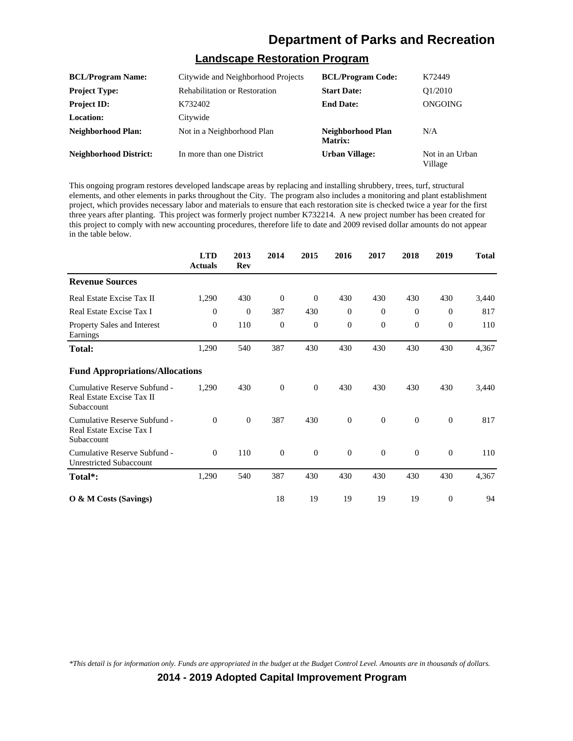# Department of Parks and Recreation

## Landscape Restoration Program

| | | | |
|---|---|---|---|
| **BCL/Program Name:** | Citywide and Neighborhood Projects | **BCL/Program Code:** | K72449 |
| **Project Type:** | Rehabilitation or Restoration | **Start Date:** | Q1/2010 |
| **Project ID:** | K732402 | **End Date:** | ONGOING |
| **Location:** | Citywide | | |
| **Neighborhood Plan:** | Not in a Neighborhood Plan | **Neighborhood Plan Matrix:** | N/A |
| **Neighborhood District:** | In more than one District | **Urban Village:** | Not in an Urban Village |

This ongoing program restores developed landscape areas by replacing and installing shrubbery, trees, turf, structural elements, and other elements in parks throughout the City. The program also includes a monitoring and plant establishment project, which provides necessary labor and materials to ensure that each restoration site is checked twice a year for the first three years after planting. This project was formerly project number K732214. A new project number has been created for this project to comply with new accounting procedures, therefore life to date and 2009 revised dollar amounts do not appear in the table below.

| | LTD Actuals | 2013 Rev | 2014 | 2015 | 2016 | 2017 | 2018 | 2019 | Total |
|---|---|---|---|---|---|---|---|---|---|
| **Revenue Sources** | | | | | | | | | |
| Real Estate Excise Tax II | 1,290 | 430 | 0 | 0 | 430 | 430 | 430 | 430 | 3,440 |
| Real Estate Excise Tax I | 0 | 0 | 387 | 430 | 0 | 0 | 0 | 0 | 817 |
| Property Sales and Interest Earnings | 0 | 110 | 0 | 0 | 0 | 0 | 0 | 0 | 110 |
| **Total:** | 1,290 | 540 | 387 | 430 | 430 | 430 | 430 | 430 | 4,367 |
| **Fund Appropriations/Allocations** | | | | | | | | | |
| Cumulative Reserve Subfund - Real Estate Excise Tax II Subaccount | 1,290 | 430 | 0 | 0 | 430 | 430 | 430 | 430 | 3,440 |
| Cumulative Reserve Subfund - Real Estate Excise Tax I Subaccount | 0 | 0 | 387 | 430 | 0 | 0 | 0 | 0 | 817 |
| Cumulative Reserve Subfund - Unrestricted Subaccount | 0 | 110 | 0 | 0 | 0 | 0 | 0 | 0 | 110 |
| **Total*:** | 1,290 | 540 | 387 | 430 | 430 | 430 | 430 | 430 | 4,367 |
| **O & M Costs (Savings)** | | | 18 | 19 | 19 | 19 | 19 | 0 | 94 |

*\*This detail is for information only. Funds are appropriated in the budget at the Budget Control Level. Amounts are in thousands of dollars.*

**2014 - 2019 Adopted Capital Improvement Program**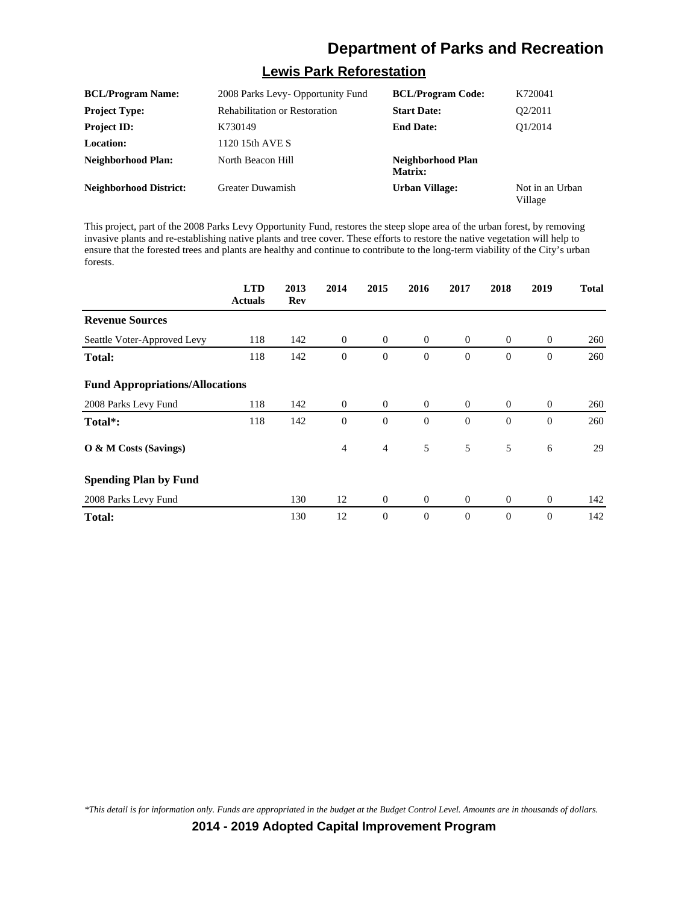# Department of Parks and Recreation

## Lewis Park Reforestation

| | | | |
|---|---|---|---|
| **BCL/Program Name:** | 2008 Parks Levy- Opportunity Fund | **BCL/Program Code:** | K720041 |
| **Project Type:** | Rehabilitation or Restoration | **Start Date:** | Q2/2011 |
| **Project ID:** | K730149 | **End Date:** | Q1/2014 |
| **Location:** | 1120 15th AVE S | | |
| **Neighborhood Plan:** | North Beacon Hill | **Neighborhood Plan Matrix:** | |
| **Neighborhood District:** | Greater Duwamish | **Urban Village:** | Not in an Urban Village |

This project, part of the 2008 Parks Levy Opportunity Fund, restores the steep slope area of the urban forest, by removing invasive plants and re-establishing native plants and tree cover. These efforts to restore the native vegetation will help to ensure that the forested trees and plants are healthy and continue to contribute to the long-term viability of the City's urban forests.

| | LTD Actuals | 2013 Rev | 2014 | 2015 | 2016 | 2017 | 2018 | 2019 | Total |
|---|---|---|---|---|---|---|---|---|---|
| **Revenue Sources** | | | | | | | | | |
| Seattle Voter-Approved Levy | 118 | 142 | 0 | 0 | 0 | 0 | 0 | 0 | 260 |
| **Total:** | 118 | 142 | 0 | 0 | 0 | 0 | 0 | 0 | 260 |
| **Fund Appropriations/Allocations** | | | | | | | | | |
| 2008 Parks Levy Fund | 118 | 142 | 0 | 0 | 0 | 0 | 0 | 0 | 260 |
| **Total*:** | 118 | 142 | 0 | 0 | 0 | 0 | 0 | 0 | 260 |
| **O & M Costs (Savings)** | | | 4 | 4 | 5 | 5 | 5 | 6 | 29 |
| **Spending Plan by Fund** | | | | | | | | | |
| 2008 Parks Levy Fund | | 130 | 12 | 0 | 0 | 0 | 0 | 0 | 142 |
| **Total:** | | 130 | 12 | 0 | 0 | 0 | 0 | 0 | 142 |

*\*This detail is for information only. Funds are appropriated in the budget at the Budget Control Level. Amounts are in thousands of dollars.*

**2014 - 2019 Adopted Capital Improvement Program**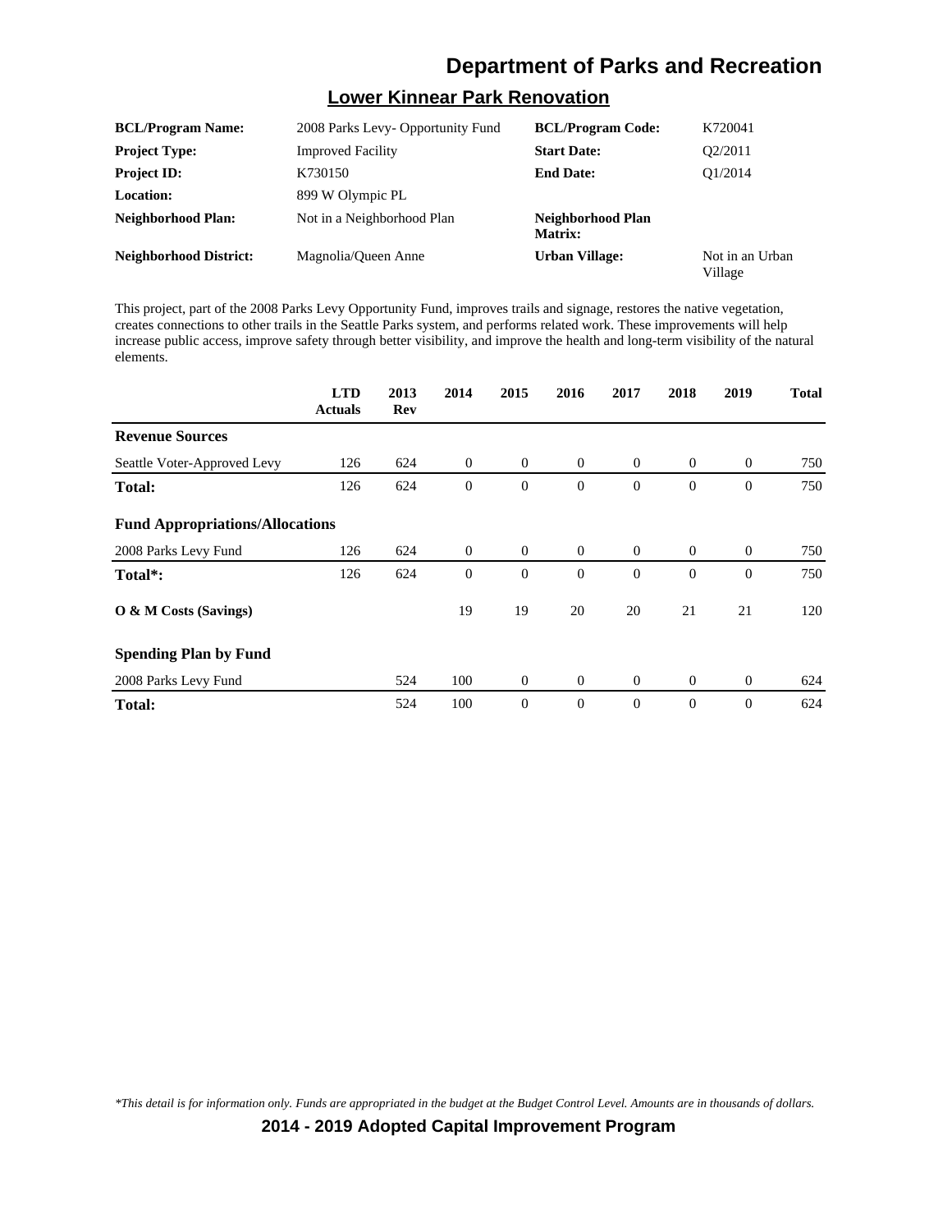# Department of Parks and Recreation

## Lower Kinnear Park Renovation

| | | | |
|---|---|---|---|
| **BCL/Program Name:** | 2008 Parks Levy- Opportunity Fund | **BCL/Program Code:** | K720041 |
| **Project Type:** | Improved Facility | **Start Date:** | Q2/2011 |
| **Project ID:** | K730150 | **End Date:** | Q1/2014 |
| **Location:** | 899 W Olympic PL | | |
| **Neighborhood Plan:** | Not in a Neighborhood Plan | **Neighborhood Plan Matrix:** | |
| **Neighborhood District:** | Magnolia/Queen Anne | **Urban Village:** | Not in an Urban Village |

This project, part of the 2008 Parks Levy Opportunity Fund, improves trails and signage, restores the native vegetation, creates connections to other trails in the Seattle Parks system, and performs related work. These improvements will help increase public access, improve safety through better visibility, and improve the health and long-term visibility of the natural elements.

| | LTD Actuals | 2013 Rev | 2014 | 2015 | 2016 | 2017 | 2018 | 2019 | Total |
|---|---|---|---|---|---|---|---|---|---|
| **Revenue Sources** | | | | | | | | | |
| Seattle Voter-Approved Levy | 126 | 624 | 0 | 0 | 0 | 0 | 0 | 0 | 750 |
| **Total:** | 126 | 624 | 0 | 0 | 0 | 0 | 0 | 0 | 750 |
| **Fund Appropriations/Allocations** | | | | | | | | | |
| 2008 Parks Levy Fund | 126 | 624 | 0 | 0 | 0 | 0 | 0 | 0 | 750 |
| **Total*:** | 126 | 624 | 0 | 0 | 0 | 0 | 0 | 0 | 750 |
| **O & M Costs (Savings)** | | | 19 | 19 | 20 | 20 | 21 | 21 | 120 |
| **Spending Plan by Fund** | | | | | | | | | |
| 2008 Parks Levy Fund | | 524 | 100 | 0 | 0 | 0 | 0 | 0 | 624 |
| **Total:** | | 524 | 100 | 0 | 0 | 0 | 0 | 0 | 624 |

*\*This detail is for information only. Funds are appropriated in the budget at the Budget Control Level. Amounts are in thousands of dollars.*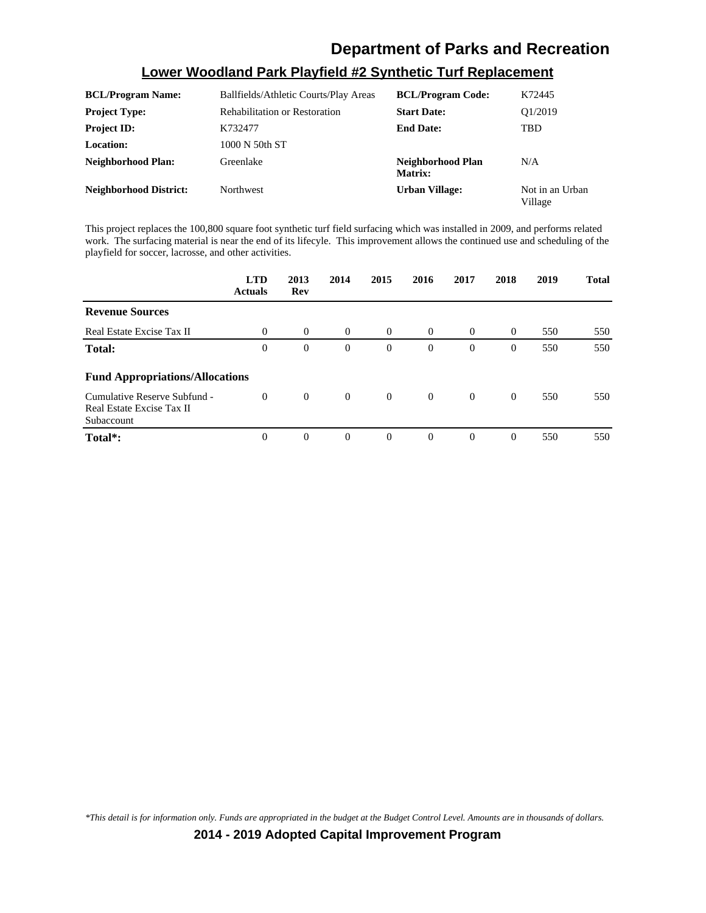# Department of Parks and Recreation

## Lower Woodland Park Playfield #2 Synthetic Turf Replacement

| | | | |
|---|---|---|---|
| **BCL/Program Name:** | Ballfields/Athletic Courts/Play Areas | **BCL/Program Code:** | K72445 |
| **Project Type:** | Rehabilitation or Restoration | **Start Date:** | Q1/2019 |
| **Project ID:** | K732477 | **End Date:** | TBD |
| **Location:** | 1000 N 50th ST | | |
| **Neighborhood Plan:** | Greenlake | **Neighborhood Plan Matrix:** | N/A |
| **Neighborhood District:** | Northwest | **Urban Village:** | Not in an Urban Village |

This project replaces the 100,800 square foot synthetic turf field surfacing which was installed in 2009, and performs related work. The surfacing material is near the end of its lifecyle. This improvement allows the continued use and scheduling of the playfield for soccer, lacrosse, and other activities.

| | LTD Actuals | 2013 Rev | 2014 | 2015 | 2016 | 2017 | 2018 | 2019 | Total |
|---|---|---|---|---|---|---|---|---|---|
| **Revenue Sources** | | | | | | | | | |
| Real Estate Excise Tax II | 0 | 0 | 0 | 0 | 0 | 0 | 0 | 550 | 550 |
| **Total:** | 0 | 0 | 0 | 0 | 0 | 0 | 0 | 550 | 550 |
| **Fund Appropriations/Allocations** | | | | | | | | | |
| Cumulative Reserve Subfund - Real Estate Excise Tax II Subaccount | 0 | 0 | 0 | 0 | 0 | 0 | 0 | 550 | 550 |
| **Total*:** | 0 | 0 | 0 | 0 | 0 | 0 | 0 | 550 | 550 |

*\*This detail is for information only. Funds are appropriated in the budget at the Budget Control Level. Amounts are in thousands of dollars.*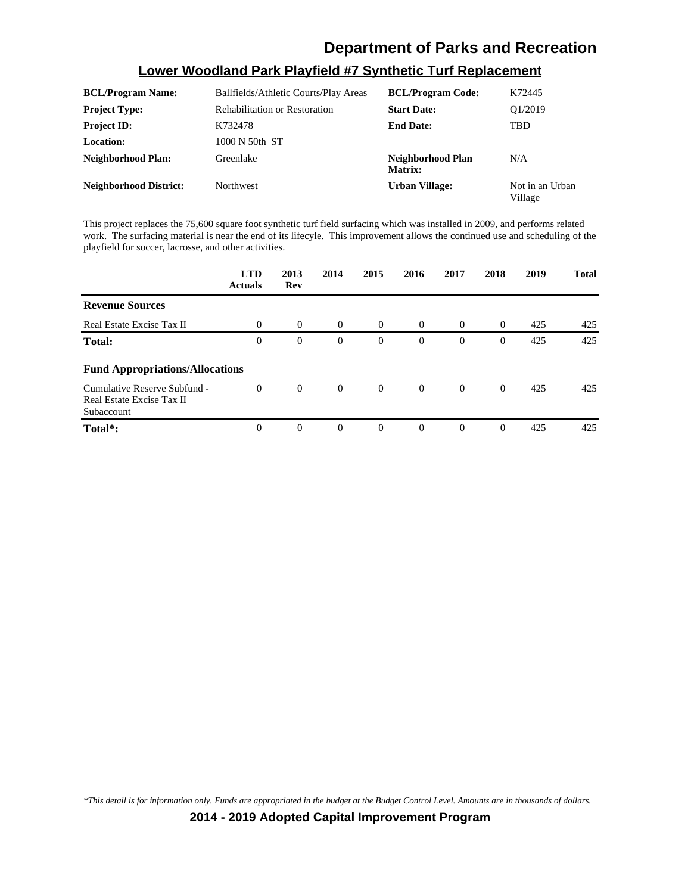## Lower Woodland Park Playfield #7 Synthetic Turf Replacement

| | | | |
|---|---|---|---|
| **BCL/Program Name:** | Ballfields/Athletic Courts/Play Areas | **BCL/Program Code:** | K72445 |
| **Project Type:** | Rehabilitation or Restoration | **Start Date:** | Q1/2019 |
| **Project ID:** | K732478 | **End Date:** | TBD |
| **Location:** | 1000 N 50th ST | | |
| **Neighborhood Plan:** | Greenlake | **Neighborhood Plan Matrix:** | N/A |
| **Neighborhood District:** | Northwest | **Urban Village:** | Not in an Urban Village |

This project replaces the 75,600 square foot synthetic turf field surfacing which was installed in 2009, and performs related work. The surfacing material is near the end of its lifecyle. This improvement allows the continued use and scheduling of the playfield for soccer, lacrosse, and other activities.

| | LTD Actuals | 2013 Rev | 2014 | 2015 | 2016 | 2017 | 2018 | 2019 | Total |
|---|---|---|---|---|---|---|---|---|---|
| **Revenue Sources** | | | | | | | | | |
| Real Estate Excise Tax II | 0 | 0 | 0 | 0 | 0 | 0 | 0 | 425 | 425 |
| **Total:** | 0 | 0 | 0 | 0 | 0 | 0 | 0 | 425 | 425 |
| **Fund Appropriations/Allocations** | | | | | | | | | |
| Cumulative Reserve Subfund - Real Estate Excise Tax II Subaccount | 0 | 0 | 0 | 0 | 0 | 0 | 0 | 425 | 425 |
| **Total*:** | 0 | 0 | 0 | 0 | 0 | 0 | 0 | 425 | 425 |

*\*This detail is for information only. Funds are appropriated in the budget at the Budget Control Level. Amounts are in thousands of dollars.*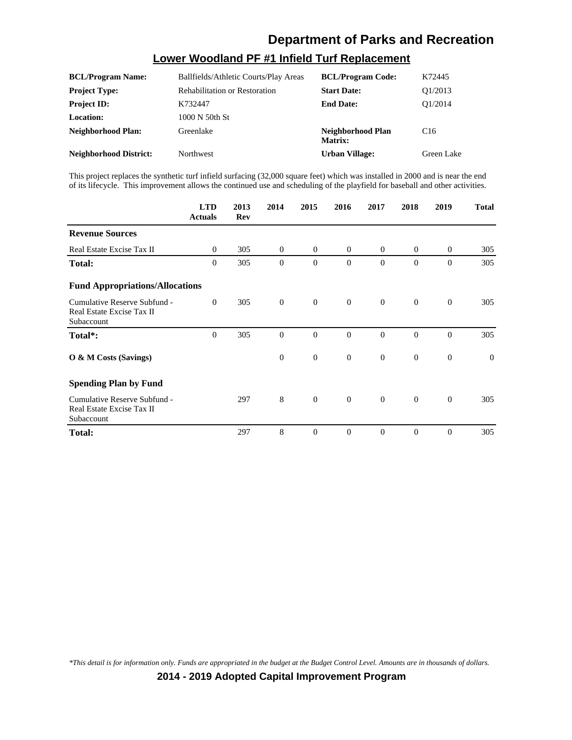# Department of Parks and Recreation

## Lower Woodland PF #1 Infield Turf Replacement

| | | | |
|---|---|---|---|
| **BCL/Program Name:** | Ballfields/Athletic Courts/Play Areas | **BCL/Program Code:** | K72445 |
| **Project Type:** | Rehabilitation or Restoration | **Start Date:** | Q1/2013 |
| **Project ID:** | K732447 | **End Date:** | Q1/2014 |
| **Location:** | 1000 N 50th St | | |
| **Neighborhood Plan:** | Greenlake | **Neighborhood Plan Matrix:** | C16 |
| **Neighborhood District:** | Northwest | **Urban Village:** | Green Lake |

This project replaces the synthetic turf infield surfacing (32,000 square feet) which was installed in 2000 and is near the end of its lifecycle. This improvement allows the continued use and scheduling of the playfield for baseball and other activities.

| | LTD Actuals | 2013 Rev | 2014 | 2015 | 2016 | 2017 | 2018 | 2019 | Total |
|---|---|---|---|---|---|---|---|---|---|
| **Revenue Sources** | | | | | | | | | |
| Real Estate Excise Tax II | 0 | 305 | 0 | 0 | 0 | 0 | 0 | 0 | 305 |
| **Total:** | 0 | 305 | 0 | 0 | 0 | 0 | 0 | 0 | 305 |
| **Fund Appropriations/Allocations** | | | | | | | | | |
| Cumulative Reserve Subfund - Real Estate Excise Tax II Subaccount | 0 | 305 | 0 | 0 | 0 | 0 | 0 | 0 | 305 |
| **Total*:** | 0 | 305 | 0 | 0 | 0 | 0 | 0 | 0 | 305 |
| **O & M Costs (Savings)** | | | 0 | 0 | 0 | 0 | 0 | 0 | 0 |
| **Spending Plan by Fund** | | | | | | | | | |
| Cumulative Reserve Subfund - Real Estate Excise Tax II Subaccount | | 297 | 8 | 0 | 0 | 0 | 0 | 0 | 305 |
| **Total:** | | 297 | 8 | 0 | 0 | 0 | 0 | 0 | 305 |

*\*This detail is for information only. Funds are appropriated in the budget at the Budget Control Level. Amounts are in thousands of dollars.*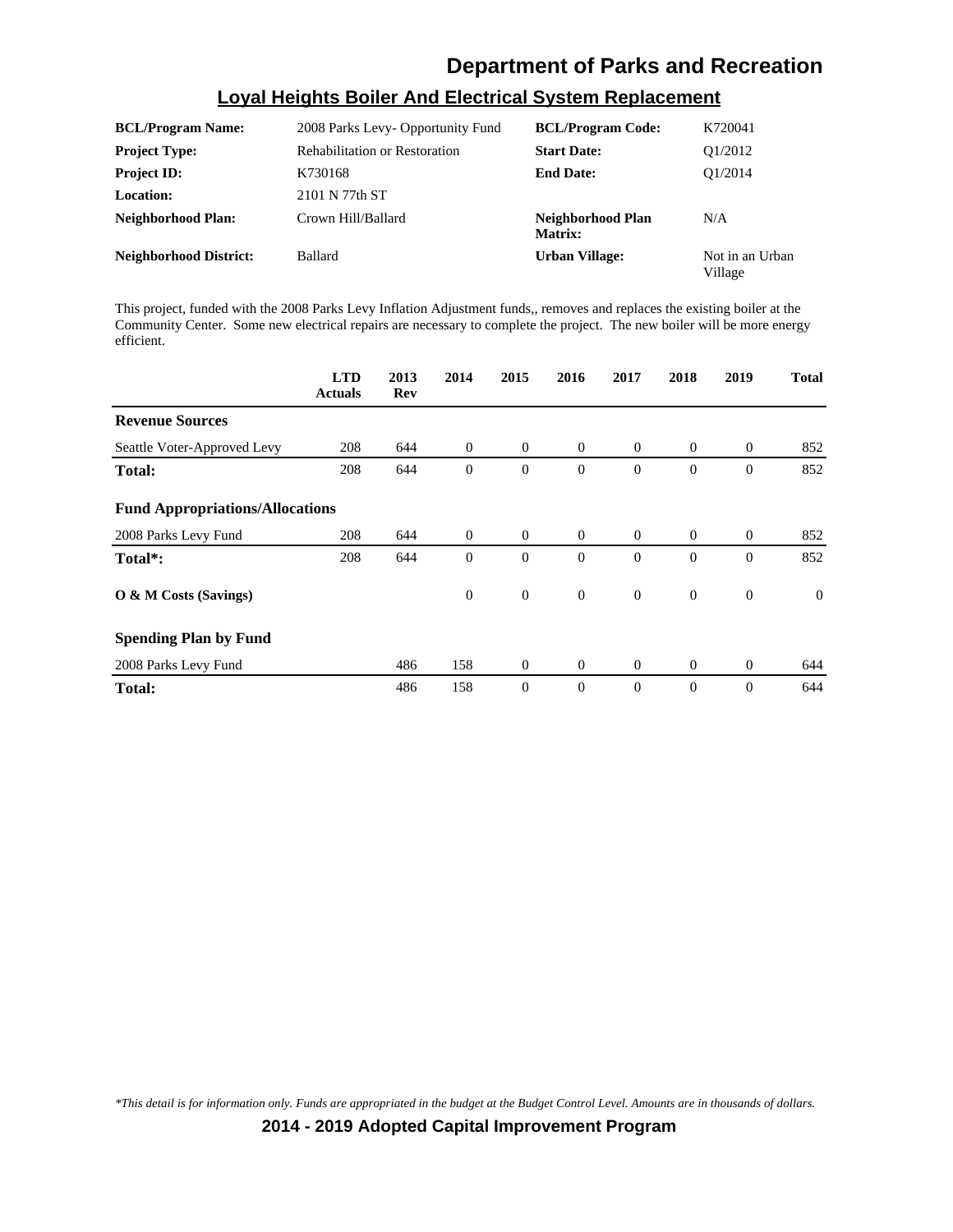## Loyal Heights Boiler And Electrical System Replacement

| | | | |
|---|---|---|---|
| **BCL/Program Name:** | 2008 Parks Levy- Opportunity Fund | **BCL/Program Code:** | K720041 |
| **Project Type:** | Rehabilitation or Restoration | **Start Date:** | Q1/2012 |
| **Project ID:** | K730168 | **End Date:** | Q1/2014 |
| **Location:** | 2101 N 77th ST | | |
| **Neighborhood Plan:** | Crown Hill/Ballard | **Neighborhood Plan Matrix:** | N/A |
| **Neighborhood District:** | Ballard | **Urban Village:** | Not in an Urban Village |

This project, funded with the 2008 Parks Levy Inflation Adjustment funds,, removes and replaces the existing boiler at the Community Center. Some new electrical repairs are necessary to complete the project. The new boiler will be more energy efficient.

| | LTD Actuals | 2013 Rev | 2014 | 2015 | 2016 | 2017 | 2018 | 2019 | Total |
|---|---|---|---|---|---|---|---|---|---|
| **Revenue Sources** | | | | | | | | | |
| Seattle Voter-Approved Levy | 208 | 644 | 0 | 0 | 0 | 0 | 0 | 0 | 852 |
| **Total:** | 208 | 644 | 0 | 0 | 0 | 0 | 0 | 0 | 852 |
| **Fund Appropriations/Allocations** | | | | | | | | | |
| 2008 Parks Levy Fund | 208 | 644 | 0 | 0 | 0 | 0 | 0 | 0 | 852 |
| **Total*:** | 208 | 644 | 0 | 0 | 0 | 0 | 0 | 0 | 852 |
| **O & M Costs (Savings)** | | | 0 | 0 | 0 | 0 | 0 | 0 | 0 |
| **Spending Plan by Fund** | | | | | | | | | |
| 2008 Parks Levy Fund | | 486 | 158 | 0 | 0 | 0 | 0 | 0 | 644 |
| **Total:** | | 486 | 158 | 0 | 0 | 0 | 0 | 0 | 644 |

*\*This detail is for information only. Funds are appropriated in the budget at the Budget Control Level. Amounts are in thousands of dollars.*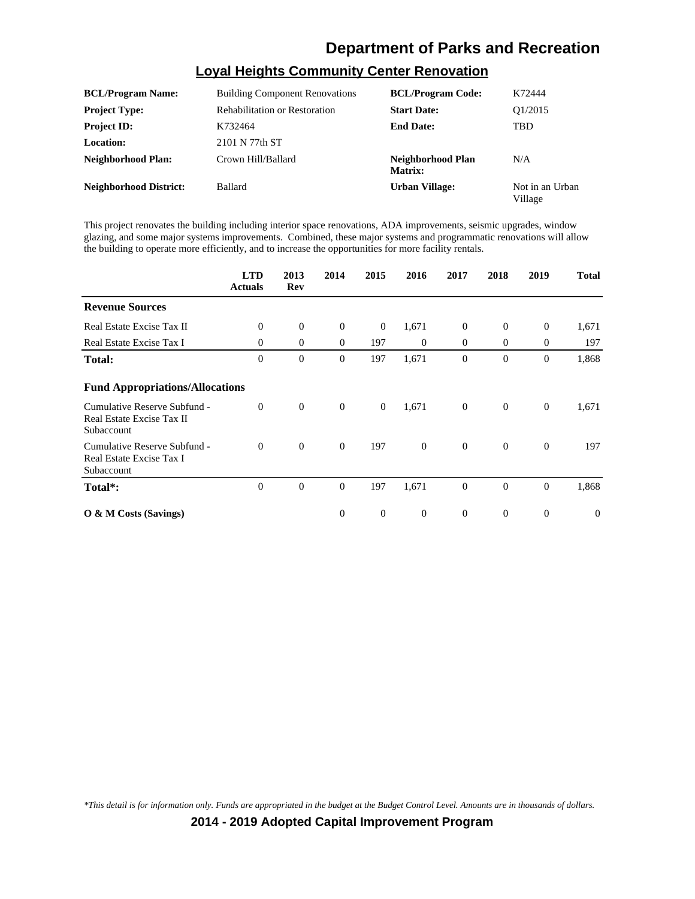## Loyal Heights Community Center Renovation

| | | | |
|---|---|---|---|
| **BCL/Program Name:** | Building Component Renovations | **BCL/Program Code:** | K72444 |
| **Project Type:** | Rehabilitation or Restoration | **Start Date:** | Q1/2015 |
| **Project ID:** | K732464 | **End Date:** | TBD |
| **Location:** | 2101 N 77th ST | | |
| **Neighborhood Plan:** | Crown Hill/Ballard | **Neighborhood Plan Matrix:** | N/A |
| **Neighborhood District:** | Ballard | **Urban Village:** | Not in an Urban Village |

This project renovates the building including interior space renovations, ADA improvements, seismic upgrades, window glazing, and some major systems improvements. Combined, these major systems and programmatic renovations will allow the building to operate more efficiently, and to increase the opportunities for more facility rentals.

| | LTD Actuals | 2013 Rev | 2014 | 2015 | 2016 | 2017 | 2018 | 2019 | Total |
|---|---|---|---|---|---|---|---|---|---|
| **Revenue Sources** | | | | | | | | | |
| Real Estate Excise Tax II | 0 | 0 | 0 | 0 | 1,671 | 0 | 0 | 0 | 1,671 |
| Real Estate Excise Tax I | 0 | 0 | 0 | 197 | 0 | 0 | 0 | 0 | 197 |
| **Total:** | 0 | 0 | 0 | 197 | 1,671 | 0 | 0 | 0 | 1,868 |
| **Fund Appropriations/Allocations** | | | | | | | | | |
| Cumulative Reserve Subfund - Real Estate Excise Tax II Subaccount | 0 | 0 | 0 | 0 | 1,671 | 0 | 0 | 0 | 1,671 |
| Cumulative Reserve Subfund - Real Estate Excise Tax I Subaccount | 0 | 0 | 0 | 197 | 0 | 0 | 0 | 0 | 197 |
| **Total*:** | 0 | 0 | 0 | 197 | 1,671 | 0 | 0 | 0 | 1,868 |
| **O & M Costs (Savings)** | | | 0 | 0 | 0 | 0 | 0 | 0 | 0 |

*\*This detail is for information only. Funds are appropriated in the budget at the Budget Control Level. Amounts are in thousands of dollars.*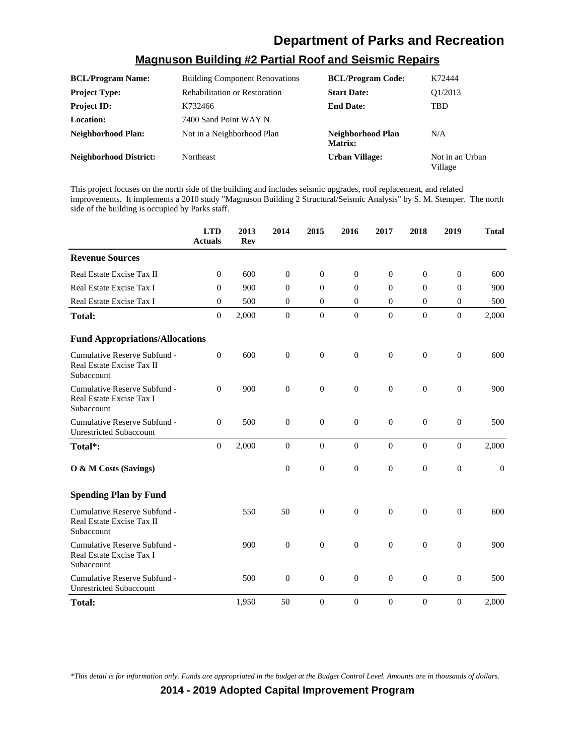## Magnuson Building #2 Partial Roof and Seismic Repairs

| | | | |
|---|---|---|---|
| **BCL/Program Name:** | Building Component Renovations | **BCL/Program Code:** | K72444 |
| **Project Type:** | Rehabilitation or Restoration | **Start Date:** | Q1/2013 |
| **Project ID:** | K732466 | **End Date:** | TBD |
| **Location:** | 7400 Sand Point WAY N | | |
| **Neighborhood Plan:** | Not in a Neighborhood Plan | **Neighborhood Plan Matrix:** | N/A |
| **Neighborhood District:** | Northeast | **Urban Village:** | Not in an Urban Village |

This project focuses on the north side of the building and includes seismic upgrades, roof replacement, and related improvements. It implements a 2010 study "Magnuson Building 2 Structural/Seismic Analysis" by S. M. Stemper. The north side of the building is occupied by Parks staff.

| | LTD Actuals | 2013 Rev | 2014 | 2015 | 2016 | 2017 | 2018 | 2019 | Total |
|---|---|---|---|---|---|---|---|---|---|
| **Revenue Sources** | | | | | | | | | |
| Real Estate Excise Tax II | 0 | 600 | 0 | 0 | 0 | 0 | 0 | 0 | 600 |
| Real Estate Excise Tax I | 0 | 900 | 0 | 0 | 0 | 0 | 0 | 0 | 900 |
| Real Estate Excise Tax I | 0 | 500 | 0 | 0 | 0 | 0 | 0 | 0 | 500 |
| **Total:** | 0 | 2,000 | 0 | 0 | 0 | 0 | 0 | 0 | 2,000 |
| **Fund Appropriations/Allocations** | | | | | | | | | |
| Cumulative Reserve Subfund - Real Estate Excise Tax II Subaccount | 0 | 600 | 0 | 0 | 0 | 0 | 0 | 0 | 600 |
| Cumulative Reserve Subfund - Real Estate Excise Tax I Subaccount | 0 | 900 | 0 | 0 | 0 | 0 | 0 | 0 | 900 |
| Cumulative Reserve Subfund - Unrestricted Subaccount | 0 | 500 | 0 | 0 | 0 | 0 | 0 | 0 | 500 |
| **Total*:** | 0 | 2,000 | 0 | 0 | 0 | 0 | 0 | 0 | 2,000 |
| **O & M Costs (Savings)** | | | 0 | 0 | 0 | 0 | 0 | 0 | 0 |
| **Spending Plan by Fund** | | | | | | | | | |
| Cumulative Reserve Subfund - Real Estate Excise Tax II Subaccount | | 550 | 50 | 0 | 0 | 0 | 0 | 0 | 600 |
| Cumulative Reserve Subfund - Real Estate Excise Tax I Subaccount | | 900 | 0 | 0 | 0 | 0 | 0 | 0 | 900 |
| Cumulative Reserve Subfund - Unrestricted Subaccount | | 500 | 0 | 0 | 0 | 0 | 0 | 0 | 500 |
| **Total:** | | 1,950 | 50 | 0 | 0 | 0 | 0 | 0 | 2,000 |

*This detail is for information only. Funds are appropriated in the budget at the Budget Control Level. Amounts are in thousands of dollars.*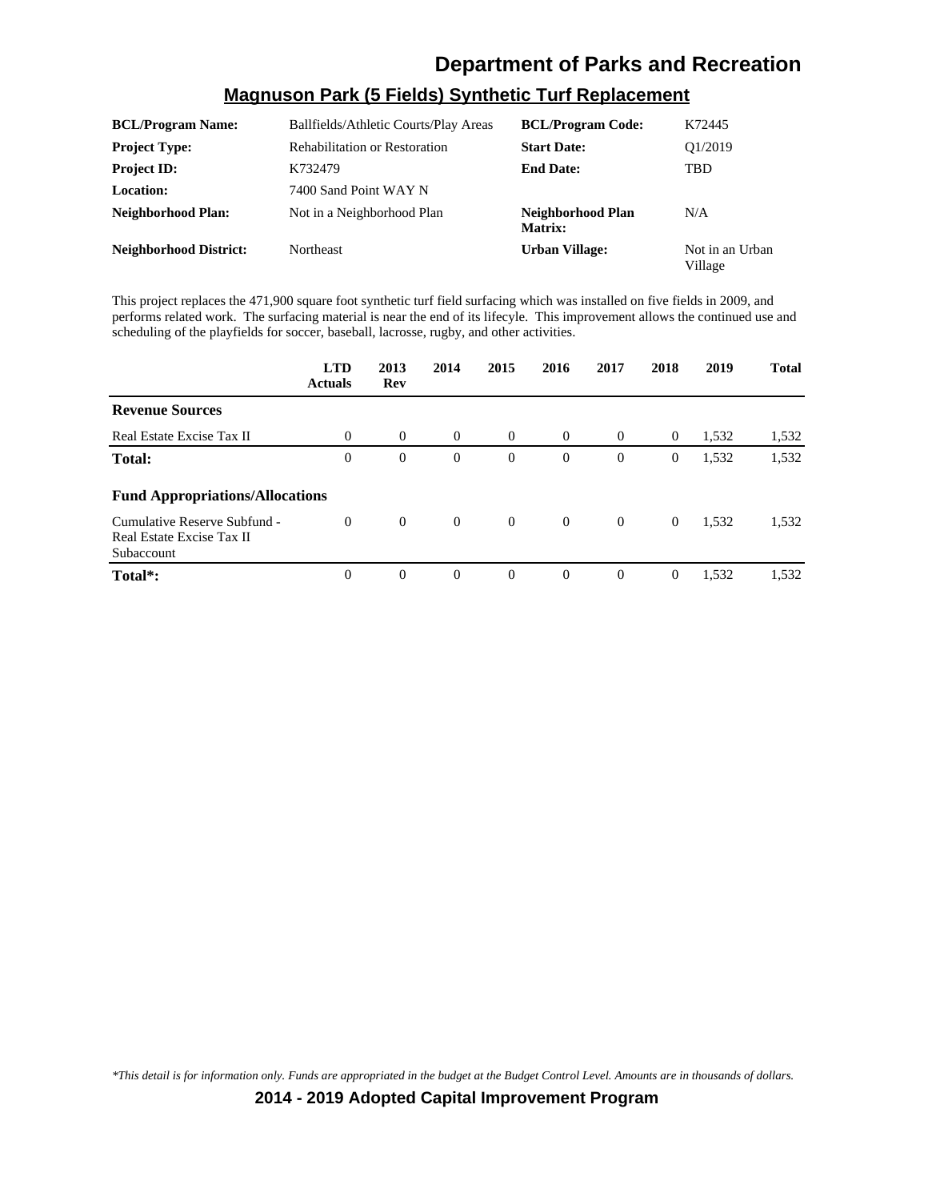# Department of Parks and Recreation

## Magnuson Park (5 Fields) Synthetic Turf Replacement

| | | | |
|---|---|---|---|
| **BCL/Program Name:** | Ballfields/Athletic Courts/Play Areas | **BCL/Program Code:** | K72445 |
| **Project Type:** | Rehabilitation or Restoration | **Start Date:** | Q1/2019 |
| **Project ID:** | K732479 | **End Date:** | TBD |
| **Location:** | 7400 Sand Point WAY N | | |
| **Neighborhood Plan:** | Not in a Neighborhood Plan | **Neighborhood Plan Matrix:** | N/A |
| **Neighborhood District:** | Northeast | **Urban Village:** | Not in an Urban Village |

This project replaces the 471,900 square foot synthetic turf field surfacing which was installed on five fields in 2009, and performs related work. The surfacing material is near the end of its lifecyle. This improvement allows the continued use and scheduling of the playfields for soccer, baseball, lacrosse, rugby, and other activities.

| | LTD Actuals | 2013 Rev | 2014 | 2015 | 2016 | 2017 | 2018 | 2019 | Total |
|---|---|---|---|---|---|---|---|---|---|
| **Revenue Sources** | | | | | | | | | |
| Real Estate Excise Tax II | 0 | 0 | 0 | 0 | 0 | 0 | 0 | 1,532 | 1,532 |
| **Total:** | 0 | 0 | 0 | 0 | 0 | 0 | 0 | 1,532 | 1,532 |
| **Fund Appropriations/Allocations** | | | | | | | | | |
| Cumulative Reserve Subfund - Real Estate Excise Tax II Subaccount | 0 | 0 | 0 | 0 | 0 | 0 | 0 | 1,532 | 1,532 |
| **Total*:** | 0 | 0 | 0 | 0 | 0 | 0 | 0 | 1,532 | 1,532 |

*\*This detail is for information only. Funds are appropriated in the budget at the Budget Control Level. Amounts are in thousands of dollars.*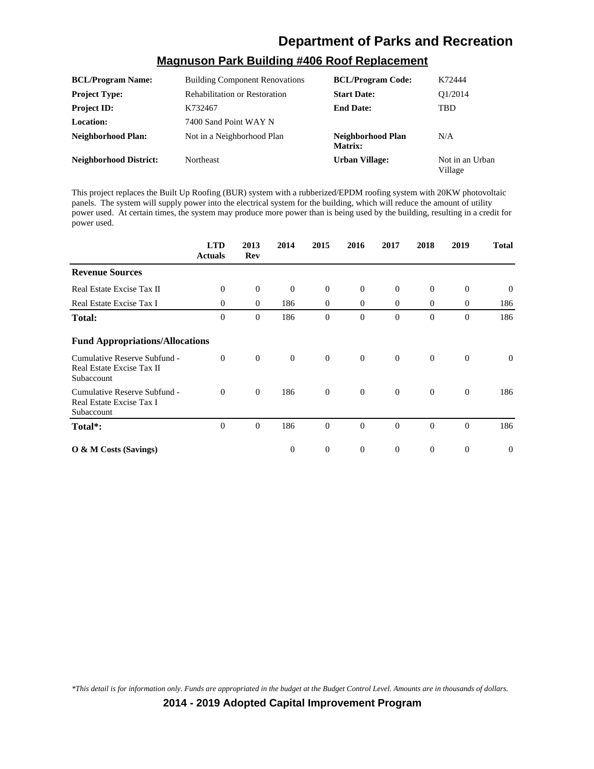# Department of Parks and Recreation

## Magnuson Park Building #406 Roof Replacement

| | | | |
|---|---|---|---|
| **BCL/Program Name:** | Building Component Renovations | **BCL/Program Code:** | K72444 |
| **Project Type:** | Rehabilitation or Restoration | **Start Date:** | Q1/2014 |
| **Project ID:** | K732467 | **End Date:** | TBD |
| **Location:** | 7400 Sand Point WAY N | | |
| **Neighborhood Plan:** | Not in a Neighborhood Plan | **Neighborhood Plan Matrix:** | N/A |
| **Neighborhood District:** | Northeast | **Urban Village:** | Not in an Urban Village |

This project replaces the Built Up Roofing (BUR) system with a rubberized/EPDM roofing system with 20KW photovoltaic panels. The system will supply power into the electrical system for the building, which will reduce the amount of utility power used. At certain times, the system may produce more power than is being used by the building, resulting in a credit for power used.

| | LTD Actuals | 2013 Rev | 2014 | 2015 | 2016 | 2017 | 2018 | 2019 | Total |
|---|---|---|---|---|---|---|---|---|---|
| **Revenue Sources** | | | | | | | | | |
| Real Estate Excise Tax II | 0 | 0 | 0 | 0 | 0 | 0 | 0 | 0 | 0 |
| Real Estate Excise Tax I | 0 | 0 | 186 | 0 | 0 | 0 | 0 | 0 | 186 |
| **Total:** | 0 | 0 | 186 | 0 | 0 | 0 | 0 | 0 | 186 |
| **Fund Appropriations/Allocations** | | | | | | | | | |
| Cumulative Reserve Subfund - Real Estate Excise Tax II Subaccount | 0 | 0 | 0 | 0 | 0 | 0 | 0 | 0 | 0 |
| Cumulative Reserve Subfund - Real Estate Excise Tax I Subaccount | 0 | 0 | 186 | 0 | 0 | 0 | 0 | 0 | 186 |
| **Total*:** | 0 | 0 | 186 | 0 | 0 | 0 | 0 | 0 | 186 |
| **O & M Costs (Savings)** | | | 0 | 0 | 0 | 0 | 0 | 0 | 0 |

*\*This detail is for information only. Funds are appropriated in the budget at the Budget Control Level. Amounts are in thousands of dollars.*

**2014 - 2019 Adopted Capital Improvement Program**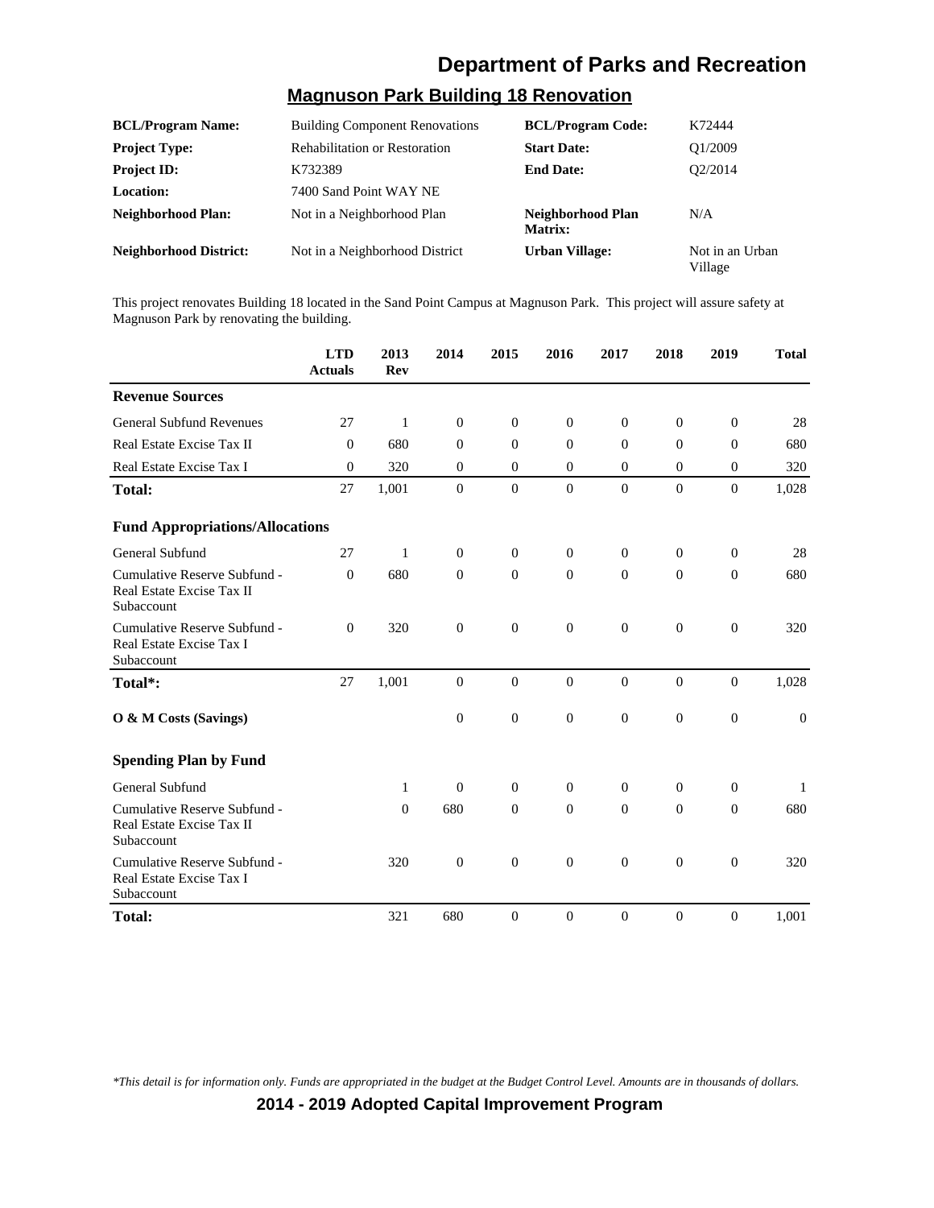# Department of Parks and Recreation

## Magnuson Park Building 18 Renovation

| | | | |
|---|---|---|---|
| **BCL/Program Name:** | Building Component Renovations | **BCL/Program Code:** | K72444 |
| **Project Type:** | Rehabilitation or Restoration | **Start Date:** | Q1/2009 |
| **Project ID:** | K732389 | **End Date:** | Q2/2014 |
| **Location:** | 7400 Sand Point WAY NE | | |
| **Neighborhood Plan:** | Not in a Neighborhood Plan | **Neighborhood Plan Matrix:** | N/A |
| **Neighborhood District:** | Not in a Neighborhood District | **Urban Village:** | Not in an Urban Village |

This project renovates Building 18 located in the Sand Point Campus at Magnuson Park. This project will assure safety at Magnuson Park by renovating the building.

| | LTD Actuals | 2013 Rev | 2014 | 2015 | 2016 | 2017 | 2018 | 2019 | Total |
|---|---|---|---|---|---|---|---|---|---|
| **Revenue Sources** | | | | | | | | | |
| General Subfund Revenues | 27 | 1 | 0 | 0 | 0 | 0 | 0 | 0 | 28 |
| Real Estate Excise Tax II | 0 | 680 | 0 | 0 | 0 | 0 | 0 | 0 | 680 |
| Real Estate Excise Tax I | 0 | 320 | 0 | 0 | 0 | 0 | 0 | 0 | 320 |
| **Total:** | 27 | 1,001 | 0 | 0 | 0 | 0 | 0 | 0 | 1,028 |
| **Fund Appropriations/Allocations** | | | | | | | | | |
| General Subfund | 27 | 1 | 0 | 0 | 0 | 0 | 0 | 0 | 28 |
| Cumulative Reserve Subfund - Real Estate Excise Tax II Subaccount | 0 | 680 | 0 | 0 | 0 | 0 | 0 | 0 | 680 |
| Cumulative Reserve Subfund - Real Estate Excise Tax I Subaccount | 0 | 320 | 0 | 0 | 0 | 0 | 0 | 0 | 320 |
| **Total*:** | 27 | 1,001 | 0 | 0 | 0 | 0 | 0 | 0 | 1,028 |
| **O & M Costs (Savings)** | | | 0 | 0 | 0 | 0 | 0 | 0 | 0 |
| **Spending Plan by Fund** | | | | | | | | | |
| General Subfund | | 1 | 0 | 0 | 0 | 0 | 0 | 0 | 1 |
| Cumulative Reserve Subfund - Real Estate Excise Tax II Subaccount | | 0 | 680 | 0 | 0 | 0 | 0 | 0 | 680 |
| Cumulative Reserve Subfund - Real Estate Excise Tax I Subaccount | | 320 | 0 | 0 | 0 | 0 | 0 | 0 | 320 |
| **Total:** | | 321 | 680 | 0 | 0 | 0 | 0 | 0 | 1,001 |

*\*This detail is for information only. Funds are appropriated in the budget at the Budget Control Level. Amounts are in thousands of dollars.*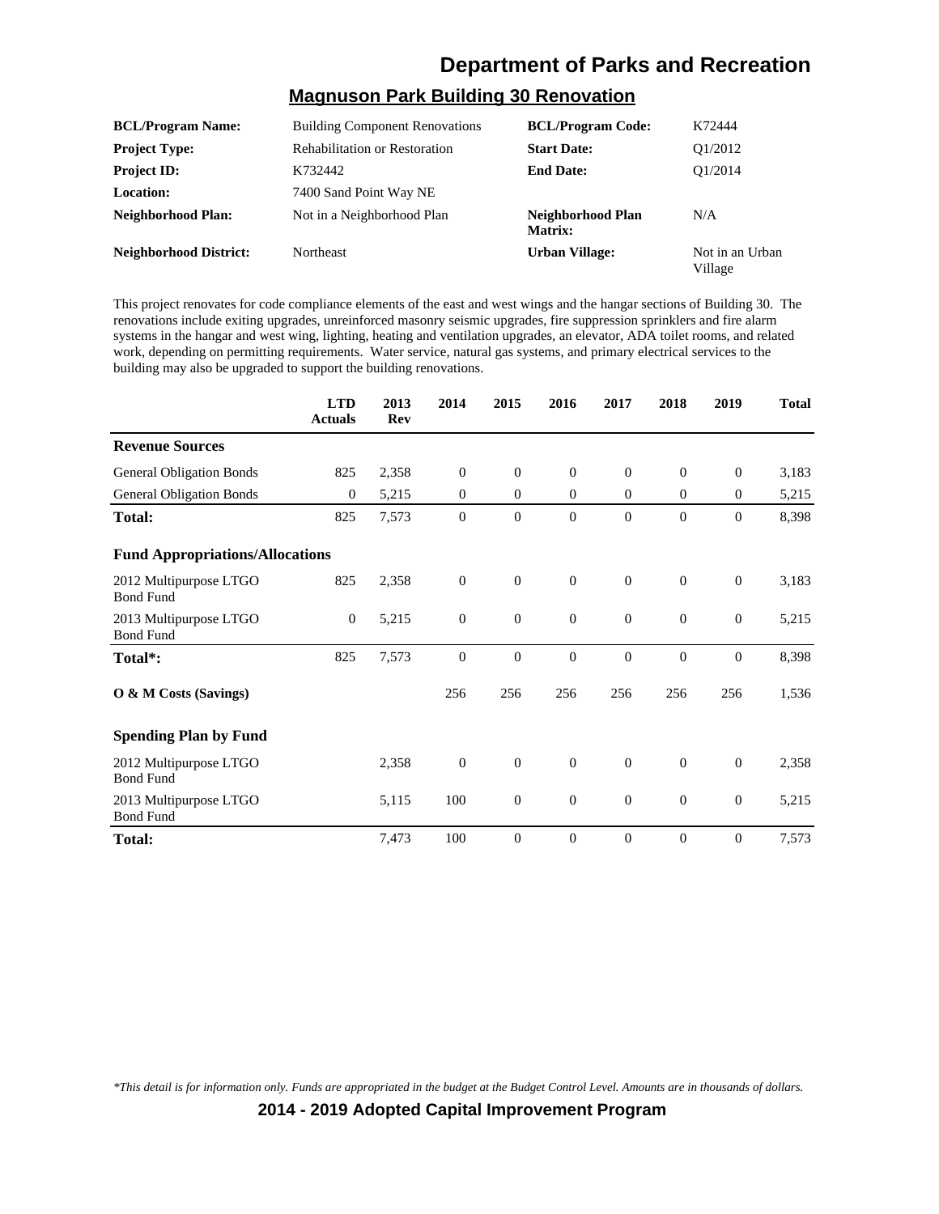## Magnuson Park Building 30 Renovation

| | | | |
|---|---|---|---|
| **BCL/Program Name:** | Building Component Renovations | **BCL/Program Code:** | K72444 |
| **Project Type:** | Rehabilitation or Restoration | **Start Date:** | Q1/2012 |
| **Project ID:** | K732442 | **End Date:** | Q1/2014 |
| **Location:** | 7400 Sand Point Way NE | | |
| **Neighborhood Plan:** | Not in a Neighborhood Plan | **Neighborhood Plan Matrix:** | N/A |
| **Neighborhood District:** | Northeast | **Urban Village:** | Not in an Urban Village |

This project renovates for code compliance elements of the east and west wings and the hangar sections of Building 30. The renovations include exiting upgrades, unreinforced masonry seismic upgrades, fire suppression sprinklers and fire alarm systems in the hangar and west wing, lighting, heating and ventilation upgrades, an elevator, ADA toilet rooms, and related work, depending on permitting requirements. Water service, natural gas systems, and primary electrical services to the building may also be upgraded to support the building renovations.

| | LTD Actuals | 2013 Rev | 2014 | 2015 | 2016 | 2017 | 2018 | 2019 | Total |
|---|---|---|---|---|---|---|---|---|---|
| **Revenue Sources** | | | | | | | | | |
| General Obligation Bonds | 825 | 2,358 | 0 | 0 | 0 | 0 | 0 | 0 | 3,183 |
| General Obligation Bonds | 0 | 5,215 | 0 | 0 | 0 | 0 | 0 | 0 | 5,215 |
| **Total:** | 825 | 7,573 | 0 | 0 | 0 | 0 | 0 | 0 | 8,398 |
| **Fund Appropriations/Allocations** | | | | | | | | | |
| 2012 Multipurpose LTGO Bond Fund | 825 | 2,358 | 0 | 0 | 0 | 0 | 0 | 0 | 3,183 |
| 2013 Multipurpose LTGO Bond Fund | 0 | 5,215 | 0 | 0 | 0 | 0 | 0 | 0 | 5,215 |
| **Total*:** | 825 | 7,573 | 0 | 0 | 0 | 0 | 0 | 0 | 8,398 |
| **O & M Costs (Savings)** | | | 256 | 256 | 256 | 256 | 256 | 256 | 1,536 |
| **Spending Plan by Fund** | | | | | | | | | |
| 2012 Multipurpose LTGO Bond Fund | | 2,358 | 0 | 0 | 0 | 0 | 0 | 0 | 2,358 |
| 2013 Multipurpose LTGO Bond Fund | | 5,115 | 100 | 0 | 0 | 0 | 0 | 0 | 5,215 |
| **Total:** | | 7,473 | 100 | 0 | 0 | 0 | 0 | 0 | 7,573 |

*\*This detail is for information only. Funds are appropriated in the budget at the Budget Control Level. Amounts are in thousands of dollars.*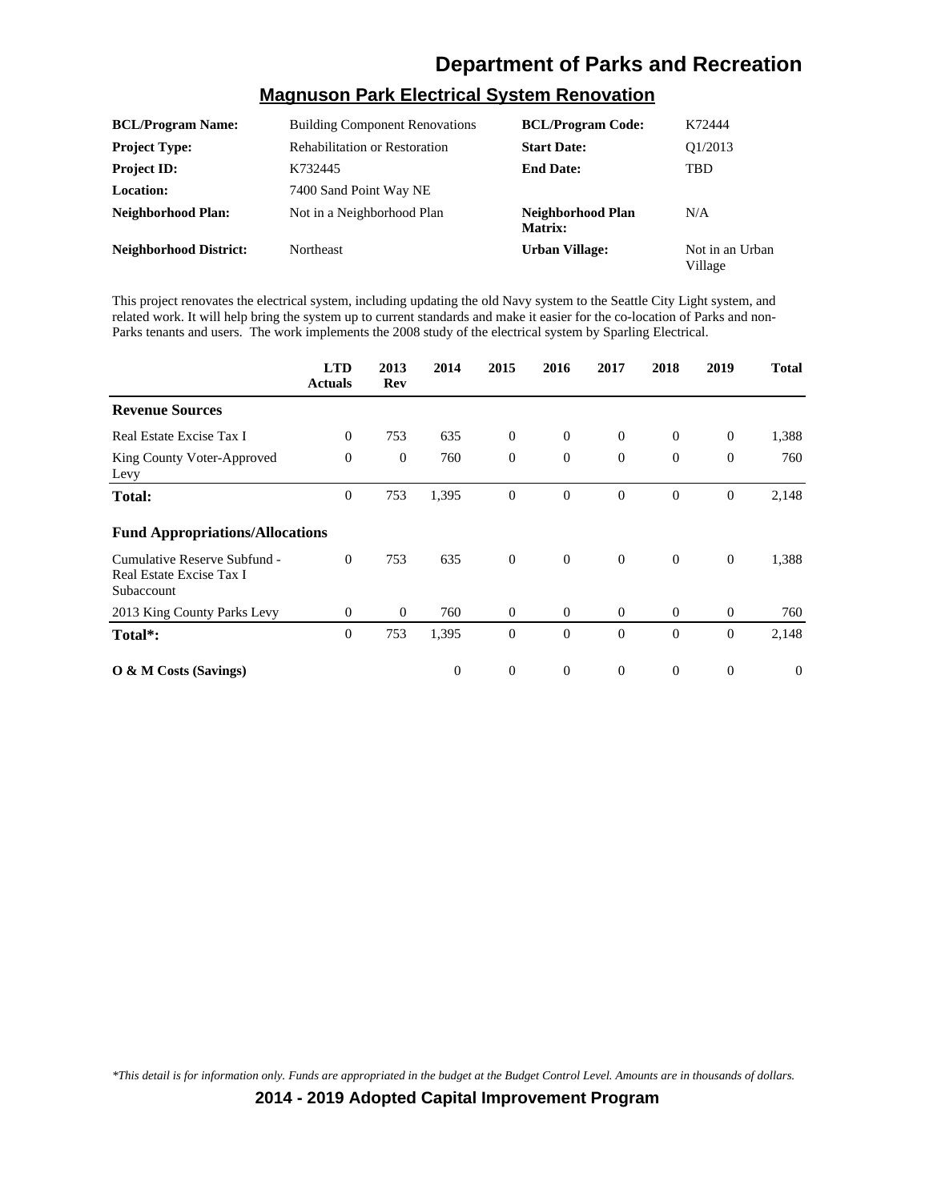# Department of Parks and Recreation

## Magnuson Park Electrical System Renovation

| | | | |
|---|---|---|---|
| **BCL/Program Name:** | Building Component Renovations | **BCL/Program Code:** | K72444 |
| **Project Type:** | Rehabilitation or Restoration | **Start Date:** | Q1/2013 |
| **Project ID:** | K732445 | **End Date:** | TBD |
| **Location:** | 7400 Sand Point Way NE | | |
| **Neighborhood Plan:** | Not in a Neighborhood Plan | **Neighborhood Plan Matrix:** | N/A |
| **Neighborhood District:** | Northeast | **Urban Village:** | Not in an Urban Village |

This project renovates the electrical system, including updating the old Navy system to the Seattle City Light system, and related work. It will help bring the system up to current standards and make it easier for the co-location of Parks and non-Parks tenants and users. The work implements the 2008 study of the electrical system by Sparling Electrical.

| | LTD Actuals | 2013 Rev | 2014 | 2015 | 2016 | 2017 | 2018 | 2019 | Total |
|---|---|---|---|---|---|---|---|---|---|
| **Revenue Sources** | | | | | | | | | |
| Real Estate Excise Tax I | 0 | 753 | 635 | 0 | 0 | 0 | 0 | 0 | 1,388 |
| King County Voter-Approved Levy | 0 | 0 | 760 | 0 | 0 | 0 | 0 | 0 | 760 |
| **Total:** | 0 | 753 | 1,395 | 0 | 0 | 0 | 0 | 0 | 2,148 |
| **Fund Appropriations/Allocations** | | | | | | | | | |
| Cumulative Reserve Subfund - Real Estate Excise Tax I Subaccount | 0 | 753 | 635 | 0 | 0 | 0 | 0 | 0 | 1,388 |
| 2013 King County Parks Levy | 0 | 0 | 760 | 0 | 0 | 0 | 0 | 0 | 760 |
| **Total*:** | 0 | 753 | 1,395 | 0 | 0 | 0 | 0 | 0 | 2,148 |
| **O & M Costs (Savings)** | | | 0 | 0 | 0 | 0 | 0 | 0 | 0 |

*This detail is for information only. Funds are appropriated in the budget at the Budget Control Level. Amounts are in thousands of dollars.*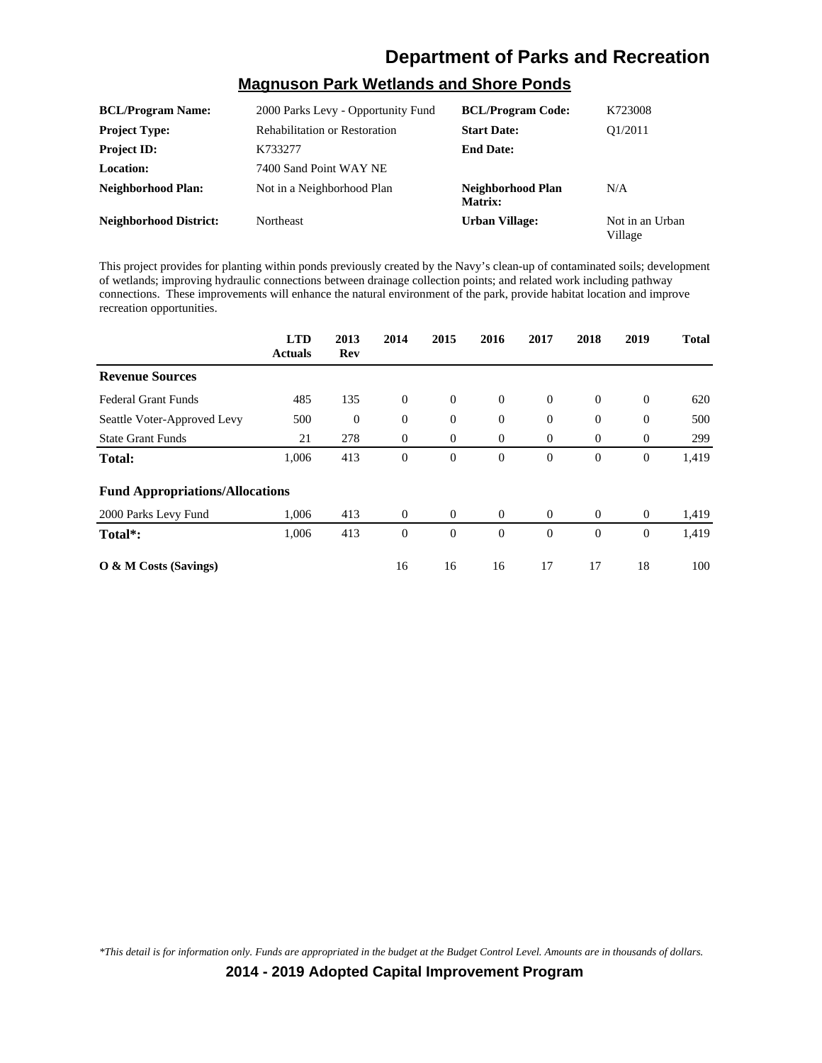# Department of Parks and Recreation

## Magnuson Park Wetlands and Shore Ponds

| | | | |
|---|---|---|---|
| **BCL/Program Name:** | 2000 Parks Levy - Opportunity Fund | **BCL/Program Code:** | K723008 |
| **Project Type:** | Rehabilitation or Restoration | **Start Date:** | Q1/2011 |
| **Project ID:** | K733277 | **End Date:** | |
| **Location:** | 7400 Sand Point WAY NE | | |
| **Neighborhood Plan:** | Not in a Neighborhood Plan | **Neighborhood Plan Matrix:** | N/A |
| **Neighborhood District:** | Northeast | **Urban Village:** | Not in an Urban Village |

This project provides for planting within ponds previously created by the Navy's clean-up of contaminated soils; development of wetlands; improving hydraulic connections between drainage collection points; and related work including pathway connections. These improvements will enhance the natural environment of the park, provide habitat location and improve recreation opportunities.

| | LTD Actuals | 2013 Rev | 2014 | 2015 | 2016 | 2017 | 2018 | 2019 | Total |
|---|---|---|---|---|---|---|---|---|---|
| **Revenue Sources** | | | | | | | | | |
| Federal Grant Funds | 485 | 135 | 0 | 0 | 0 | 0 | 0 | 0 | 620 |
| Seattle Voter-Approved Levy | 500 | 0 | 0 | 0 | 0 | 0 | 0 | 0 | 500 |
| State Grant Funds | 21 | 278 | 0 | 0 | 0 | 0 | 0 | 0 | 299 |
| **Total:** | 1,006 | 413 | 0 | 0 | 0 | 0 | 0 | 0 | 1,419 |
| **Fund Appropriations/Allocations** | | | | | | | | | |
| 2000 Parks Levy Fund | 1,006 | 413 | 0 | 0 | 0 | 0 | 0 | 0 | 1,419 |
| **Total*:** | 1,006 | 413 | 0 | 0 | 0 | 0 | 0 | 0 | 1,419 |
| **O & M Costs (Savings)** | | | 16 | 16 | 16 | 17 | 17 | 18 | 100 |

*This detail is for information only. Funds are appropriated in the budget at the Budget Control Level. Amounts are in thousands of dollars.*

**2014 - 2019 Adopted Capital Improvement Program**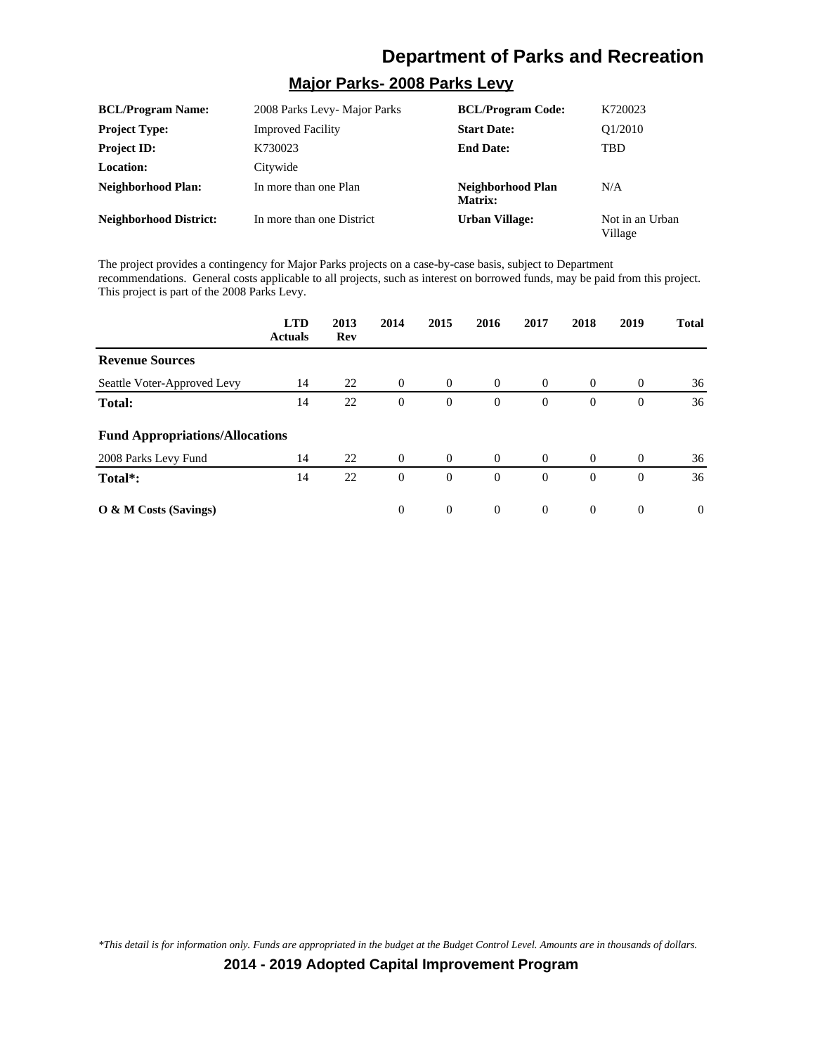# Department of Parks and Recreation

## Major Parks- 2008 Parks Levy

| | | | |
|---|---|---|---|
| **BCL/Program Name:** | 2008 Parks Levy- Major Parks | **BCL/Program Code:** | K720023 |
| **Project Type:** | Improved Facility | **Start Date:** | Q1/2010 |
| **Project ID:** | K730023 | **End Date:** | TBD |
| **Location:** | Citywide | | |
| **Neighborhood Plan:** | In more than one Plan | **Neighborhood Plan Matrix:** | N/A |
| **Neighborhood District:** | In more than one District | **Urban Village:** | Not in an Urban Village |

The project provides a contingency for Major Parks projects on a case-by-case basis, subject to Department recommendations. General costs applicable to all projects, such as interest on borrowed funds, may be paid from this project. This project is part of the 2008 Parks Levy.

| | LTD Actuals | 2013 Rev | 2014 | 2015 | 2016 | 2017 | 2018 | 2019 | Total |
|---|---|---|---|---|---|---|---|---|---|
| **Revenue Sources** | | | | | | | | | |
| Seattle Voter-Approved Levy | 14 | 22 | 0 | 0 | 0 | 0 | 0 | 0 | 36 |
| **Total:** | 14 | 22 | 0 | 0 | 0 | 0 | 0 | 0 | 36 |
| **Fund Appropriations/Allocations** | | | | | | | | | |
| 2008 Parks Levy Fund | 14 | 22 | 0 | 0 | 0 | 0 | 0 | 0 | 36 |
| **Total*:** | 14 | 22 | 0 | 0 | 0 | 0 | 0 | 0 | 36 |
| **O & M Costs (Savings)** | | | 0 | 0 | 0 | 0 | 0 | 0 | 0 |

*\*This detail is for information only. Funds are appropriated in the budget at the Budget Control Level. Amounts are in thousands of dollars.*

**2014 - 2019 Adopted Capital Improvement Program**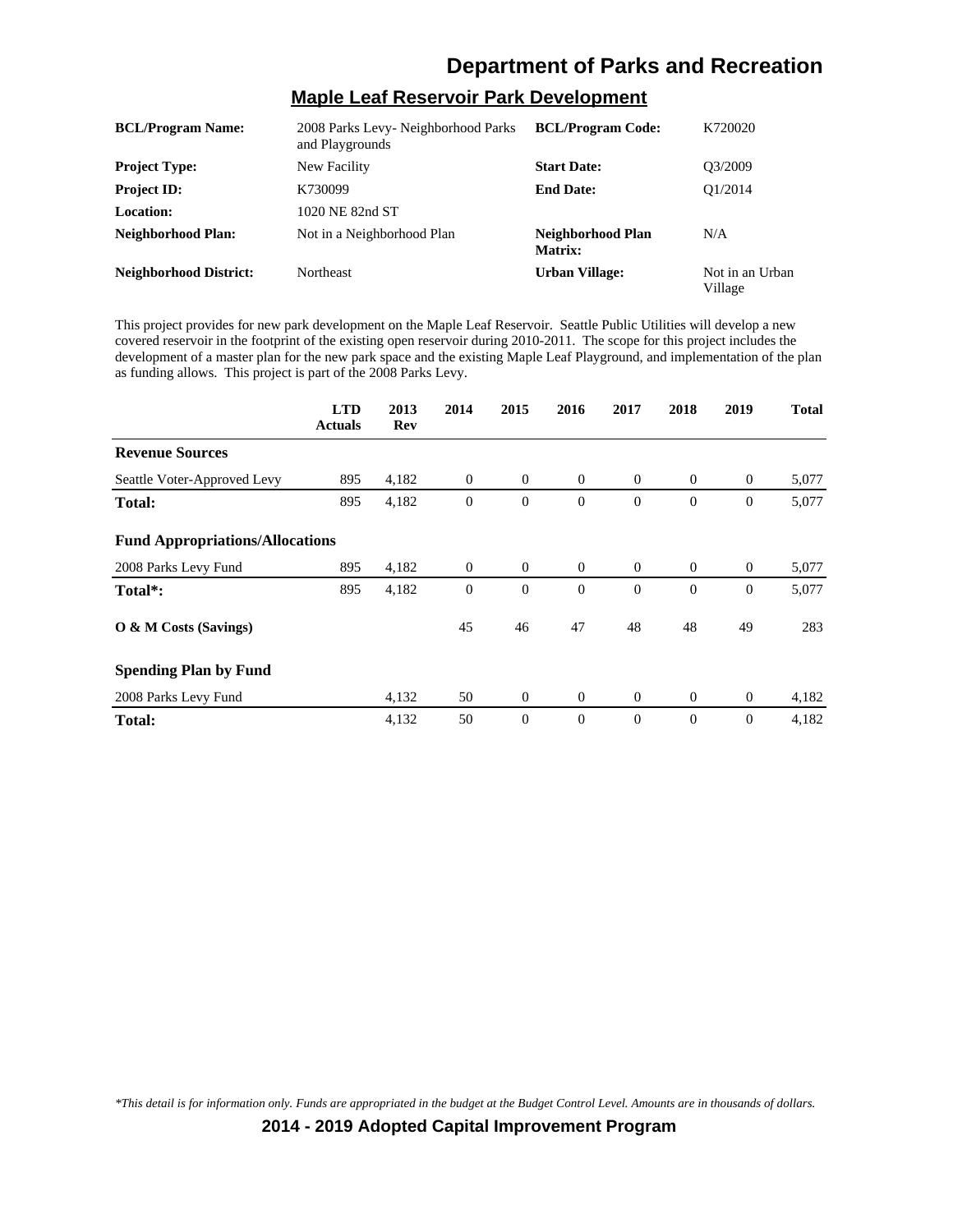# Department of Parks and Recreation

## Maple Leaf Reservoir Park Development

| | | | |
|---|---|---|---|
| **BCL/Program Name:** | 2008 Parks Levy- Neighborhood Parks and Playgrounds | **BCL/Program Code:** | K720020 |
| **Project Type:** | New Facility | **Start Date:** | Q3/2009 |
| **Project ID:** | K730099 | **End Date:** | Q1/2014 |
| **Location:** | 1020 NE 82nd ST | | |
| **Neighborhood Plan:** | Not in a Neighborhood Plan | **Neighborhood Plan Matrix:** | N/A |
| **Neighborhood District:** | Northeast | **Urban Village:** | Not in an Urban Village |

This project provides for new park development on the Maple Leaf Reservoir. Seattle Public Utilities will develop a new covered reservoir in the footprint of the existing open reservoir during 2010-2011. The scope for this project includes the development of a master plan for the new park space and the existing Maple Leaf Playground, and implementation of the plan as funding allows. This project is part of the 2008 Parks Levy.

| | LTD Actuals | 2013 Rev | 2014 | 2015 | 2016 | 2017 | 2018 | 2019 | Total |
|---|---|---|---|---|---|---|---|---|---|
| **Revenue Sources** | | | | | | | | | |
| Seattle Voter-Approved Levy | 895 | 4,182 | 0 | 0 | 0 | 0 | 0 | 0 | 5,077 |
| **Total:** | 895 | 4,182 | 0 | 0 | 0 | 0 | 0 | 0 | 5,077 |
| **Fund Appropriations/Allocations** | | | | | | | | | |
| 2008 Parks Levy Fund | 895 | 4,182 | 0 | 0 | 0 | 0 | 0 | 0 | 5,077 |
| **Total*:** | 895 | 4,182 | 0 | 0 | 0 | 0 | 0 | 0 | 5,077 |
| **O & M Costs (Savings)** | | | 45 | 46 | 47 | 48 | 48 | 49 | 283 |
| **Spending Plan by Fund** | | | | | | | | | |
| 2008 Parks Levy Fund | | 4,132 | 50 | 0 | 0 | 0 | 0 | 0 | 4,182 |
| **Total:** | | 4,132 | 50 | 0 | 0 | 0 | 0 | 0 | 4,182 |

*This detail is for information only. Funds are appropriated in the budget at the Budget Control Level. Amounts are in thousands of dollars.*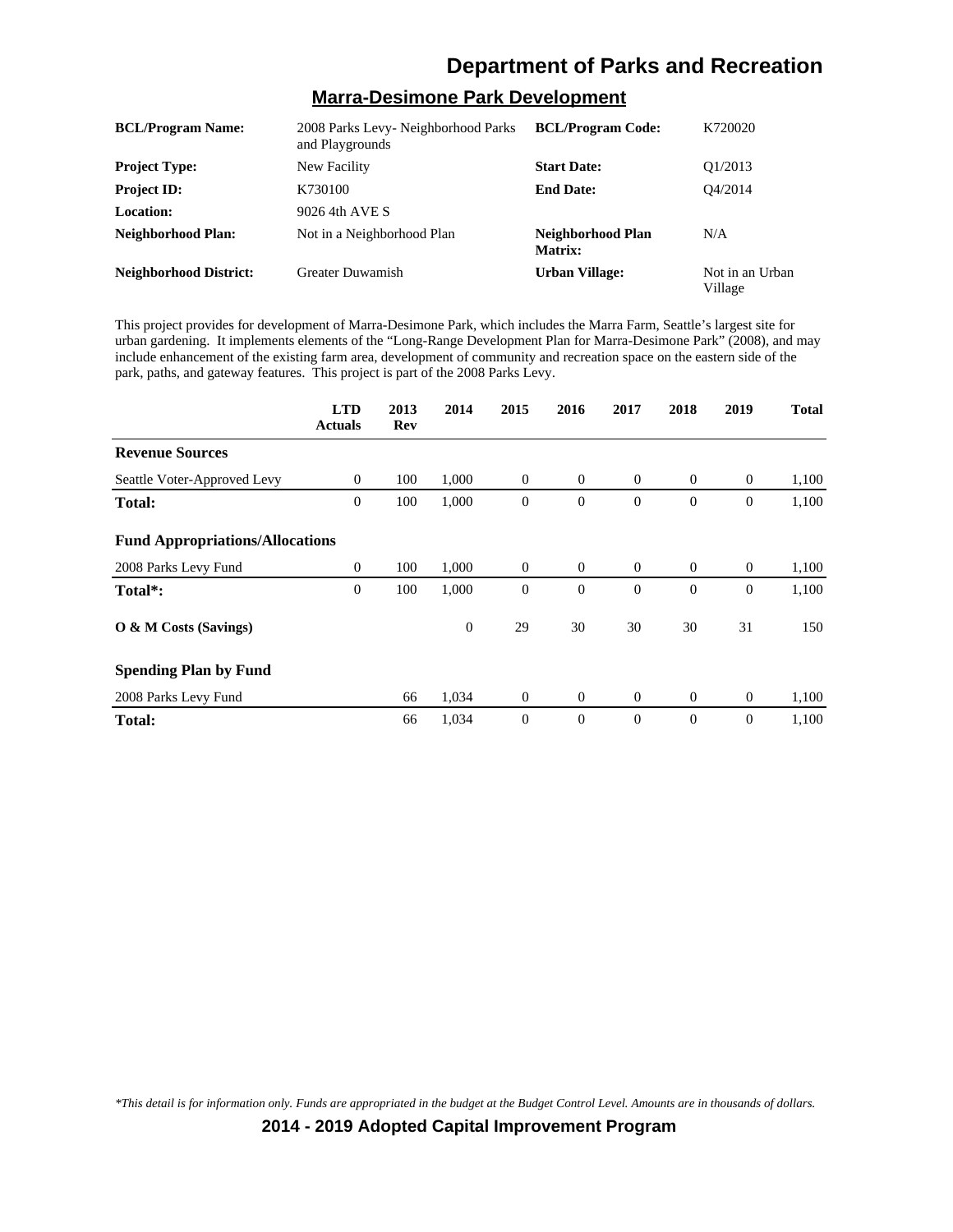## Marra-Desimone Park Development

| | | | |
|---|---|---|---|
| **BCL/Program Name:** | 2008 Parks Levy- Neighborhood Parks and Playgrounds | **BCL/Program Code:** | K720020 |
| **Project Type:** | New Facility | **Start Date:** | Q1/2013 |
| **Project ID:** | K730100 | **End Date:** | Q4/2014 |
| **Location:** | 9026 4th AVE S | | |
| **Neighborhood Plan:** | Not in a Neighborhood Plan | **Neighborhood Plan Matrix:** | N/A |
| **Neighborhood District:** | Greater Duwamish | **Urban Village:** | Not in an Urban Village |

This project provides for development of Marra-Desimone Park, which includes the Marra Farm, Seattle's largest site for urban gardening. It implements elements of the "Long-Range Development Plan for Marra-Desimone Park" (2008), and may include enhancement of the existing farm area, development of community and recreation space on the eastern side of the park, paths, and gateway features. This project is part of the 2008 Parks Levy.

| | LTD Actuals | 2013 Rev | 2014 | 2015 | 2016 | 2017 | 2018 | 2019 | Total |
|---|---|---|---|---|---|---|---|---|---|
| **Revenue Sources** | | | | | | | | | |
| Seattle Voter-Approved Levy | 0 | 100 | 1,000 | 0 | 0 | 0 | 0 | 0 | 1,100 |
| **Total:** | 0 | 100 | 1,000 | 0 | 0 | 0 | 0 | 0 | 1,100 |
| **Fund Appropriations/Allocations** | | | | | | | | | |
| 2008 Parks Levy Fund | 0 | 100 | 1,000 | 0 | 0 | 0 | 0 | 0 | 1,100 |
| **Total*:** | 0 | 100 | 1,000 | 0 | 0 | 0 | 0 | 0 | 1,100 |
| **O & M Costs (Savings)** | | | 0 | 29 | 30 | 30 | 30 | 31 | 150 |
| **Spending Plan by Fund** | | | | | | | | | |
| 2008 Parks Levy Fund | | 66 | 1,034 | 0 | 0 | 0 | 0 | 0 | 1,100 |
| **Total:** | | 66 | 1,034 | 0 | 0 | 0 | 0 | 0 | 1,100 |

*\*This detail is for information only. Funds are appropriated in the budget at the Budget Control Level. Amounts are in thousands of dollars.*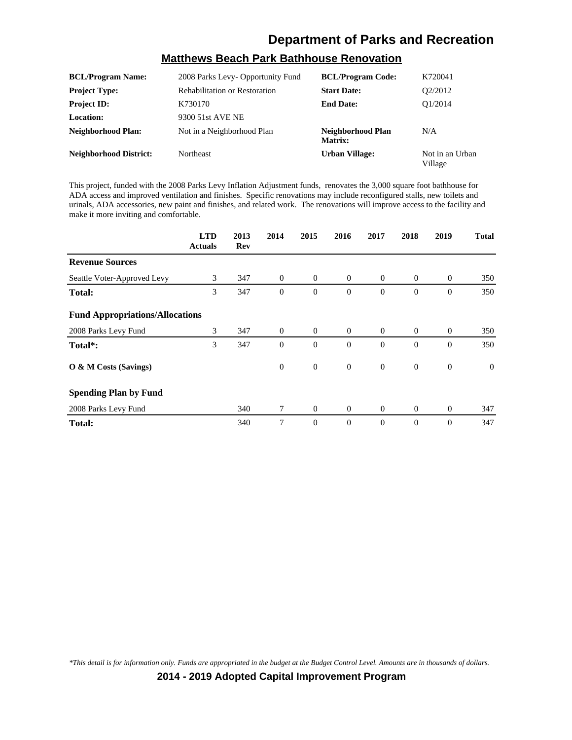# Department of Parks and Recreation

## Matthews Beach Park Bathhouse Renovation

| | | | |
|---|---|---|---|
| **BCL/Program Name:** | 2008 Parks Levy- Opportunity Fund | **BCL/Program Code:** | K720041 |
| **Project Type:** | Rehabilitation or Restoration | **Start Date:** | Q2/2012 |
| **Project ID:** | K730170 | **End Date:** | Q1/2014 |
| **Location:** | 9300 51st AVE NE | | |
| **Neighborhood Plan:** | Not in a Neighborhood Plan | **Neighborhood Plan Matrix:** | N/A |
| **Neighborhood District:** | Northeast | **Urban Village:** | Not in an Urban Village |

This project, funded with the 2008 Parks Levy Inflation Adjustment funds, renovates the 3,000 square foot bathhouse for ADA access and improved ventilation and finishes. Specific renovations may include reconfigured stalls, new toilets and urinals, ADA accessories, new paint and finishes, and related work. The renovations will improve access to the facility and make it more inviting and comfortable.

| | LTD Actuals | 2013 Rev | 2014 | 2015 | 2016 | 2017 | 2018 | 2019 | Total |
|---|---|---|---|---|---|---|---|---|---|
| **Revenue Sources** | | | | | | | | | |
| Seattle Voter-Approved Levy | 3 | 347 | 0 | 0 | 0 | 0 | 0 | 0 | 350 |
| **Total:** | 3 | 347 | 0 | 0 | 0 | 0 | 0 | 0 | 350 |
| **Fund Appropriations/Allocations** | | | | | | | | | |
| 2008 Parks Levy Fund | 3 | 347 | 0 | 0 | 0 | 0 | 0 | 0 | 350 |
| **Total*:** | 3 | 347 | 0 | 0 | 0 | 0 | 0 | 0 | 350 |
| **O & M Costs (Savings)** | | | 0 | 0 | 0 | 0 | 0 | 0 | 0 |
| **Spending Plan by Fund** | | | | | | | | | |
| 2008 Parks Levy Fund | | 340 | 7 | 0 | 0 | 0 | 0 | 0 | 347 |
| **Total:** | | 340 | 7 | 0 | 0 | 0 | 0 | 0 | 347 |

*\*This detail is for information only. Funds are appropriated in the budget at the Budget Control Level. Amounts are in thousands of dollars.*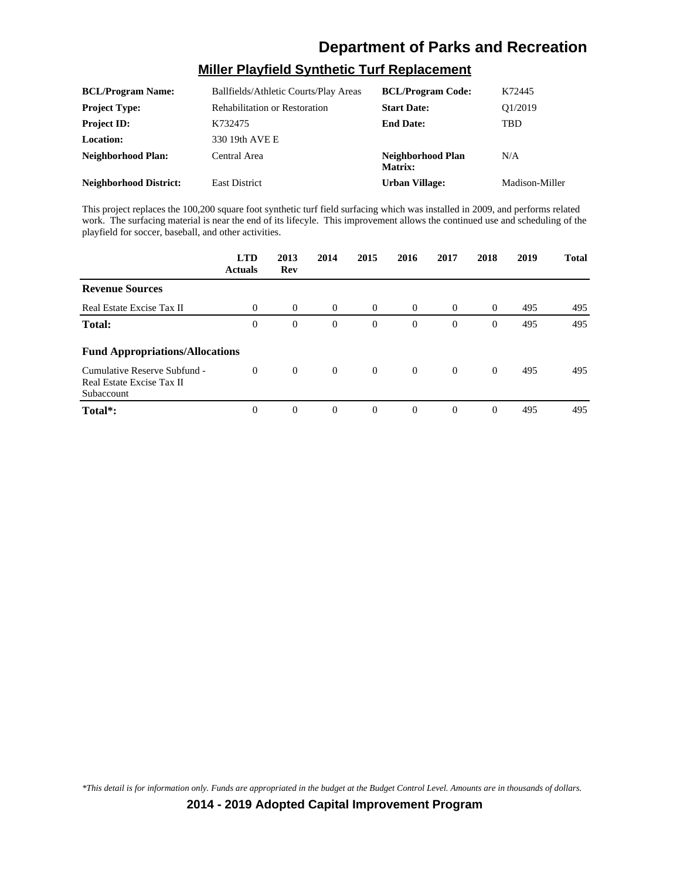## Miller Playfield Synthetic Turf Replacement

| | | | |
|---|---|---|---|
| **BCL/Program Name:** | Ballfields/Athletic Courts/Play Areas | **BCL/Program Code:** | K72445 |
| **Project Type:** | Rehabilitation or Restoration | **Start Date:** | Q1/2019 |
| **Project ID:** | K732475 | **End Date:** | TBD |
| **Location:** | 330 19th AVE E | | |
| **Neighborhood Plan:** | Central Area | **Neighborhood Plan Matrix:** | N/A |
| **Neighborhood District:** | East District | **Urban Village:** | Madison-Miller |

This project replaces the 100,200 square foot synthetic turf field surfacing which was installed in 2009, and performs related work. The surfacing material is near the end of its lifecyle. This improvement allows the continued use and scheduling of the playfield for soccer, baseball, and other activities.

| | LTD Actuals | 2013 Rev | 2014 | 2015 | 2016 | 2017 | 2018 | 2019 | Total |
|---|---|---|---|---|---|---|---|---|---|
| **Revenue Sources** | | | | | | | | | |
| Real Estate Excise Tax II | 0 | 0 | 0 | 0 | 0 | 0 | 0 | 495 | 495 |
| **Total:** | 0 | 0 | 0 | 0 | 0 | 0 | 0 | 495 | 495 |
| **Fund Appropriations/Allocations** | | | | | | | | | |
| Cumulative Reserve Subfund - Real Estate Excise Tax II Subaccount | 0 | 0 | 0 | 0 | 0 | 0 | 0 | 495 | 495 |
| **Total*:** | 0 | 0 | 0 | 0 | 0 | 0 | 0 | 495 | 495 |

*\*This detail is for information only. Funds are appropriated in the budget at the Budget Control Level. Amounts are in thousands of dollars.*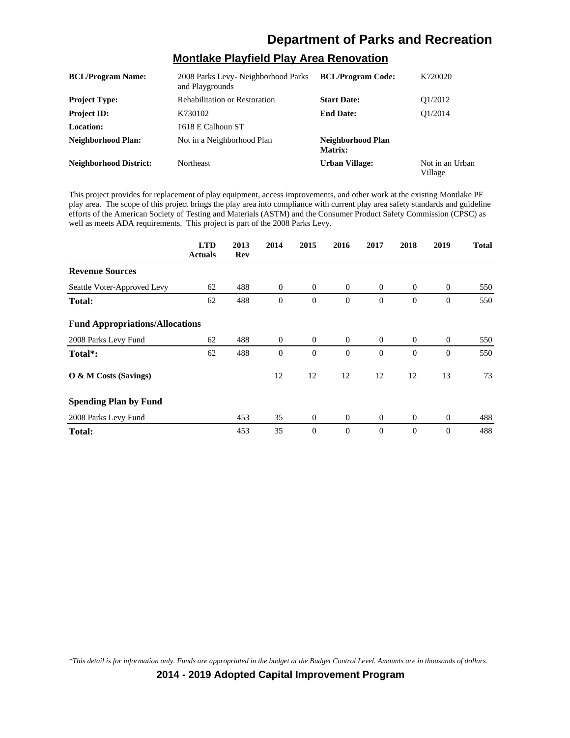## Department of Parks and Recreation

### Montlake Playfield Play Area Renovation

| | | | |
|---|---|---|---|
| **BCL/Program Name:** | 2008 Parks Levy- Neighborhood Parks and Playgrounds | **BCL/Program Code:** | K720020 |
| **Project Type:** | Rehabilitation or Restoration | **Start Date:** | Q1/2012 |
| **Project ID:** | K730102 | **End Date:** | Q1/2014 |
| **Location:** | 1618 E Calhoun ST | | |
| **Neighborhood Plan:** | Not in a Neighborhood Plan | **Neighborhood Plan Matrix:** | |
| **Neighborhood District:** | Northeast | **Urban Village:** | Not in an Urban Village |

This project provides for replacement of play equipment, access improvements, and other work at the existing Montlake PF play area. The scope of this project brings the play area into compliance with current play area safety standards and guideline efforts of the American Society of Testing and Materials (ASTM) and the Consumer Product Safety Commission (CPSC) as well as meets ADA requirements. This project is part of the 2008 Parks Levy.

| | LTD Actuals | 2013 Rev | 2014 | 2015 | 2016 | 2017 | 2018 | 2019 | Total |
|---|---|---|---|---|---|---|---|---|---|
| **Revenue Sources** | | | | | | | | | |
| Seattle Voter-Approved Levy | 62 | 488 | 0 | 0 | 0 | 0 | 0 | 0 | 550 |
| **Total:** | 62 | 488 | 0 | 0 | 0 | 0 | 0 | 0 | 550 |
| **Fund Appropriations/Allocations** | | | | | | | | | |
| 2008 Parks Levy Fund | 62 | 488 | 0 | 0 | 0 | 0 | 0 | 0 | 550 |
| **Total*:** | 62 | 488 | 0 | 0 | 0 | 0 | 0 | 0 | 550 |
| **O & M Costs (Savings)** | | | 12 | 12 | 12 | 12 | 12 | 13 | 73 |
| **Spending Plan by Fund** | | | | | | | | | |
| 2008 Parks Levy Fund | | 453 | 35 | 0 | 0 | 0 | 0 | 0 | 488 |
| **Total:** | | 453 | 35 | 0 | 0 | 0 | 0 | 0 | 488 |

*\*This detail is for information only. Funds are appropriated in the budget at the Budget Control Level. Amounts are in thousands of dollars.*

**2014 - 2019 Adopted Capital Improvement Program**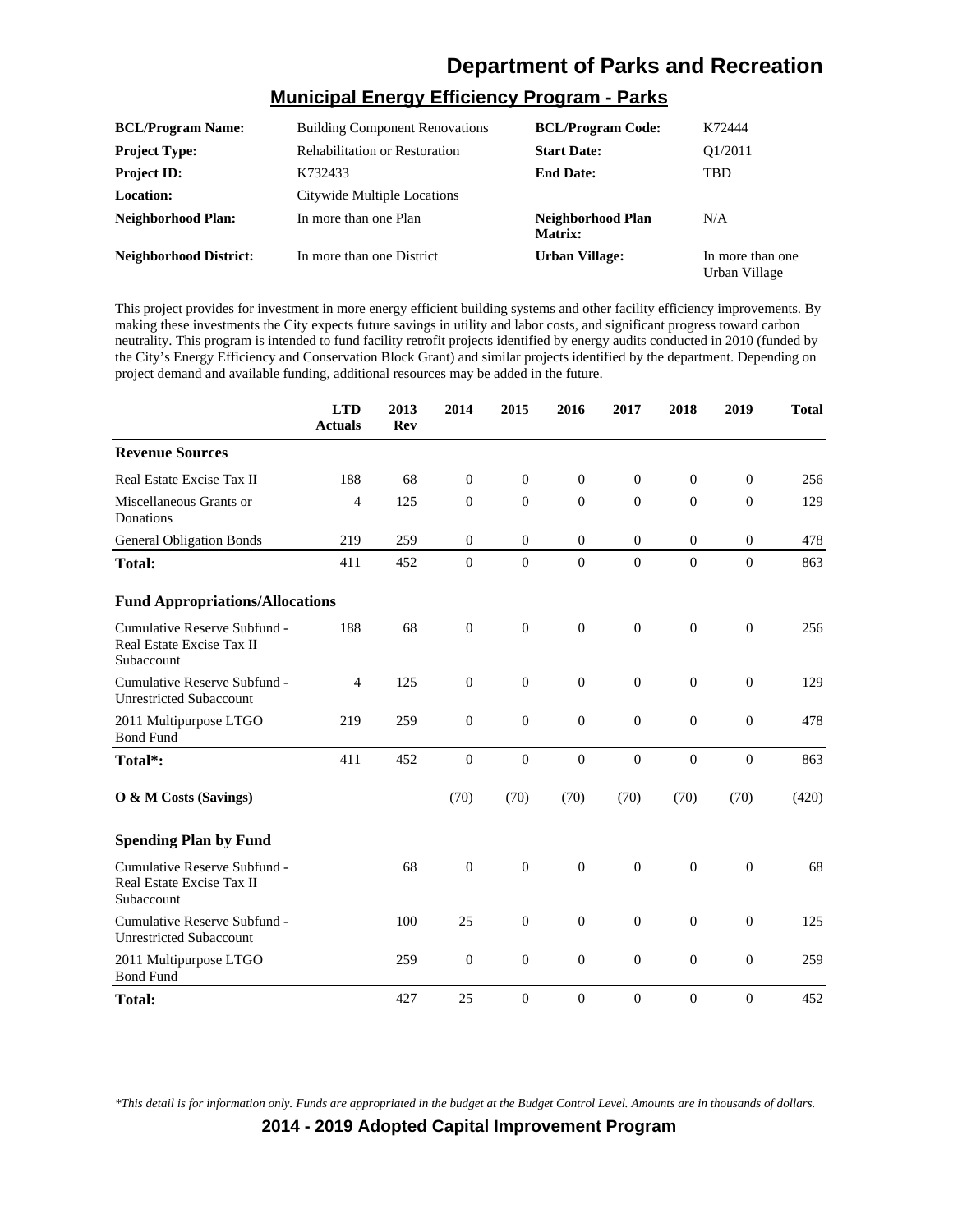# Department of Parks and Recreation

## Municipal Energy Efficiency Program - Parks

| | | | |
|---|---|---|---|
| **BCL/Program Name:** | Building Component Renovations | **BCL/Program Code:** | K72444 |
| **Project Type:** | Rehabilitation or Restoration | **Start Date:** | Q1/2011 |
| **Project ID:** | K732433 | **End Date:** | TBD |
| **Location:** | Citywide Multiple Locations | | |
| **Neighborhood Plan:** | In more than one Plan | **Neighborhood Plan Matrix:** | N/A |
| **Neighborhood District:** | In more than one District | **Urban Village:** | In more than one Urban Village |

This project provides for investment in more energy efficient building systems and other facility efficiency improvements. By making these investments the City expects future savings in utility and labor costs, and significant progress toward carbon neutrality. This program is intended to fund facility retrofit projects identified by energy audits conducted in 2010 (funded by the City's Energy Efficiency and Conservation Block Grant) and similar projects identified by the department. Depending on project demand and available funding, additional resources may be added in the future.

| | LTD Actuals | 2013 Rev | 2014 | 2015 | 2016 | 2017 | 2018 | 2019 | Total |
|---|---|---|---|---|---|---|---|---|---|
| **Revenue Sources** | | | | | | | | | |
| Real Estate Excise Tax II | 188 | 68 | 0 | 0 | 0 | 0 | 0 | 0 | 256 |
| Miscellaneous Grants or Donations | 4 | 125 | 0 | 0 | 0 | 0 | 0 | 0 | 129 |
| General Obligation Bonds | 219 | 259 | 0 | 0 | 0 | 0 | 0 | 0 | 478 |
| **Total:** | 411 | 452 | 0 | 0 | 0 | 0 | 0 | 0 | 863 |
| **Fund Appropriations/Allocations** | | | | | | | | | |
| Cumulative Reserve Subfund - Real Estate Excise Tax II Subaccount | 188 | 68 | 0 | 0 | 0 | 0 | 0 | 0 | 256 |
| Cumulative Reserve Subfund - Unrestricted Subaccount | 4 | 125 | 0 | 0 | 0 | 0 | 0 | 0 | 129 |
| 2011 Multipurpose LTGO Bond Fund | 219 | 259 | 0 | 0 | 0 | 0 | 0 | 0 | 478 |
| **Total*:** | 411 | 452 | 0 | 0 | 0 | 0 | 0 | 0 | 863 |
| **O & M Costs (Savings)** | | | (70) | (70) | (70) | (70) | (70) | (70) | (420) |
| **Spending Plan by Fund** | | | | | | | | | |
| Cumulative Reserve Subfund - Real Estate Excise Tax II Subaccount | | 68 | 0 | 0 | 0 | 0 | 0 | 0 | 68 |
| Cumulative Reserve Subfund - Unrestricted Subaccount | | 100 | 25 | 0 | 0 | 0 | 0 | 0 | 125 |
| 2011 Multipurpose LTGO Bond Fund | | 259 | 0 | 0 | 0 | 0 | 0 | 0 | 259 |
| **Total:** | | 427 | 25 | 0 | 0 | 0 | 0 | 0 | 452 |

*\*This detail is for information only. Funds are appropriated in the budget at the Budget Control Level. Amounts are in thousands of dollars.*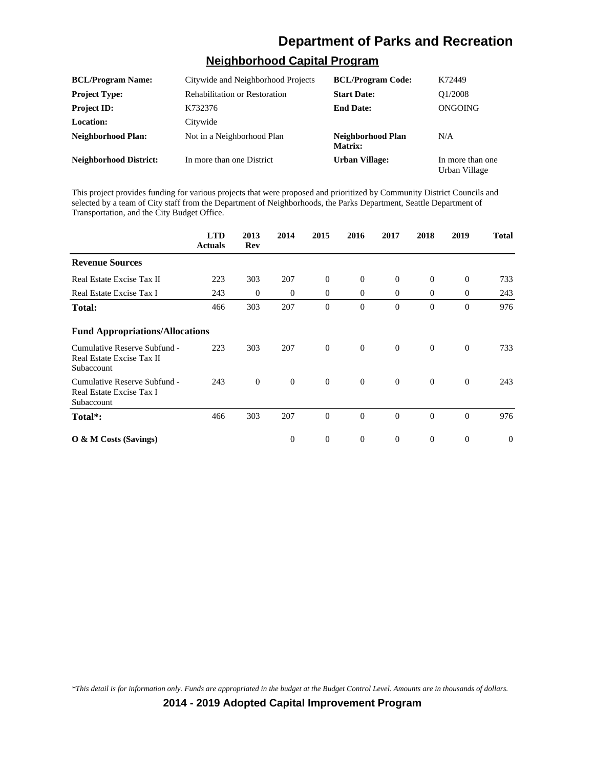# Department of Parks and Recreation

## Neighborhood Capital Program

| | | | |
|---|---|---|---|
| **BCL/Program Name:** | Citywide and Neighborhood Projects | **BCL/Program Code:** | K72449 |
| **Project Type:** | Rehabilitation or Restoration | **Start Date:** | Q1/2008 |
| **Project ID:** | K732376 | **End Date:** | ONGOING |
| **Location:** | Citywide | | |
| **Neighborhood Plan:** | Not in a Neighborhood Plan | **Neighborhood Plan Matrix:** | N/A |
| **Neighborhood District:** | In more than one District | **Urban Village:** | In more than one Urban Village |

This project provides funding for various projects that were proposed and prioritized by Community District Councils and selected by a team of City staff from the Department of Neighborhoods, the Parks Department, Seattle Department of Transportation, and the City Budget Office.

| | LTD Actuals | 2013 Rev | 2014 | 2015 | 2016 | 2017 | 2018 | 2019 | Total |
|---|---|---|---|---|---|---|---|---|---|
| **Revenue Sources** | | | | | | | | | |
| Real Estate Excise Tax II | 223 | 303 | 207 | 0 | 0 | 0 | 0 | 0 | 733 |
| Real Estate Excise Tax I | 243 | 0 | 0 | 0 | 0 | 0 | 0 | 0 | 243 |
| **Total:** | 466 | 303 | 207 | 0 | 0 | 0 | 0 | 0 | 976 |
| **Fund Appropriations/Allocations** | | | | | | | | | |
| Cumulative Reserve Subfund - Real Estate Excise Tax II Subaccount | 223 | 303 | 207 | 0 | 0 | 0 | 0 | 0 | 733 |
| Cumulative Reserve Subfund - Real Estate Excise Tax I Subaccount | 243 | 0 | 0 | 0 | 0 | 0 | 0 | 0 | 243 |
| **Total*:** | 466 | 303 | 207 | 0 | 0 | 0 | 0 | 0 | 976 |
| **O & M Costs (Savings)** | | | 0 | 0 | 0 | 0 | 0 | 0 | 0 |

*\*This detail is for information only. Funds are appropriated in the budget at the Budget Control Level. Amounts are in thousands of dollars.*

**2014 - 2019 Adopted Capital Improvement Program**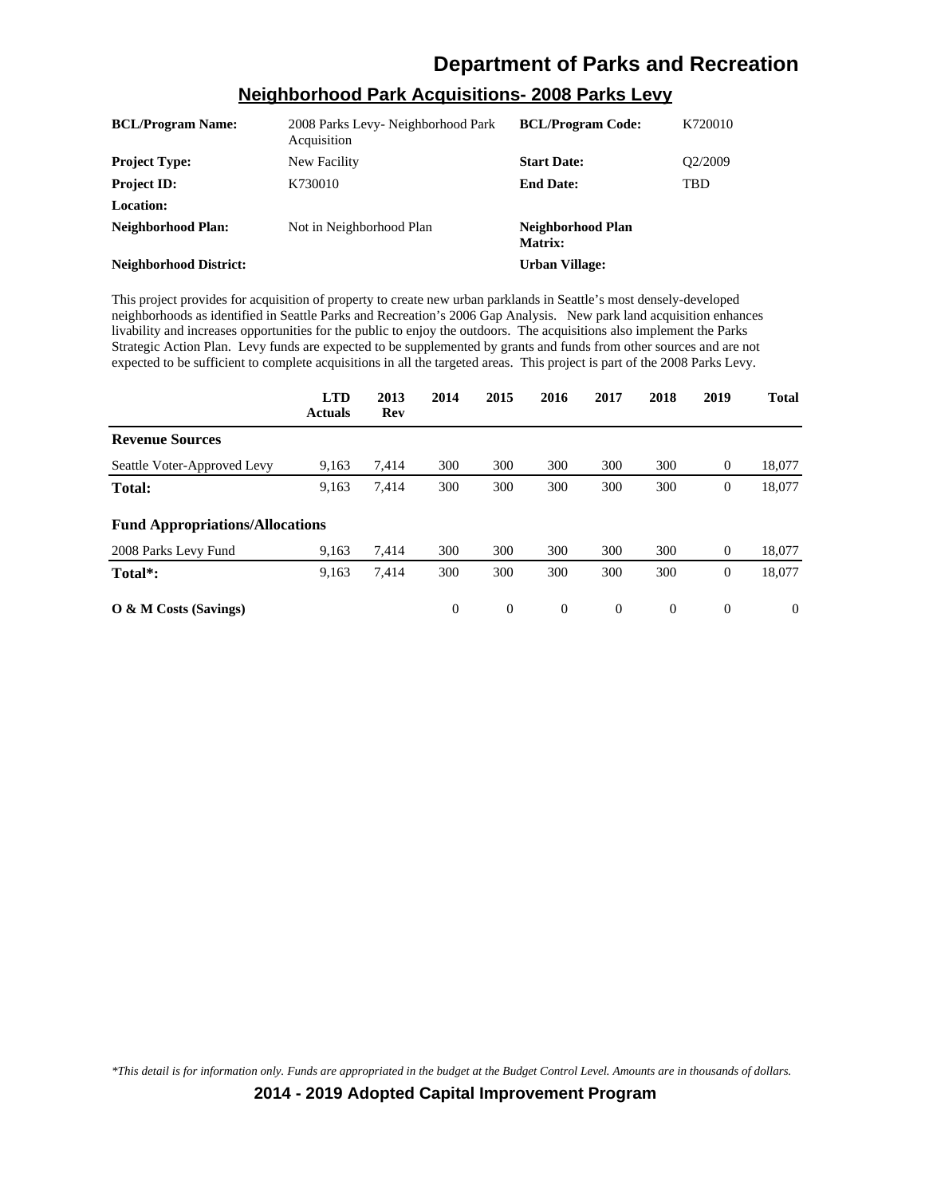## Neighborhood Park Acquisitions- 2008 Parks Levy

| | | | |
|---|---|---|---|
| **BCL/Program Name:** | 2008 Parks Levy- Neighborhood Park Acquisition | **BCL/Program Code:** | K720010 |
| **Project Type:** | New Facility | **Start Date:** | Q2/2009 |
| **Project ID:** | K730010 | **End Date:** | TBD |
| **Location:** | | | |
| **Neighborhood Plan:** | Not in Neighborhood Plan | **Neighborhood Plan Matrix:** | |
| **Neighborhood District:** | | **Urban Village:** | |

This project provides for acquisition of property to create new urban parklands in Seattle's most densely-developed neighborhoods as identified in Seattle Parks and Recreation's 2006 Gap Analysis. New park land acquisition enhances livability and increases opportunities for the public to enjoy the outdoors. The acquisitions also implement the Parks Strategic Action Plan. Levy funds are expected to be supplemented by grants and funds from other sources and are not expected to be sufficient to complete acquisitions in all the targeted areas. This project is part of the 2008 Parks Levy.

| | LTD Actuals | 2013 Rev | 2014 | 2015 | 2016 | 2017 | 2018 | 2019 | Total |
|---|---|---|---|---|---|---|---|---|---|
| **Revenue Sources** | | | | | | | | | |
| Seattle Voter-Approved Levy | 9,163 | 7,414 | 300 | 300 | 300 | 300 | 300 | 0 | 18,077 |
| **Total:** | 9,163 | 7,414 | 300 | 300 | 300 | 300 | 300 | 0 | 18,077 |
| **Fund Appropriations/Allocations** | | | | | | | | | |
| 2008 Parks Levy Fund | 9,163 | 7,414 | 300 | 300 | 300 | 300 | 300 | 0 | 18,077 |
| **Total*:** | 9,163 | 7,414 | 300 | 300 | 300 | 300 | 300 | 0 | 18,077 |
| **O & M Costs (Savings)** | | | 0 | 0 | 0 | 0 | 0 | 0 | 0 |

*\*This detail is for information only. Funds are appropriated in the budget at the Budget Control Level. Amounts are in thousands of dollars.*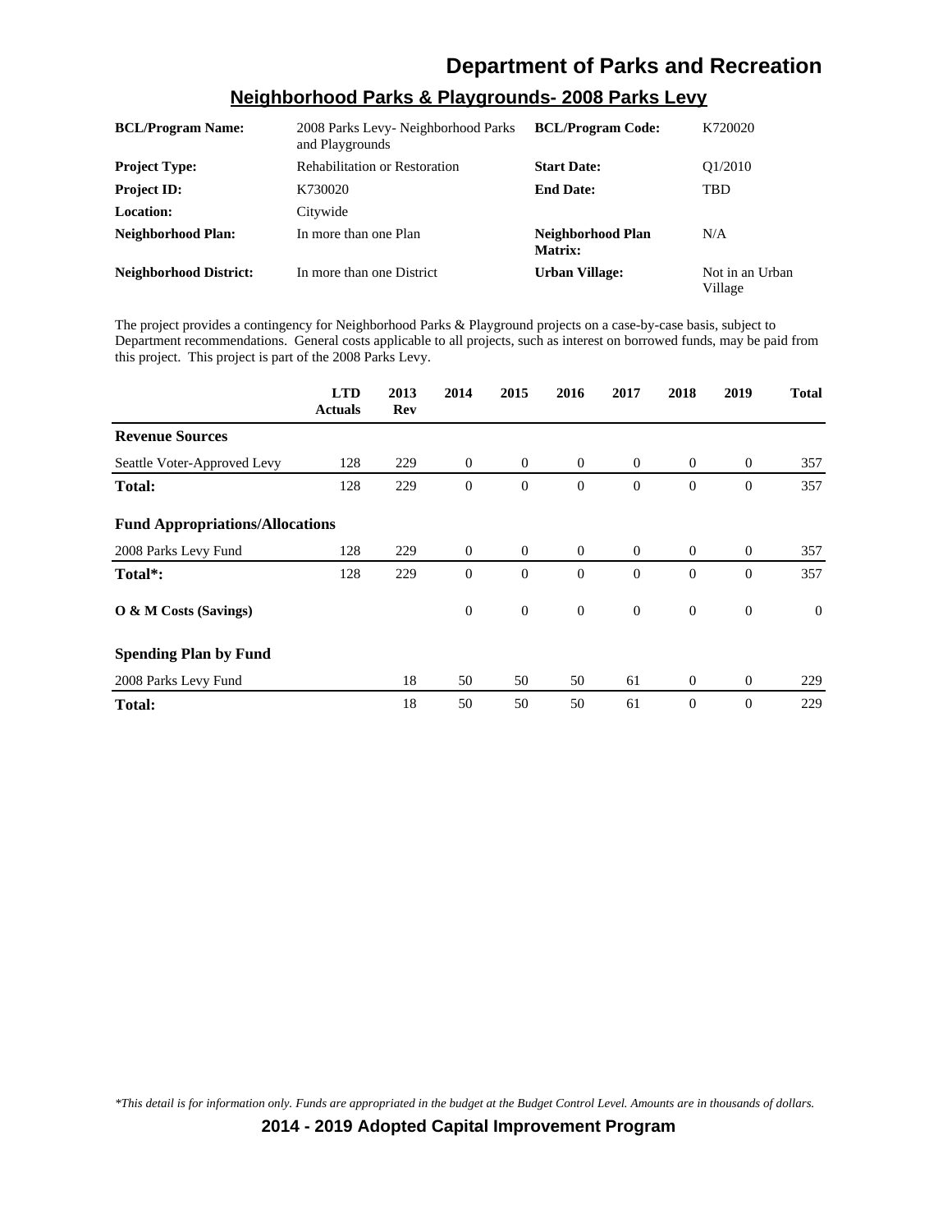# Department of Parks and Recreation

## Neighborhood Parks & Playgrounds- 2008 Parks Levy

| | | | |
|---|---|---|---|
| **BCL/Program Name:** | 2008 Parks Levy- Neighborhood Parks and Playgrounds | **BCL/Program Code:** | K720020 |
| **Project Type:** | Rehabilitation or Restoration | **Start Date:** | Q1/2010 |
| **Project ID:** | K730020 | **End Date:** | TBD |
| **Location:** | Citywide | | |
| **Neighborhood Plan:** | In more than one Plan | **Neighborhood Plan Matrix:** | N/A |
| **Neighborhood District:** | In more than one District | **Urban Village:** | Not in an Urban Village |

The project provides a contingency for Neighborhood Parks & Playground projects on a case-by-case basis, subject to Department recommendations. General costs applicable to all projects, such as interest on borrowed funds, may be paid from this project. This project is part of the 2008 Parks Levy.

| | LTD Actuals | 2013 Rev | 2014 | 2015 | 2016 | 2017 | 2018 | 2019 | Total |
|---|---|---|---|---|---|---|---|---|---|
| **Revenue Sources** | | | | | | | | | |
| Seattle Voter-Approved Levy | 128 | 229 | 0 | 0 | 0 | 0 | 0 | 0 | 357 |
| **Total:** | 128 | 229 | 0 | 0 | 0 | 0 | 0 | 0 | 357 |
| **Fund Appropriations/Allocations** | | | | | | | | | |
| 2008 Parks Levy Fund | 128 | 229 | 0 | 0 | 0 | 0 | 0 | 0 | 357 |
| **Total*:** | 128 | 229 | 0 | 0 | 0 | 0 | 0 | 0 | 357 |
| **O & M Costs (Savings)** | | | 0 | 0 | 0 | 0 | 0 | 0 | 0 |
| **Spending Plan by Fund** | | | | | | | | | |
| 2008 Parks Levy Fund | | 18 | 50 | 50 | 50 | 61 | 0 | 0 | 229 |
| **Total:** | | 18 | 50 | 50 | 50 | 61 | 0 | 0 | 229 |

*\*This detail is for information only. Funds are appropriated in the budget at the Budget Control Level. Amounts are in thousands of dollars.*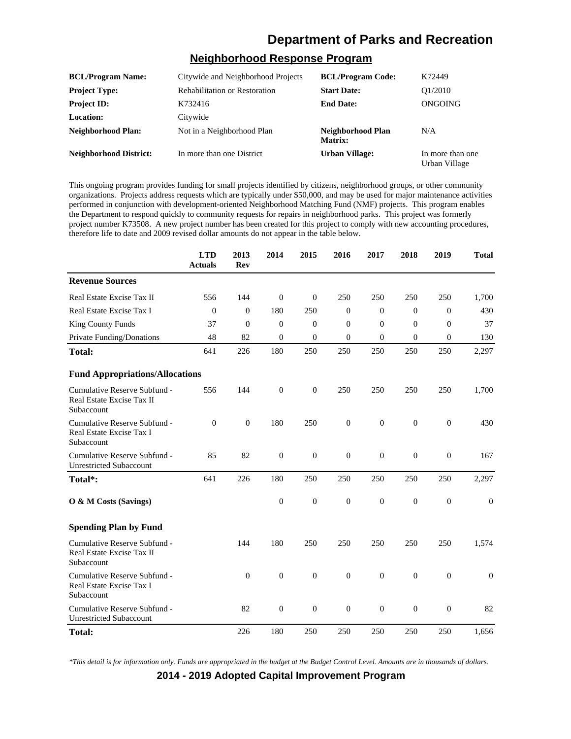# Department of Parks and Recreation

## Neighborhood Response Program

| | | | |
|---|---|---|---|
| **BCL/Program Name:** | Citywide and Neighborhood Projects | **BCL/Program Code:** | K72449 |
| **Project Type:** | Rehabilitation or Restoration | **Start Date:** | Q1/2010 |
| **Project ID:** | K732416 | **End Date:** | ONGOING |
| **Location:** | Citywide | | |
| **Neighborhood Plan:** | Not in a Neighborhood Plan | **Neighborhood Plan Matrix:** | N/A |
| **Neighborhood District:** | In more than one District | **Urban Village:** | In more than one Urban Village |

This ongoing program provides funding for small projects identified by citizens, neighborhood groups, or other community organizations. Projects address requests which are typically under $50,000, and may be used for major maintenance activities performed in conjunction with development-oriented Neighborhood Matching Fund (NMF) projects. This program enables the Department to respond quickly to community requests for repairs in neighborhood parks. This project was formerly project number K73508. A new project number has been created for this project to comply with new accounting procedures, therefore life to date and 2009 revised dollar amounts do not appear in the table below.

| | LTD Actuals | 2013 Rev | 2014 | 2015 | 2016 | 2017 | 2018 | 2019 | Total |
|---|---|---|---|---|---|---|---|---|---|
| **Revenue Sources** | | | | | | | | | |
| Real Estate Excise Tax II | 556 | 144 | 0 | 0 | 250 | 250 | 250 | 250 | 1,700 |
| Real Estate Excise Tax I | 0 | 0 | 180 | 250 | 0 | 0 | 0 | 0 | 430 |
| King County Funds | 37 | 0 | 0 | 0 | 0 | 0 | 0 | 0 | 37 |
| Private Funding/Donations | 48 | 82 | 0 | 0 | 0 | 0 | 0 | 0 | 130 |
| **Total:** | 641 | 226 | 180 | 250 | 250 | 250 | 250 | 250 | 2,297 |
| **Fund Appropriations/Allocations** | | | | | | | | | |
| Cumulative Reserve Subfund - Real Estate Excise Tax II Subaccount | 556 | 144 | 0 | 0 | 250 | 250 | 250 | 250 | 1,700 |
| Cumulative Reserve Subfund - Real Estate Excise Tax I Subaccount | 0 | 0 | 180 | 250 | 0 | 0 | 0 | 0 | 430 |
| Cumulative Reserve Subfund - Unrestricted Subaccount | 85 | 82 | 0 | 0 | 0 | 0 | 0 | 0 | 167 |
| **Total*:** | 641 | 226 | 180 | 250 | 250 | 250 | 250 | 250 | 2,297 |
| **O & M Costs (Savings)** | | | 0 | 0 | 0 | 0 | 0 | 0 | 0 |
| **Spending Plan by Fund** | | | | | | | | | |
| Cumulative Reserve Subfund - Real Estate Excise Tax II Subaccount | | 144 | 180 | 250 | 250 | 250 | 250 | 250 | 1,574 |
| Cumulative Reserve Subfund - Real Estate Excise Tax I Subaccount | | 0 | 0 | 0 | 0 | 0 | 0 | 0 | 0 |
| Cumulative Reserve Subfund - Unrestricted Subaccount | | 82 | 0 | 0 | 0 | 0 | 0 | 0 | 82 |
| **Total:** | | 226 | 180 | 250 | 250 | 250 | 250 | 250 | 1,656 |

*\*This detail is for information only. Funds are appropriated in the budget at the Budget Control Level. Amounts are in thousands of dollars.*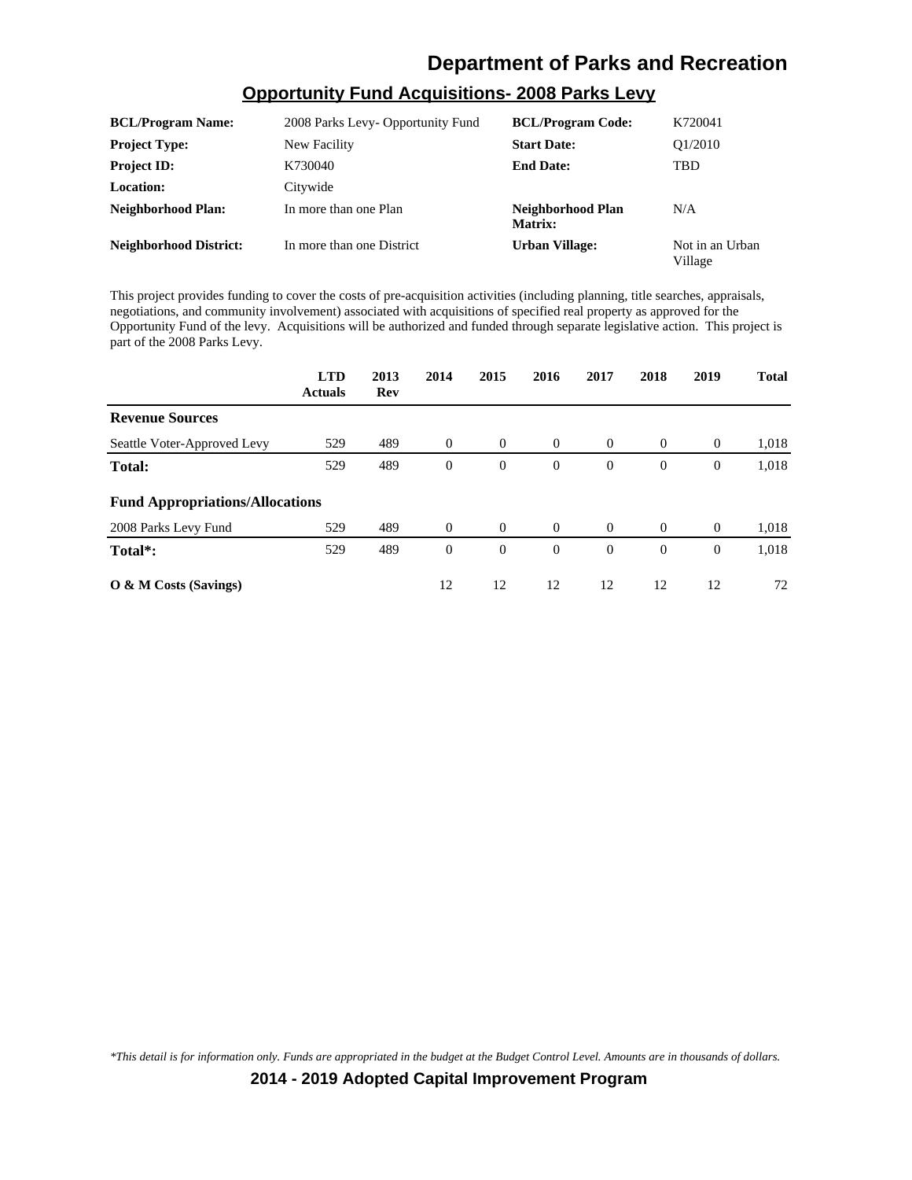# Department of Parks and Recreation

## Opportunity Fund Acquisitions- 2008 Parks Levy

| | | | |
|---|---|---|---|
| **BCL/Program Name:** | 2008 Parks Levy- Opportunity Fund | **BCL/Program Code:** | K720041 |
| **Project Type:** | New Facility | **Start Date:** | Q1/2010 |
| **Project ID:** | K730040 | **End Date:** | TBD |
| **Location:** | Citywide | | |
| **Neighborhood Plan:** | In more than one Plan | **Neighborhood Plan Matrix:** | N/A |
| **Neighborhood District:** | In more than one District | **Urban Village:** | Not in an Urban Village |

This project provides funding to cover the costs of pre-acquisition activities (including planning, title searches, appraisals, negotiations, and community involvement) associated with acquisitions of specified real property as approved for the Opportunity Fund of the levy. Acquisitions will be authorized and funded through separate legislative action. This project is part of the 2008 Parks Levy.

| | LTD Actuals | 2013 Rev | 2014 | 2015 | 2016 | 2017 | 2018 | 2019 | Total |
|---|---|---|---|---|---|---|---|---|---|
| **Revenue Sources** | | | | | | | | | |
| Seattle Voter-Approved Levy | 529 | 489 | 0 | 0 | 0 | 0 | 0 | 0 | 1,018 |
| **Total:** | 529 | 489 | 0 | 0 | 0 | 0 | 0 | 0 | 1,018 |
| **Fund Appropriations/Allocations** | | | | | | | | | |
| 2008 Parks Levy Fund | 529 | 489 | 0 | 0 | 0 | 0 | 0 | 0 | 1,018 |
| **Total*:** | 529 | 489 | 0 | 0 | 0 | 0 | 0 | 0 | 1,018 |
| **O & M Costs (Savings)** | | | 12 | 12 | 12 | 12 | 12 | 12 | 72 |

*\*This detail is for information only. Funds are appropriated in the budget at the Budget Control Level. Amounts are in thousands of dollars.*

**2014 - 2019 Adopted Capital Improvement Program**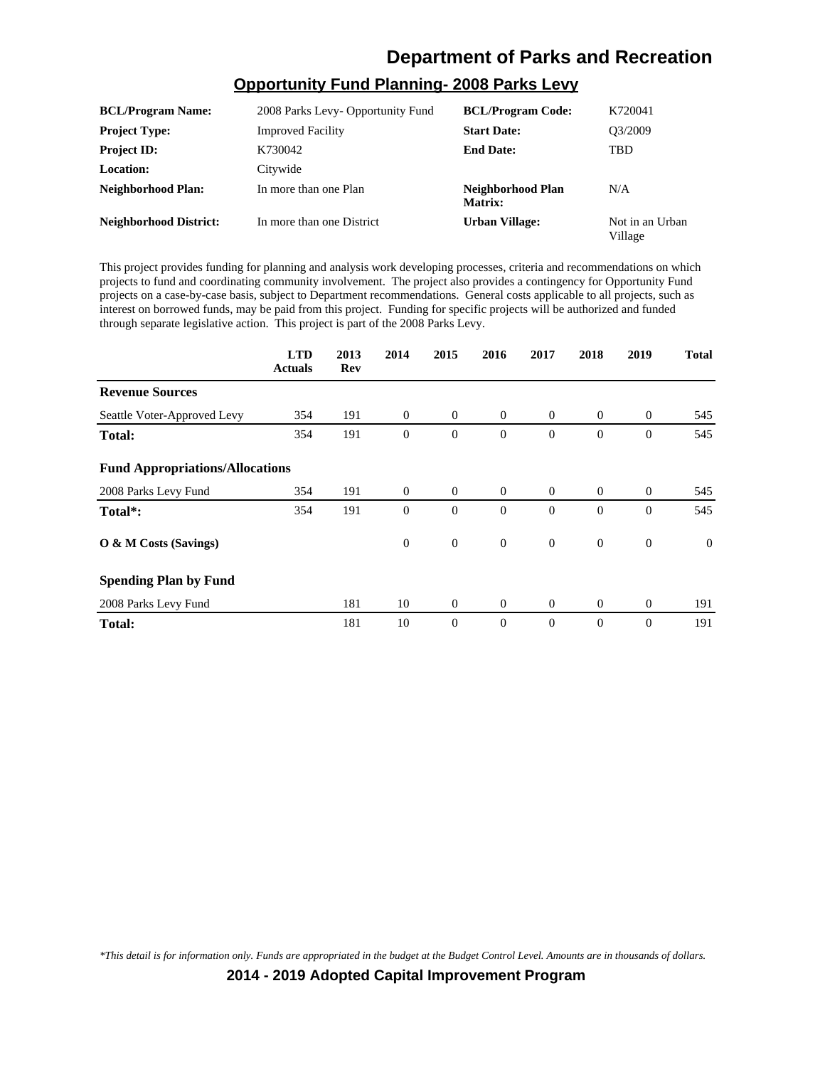# Department of Parks and Recreation

## Opportunity Fund Planning- 2008 Parks Levy

| | | | |
|---|---|---|---|
| **BCL/Program Name:** | 2008 Parks Levy- Opportunity Fund | **BCL/Program Code:** | K720041 |
| **Project Type:** | Improved Facility | **Start Date:** | Q3/2009 |
| **Project ID:** | K730042 | **End Date:** | TBD |
| **Location:** | Citywide | | |
| **Neighborhood Plan:** | In more than one Plan | **Neighborhood Plan Matrix:** | N/A |
| **Neighborhood District:** | In more than one District | **Urban Village:** | Not in an Urban Village |

This project provides funding for planning and analysis work developing processes, criteria and recommendations on which projects to fund and coordinating community involvement. The project also provides a contingency for Opportunity Fund projects on a case-by-case basis, subject to Department recommendations. General costs applicable to all projects, such as interest on borrowed funds, may be paid from this project. Funding for specific projects will be authorized and funded through separate legislative action. This project is part of the 2008 Parks Levy.

| | LTD Actuals | 2013 Rev | 2014 | 2015 | 2016 | 2017 | 2018 | 2019 | Total |
|---|---|---|---|---|---|---|---|---|---|
| **Revenue Sources** | | | | | | | | | |
| Seattle Voter-Approved Levy | 354 | 191 | 0 | 0 | 0 | 0 | 0 | 0 | 545 |
| **Total:** | 354 | 191 | 0 | 0 | 0 | 0 | 0 | 0 | 545 |
| **Fund Appropriations/Allocations** | | | | | | | | | |
| 2008 Parks Levy Fund | 354 | 191 | 0 | 0 | 0 | 0 | 0 | 0 | 545 |
| **Total*:** | 354 | 191 | 0 | 0 | 0 | 0 | 0 | 0 | 545 |
| **O & M Costs (Savings)** | | | 0 | 0 | 0 | 0 | 0 | 0 | 0 |
| **Spending Plan by Fund** | | | | | | | | | |
| 2008 Parks Levy Fund | | 181 | 10 | 0 | 0 | 0 | 0 | 0 | 191 |
| **Total:** | | 181 | 10 | 0 | 0 | 0 | 0 | 0 | 191 |

*\*This detail is for information only. Funds are appropriated in the budget at the Budget Control Level. Amounts are in thousands of dollars.*

**2014 - 2019 Adopted Capital Improvement Program**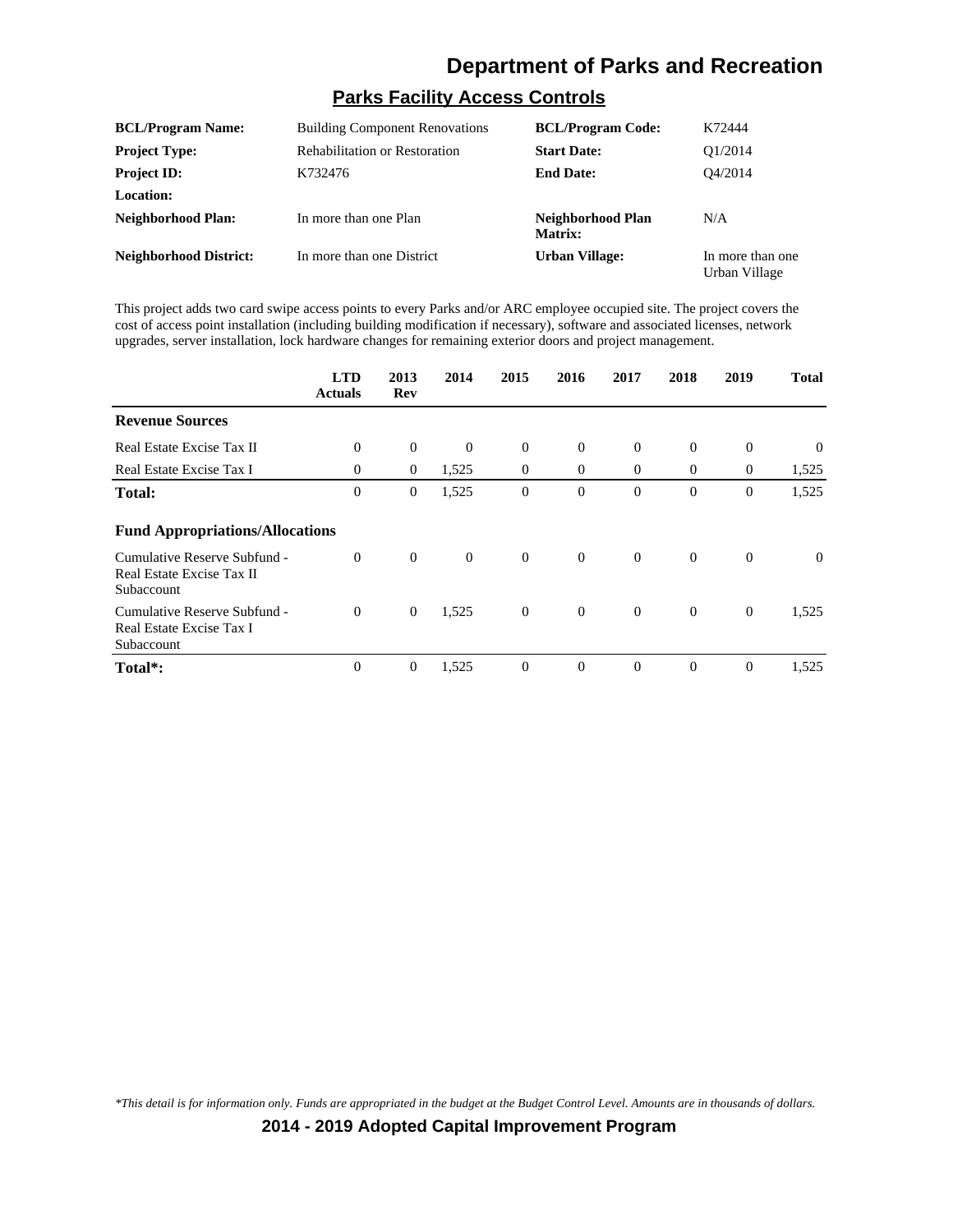# Department of Parks and Recreation

## Parks Facility Access Controls

| | | | |
|---|---|---|---|
| **BCL/Program Name:** | Building Component Renovations | **BCL/Program Code:** | K72444 |
| **Project Type:** | Rehabilitation or Restoration | **Start Date:** | Q1/2014 |
| **Project ID:** | K732476 | **End Date:** | Q4/2014 |
| **Location:** | | | |
| **Neighborhood Plan:** | In more than one Plan | **Neighborhood Plan Matrix:** | N/A |
| **Neighborhood District:** | In more than one District | **Urban Village:** | In more than one Urban Village |

This project adds two card swipe access points to every Parks and/or ARC employee occupied site. The project covers the cost of access point installation (including building modification if necessary), software and associated licenses, network upgrades, server installation, lock hardware changes for remaining exterior doors and project management.

| | LTD Actuals | 2013 Rev | 2014 | 2015 | 2016 | 2017 | 2018 | 2019 | Total |
|---|---|---|---|---|---|---|---|---|---|
| **Revenue Sources** | | | | | | | | | |
| Real Estate Excise Tax II | 0 | 0 | 0 | 0 | 0 | 0 | 0 | 0 | 0 |
| Real Estate Excise Tax I | 0 | 0 | 1,525 | 0 | 0 | 0 | 0 | 0 | 1,525 |
| **Total:** | 0 | 0 | 1,525 | 0 | 0 | 0 | 0 | 0 | 1,525 |
| **Fund Appropriations/Allocations** | | | | | | | | | |
| Cumulative Reserve Subfund - Real Estate Excise Tax II Subaccount | 0 | 0 | 0 | 0 | 0 | 0 | 0 | 0 | 0 |
| Cumulative Reserve Subfund - Real Estate Excise Tax I Subaccount | 0 | 0 | 1,525 | 0 | 0 | 0 | 0 | 0 | 1,525 |
| **Total*:** | 0 | 0 | 1,525 | 0 | 0 | 0 | 0 | 0 | 1,525 |

*This detail is for information only. Funds are appropriated in the budget at the Budget Control Level. Amounts are in thousands of dollars.*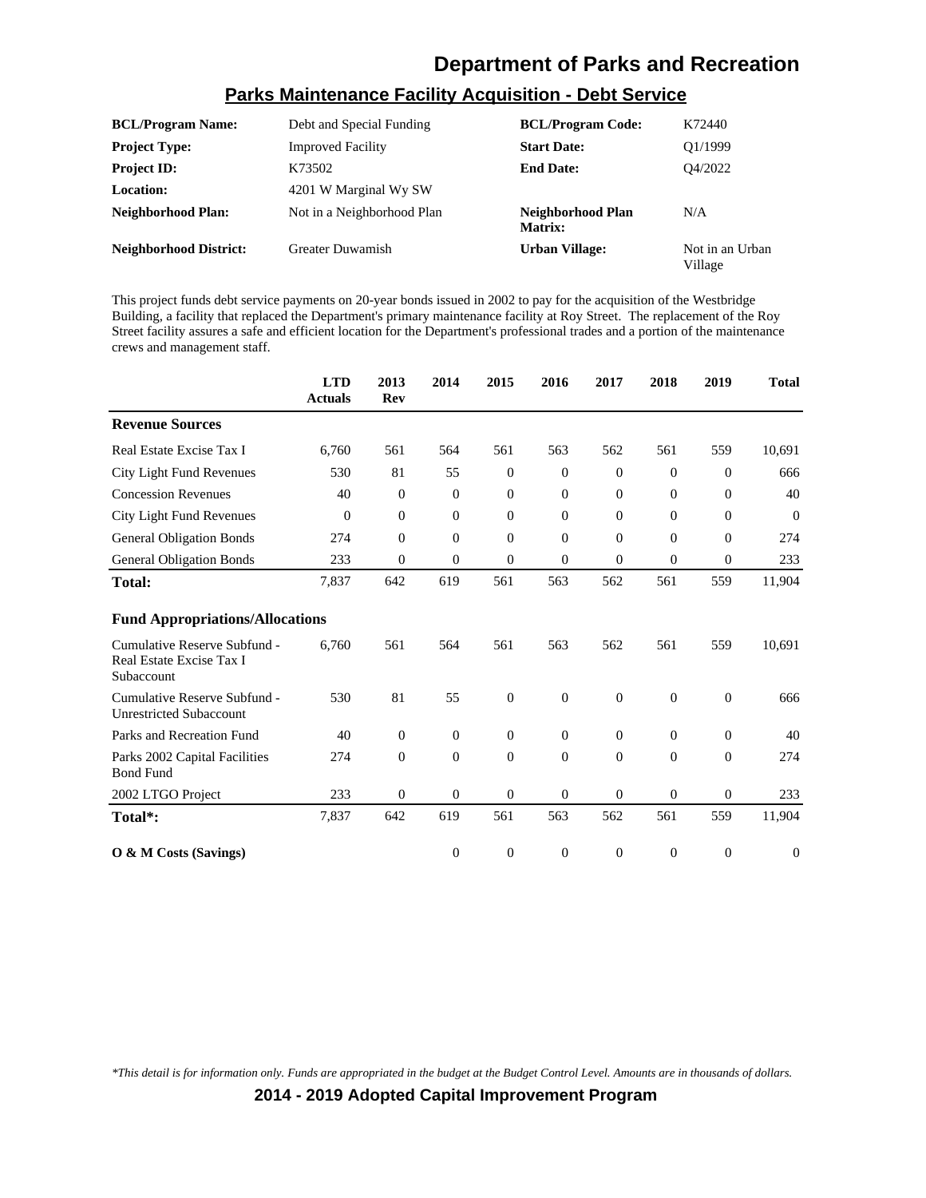# Department of Parks and Recreation

## Parks Maintenance Facility Acquisition - Debt Service

| | | | |
|---|---|---|---|
| **BCL/Program Name:** | Debt and Special Funding | **BCL/Program Code:** | K72440 |
| **Project Type:** | Improved Facility | **Start Date:** | Q1/1999 |
| **Project ID:** | K73502 | **End Date:** | Q4/2022 |
| **Location:** | 4201 W Marginal Wy SW | | |
| **Neighborhood Plan:** | Not in a Neighborhood Plan | **Neighborhood Plan Matrix:** | N/A |
| **Neighborhood District:** | Greater Duwamish | **Urban Village:** | Not in an Urban Village |

This project funds debt service payments on 20-year bonds issued in 2002 to pay for the acquisition of the Westbridge Building, a facility that replaced the Department's primary maintenance facility at Roy Street. The replacement of the Roy Street facility assures a safe and efficient location for the Department's professional trades and a portion of the maintenance crews and management staff.

| | LTD Actuals | 2013 Rev | 2014 | 2015 | 2016 | 2017 | 2018 | 2019 | Total |
|---|---|---|---|---|---|---|---|---|---|
| **Revenue Sources** | | | | | | | | | |
| Real Estate Excise Tax I | 6,760 | 561 | 564 | 561 | 563 | 562 | 561 | 559 | 10,691 |
| City Light Fund Revenues | 530 | 81 | 55 | 0 | 0 | 0 | 0 | 0 | 666 |
| Concession Revenues | 40 | 0 | 0 | 0 | 0 | 0 | 0 | 0 | 40 |
| City Light Fund Revenues | 0 | 0 | 0 | 0 | 0 | 0 | 0 | 0 | 0 |
| General Obligation Bonds | 274 | 0 | 0 | 0 | 0 | 0 | 0 | 0 | 274 |
| General Obligation Bonds | 233 | 0 | 0 | 0 | 0 | 0 | 0 | 0 | 233 |
| **Total:** | 7,837 | 642 | 619 | 561 | 563 | 562 | 561 | 559 | 11,904 |
| **Fund Appropriations/Allocations** | | | | | | | | | |
| Cumulative Reserve Subfund - Real Estate Excise Tax I Subaccount | 6,760 | 561 | 564 | 561 | 563 | 562 | 561 | 559 | 10,691 |
| Cumulative Reserve Subfund - Unrestricted Subaccount | 530 | 81 | 55 | 0 | 0 | 0 | 0 | 0 | 666 |
| Parks and Recreation Fund | 40 | 0 | 0 | 0 | 0 | 0 | 0 | 0 | 40 |
| Parks 2002 Capital Facilities Bond Fund | 274 | 0 | 0 | 0 | 0 | 0 | 0 | 0 | 274 |
| 2002 LTGO Project | 233 | 0 | 0 | 0 | 0 | 0 | 0 | 0 | 233 |
| **Total*:** | 7,837 | 642 | 619 | 561 | 563 | 562 | 561 | 559 | 11,904 |
| **O & M Costs (Savings)** | | | 0 | 0 | 0 | 0 | 0 | 0 | 0 |

*\*This detail is for information only. Funds are appropriated in the budget at the Budget Control Level. Amounts are in thousands of dollars.*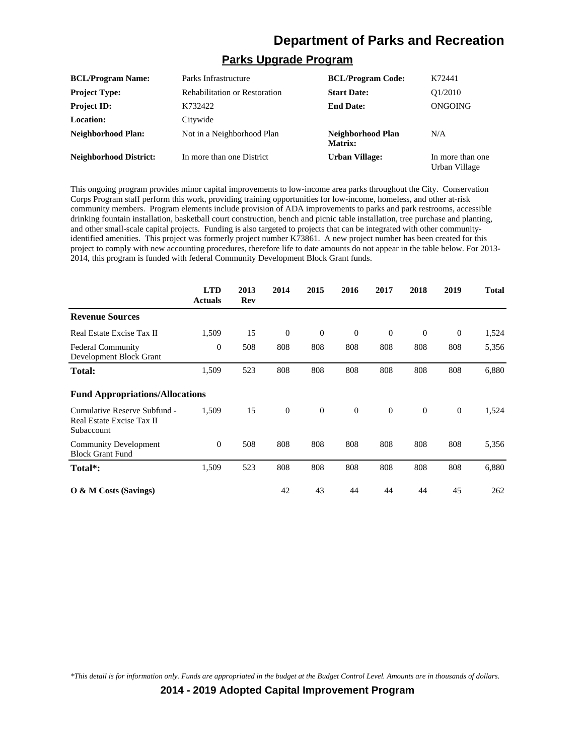# Department of Parks and Recreation

## Parks Upgrade Program

| | | | |
|---|---|---|---|
| **BCL/Program Name:** | Parks Infrastructure | **BCL/Program Code:** | K72441 |
| **Project Type:** | Rehabilitation or Restoration | **Start Date:** | Q1/2010 |
| **Project ID:** | K732422 | **End Date:** | ONGOING |
| **Location:** | Citywide | | |
| **Neighborhood Plan:** | Not in a Neighborhood Plan | **Neighborhood Plan Matrix:** | N/A |
| **Neighborhood District:** | In more than one District | **Urban Village:** | In more than one Urban Village |

This ongoing program provides minor capital improvements to low-income area parks throughout the City. Conservation Corps Program staff perform this work, providing training opportunities for low-income, homeless, and other at-risk community members. Program elements include provision of ADA improvements to parks and park restrooms, accessible drinking fountain installation, basketball court construction, bench and picnic table installation, tree purchase and planting, and other small-scale capital projects. Funding is also targeted to projects that can be integrated with other community-identified amenities. This project was formerly project number K73861. A new project number has been created for this project to comply with new accounting procedures, therefore life to date amounts do not appear in the table below. For 2013-2014, this program is funded with federal Community Development Block Grant funds.

| | LTD Actuals | 2013 Rev | 2014 | 2015 | 2016 | 2017 | 2018 | 2019 | Total |
|---|---|---|---|---|---|---|---|---|---|
| **Revenue Sources** | | | | | | | | | |
| Real Estate Excise Tax II | 1,509 | 15 | 0 | 0 | 0 | 0 | 0 | 0 | 1,524 |
| Federal Community Development Block Grant | 0 | 508 | 808 | 808 | 808 | 808 | 808 | 808 | 5,356 |
| **Total:** | 1,509 | 523 | 808 | 808 | 808 | 808 | 808 | 808 | 6,880 |
| **Fund Appropriations/Allocations** | | | | | | | | | |
| Cumulative Reserve Subfund - Real Estate Excise Tax II Subaccount | 1,509 | 15 | 0 | 0 | 0 | 0 | 0 | 0 | 1,524 |
| Community Development Block Grant Fund | 0 | 508 | 808 | 808 | 808 | 808 | 808 | 808 | 5,356 |
| **Total*:** | 1,509 | 523 | 808 | 808 | 808 | 808 | 808 | 808 | 6,880 |
| **O & M Costs (Savings)** | | | 42 | 43 | 44 | 44 | 44 | 45 | 262 |

*\*This detail is for information only. Funds are appropriated in the budget at the Budget Control Level. Amounts are in thousands of dollars.*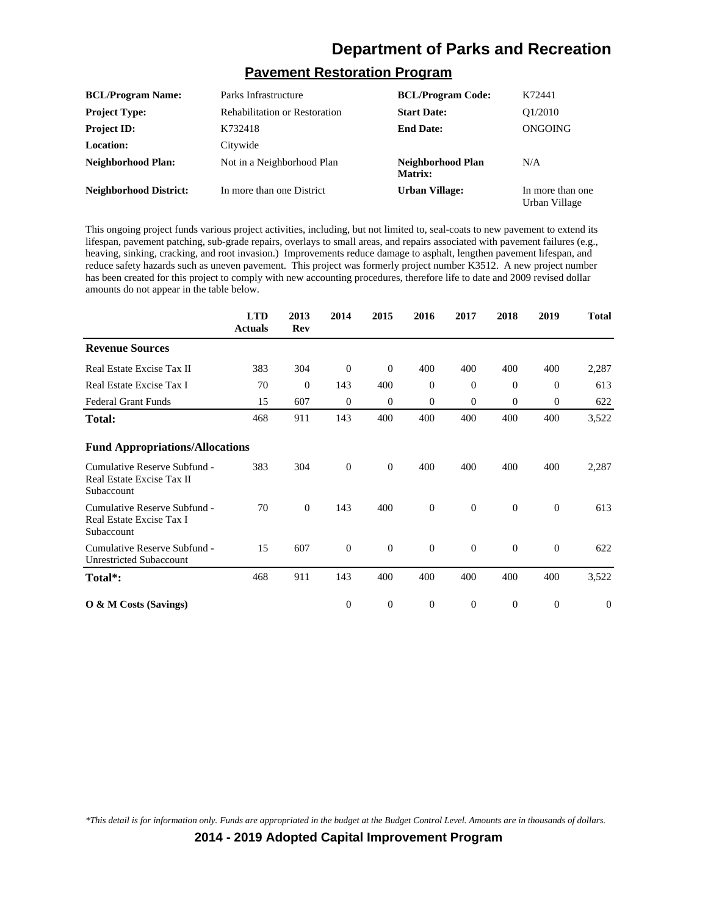# Department of Parks and Recreation

## Pavement Restoration Program

| | | | |
|---|---|---|---|
| **BCL/Program Name:** | Parks Infrastructure | **BCL/Program Code:** | K72441 |
| **Project Type:** | Rehabilitation or Restoration | **Start Date:** | Q1/2010 |
| **Project ID:** | K732418 | **End Date:** | ONGOING |
| **Location:** | Citywide | | |
| **Neighborhood Plan:** | Not in a Neighborhood Plan | **Neighborhood Plan Matrix:** | N/A |
| **Neighborhood District:** | In more than one District | **Urban Village:** | In more than one Urban Village |

This ongoing project funds various project activities, including, but not limited to, seal-coats to new pavement to extend its lifespan, pavement patching, sub-grade repairs, overlays to small areas, and repairs associated with pavement failures (e.g., heaving, sinking, cracking, and root invasion.) Improvements reduce damage to asphalt, lengthen pavement lifespan, and reduce safety hazards such as uneven pavement. This project was formerly project number K3512. A new project number has been created for this project to comply with new accounting procedures, therefore life to date and 2009 revised dollar amounts do not appear in the table below.

| | LTD Actuals | 2013 Rev | 2014 | 2015 | 2016 | 2017 | 2018 | 2019 | Total |
|---|---|---|---|---|---|---|---|---|---|
| **Revenue Sources** | | | | | | | | | |
| Real Estate Excise Tax II | 383 | 304 | 0 | 0 | 400 | 400 | 400 | 400 | 2,287 |
| Real Estate Excise Tax I | 70 | 0 | 143 | 400 | 0 | 0 | 0 | 0 | 613 |
| Federal Grant Funds | 15 | 607 | 0 | 0 | 0 | 0 | 0 | 0 | 622 |
| **Total:** | 468 | 911 | 143 | 400 | 400 | 400 | 400 | 400 | 3,522 |
| **Fund Appropriations/Allocations** | | | | | | | | | |
| Cumulative Reserve Subfund - Real Estate Excise Tax II Subaccount | 383 | 304 | 0 | 0 | 400 | 400 | 400 | 400 | 2,287 |
| Cumulative Reserve Subfund - Real Estate Excise Tax I Subaccount | 70 | 0 | 143 | 400 | 0 | 0 | 0 | 0 | 613 |
| Cumulative Reserve Subfund - Unrestricted Subaccount | 15 | 607 | 0 | 0 | 0 | 0 | 0 | 0 | 622 |
| **Total*:** | 468 | 911 | 143 | 400 | 400 | 400 | 400 | 400 | 3,522 |
| **O & M Costs (Savings)** | | | 0 | 0 | 0 | 0 | 0 | 0 | 0 |

*\*This detail is for information only. Funds are appropriated in the budget at the Budget Control Level. Amounts are in thousands of dollars.*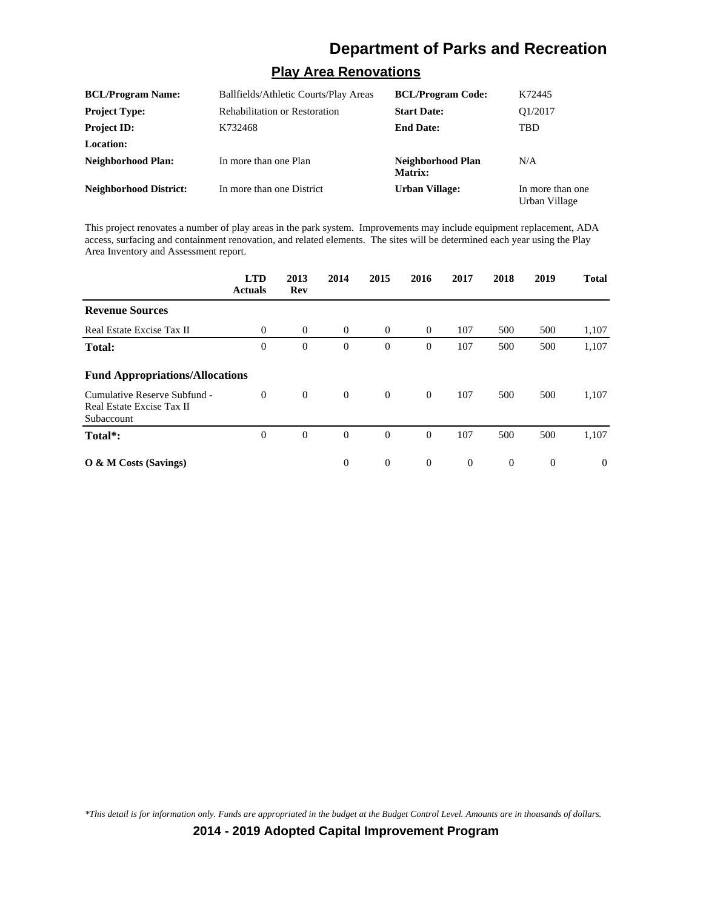# Department of Parks and Recreation

## Play Area Renovations

| | | | |
|---|---|---|---|
| **BCL/Program Name:** | Ballfields/Athletic Courts/Play Areas | **BCL/Program Code:** | K72445 |
| **Project Type:** | Rehabilitation or Restoration | **Start Date:** | Q1/2017 |
| **Project ID:** | K732468 | **End Date:** | TBD |
| **Location:** | | | |
| **Neighborhood Plan:** | In more than one Plan | **Neighborhood Plan Matrix:** | N/A |
| **Neighborhood District:** | In more than one District | **Urban Village:** | In more than one Urban Village |

This project renovates a number of play areas in the park system. Improvements may include equipment replacement, ADA access, surfacing and containment renovation, and related elements. The sites will be determined each year using the Play Area Inventory and Assessment report.

| | LTD Actuals | 2013 Rev | 2014 | 2015 | 2016 | 2017 | 2018 | 2019 | Total |
|---|---|---|---|---|---|---|---|---|---|
| **Revenue Sources** | | | | | | | | | |
| Real Estate Excise Tax II | 0 | 0 | 0 | 0 | 0 | 107 | 500 | 500 | 1,107 |
| **Total:** | 0 | 0 | 0 | 0 | 0 | 107 | 500 | 500 | 1,107 |
| **Fund Appropriations/Allocations** | | | | | | | | | |
| Cumulative Reserve Subfund - Real Estate Excise Tax II Subaccount | 0 | 0 | 0 | 0 | 0 | 107 | 500 | 500 | 1,107 |
| **Total*:** | 0 | 0 | 0 | 0 | 0 | 107 | 500 | 500 | 1,107 |
| **O & M Costs (Savings)** | | | 0 | 0 | 0 | 0 | 0 | 0 | 0 |

*\*This detail is for information only. Funds are appropriated in the budget at the Budget Control Level. Amounts are in thousands of dollars.*

**2014 - 2019 Adopted Capital Improvement Program**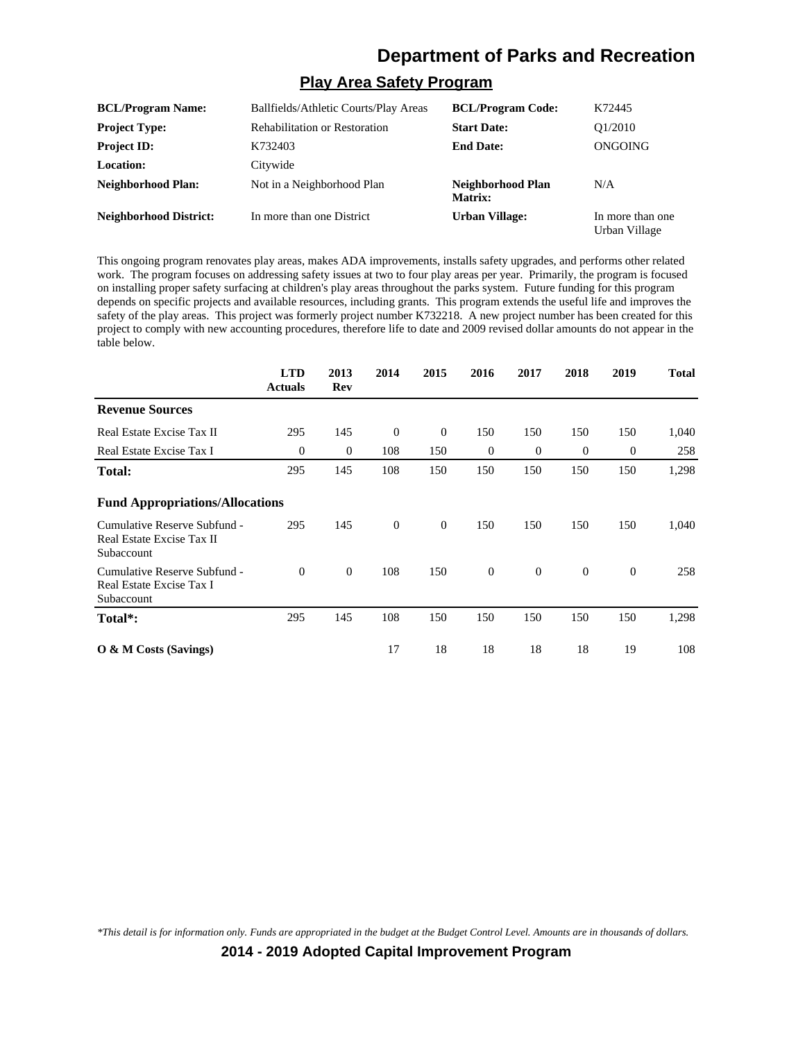# Department of Parks and Recreation

## Play Area Safety Program

| | | | |
|---|---|---|---|
| **BCL/Program Name:** | Ballfields/Athletic Courts/Play Areas | **BCL/Program Code:** | K72445 |
| **Project Type:** | Rehabilitation or Restoration | **Start Date:** | Q1/2010 |
| **Project ID:** | K732403 | **End Date:** | ONGOING |
| **Location:** | Citywide | | |
| **Neighborhood Plan:** | Not in a Neighborhood Plan | **Neighborhood Plan Matrix:** | N/A |
| **Neighborhood District:** | In more than one District | **Urban Village:** | In more than one Urban Village |

This ongoing program renovates play areas, makes ADA improvements, installs safety upgrades, and performs other related work. The program focuses on addressing safety issues at two to four play areas per year. Primarily, the program is focused on installing proper safety surfacing at children's play areas throughout the parks system. Future funding for this program depends on specific projects and available resources, including grants. This program extends the useful life and improves the safety of the play areas. This project was formerly project number K732218. A new project number has been created for this project to comply with new accounting procedures, therefore life to date and 2009 revised dollar amounts do not appear in the table below.

| | LTD Actuals | 2013 Rev | 2014 | 2015 | 2016 | 2017 | 2018 | 2019 | Total |
|---|---|---|---|---|---|---|---|---|---|
| **Revenue Sources** | | | | | | | | | |
| Real Estate Excise Tax II | 295 | 145 | 0 | 0 | 150 | 150 | 150 | 150 | 1,040 |
| Real Estate Excise Tax I | 0 | 0 | 108 | 150 | 0 | 0 | 0 | 0 | 258 |
| **Total:** | 295 | 145 | 108 | 150 | 150 | 150 | 150 | 150 | 1,298 |
| **Fund Appropriations/Allocations** | | | | | | | | | |
| Cumulative Reserve Subfund - Real Estate Excise Tax II Subaccount | 295 | 145 | 0 | 0 | 150 | 150 | 150 | 150 | 1,040 |
| Cumulative Reserve Subfund - Real Estate Excise Tax I Subaccount | 0 | 0 | 108 | 150 | 0 | 0 | 0 | 0 | 258 |
| **Total*:** | 295 | 145 | 108 | 150 | 150 | 150 | 150 | 150 | 1,298 |
| **O & M Costs (Savings)** | | | 17 | 18 | 18 | 18 | 18 | 19 | 108 |

*This detail is for information only. Funds are appropriated in the budget at the Budget Control Level. Amounts are in thousands of dollars.*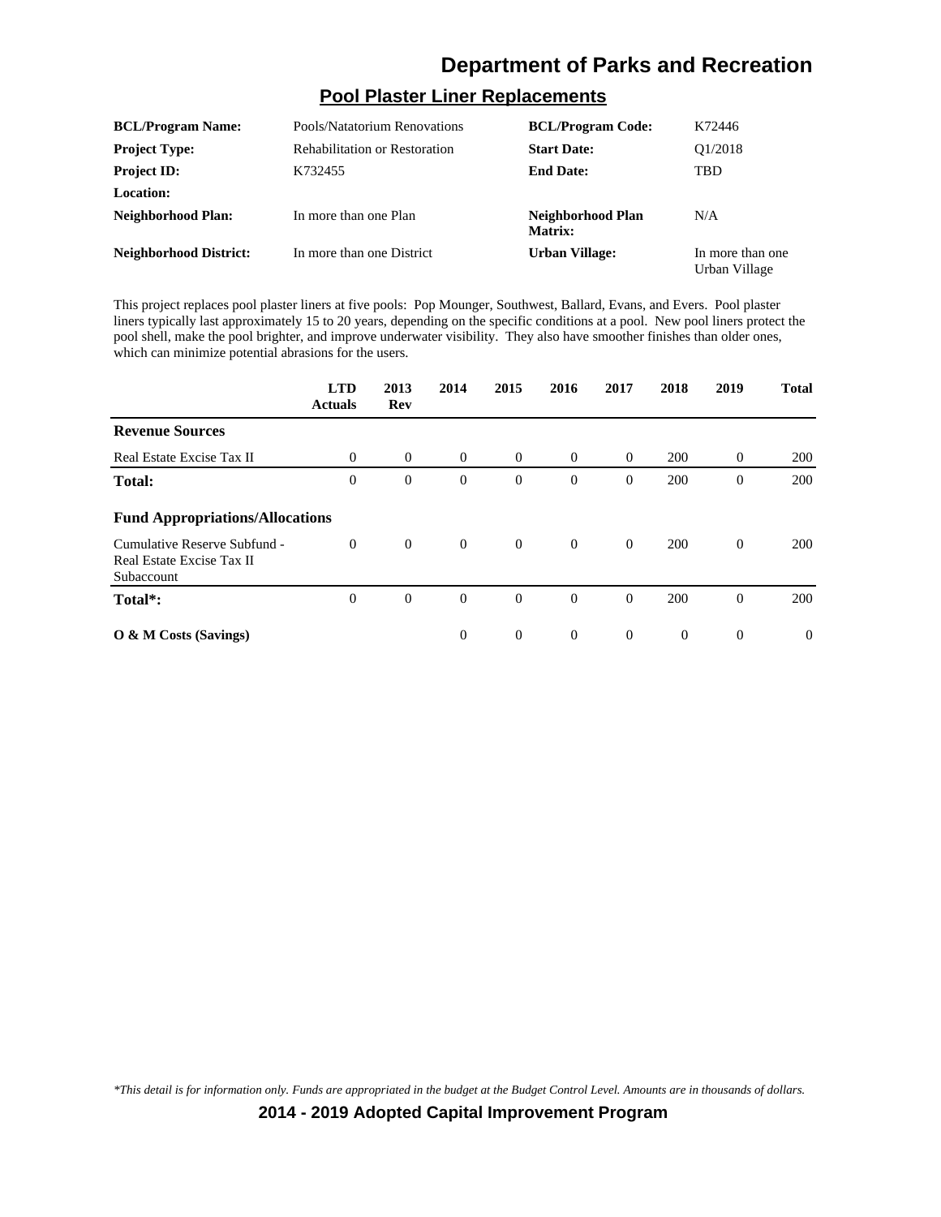# Department of Parks and Recreation

## Pool Plaster Liner Replacements

| | | | |
|---|---|---|---|
| **BCL/Program Name:** | Pools/Natatorium Renovations | **BCL/Program Code:** | K72446 |
| **Project Type:** | Rehabilitation or Restoration | **Start Date:** | Q1/2018 |
| **Project ID:** | K732455 | **End Date:** | TBD |
| **Location:** | | | |
| **Neighborhood Plan:** | In more than one Plan | **Neighborhood Plan Matrix:** | N/A |
| **Neighborhood District:** | In more than one District | **Urban Village:** | In more than one Urban Village |

This project replaces pool plaster liners at five pools: Pop Mounger, Southwest, Ballard, Evans, and Evers. Pool plaster liners typically last approximately 15 to 20 years, depending on the specific conditions at a pool. New pool liners protect the pool shell, make the pool brighter, and improve underwater visibility. They also have smoother finishes than older ones, which can minimize potential abrasions for the users.

| | LTD Actuals | 2013 Rev | 2014 | 2015 | 2016 | 2017 | 2018 | 2019 | Total |
|---|---|---|---|---|---|---|---|---|---|
| **Revenue Sources** | | | | | | | | | |
| Real Estate Excise Tax II | 0 | 0 | 0 | 0 | 0 | 0 | 200 | 0 | 200 |
| **Total:** | 0 | 0 | 0 | 0 | 0 | 0 | 200 | 0 | 200 |
| **Fund Appropriations/Allocations** | | | | | | | | | |
| Cumulative Reserve Subfund - Real Estate Excise Tax II Subaccount | 0 | 0 | 0 | 0 | 0 | 0 | 200 | 0 | 200 |
| **Total*:** | 0 | 0 | 0 | 0 | 0 | 0 | 200 | 0 | 200 |
| **O & M Costs (Savings)** | | | 0 | 0 | 0 | 0 | 0 | 0 | 0 |

*\*This detail is for information only. Funds are appropriated in the budget at the Budget Control Level. Amounts are in thousands of dollars.*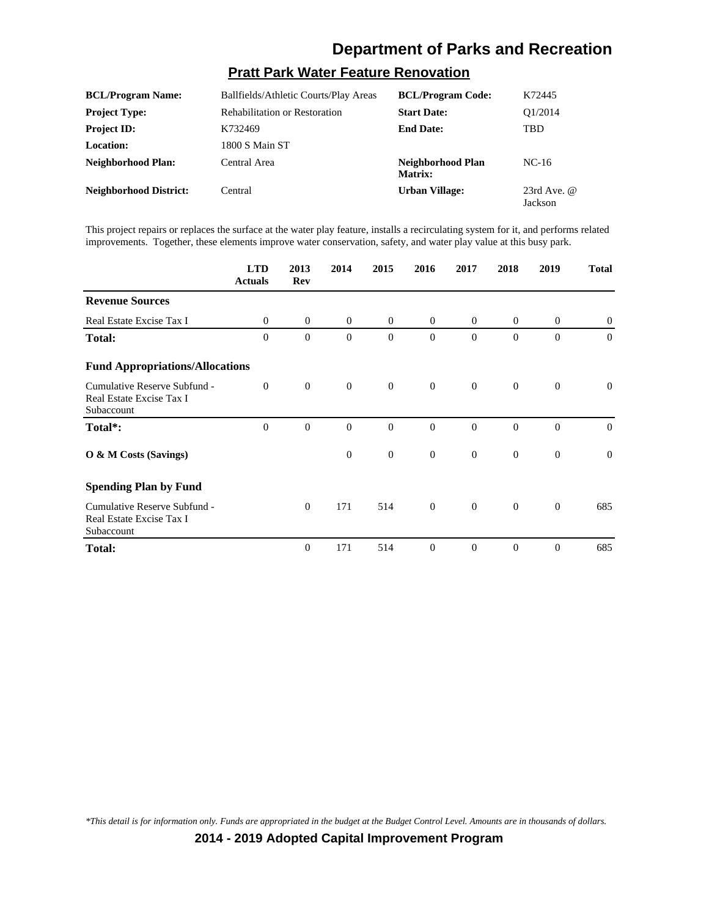# Department of Parks and Recreation

## Pratt Park Water Feature Renovation

| | | | |
|---|---|---|---|
| **BCL/Program Name:** | Ballfields/Athletic Courts/Play Areas | **BCL/Program Code:** | K72445 |
| **Project Type:** | Rehabilitation or Restoration | **Start Date:** | Q1/2014 |
| **Project ID:** | K732469 | **End Date:** | TBD |
| **Location:** | 1800 S Main ST | | |
| **Neighborhood Plan:** | Central Area | **Neighborhood Plan Matrix:** | NC-16 |
| **Neighborhood District:** | Central | **Urban Village:** | 23rd Ave. @ Jackson |

This project repairs or replaces the surface at the water play feature, installs a recirculating system for it, and performs related improvements. Together, these elements improve water conservation, safety, and water play value at this busy park.

| | LTD Actuals | 2013 Rev | 2014 | 2015 | 2016 | 2017 | 2018 | 2019 | Total |
|---|---|---|---|---|---|---|---|---|---|
| **Revenue Sources** | | | | | | | | | |
| Real Estate Excise Tax I | 0 | 0 | 0 | 0 | 0 | 0 | 0 | 0 | 0 |
| **Total:** | 0 | 0 | 0 | 0 | 0 | 0 | 0 | 0 | 0 |
| **Fund Appropriations/Allocations** | | | | | | | | | |
| Cumulative Reserve Subfund - Real Estate Excise Tax I Subaccount | 0 | 0 | 0 | 0 | 0 | 0 | 0 | 0 | 0 |
| **Total*:** | 0 | 0 | 0 | 0 | 0 | 0 | 0 | 0 | 0 |
| **O & M Costs (Savings)** | | | 0 | 0 | 0 | 0 | 0 | 0 | 0 |
| **Spending Plan by Fund** | | | | | | | | | |
| Cumulative Reserve Subfund - Real Estate Excise Tax I Subaccount | | 0 | 171 | 514 | 0 | 0 | 0 | 0 | 685 |
| **Total:** | | 0 | 171 | 514 | 0 | 0 | 0 | 0 | 685 |

*\*This detail is for information only. Funds are appropriated in the budget at the Budget Control Level. Amounts are in thousands of dollars.*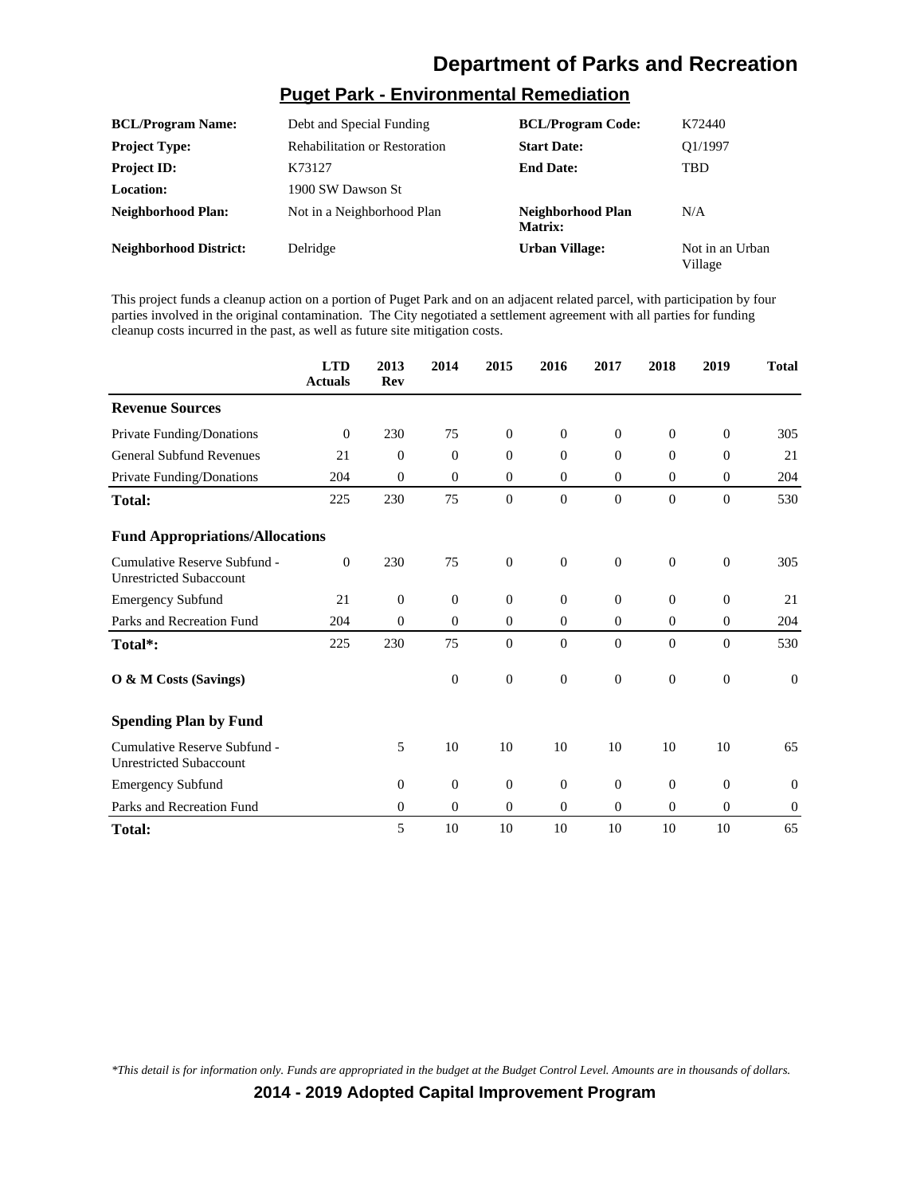## Puget Park - Environmental Remediation

| | | | |
|---|---|---|---|
| **BCL/Program Name:** | Debt and Special Funding | **BCL/Program Code:** | K72440 |
| **Project Type:** | Rehabilitation or Restoration | **Start Date:** | Q1/1997 |
| **Project ID:** | K73127 | **End Date:** | TBD |
| **Location:** | 1900 SW Dawson St | | |
| **Neighborhood Plan:** | Not in a Neighborhood Plan | **Neighborhood Plan Matrix:** | N/A |
| **Neighborhood District:** | Delridge | **Urban Village:** | Not in an Urban Village |

This project funds a cleanup action on a portion of Puget Park and on an adjacent related parcel, with participation by four parties involved in the original contamination. The City negotiated a settlement agreement with all parties for funding cleanup costs incurred in the past, as well as future site mitigation costs.

| | LTD Actuals | 2013 Rev | 2014 | 2015 | 2016 | 2017 | 2018 | 2019 | Total |
|---|---|---|---|---|---|---|---|---|---|
| **Revenue Sources** | | | | | | | | | |
| Private Funding/Donations | 0 | 230 | 75 | 0 | 0 | 0 | 0 | 0 | 305 |
| General Subfund Revenues | 21 | 0 | 0 | 0 | 0 | 0 | 0 | 0 | 21 |
| Private Funding/Donations | 204 | 0 | 0 | 0 | 0 | 0 | 0 | 0 | 204 |
| **Total:** | 225 | 230 | 75 | 0 | 0 | 0 | 0 | 0 | 530 |
| **Fund Appropriations/Allocations** | | | | | | | | | |
| Cumulative Reserve Subfund - Unrestricted Subaccount | 0 | 230 | 75 | 0 | 0 | 0 | 0 | 0 | 305 |
| Emergency Subfund | 21 | 0 | 0 | 0 | 0 | 0 | 0 | 0 | 21 |
| Parks and Recreation Fund | 204 | 0 | 0 | 0 | 0 | 0 | 0 | 0 | 204 |
| **Total*:** | 225 | 230 | 75 | 0 | 0 | 0 | 0 | 0 | 530 |
| **O & M Costs (Savings)** | | | 0 | 0 | 0 | 0 | 0 | 0 | 0 |
| **Spending Plan by Fund** | | | | | | | | | |
| Cumulative Reserve Subfund - Unrestricted Subaccount | | 5 | 10 | 10 | 10 | 10 | 10 | 10 | 65 |
| Emergency Subfund | | 0 | 0 | 0 | 0 | 0 | 0 | 0 | 0 |
| Parks and Recreation Fund | | 0 | 0 | 0 | 0 | 0 | 0 | 0 | 0 |
| **Total:** | | 5 | 10 | 10 | 10 | 10 | 10 | 10 | 65 |

*This detail is for information only. Funds are appropriated in the budget at the Budget Control Level. Amounts are in thousands of dollars.*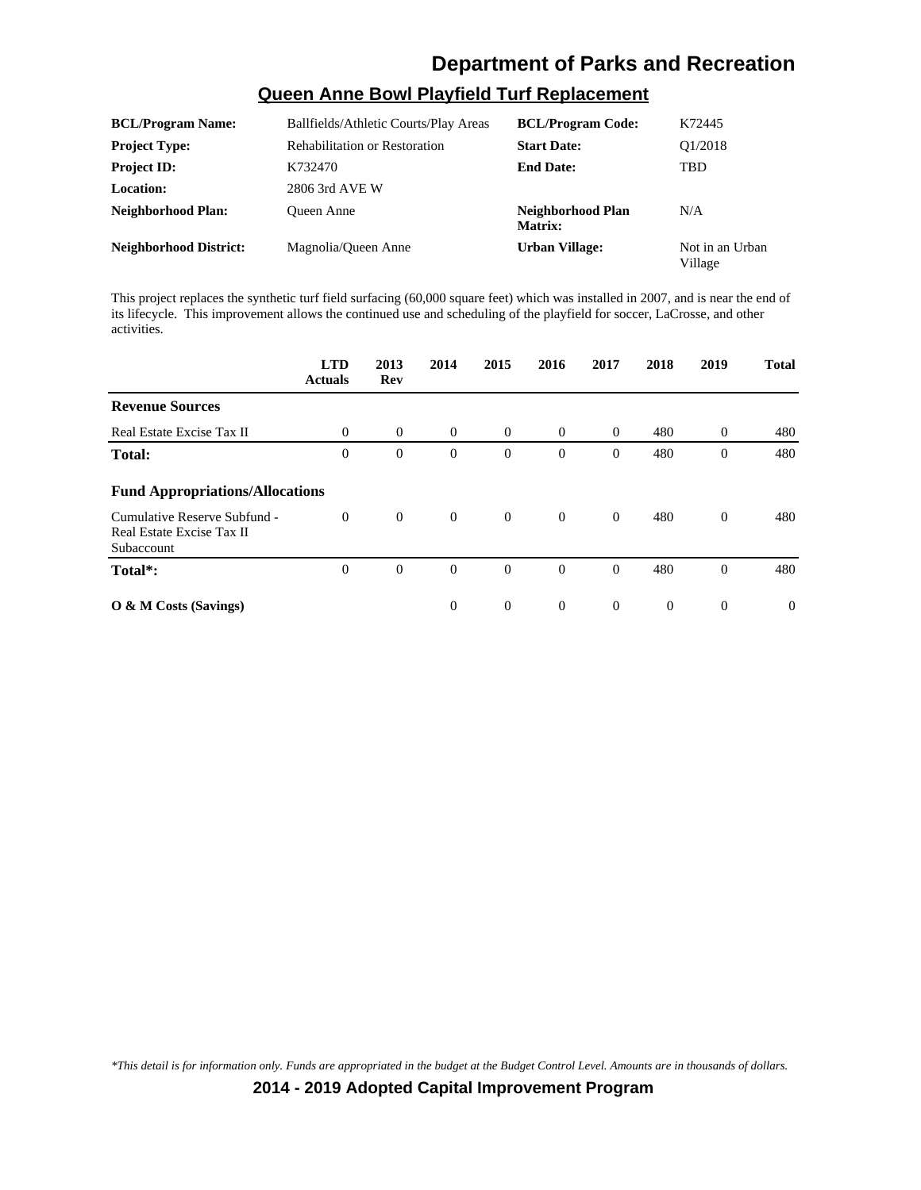## Queen Anne Bowl Playfield Turf Replacement

| | | | |
|---|---|---|---|
| **BCL/Program Name:** | Ballfields/Athletic Courts/Play Areas | **BCL/Program Code:** | K72445 |
| **Project Type:** | Rehabilitation or Restoration | **Start Date:** | Q1/2018 |
| **Project ID:** | K732470 | **End Date:** | TBD |
| **Location:** | 2806 3rd AVE W | | |
| **Neighborhood Plan:** | Queen Anne | **Neighborhood Plan Matrix:** | N/A |
| **Neighborhood District:** | Magnolia/Queen Anne | **Urban Village:** | Not in an Urban Village |

This project replaces the synthetic turf field surfacing (60,000 square feet) which was installed in 2007, and is near the end of its lifecycle. This improvement allows the continued use and scheduling of the playfield for soccer, LaCrosse, and other activities.

| | LTD Actuals | 2013 Rev | 2014 | 2015 | 2016 | 2017 | 2018 | 2019 | Total |
|---|---|---|---|---|---|---|---|---|---|
| **Revenue Sources** | | | | | | | | | |
| Real Estate Excise Tax II | 0 | 0 | 0 | 0 | 0 | 0 | 480 | 0 | 480 |
| **Total:** | 0 | 0 | 0 | 0 | 0 | 0 | 480 | 0 | 480 |
| **Fund Appropriations/Allocations** | | | | | | | | | |
| Cumulative Reserve Subfund - Real Estate Excise Tax II Subaccount | 0 | 0 | 0 | 0 | 0 | 0 | 480 | 0 | 480 |
| **Total*:** | 0 | 0 | 0 | 0 | 0 | 0 | 480 | 0 | 480 |
| **O & M Costs (Savings)** | | | 0 | 0 | 0 | 0 | 0 | 0 | 0 |

*\*This detail is for information only. Funds are appropriated in the budget at the Budget Control Level. Amounts are in thousands of dollars.*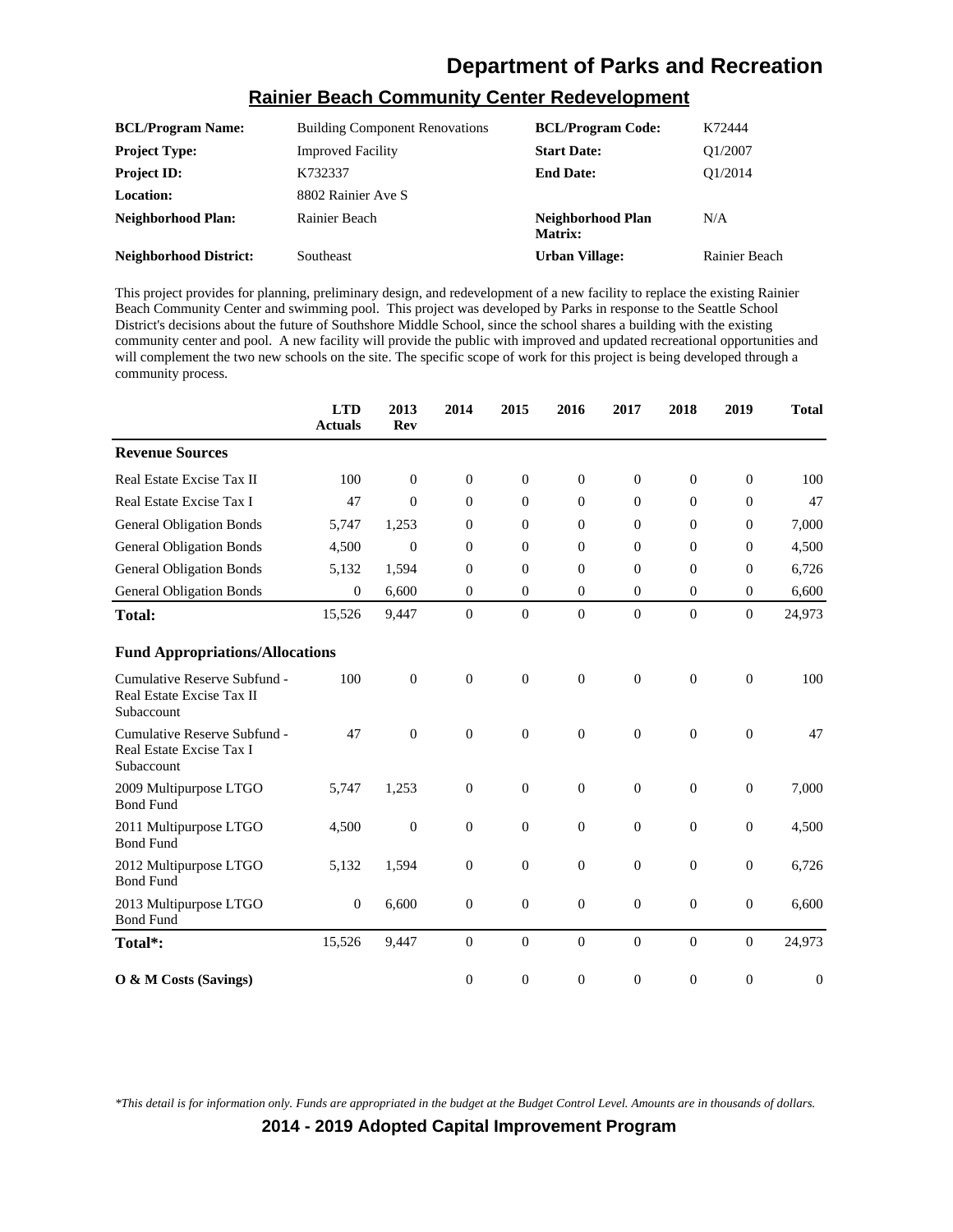## Rainier Beach Community Center Redevelopment

| | | | |
|---|---|---|---|
| **BCL/Program Name:** | Building Component Renovations | **BCL/Program Code:** | K72444 |
| **Project Type:** | Improved Facility | **Start Date:** | Q1/2007 |
| **Project ID:** | K732337 | **End Date:** | Q1/2014 |
| **Location:** | 8802 Rainier Ave S | | |
| **Neighborhood Plan:** | Rainier Beach | **Neighborhood Plan Matrix:** | N/A |
| **Neighborhood District:** | Southeast | **Urban Village:** | Rainier Beach |

This project provides for planning, preliminary design, and redevelopment of a new facility to replace the existing Rainier Beach Community Center and swimming pool. This project was developed by Parks in response to the Seattle School District's decisions about the future of Southshore Middle School, since the school shares a building with the existing community center and pool. A new facility will provide the public with improved and updated recreational opportunities and will complement the two new schools on the site. The specific scope of work for this project is being developed through a community process.

| | LTD Actuals | 2013 Rev | 2014 | 2015 | 2016 | 2017 | 2018 | 2019 | Total |
|---|---|---|---|---|---|---|---|---|---|
| **Revenue Sources** | | | | | | | | | |
| Real Estate Excise Tax II | 100 | 0 | 0 | 0 | 0 | 0 | 0 | 0 | 100 |
| Real Estate Excise Tax I | 47 | 0 | 0 | 0 | 0 | 0 | 0 | 0 | 47 |
| General Obligation Bonds | 5,747 | 1,253 | 0 | 0 | 0 | 0 | 0 | 0 | 7,000 |
| General Obligation Bonds | 4,500 | 0 | 0 | 0 | 0 | 0 | 0 | 0 | 4,500 |
| General Obligation Bonds | 5,132 | 1,594 | 0 | 0 | 0 | 0 | 0 | 0 | 6,726 |
| General Obligation Bonds | 0 | 6,600 | 0 | 0 | 0 | 0 | 0 | 0 | 6,600 |
| **Total:** | 15,526 | 9,447 | 0 | 0 | 0 | 0 | 0 | 0 | 24,973 |
| **Fund Appropriations/Allocations** | | | | | | | | | |
| Cumulative Reserve Subfund - Real Estate Excise Tax II Subaccount | 100 | 0 | 0 | 0 | 0 | 0 | 0 | 0 | 100 |
| Cumulative Reserve Subfund - Real Estate Excise Tax I Subaccount | 47 | 0 | 0 | 0 | 0 | 0 | 0 | 0 | 47 |
| 2009 Multipurpose LTGO Bond Fund | 5,747 | 1,253 | 0 | 0 | 0 | 0 | 0 | 0 | 7,000 |
| 2011 Multipurpose LTGO Bond Fund | 4,500 | 0 | 0 | 0 | 0 | 0 | 0 | 0 | 4,500 |
| 2012 Multipurpose LTGO Bond Fund | 5,132 | 1,594 | 0 | 0 | 0 | 0 | 0 | 0 | 6,726 |
| 2013 Multipurpose LTGO Bond Fund | 0 | 6,600 | 0 | 0 | 0 | 0 | 0 | 0 | 6,600 |
| **Total*:** | 15,526 | 9,447 | 0 | 0 | 0 | 0 | 0 | 0 | 24,973 |
| **O & M Costs (Savings)** | | | 0 | 0 | 0 | 0 | 0 | 0 | 0 |

*\*This detail is for information only. Funds are appropriated in the budget at the Budget Control Level. Amounts are in thousands of dollars.*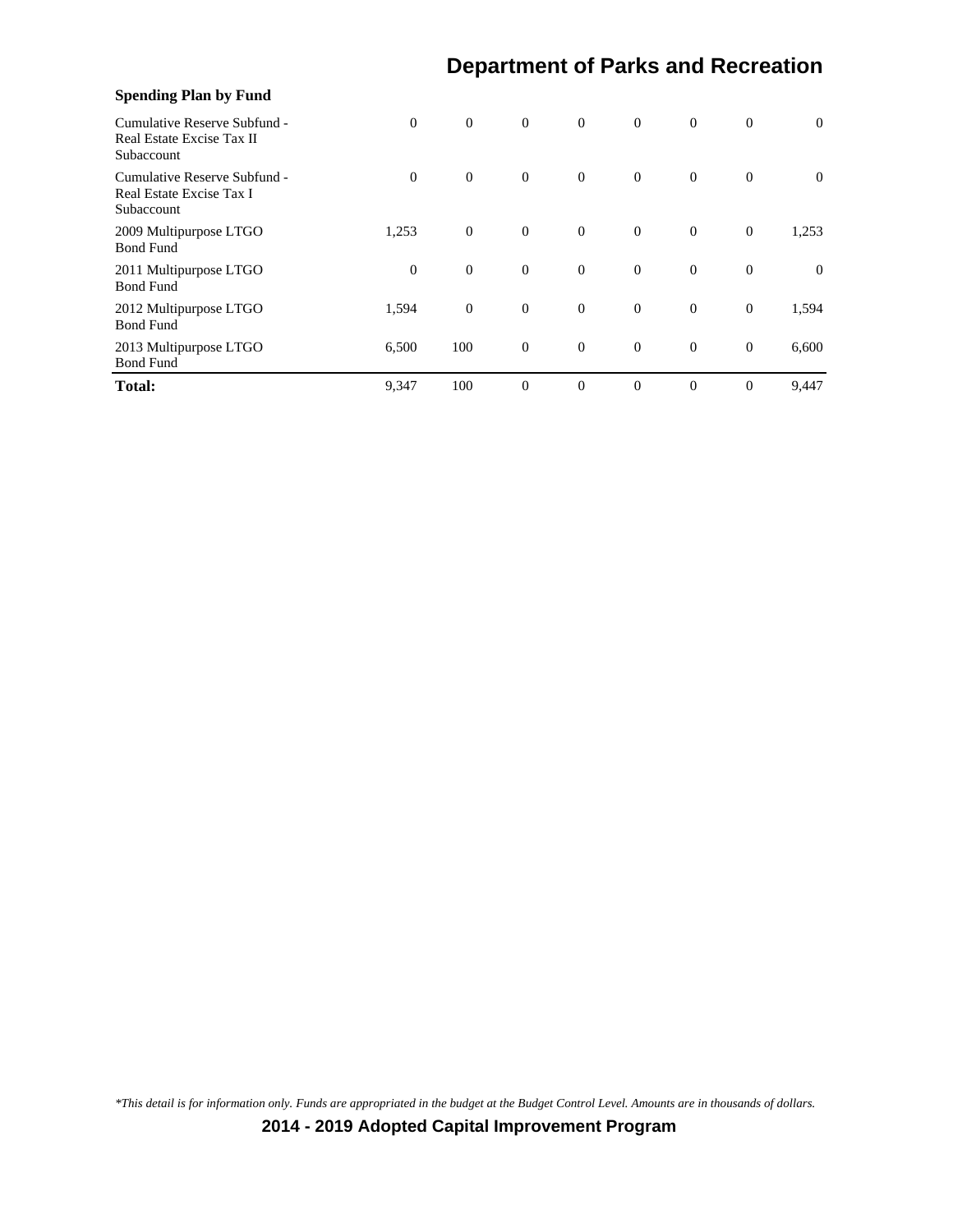# Department of Parks and Recreation

**Spending Plan by Fund**

| | | | | | | | | |
|---|---|---|---|---|---|---|---|---|
| Cumulative Reserve Subfund - Real Estate Excise Tax II Subaccount | 0 | 0 | 0 | 0 | 0 | 0 | 0 | 0 |
| Cumulative Reserve Subfund - Real Estate Excise Tax I Subaccount | 0 | 0 | 0 | 0 | 0 | 0 | 0 | 0 |
| 2009 Multipurpose LTGO Bond Fund | 1,253 | 0 | 0 | 0 | 0 | 0 | 0 | 1,253 |
| 2011 Multipurpose LTGO Bond Fund | 0 | 0 | 0 | 0 | 0 | 0 | 0 | 0 |
| 2012 Multipurpose LTGO Bond Fund | 1,594 | 0 | 0 | 0 | 0 | 0 | 0 | 1,594 |
| 2013 Multipurpose LTGO Bond Fund | 6,500 | 100 | 0 | 0 | 0 | 0 | 0 | 6,600 |
| **Total:** | 9,347 | 100 | 0 | 0 | 0 | 0 | 0 | 9,447 |

*\*This detail is for information only. Funds are appropriated in the budget at the Budget Control Level. Amounts are in thousands of dollars.*

**2014 - 2019 Adopted Capital Improvement Program**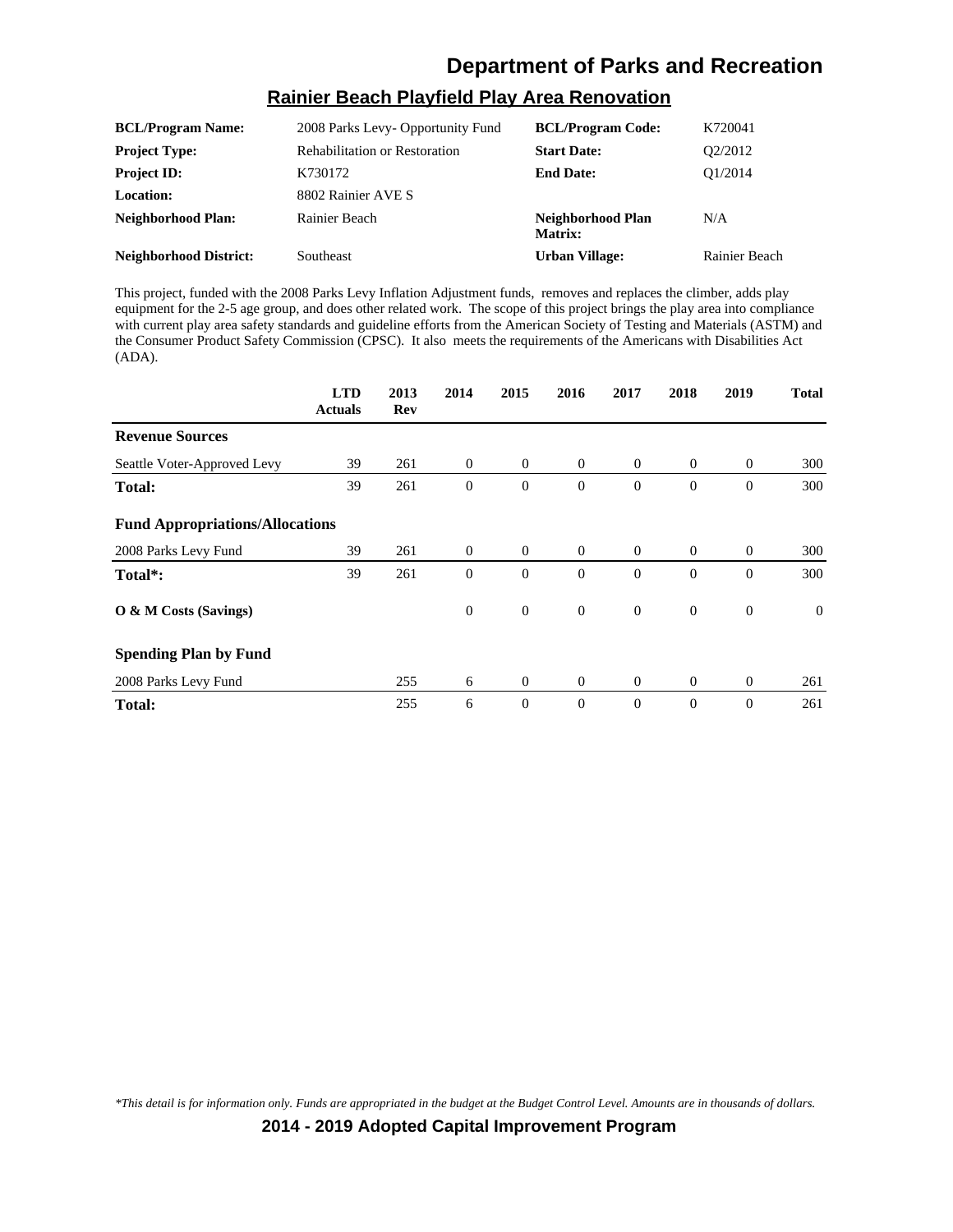# Department of Parks and Recreation

## Rainier Beach Playfield Play Area Renovation

| | | | |
|---|---|---|---|
| **BCL/Program Name:** | 2008 Parks Levy- Opportunity Fund | **BCL/Program Code:** | K720041 |
| **Project Type:** | Rehabilitation or Restoration | **Start Date:** | Q2/2012 |
| **Project ID:** | K730172 | **End Date:** | Q1/2014 |
| **Location:** | 8802 Rainier AVE S | | |
| **Neighborhood Plan:** | Rainier Beach | **Neighborhood Plan Matrix:** | N/A |
| **Neighborhood District:** | Southeast | **Urban Village:** | Rainier Beach |

This project, funded with the 2008 Parks Levy Inflation Adjustment funds, removes and replaces the climber, adds play equipment for the 2-5 age group, and does other related work. The scope of this project brings the play area into compliance with current play area safety standards and guideline efforts from the American Society of Testing and Materials (ASTM) and the Consumer Product Safety Commission (CPSC). It also meets the requirements of the Americans with Disabilities Act (ADA).

| | LTD Actuals | 2013 Rev | 2014 | 2015 | 2016 | 2017 | 2018 | 2019 | Total |
|---|---|---|---|---|---|---|---|---|---|
| **Revenue Sources** | | | | | | | | | |
| Seattle Voter-Approved Levy | 39 | 261 | 0 | 0 | 0 | 0 | 0 | 0 | 300 |
| **Total:** | 39 | 261 | 0 | 0 | 0 | 0 | 0 | 0 | 300 |
| **Fund Appropriations/Allocations** | | | | | | | | | |
| 2008 Parks Levy Fund | 39 | 261 | 0 | 0 | 0 | 0 | 0 | 0 | 300 |
| **Total*:** | 39 | 261 | 0 | 0 | 0 | 0 | 0 | 0 | 300 |
| **O & M Costs (Savings)** | | | 0 | 0 | 0 | 0 | 0 | 0 | 0 |
| **Spending Plan by Fund** | | | | | | | | | |
| 2008 Parks Levy Fund | | 255 | 6 | 0 | 0 | 0 | 0 | 0 | 261 |
| **Total:** | | 255 | 6 | 0 | 0 | 0 | 0 | 0 | 261 |

*\*This detail is for information only. Funds are appropriated in the budget at the Budget Control Level. Amounts are in thousands of dollars.*

**2014 - 2019 Adopted Capital Improvement Program**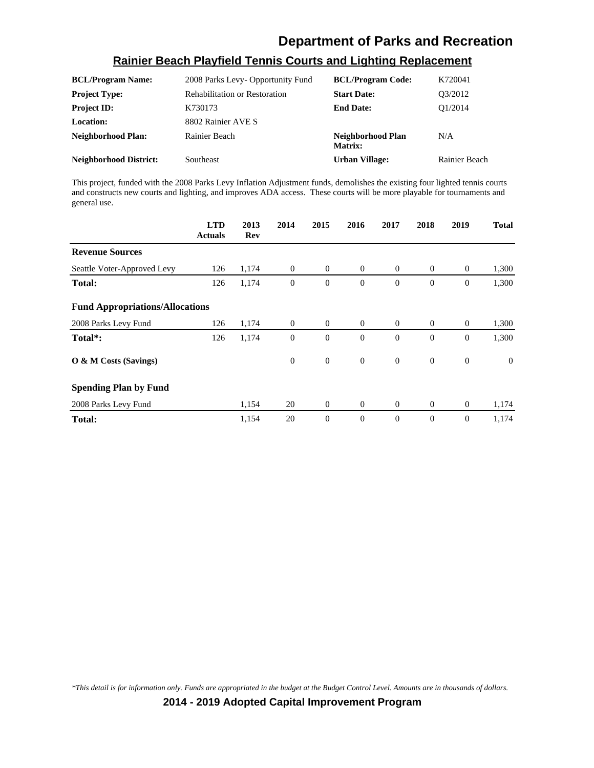# Department of Parks and Recreation

## Rainier Beach Playfield Tennis Courts and Lighting Replacement

| | | | |
|---|---|---|---|
| **BCL/Program Name:** | 2008 Parks Levy- Opportunity Fund | **BCL/Program Code:** | K720041 |
| **Project Type:** | Rehabilitation or Restoration | **Start Date:** | Q3/2012 |
| **Project ID:** | K730173 | **End Date:** | Q1/2014 |
| **Location:** | 8802 Rainier AVE S | | |
| **Neighborhood Plan:** | Rainier Beach | **Neighborhood Plan Matrix:** | N/A |
| **Neighborhood District:** | Southeast | **Urban Village:** | Rainier Beach |

This project, funded with the 2008 Parks Levy Inflation Adjustment funds, demolishes the existing four lighted tennis courts and constructs new courts and lighting, and improves ADA access. These courts will be more playable for tournaments and general use.

| | LTD Actuals | 2013 Rev | 2014 | 2015 | 2016 | 2017 | 2018 | 2019 | Total |
|---|---|---|---|---|---|---|---|---|---|
| **Revenue Sources** | | | | | | | | | |
| Seattle Voter-Approved Levy | 126 | 1,174 | 0 | 0 | 0 | 0 | 0 | 0 | 1,300 |
| **Total:** | 126 | 1,174 | 0 | 0 | 0 | 0 | 0 | 0 | 1,300 |
| **Fund Appropriations/Allocations** | | | | | | | | | |
| 2008 Parks Levy Fund | 126 | 1,174 | 0 | 0 | 0 | 0 | 0 | 0 | 1,300 |
| **Total*:** | 126 | 1,174 | 0 | 0 | 0 | 0 | 0 | 0 | 1,300 |
| **O & M Costs (Savings)** | | | 0 | 0 | 0 | 0 | 0 | 0 | 0 |
| **Spending Plan by Fund** | | | | | | | | | |
| 2008 Parks Levy Fund | | 1,154 | 20 | 0 | 0 | 0 | 0 | 0 | 1,174 |
| **Total:** | | 1,154 | 20 | 0 | 0 | 0 | 0 | 0 | 1,174 |

*\*This detail is for information only. Funds are appropriated in the budget at the Budget Control Level. Amounts are in thousands of dollars.*

**2014 - 2019 Adopted Capital Improvement Program**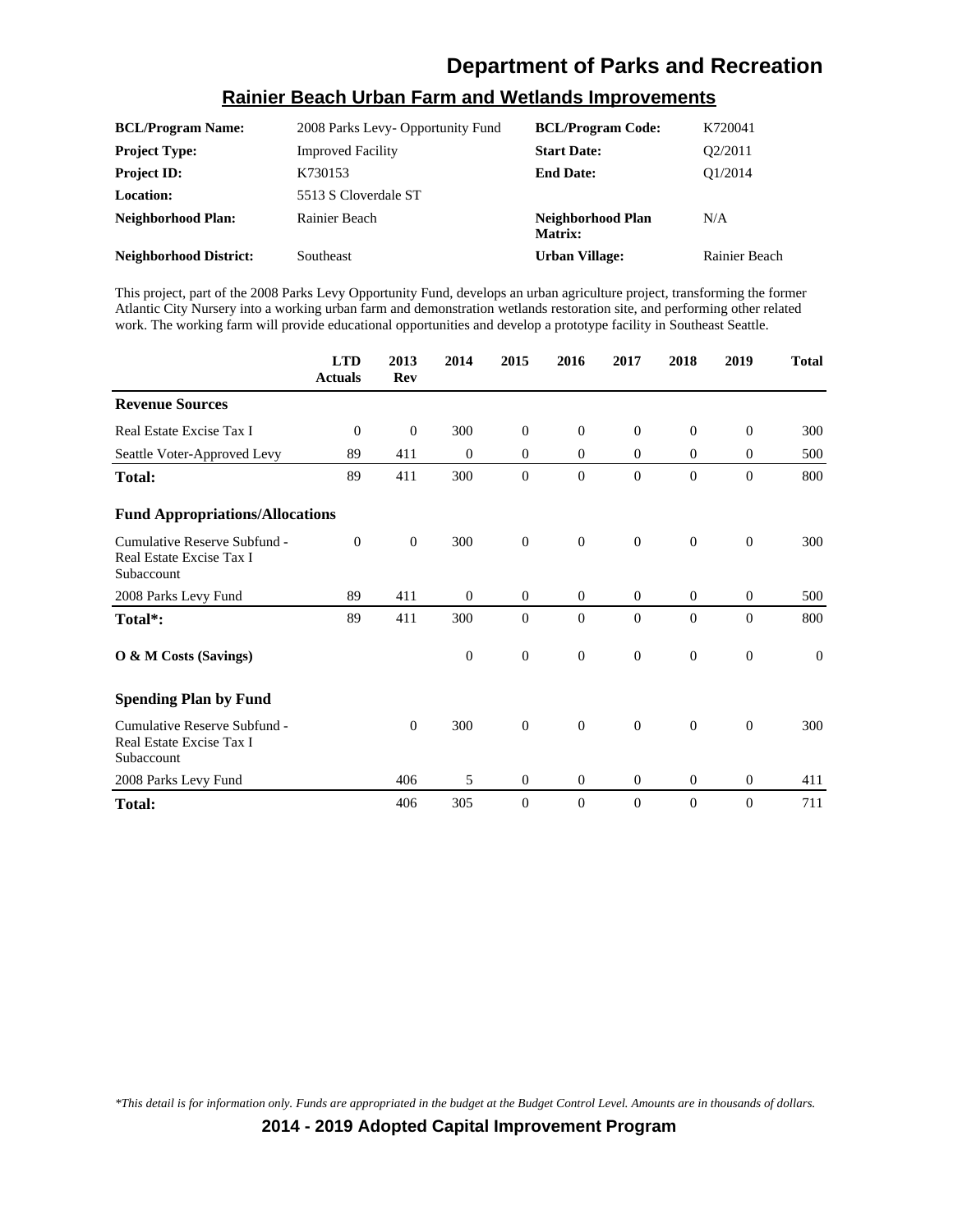# Department of Parks and Recreation

## Rainier Beach Urban Farm and Wetlands Improvements

| | | | |
|---|---|---|---|
| **BCL/Program Name:** | 2008 Parks Levy- Opportunity Fund | **BCL/Program Code:** | K720041 |
| **Project Type:** | Improved Facility | **Start Date:** | Q2/2011 |
| **Project ID:** | K730153 | **End Date:** | Q1/2014 |
| **Location:** | 5513 S Cloverdale ST | | |
| **Neighborhood Plan:** | Rainier Beach | **Neighborhood Plan Matrix:** | N/A |
| **Neighborhood District:** | Southeast | **Urban Village:** | Rainier Beach |

This project, part of the 2008 Parks Levy Opportunity Fund, develops an urban agriculture project, transforming the former Atlantic City Nursery into a working urban farm and demonstration wetlands restoration site, and performing other related work. The working farm will provide educational opportunities and develop a prototype facility in Southeast Seattle.

| | LTD Actuals | 2013 Rev | 2014 | 2015 | 2016 | 2017 | 2018 | 2019 | Total |
|---|---|---|---|---|---|---|---|---|---|
| **Revenue Sources** | | | | | | | | | |
| Real Estate Excise Tax I | 0 | 0 | 300 | 0 | 0 | 0 | 0 | 0 | 300 |
| Seattle Voter-Approved Levy | 89 | 411 | 0 | 0 | 0 | 0 | 0 | 0 | 500 |
| **Total:** | 89 | 411 | 300 | 0 | 0 | 0 | 0 | 0 | 800 |
| **Fund Appropriations/Allocations** | | | | | | | | | |
| Cumulative Reserve Subfund - Real Estate Excise Tax I Subaccount | 0 | 0 | 300 | 0 | 0 | 0 | 0 | 0 | 300 |
| 2008 Parks Levy Fund | 89 | 411 | 0 | 0 | 0 | 0 | 0 | 0 | 500 |
| **Total*:** | 89 | 411 | 300 | 0 | 0 | 0 | 0 | 0 | 800 |
| **O & M Costs (Savings)** | | | 0 | 0 | 0 | 0 | 0 | 0 | 0 |
| **Spending Plan by Fund** | | | | | | | | | |
| Cumulative Reserve Subfund - Real Estate Excise Tax I Subaccount | | 0 | 300 | 0 | 0 | 0 | 0 | 0 | 300 |
| 2008 Parks Levy Fund | | 406 | 5 | 0 | 0 | 0 | 0 | 0 | 411 |
| **Total:** | | 406 | 305 | 0 | 0 | 0 | 0 | 0 | 711 |

*\*This detail is for information only. Funds are appropriated in the budget at the Budget Control Level. Amounts are in thousands of dollars.*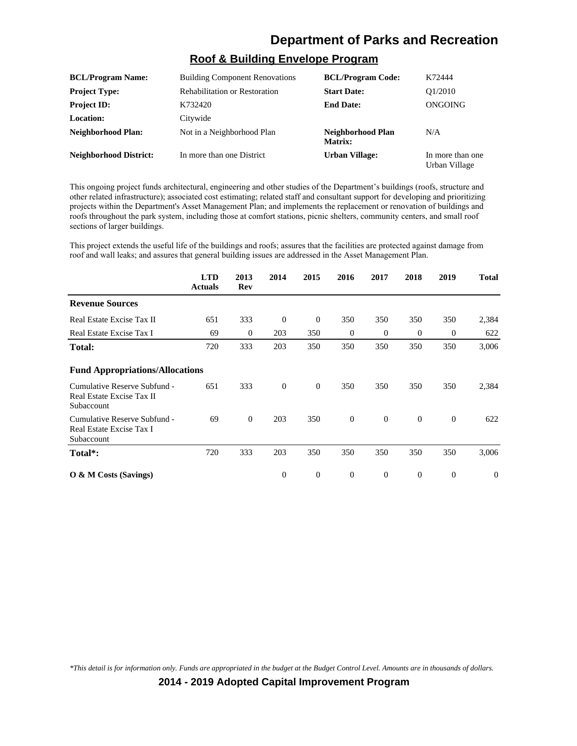# Department of Parks and Recreation

## Roof & Building Envelope Program

| | | | |
|---|---|---|---|
| **BCL/Program Name:** | Building Component Renovations | **BCL/Program Code:** | K72444 |
| **Project Type:** | Rehabilitation or Restoration | **Start Date:** | Q1/2010 |
| **Project ID:** | K732420 | **End Date:** | ONGOING |
| **Location:** | Citywide | | |
| **Neighborhood Plan:** | Not in a Neighborhood Plan | **Neighborhood Plan Matrix:** | N/A |
| **Neighborhood District:** | In more than one District | **Urban Village:** | In more than one Urban Village |

This ongoing project funds architectural, engineering and other studies of the Department's buildings (roofs, structure and other related infrastructure); associated cost estimating; related staff and consultant support for developing and prioritizing projects within the Department's Asset Management Plan; and implements the replacement or renovation of buildings and roofs throughout the park system, including those at comfort stations, picnic shelters, community centers, and small roof sections of larger buildings.

This project extends the useful life of the buildings and roofs; assures that the facilities are protected against damage from roof and wall leaks; and assures that general building issues are addressed in the Asset Management Plan.

| | LTD Actuals | 2013 Rev | 2014 | 2015 | 2016 | 2017 | 2018 | 2019 | Total |
|---|---|---|---|---|---|---|---|---|---|
| **Revenue Sources** | | | | | | | | | |
| Real Estate Excise Tax II | 651 | 333 | 0 | 0 | 350 | 350 | 350 | 350 | 2,384 |
| Real Estate Excise Tax I | 69 | 0 | 203 | 350 | 0 | 0 | 0 | 0 | 622 |
| **Total:** | 720 | 333 | 203 | 350 | 350 | 350 | 350 | 350 | 3,006 |
| **Fund Appropriations/Allocations** | | | | | | | | | |
| Cumulative Reserve Subfund - Real Estate Excise Tax II Subaccount | 651 | 333 | 0 | 0 | 350 | 350 | 350 | 350 | 2,384 |
| Cumulative Reserve Subfund - Real Estate Excise Tax I Subaccount | 69 | 0 | 203 | 350 | 0 | 0 | 0 | 0 | 622 |
| **Total*:** | 720 | 333 | 203 | 350 | 350 | 350 | 350 | 350 | 3,006 |
| **O & M Costs (Savings)** | | | 0 | 0 | 0 | 0 | 0 | 0 | 0 |

*\*This detail is for information only. Funds are appropriated in the budget at the Budget Control Level. Amounts are in thousands of dollars.*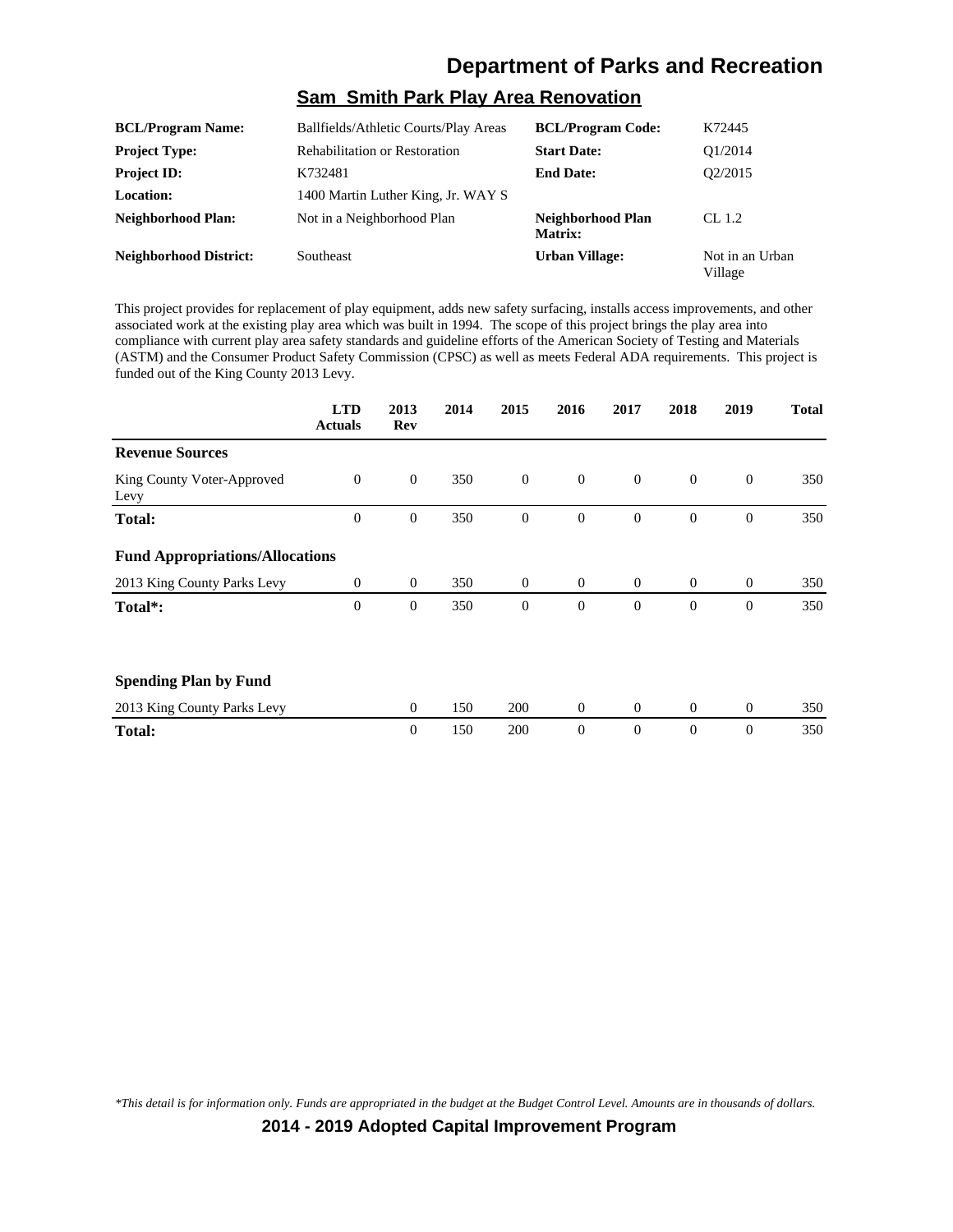# Department of Parks and Recreation

## Sam Smith Park Play Area Renovation

| | | | |
|---|---|---|---|
| **BCL/Program Name:** | Ballfields/Athletic Courts/Play Areas | **BCL/Program Code:** | K72445 |
| **Project Type:** | Rehabilitation or Restoration | **Start Date:** | Q1/2014 |
| **Project ID:** | K732481 | **End Date:** | Q2/2015 |
| **Location:** | 1400 Martin Luther King, Jr. WAY S | | |
| **Neighborhood Plan:** | Not in a Neighborhood Plan | **Neighborhood Plan Matrix:** | CL 1.2 |
| **Neighborhood District:** | Southeast | **Urban Village:** | Not in an Urban Village |

This project provides for replacement of play equipment, adds new safety surfacing, installs access improvements, and other associated work at the existing play area which was built in 1994. The scope of this project brings the play area into compliance with current play area safety standards and guideline efforts of the American Society of Testing and Materials (ASTM) and the Consumer Product Safety Commission (CPSC) as well as meets Federal ADA requirements. This project is funded out of the King County 2013 Levy.

| | LTD Actuals | 2013 Rev | 2014 | 2015 | 2016 | 2017 | 2018 | 2019 | Total |
|---|---|---|---|---|---|---|---|---|---|
| **Revenue Sources** | | | | | | | | | |
| King County Voter-Approved Levy | 0 | 0 | 350 | 0 | 0 | 0 | 0 | 0 | 350 |
| **Total:** | 0 | 0 | 350 | 0 | 0 | 0 | 0 | 0 | 350 |
| **Fund Appropriations/Allocations** | | | | | | | | | |
| 2013 King County Parks Levy | 0 | 0 | 350 | 0 | 0 | 0 | 0 | 0 | 350 |
| **Total*:** | 0 | 0 | 350 | 0 | 0 | 0 | 0 | 0 | 350 |
| **Spending Plan by Fund** | | | | | | | | | |
| 2013 King County Parks Levy | | 0 | 150 | 200 | 0 | 0 | 0 | 0 | 350 |
| **Total:** | | 0 | 150 | 200 | 0 | 0 | 0 | 0 | 350 |

*\*This detail is for information only. Funds are appropriated in the budget at the Budget Control Level. Amounts are in thousands of dollars.*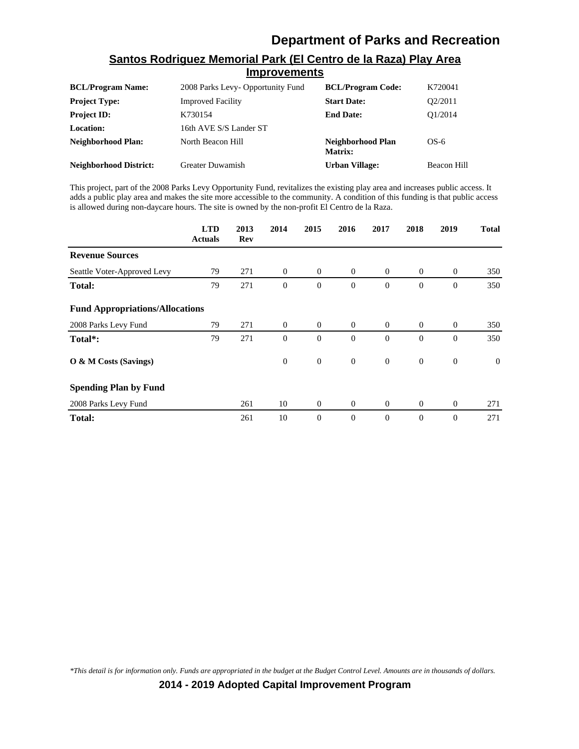# Department of Parks and Recreation

## Santos Rodriguez Memorial Park (El Centro de la Raza) Play Area Improvements

| | | | |
|---|---|---|---|
| **BCL/Program Name:** | 2008 Parks Levy- Opportunity Fund | **BCL/Program Code:** | K720041 |
| **Project Type:** | Improved Facility | **Start Date:** | Q2/2011 |
| **Project ID:** | K730154 | **End Date:** | Q1/2014 |
| **Location:** | 16th AVE S/S Lander ST | | |
| **Neighborhood Plan:** | North Beacon Hill | **Neighborhood Plan Matrix:** | OS-6 |
| **Neighborhood District:** | Greater Duwamish | **Urban Village:** | Beacon Hill |

This project, part of the 2008 Parks Levy Opportunity Fund, revitalizes the existing play area and increases public access. It adds a public play area and makes the site more accessible to the community. A condition of this funding is that public access is allowed during non-daycare hours. The site is owned by the non-profit El Centro de la Raza.

| | LTD Actuals | 2013 Rev | 2014 | 2015 | 2016 | 2017 | 2018 | 2019 | Total |
|---|---|---|---|---|---|---|---|---|---|
| **Revenue Sources** | | | | | | | | | |
| Seattle Voter-Approved Levy | 79 | 271 | 0 | 0 | 0 | 0 | 0 | 0 | 350 |
| **Total:** | 79 | 271 | 0 | 0 | 0 | 0 | 0 | 0 | 350 |
| **Fund Appropriations/Allocations** | | | | | | | | | |
| 2008 Parks Levy Fund | 79 | 271 | 0 | 0 | 0 | 0 | 0 | 0 | 350 |
| **Total*:** | 79 | 271 | 0 | 0 | 0 | 0 | 0 | 0 | 350 |
| **O & M Costs (Savings)** | | | 0 | 0 | 0 | 0 | 0 | 0 | 0 |
| **Spending Plan by Fund** | | | | | | | | | |
| 2008 Parks Levy Fund | | 261 | 10 | 0 | 0 | 0 | 0 | 0 | 271 |
| **Total:** | | 261 | 10 | 0 | 0 | 0 | 0 | 0 | 271 |

*\*This detail is for information only. Funds are appropriated in the budget at the Budget Control Level. Amounts are in thousands of dollars.*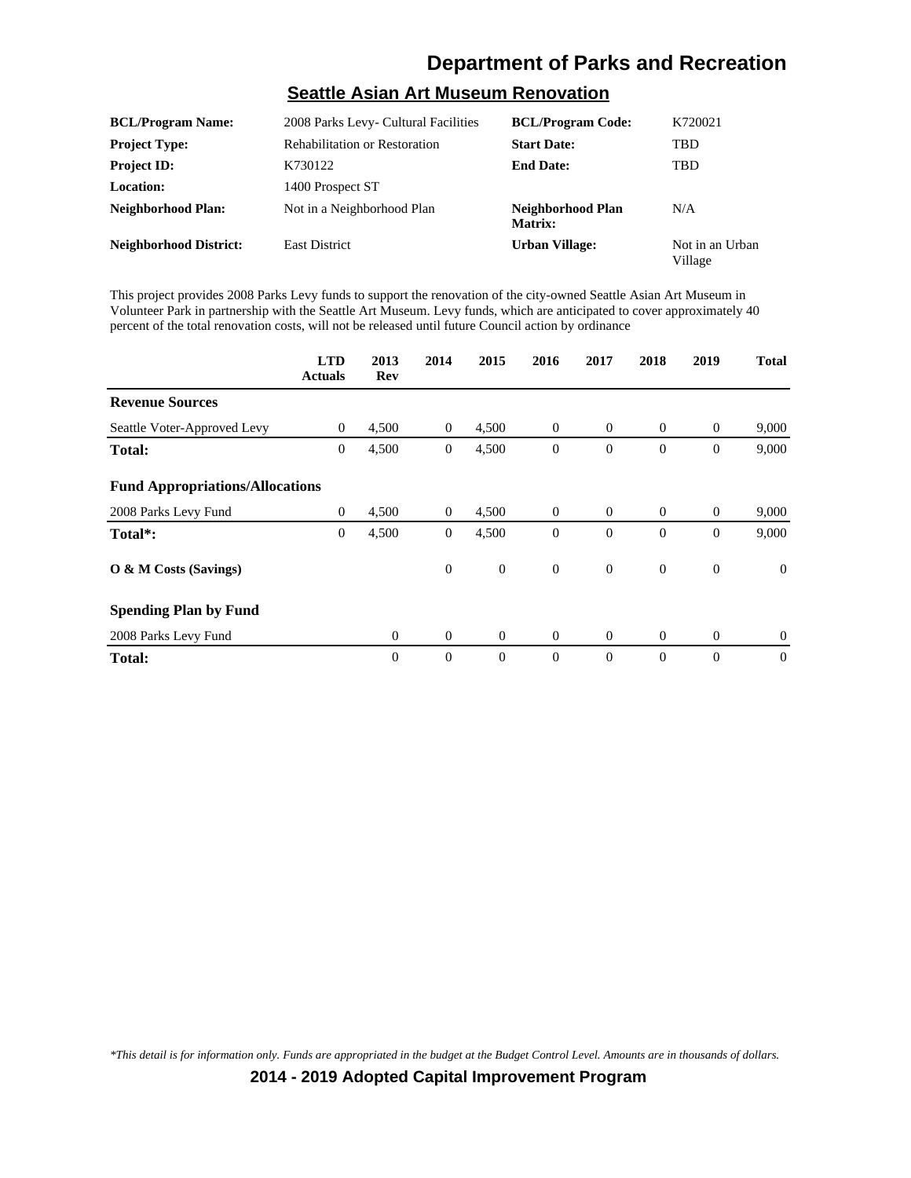# Department of Parks and Recreation

## Seattle Asian Art Museum Renovation

| | | | |
|---|---|---|---|
| **BCL/Program Name:** | 2008 Parks Levy- Cultural Facilities | **BCL/Program Code:** | K720021 |
| **Project Type:** | Rehabilitation or Restoration | **Start Date:** | TBD |
| **Project ID:** | K730122 | **End Date:** | TBD |
| **Location:** | 1400 Prospect ST | | |
| **Neighborhood Plan:** | Not in a Neighborhood Plan | **Neighborhood Plan Matrix:** | N/A |
| **Neighborhood District:** | East District | **Urban Village:** | Not in an Urban Village |

This project provides 2008 Parks Levy funds to support the renovation of the city-owned Seattle Asian Art Museum in Volunteer Park in partnership with the Seattle Art Museum. Levy funds, which are anticipated to cover approximately 40 percent of the total renovation costs, will not be released until future Council action by ordinance

| | LTD Actuals | 2013 Rev | 2014 | 2015 | 2016 | 2017 | 2018 | 2019 | Total |
|---|---|---|---|---|---|---|---|---|---|
| **Revenue Sources** | | | | | | | | | |
| Seattle Voter-Approved Levy | 0 | 4,500 | 0 | 4,500 | 0 | 0 | 0 | 0 | 9,000 |
| **Total:** | 0 | 4,500 | 0 | 4,500 | 0 | 0 | 0 | 0 | 9,000 |
| **Fund Appropriations/Allocations** | | | | | | | | | |
| 2008 Parks Levy Fund | 0 | 4,500 | 0 | 4,500 | 0 | 0 | 0 | 0 | 9,000 |
| **Total*:** | 0 | 4,500 | 0 | 4,500 | 0 | 0 | 0 | 0 | 9,000 |
| **O & M Costs (Savings)** | | | 0 | 0 | 0 | 0 | 0 | 0 | 0 |
| **Spending Plan by Fund** | | | | | | | | | |
| 2008 Parks Levy Fund | | 0 | 0 | 0 | 0 | 0 | 0 | 0 | 0 |
| **Total:** | | 0 | 0 | 0 | 0 | 0 | 0 | 0 | 0 |

*\*This detail is for information only. Funds are appropriated in the budget at the Budget Control Level. Amounts are in thousands of dollars.*

**2014 - 2019 Adopted Capital Improvement Program**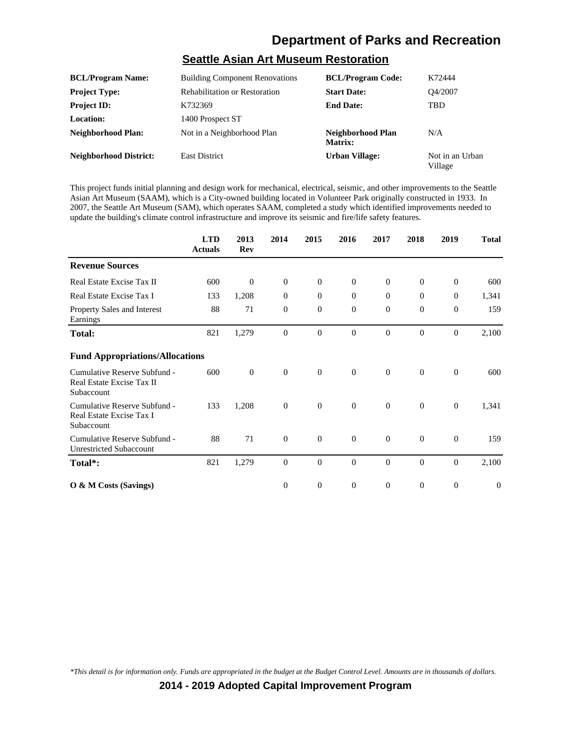# Department of Parks and Recreation

## Seattle Asian Art Museum Restoration

| | | | |
|---|---|---|---|
| **BCL/Program Name:** | Building Component Renovations | **BCL/Program Code:** | K72444 |
| **Project Type:** | Rehabilitation or Restoration | **Start Date:** | Q4/2007 |
| **Project ID:** | K732369 | **End Date:** | TBD |
| **Location:** | 1400 Prospect ST | | |
| **Neighborhood Plan:** | Not in a Neighborhood Plan | **Neighborhood Plan Matrix:** | N/A |
| **Neighborhood District:** | East District | **Urban Village:** | Not in an Urban Village |

This project funds initial planning and design work for mechanical, electrical, seismic, and other improvements to the Seattle Asian Art Museum (SAAM), which is a City-owned building located in Volunteer Park originally constructed in 1933. In 2007, the Seattle Art Museum (SAM), which operates SAAM, completed a study which identified improvements needed to update the building's climate control infrastructure and improve its seismic and fire/life safety features.

| | LTD Actuals | 2013 Rev | 2014 | 2015 | 2016 | 2017 | 2018 | 2019 | Total |
|---|---|---|---|---|---|---|---|---|---|
| **Revenue Sources** | | | | | | | | | |
| Real Estate Excise Tax II | 600 | 0 | 0 | 0 | 0 | 0 | 0 | 0 | 600 |
| Real Estate Excise Tax I | 133 | 1,208 | 0 | 0 | 0 | 0 | 0 | 0 | 1,341 |
| Property Sales and Interest Earnings | 88 | 71 | 0 | 0 | 0 | 0 | 0 | 0 | 159 |
| **Total:** | 821 | 1,279 | 0 | 0 | 0 | 0 | 0 | 0 | 2,100 |
| **Fund Appropriations/Allocations** | | | | | | | | | |
| Cumulative Reserve Subfund - Real Estate Excise Tax II Subaccount | 600 | 0 | 0 | 0 | 0 | 0 | 0 | 0 | 600 |
| Cumulative Reserve Subfund - Real Estate Excise Tax I Subaccount | 133 | 1,208 | 0 | 0 | 0 | 0 | 0 | 0 | 1,341 |
| Cumulative Reserve Subfund - Unrestricted Subaccount | 88 | 71 | 0 | 0 | 0 | 0 | 0 | 0 | 159 |
| **Total*:** | 821 | 1,279 | 0 | 0 | 0 | 0 | 0 | 0 | 2,100 |
| **O & M Costs (Savings)** | | | 0 | 0 | 0 | 0 | 0 | 0 | 0 |

*\*This detail is for information only. Funds are appropriated in the budget at the Budget Control Level. Amounts are in thousands of dollars.*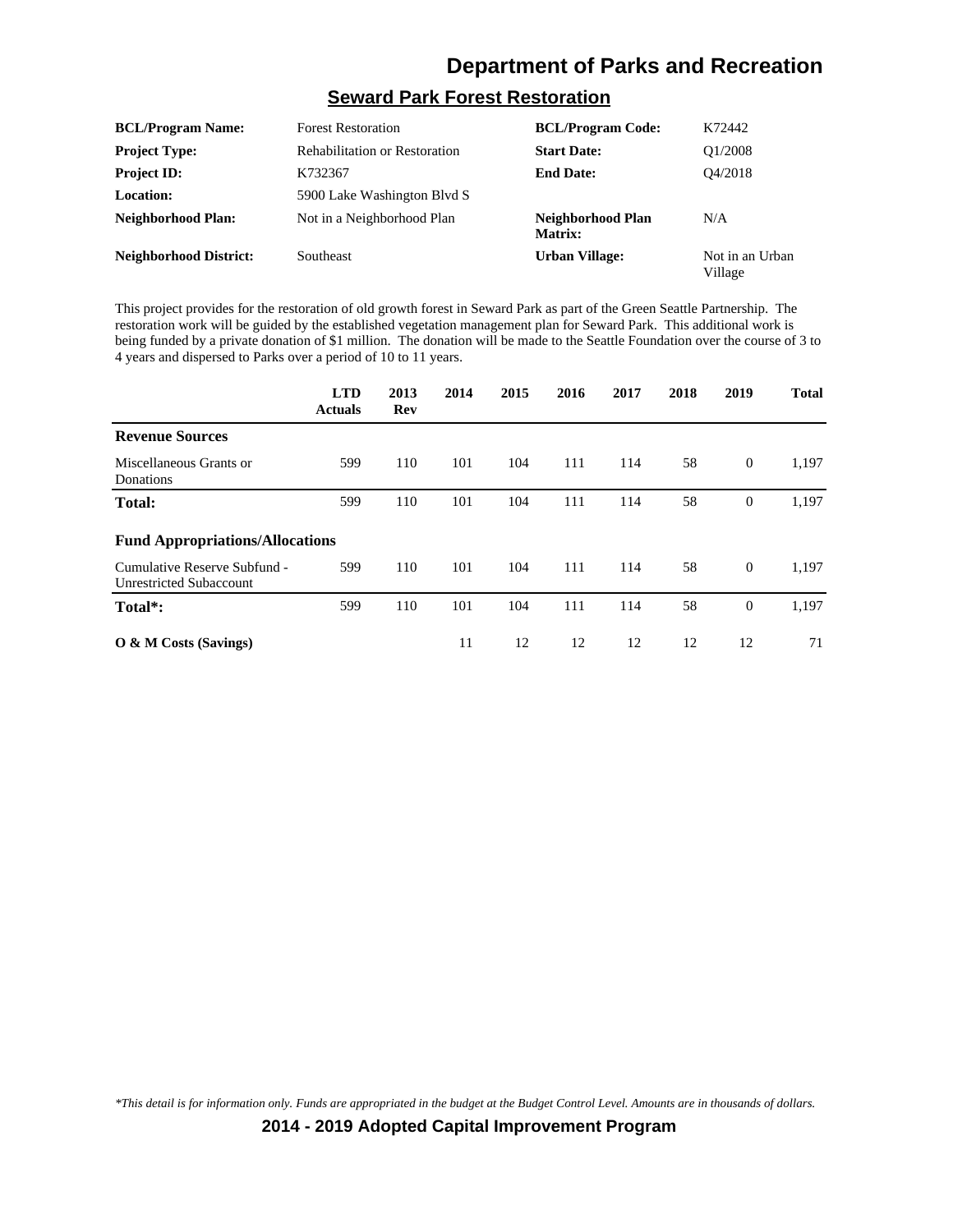# Department of Parks and Recreation

## Seward Park Forest Restoration

| | | | |
|---|---|---|---|
| **BCL/Program Name:** | Forest Restoration | **BCL/Program Code:** | K72442 |
| **Project Type:** | Rehabilitation or Restoration | **Start Date:** | Q1/2008 |
| **Project ID:** | K732367 | **End Date:** | Q4/2018 |
| **Location:** | 5900 Lake Washington Blvd S | | |
| **Neighborhood Plan:** | Not in a Neighborhood Plan | **Neighborhood Plan Matrix:** | N/A |
| **Neighborhood District:** | Southeast | **Urban Village:** | Not in an Urban Village |

This project provides for the restoration of old growth forest in Seward Park as part of the Green Seattle Partnership. The restoration work will be guided by the established vegetation management plan for Seward Park. This additional work is being funded by a private donation of $1 million. The donation will be made to the Seattle Foundation over the course of 3 to 4 years and dispersed to Parks over a period of 10 to 11 years.

| | LTD Actuals | 2013 Rev | 2014 | 2015 | 2016 | 2017 | 2018 | 2019 | Total |
|---|---|---|---|---|---|---|---|---|---|
| **Revenue Sources** | | | | | | | | | |
| Miscellaneous Grants or Donations | 599 | 110 | 101 | 104 | 111 | 114 | 58 | 0 | 1,197 |
| **Total:** | 599 | 110 | 101 | 104 | 111 | 114 | 58 | 0 | 1,197 |
| **Fund Appropriations/Allocations** | | | | | | | | | |
| Cumulative Reserve Subfund - Unrestricted Subaccount | 599 | 110 | 101 | 104 | 111 | 114 | 58 | 0 | 1,197 |
| **Total*:** | 599 | 110 | 101 | 104 | 111 | 114 | 58 | 0 | 1,197 |
| **O & M Costs (Savings)** | | | 11 | 12 | 12 | 12 | 12 | 12 | 71 |

*\*This detail is for information only. Funds are appropriated in the budget at the Budget Control Level. Amounts are in thousands of dollars.*

**2014 - 2019 Adopted Capital Improvement Program**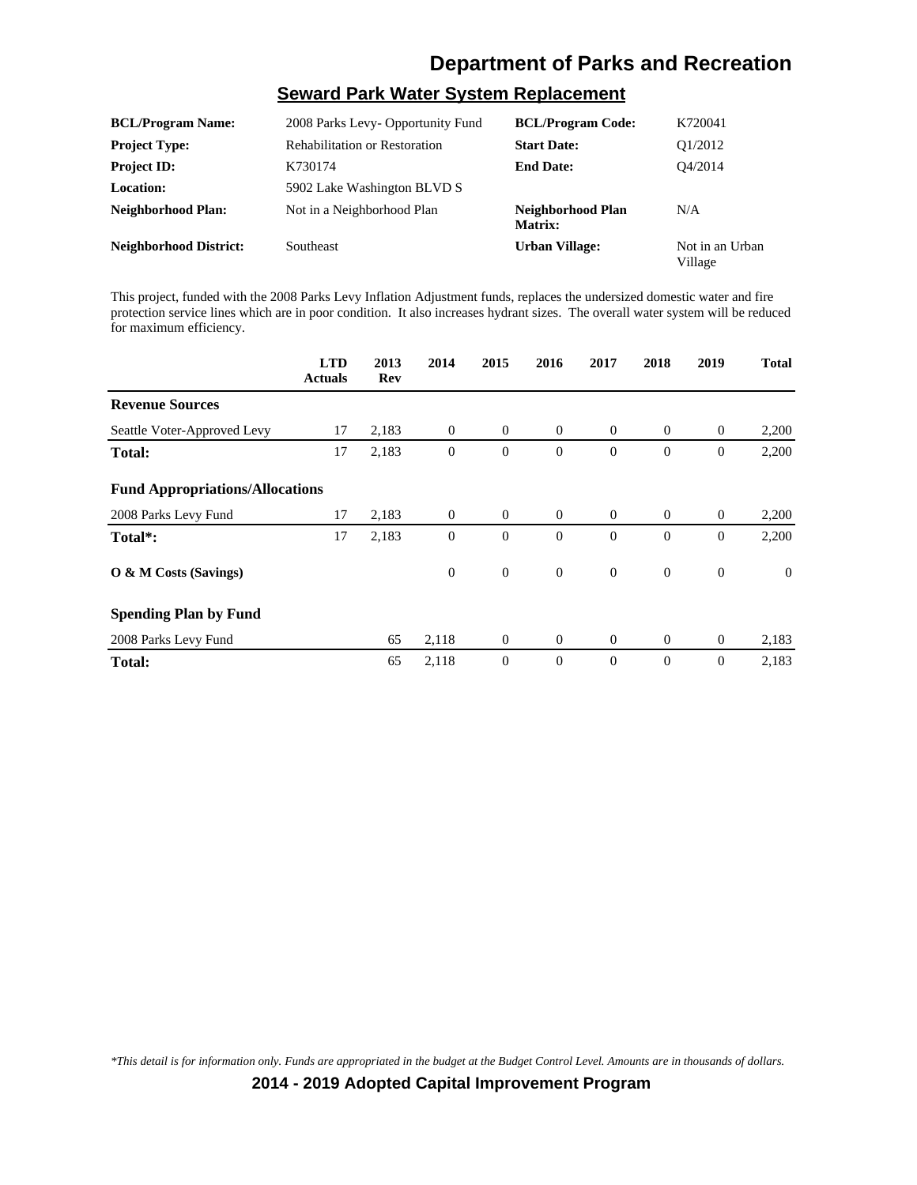# Department of Parks and Recreation

## Seward Park Water System Replacement

| | | | |
|---|---|---|---|
| **BCL/Program Name:** | 2008 Parks Levy- Opportunity Fund | **BCL/Program Code:** | K720041 |
| **Project Type:** | Rehabilitation or Restoration | **Start Date:** | Q1/2012 |
| **Project ID:** | K730174 | **End Date:** | Q4/2014 |
| **Location:** | 5902 Lake Washington BLVD S | | |
| **Neighborhood Plan:** | Not in a Neighborhood Plan | **Neighborhood Plan Matrix:** | N/A |
| **Neighborhood District:** | Southeast | **Urban Village:** | Not in an Urban Village |

This project, funded with the 2008 Parks Levy Inflation Adjustment funds, replaces the undersized domestic water and fire protection service lines which are in poor condition. It also increases hydrant sizes. The overall water system will be reduced for maximum efficiency.

| | LTD Actuals | 2013 Rev | 2014 | 2015 | 2016 | 2017 | 2018 | 2019 | Total |
|---|---|---|---|---|---|---|---|---|---|
| **Revenue Sources** | | | | | | | | | |
| Seattle Voter-Approved Levy | 17 | 2,183 | 0 | 0 | 0 | 0 | 0 | 0 | 2,200 |
| **Total:** | 17 | 2,183 | 0 | 0 | 0 | 0 | 0 | 0 | 2,200 |
| **Fund Appropriations/Allocations** | | | | | | | | | |
| 2008 Parks Levy Fund | 17 | 2,183 | 0 | 0 | 0 | 0 | 0 | 0 | 2,200 |
| **Total*:** | 17 | 2,183 | 0 | 0 | 0 | 0 | 0 | 0 | 2,200 |
| **O & M Costs (Savings)** | | | 0 | 0 | 0 | 0 | 0 | 0 | 0 |
| **Spending Plan by Fund** | | | | | | | | | |
| 2008 Parks Levy Fund | | 65 | 2,118 | 0 | 0 | 0 | 0 | 0 | 2,183 |
| **Total:** | | 65 | 2,118 | 0 | 0 | 0 | 0 | 0 | 2,183 |

*\*This detail is for information only. Funds are appropriated in the budget at the Budget Control Level. Amounts are in thousands of dollars.*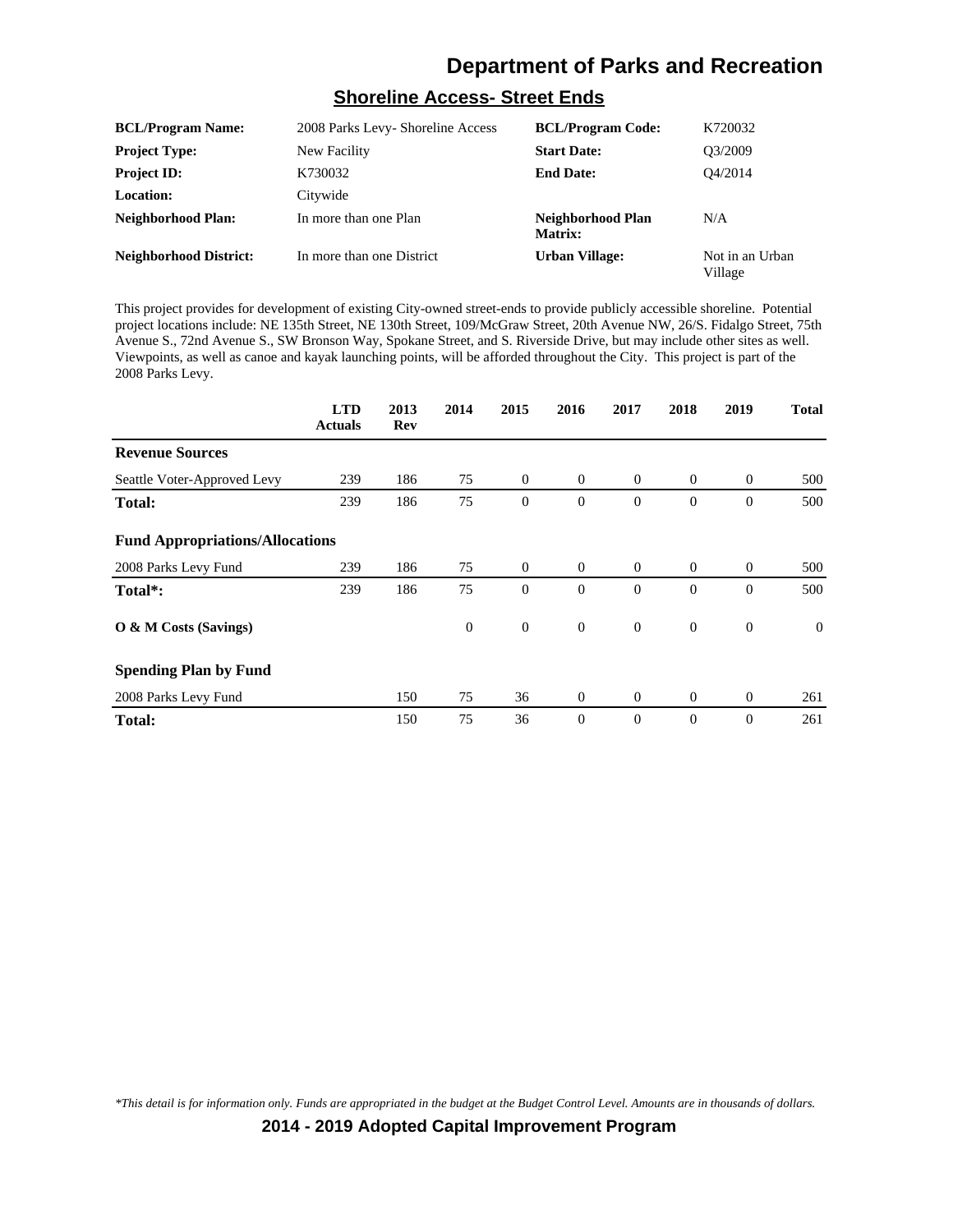# Department of Parks and Recreation

## Shoreline Access- Street Ends

| | | | |
|---|---|---|---|
| **BCL/Program Name:** | 2008 Parks Levy- Shoreline Access | **BCL/Program Code:** | K720032 |
| **Project Type:** | New Facility | **Start Date:** | Q3/2009 |
| **Project ID:** | K730032 | **End Date:** | Q4/2014 |
| **Location:** | Citywide | | |
| **Neighborhood Plan:** | In more than one Plan | **Neighborhood Plan Matrix:** | N/A |
| **Neighborhood District:** | In more than one District | **Urban Village:** | Not in an Urban Village |

This project provides for development of existing City-owned street-ends to provide publicly accessible shoreline. Potential project locations include: NE 135th Street, NE 130th Street, 109/McGraw Street, 20th Avenue NW, 26/S. Fidalgo Street, 75th Avenue S., 72nd Avenue S., SW Bronson Way, Spokane Street, and S. Riverside Drive, but may include other sites as well. Viewpoints, as well as canoe and kayak launching points, will be afforded throughout the City. This project is part of the 2008 Parks Levy.

| | LTD Actuals | 2013 Rev | 2014 | 2015 | 2016 | 2017 | 2018 | 2019 | Total |
|---|---|---|---|---|---|---|---|---|---|
| **Revenue Sources** | | | | | | | | | |
| Seattle Voter-Approved Levy | 239 | 186 | 75 | 0 | 0 | 0 | 0 | 0 | 500 |
| **Total:** | 239 | 186 | 75 | 0 | 0 | 0 | 0 | 0 | 500 |
| **Fund Appropriations/Allocations** | | | | | | | | | |
| 2008 Parks Levy Fund | 239 | 186 | 75 | 0 | 0 | 0 | 0 | 0 | 500 |
| **Total*:** | 239 | 186 | 75 | 0 | 0 | 0 | 0 | 0 | 500 |
| **O & M Costs (Savings)** | | | 0 | 0 | 0 | 0 | 0 | 0 | 0 |
| **Spending Plan by Fund** | | | | | | | | | |
| 2008 Parks Levy Fund | | 150 | 75 | 36 | 0 | 0 | 0 | 0 | 261 |
| **Total:** | | 150 | 75 | 36 | 0 | 0 | 0 | 0 | 261 |

*\*This detail is for information only. Funds are appropriated in the budget at the Budget Control Level. Amounts are in thousands of dollars.*

**2014 - 2019 Adopted Capital Improvement Program**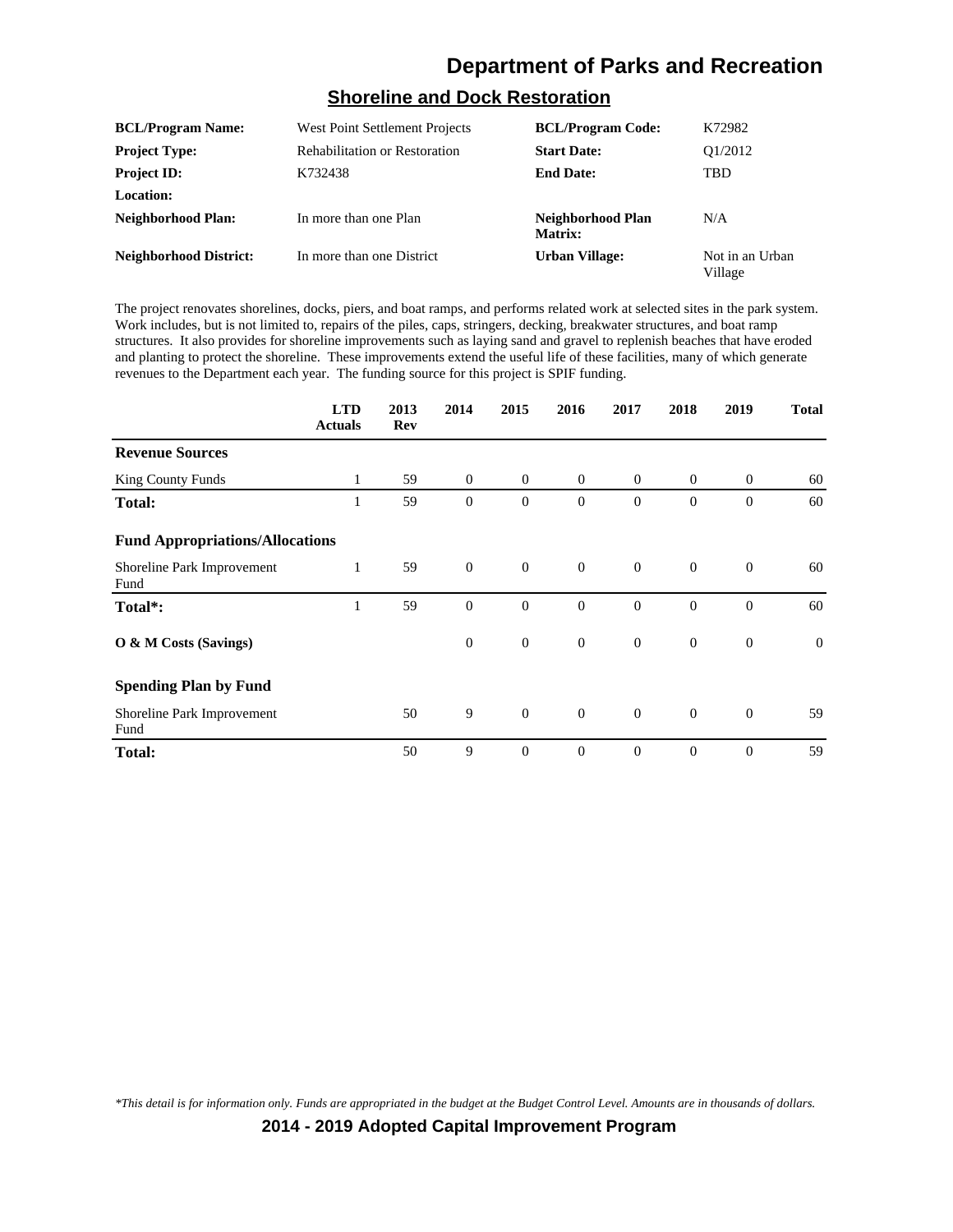# Department of Parks and Recreation

## Shoreline and Dock Restoration

| | | | |
|---|---|---|---|
| **BCL/Program Name:** | West Point Settlement Projects | **BCL/Program Code:** | K72982 |
| **Project Type:** | Rehabilitation or Restoration | **Start Date:** | Q1/2012 |
| **Project ID:** | K732438 | **End Date:** | TBD |
| **Location:** | | | |
| **Neighborhood Plan:** | In more than one Plan | **Neighborhood Plan Matrix:** | N/A |
| **Neighborhood District:** | In more than one District | **Urban Village:** | Not in an Urban Village |

The project renovates shorelines, docks, piers, and boat ramps, and performs related work at selected sites in the park system. Work includes, but is not limited to, repairs of the piles, caps, stringers, decking, breakwater structures, and boat ramp structures. It also provides for shoreline improvements such as laying sand and gravel to replenish beaches that have eroded and planting to protect the shoreline. These improvements extend the useful life of these facilities, many of which generate revenues to the Department each year. The funding source for this project is SPIF funding.

| | LTD Actuals | 2013 Rev | 2014 | 2015 | 2016 | 2017 | 2018 | 2019 | Total |
|---|---|---|---|---|---|---|---|---|---|
| **Revenue Sources** | | | | | | | | | |
| King County Funds | 1 | 59 | 0 | 0 | 0 | 0 | 0 | 0 | 60 |
| **Total:** | 1 | 59 | 0 | 0 | 0 | 0 | 0 | 0 | 60 |
| **Fund Appropriations/Allocations** | | | | | | | | | |
| Shoreline Park Improvement Fund | 1 | 59 | 0 | 0 | 0 | 0 | 0 | 0 | 60 |
| **Total*:** | 1 | 59 | 0 | 0 | 0 | 0 | 0 | 0 | 60 |
| **O & M Costs (Savings)** | | | 0 | 0 | 0 | 0 | 0 | 0 | 0 |
| **Spending Plan by Fund** | | | | | | | | | |
| Shoreline Park Improvement Fund | | 50 | 9 | 0 | 0 | 0 | 0 | 0 | 59 |
| **Total:** | | 50 | 9 | 0 | 0 | 0 | 0 | 0 | 59 |

*\*This detail is for information only. Funds are appropriated in the budget at the Budget Control Level. Amounts are in thousands of dollars.*

**2014 - 2019 Adopted Capital Improvement Program**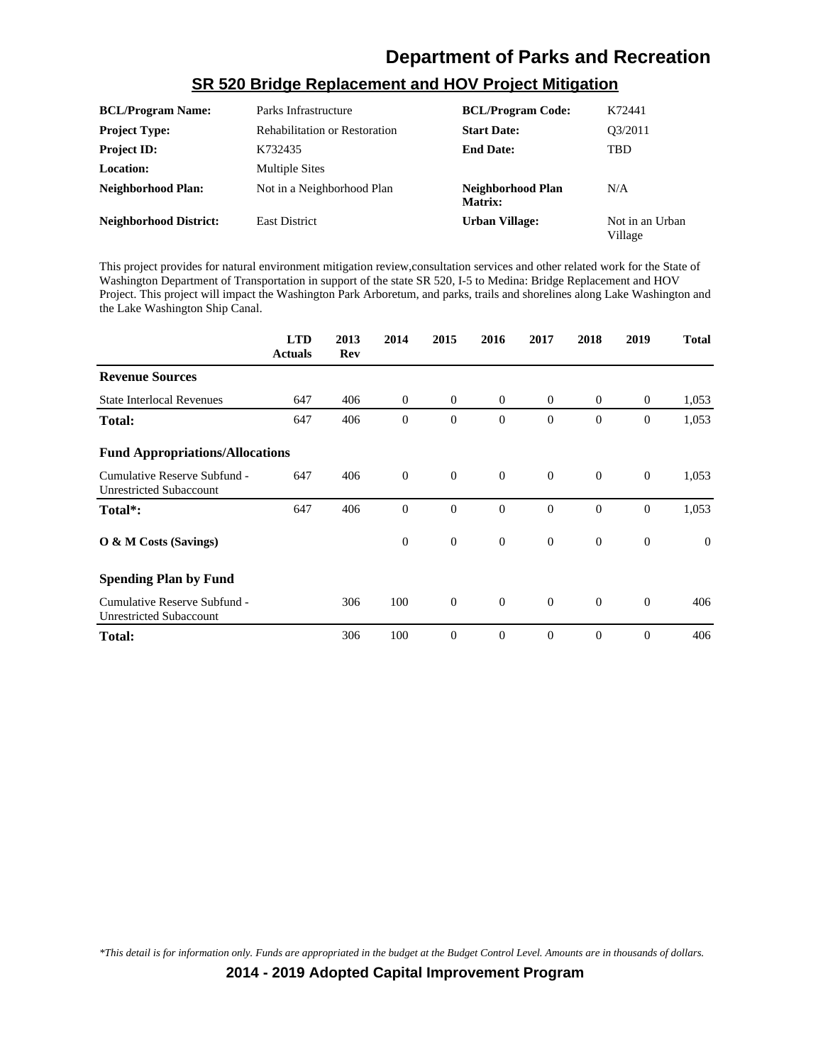# Department of Parks and Recreation

## SR 520 Bridge Replacement and HOV Project Mitigation

| | | | |
|---|---|---|---|
| **BCL/Program Name:** | Parks Infrastructure | **BCL/Program Code:** | K72441 |
| **Project Type:** | Rehabilitation or Restoration | **Start Date:** | Q3/2011 |
| **Project ID:** | K732435 | **End Date:** | TBD |
| **Location:** | Multiple Sites | | |
| **Neighborhood Plan:** | Not in a Neighborhood Plan | **Neighborhood Plan Matrix:** | N/A |
| **Neighborhood District:** | East District | **Urban Village:** | Not in an Urban Village |

This project provides for natural environment mitigation review,consultation services and other related work for the State of Washington Department of Transportation in support of the state SR 520, I-5 to Medina: Bridge Replacement and HOV Project. This project will impact the Washington Park Arboretum, and parks, trails and shorelines along Lake Washington and the Lake Washington Ship Canal.

| | LTD Actuals | 2013 Rev | 2014 | 2015 | 2016 | 2017 | 2018 | 2019 | Total |
|---|---|---|---|---|---|---|---|---|---|
| **Revenue Sources** | | | | | | | | | |
| State Interlocal Revenues | 647 | 406 | 0 | 0 | 0 | 0 | 0 | 0 | 1,053 |
| **Total:** | 647 | 406 | 0 | 0 | 0 | 0 | 0 | 0 | 1,053 |
| **Fund Appropriations/Allocations** | | | | | | | | | |
| Cumulative Reserve Subfund - Unrestricted Subaccount | 647 | 406 | 0 | 0 | 0 | 0 | 0 | 0 | 1,053 |
| **Total*:** | 647 | 406 | 0 | 0 | 0 | 0 | 0 | 0 | 1,053 |
| **O & M Costs (Savings)** | | | 0 | 0 | 0 | 0 | 0 | 0 | 0 |
| **Spending Plan by Fund** | | | | | | | | | |
| Cumulative Reserve Subfund - Unrestricted Subaccount | | 306 | 100 | 0 | 0 | 0 | 0 | 0 | 406 |
| **Total:** | | 306 | 100 | 0 | 0 | 0 | 0 | 0 | 406 |

*This detail is for information only. Funds are appropriated in the budget at the Budget Control Level. Amounts are in thousands of dollars.*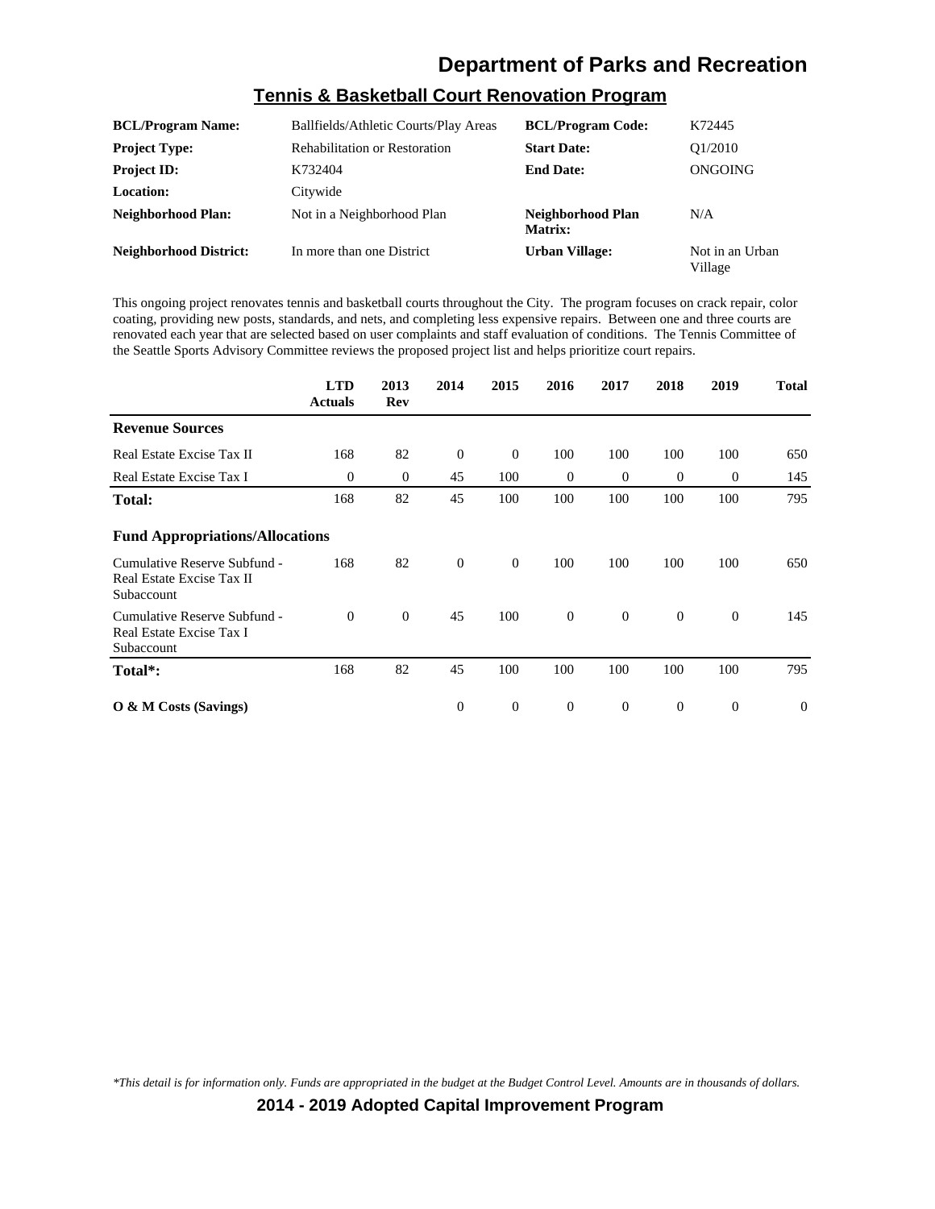## Tennis & Basketball Court Renovation Program

| | | | |
|---|---|---|---|
| **BCL/Program Name:** | Ballfields/Athletic Courts/Play Areas | **BCL/Program Code:** | K72445 |
| **Project Type:** | Rehabilitation or Restoration | **Start Date:** | Q1/2010 |
| **Project ID:** | K732404 | **End Date:** | ONGOING |
| **Location:** | Citywide | | |
| **Neighborhood Plan:** | Not in a Neighborhood Plan | **Neighborhood Plan Matrix:** | N/A |
| **Neighborhood District:** | In more than one District | **Urban Village:** | Not in an Urban Village |

This ongoing project renovates tennis and basketball courts throughout the City. The program focuses on crack repair, color coating, providing new posts, standards, and nets, and completing less expensive repairs. Between one and three courts are renovated each year that are selected based on user complaints and staff evaluation of conditions. The Tennis Committee of the Seattle Sports Advisory Committee reviews the proposed project list and helps prioritize court repairs.

| | LTD Actuals | 2013 Rev | 2014 | 2015 | 2016 | 2017 | 2018 | 2019 | Total |
|---|---|---|---|---|---|---|---|---|---|
| **Revenue Sources** | | | | | | | | | |
| Real Estate Excise Tax II | 168 | 82 | 0 | 0 | 100 | 100 | 100 | 100 | 650 |
| Real Estate Excise Tax I | 0 | 0 | 45 | 100 | 0 | 0 | 0 | 0 | 145 |
| **Total:** | 168 | 82 | 45 | 100 | 100 | 100 | 100 | 100 | 795 |
| **Fund Appropriations/Allocations** | | | | | | | | | |
| Cumulative Reserve Subfund - Real Estate Excise Tax II Subaccount | 168 | 82 | 0 | 0 | 100 | 100 | 100 | 100 | 650 |
| Cumulative Reserve Subfund - Real Estate Excise Tax I Subaccount | 0 | 0 | 45 | 100 | 0 | 0 | 0 | 0 | 145 |
| **Total*:** | 168 | 82 | 45 | 100 | 100 | 100 | 100 | 100 | 795 |
| **O & M Costs (Savings)** | | | 0 | 0 | 0 | 0 | 0 | 0 | 0 |

*\*This detail is for information only. Funds are appropriated in the budget at the Budget Control Level. Amounts are in thousands of dollars.*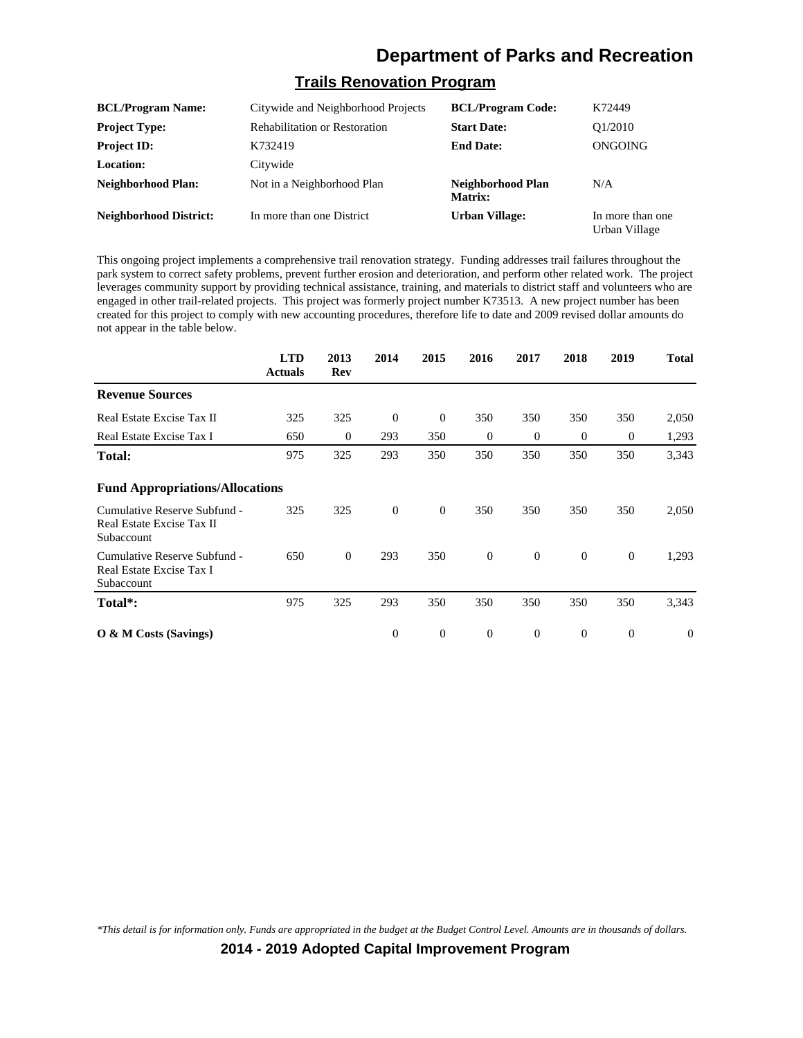# Department of Parks and Recreation

## Trails Renovation Program

| | | | |
|---|---|---|---|
| **BCL/Program Name:** | Citywide and Neighborhood Projects | **BCL/Program Code:** | K72449 |
| **Project Type:** | Rehabilitation or Restoration | **Start Date:** | Q1/2010 |
| **Project ID:** | K732419 | **End Date:** | ONGOING |
| **Location:** | Citywide | | |
| **Neighborhood Plan:** | Not in a Neighborhood Plan | **Neighborhood Plan Matrix:** | N/A |
| **Neighborhood District:** | In more than one District | **Urban Village:** | In more than one Urban Village |

This ongoing project implements a comprehensive trail renovation strategy. Funding addresses trail failures throughout the park system to correct safety problems, prevent further erosion and deterioration, and perform other related work. The project leverages community support by providing technical assistance, training, and materials to district staff and volunteers who are engaged in other trail-related projects. This project was formerly project number K73513. A new project number has been created for this project to comply with new accounting procedures, therefore life to date and 2009 revised dollar amounts do not appear in the table below.

| | LTD Actuals | 2013 Rev | 2014 | 2015 | 2016 | 2017 | 2018 | 2019 | Total |
|---|---|---|---|---|---|---|---|---|---|
| **Revenue Sources** | | | | | | | | | |
| Real Estate Excise Tax II | 325 | 325 | 0 | 0 | 350 | 350 | 350 | 350 | 2,050 |
| Real Estate Excise Tax I | 650 | 0 | 293 | 350 | 0 | 0 | 0 | 0 | 1,293 |
| **Total:** | 975 | 325 | 293 | 350 | 350 | 350 | 350 | 350 | 3,343 |
| **Fund Appropriations/Allocations** | | | | | | | | | |
| Cumulative Reserve Subfund - Real Estate Excise Tax II Subaccount | 325 | 325 | 0 | 0 | 350 | 350 | 350 | 350 | 2,050 |
| Cumulative Reserve Subfund - Real Estate Excise Tax I Subaccount | 650 | 0 | 293 | 350 | 0 | 0 | 0 | 0 | 1,293 |
| **Total*:** | 975 | 325 | 293 | 350 | 350 | 350 | 350 | 350 | 3,343 |
| **O & M Costs (Savings)** | | | 0 | 0 | 0 | 0 | 0 | 0 | 0 |

*\*This detail is for information only. Funds are appropriated in the budget at the Budget Control Level. Amounts are in thousands of dollars.*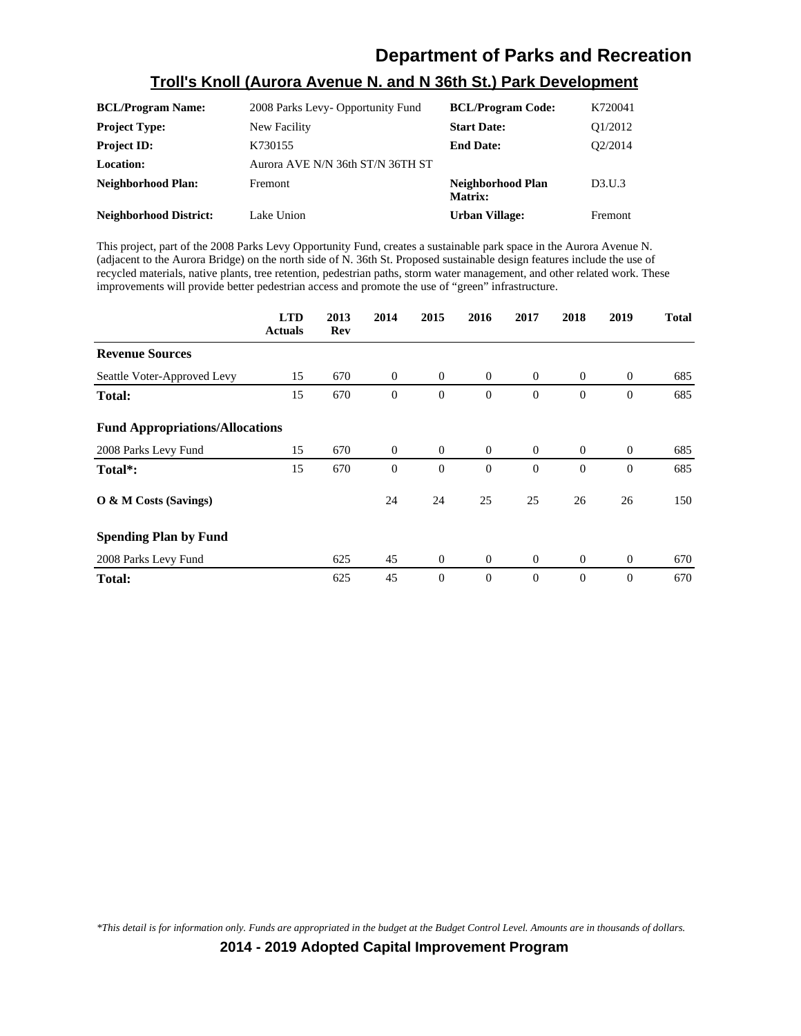# Department of Parks and Recreation

## Troll's Knoll (Aurora Avenue N. and N 36th St.) Park Development

| | | | |
|---|---|---|---|
| **BCL/Program Name:** | 2008 Parks Levy- Opportunity Fund | **BCL/Program Code:** | K720041 |
| **Project Type:** | New Facility | **Start Date:** | Q1/2012 |
| **Project ID:** | K730155 | **End Date:** | Q2/2014 |
| **Location:** | Aurora AVE N/N 36th ST/N 36TH ST | | |
| **Neighborhood Plan:** | Fremont | **Neighborhood Plan Matrix:** | D3.U.3 |
| **Neighborhood District:** | Lake Union | **Urban Village:** | Fremont |

This project, part of the 2008 Parks Levy Opportunity Fund, creates a sustainable park space in the Aurora Avenue N. (adjacent to the Aurora Bridge) on the north side of N. 36th St. Proposed sustainable design features include the use of recycled materials, native plants, tree retention, pedestrian paths, storm water management, and other related work. These improvements will provide better pedestrian access and promote the use of "green" infrastructure.

| | LTD Actuals | 2013 Rev | 2014 | 2015 | 2016 | 2017 | 2018 | 2019 | Total |
|---|---|---|---|---|---|---|---|---|---|
| **Revenue Sources** | | | | | | | | | |
| Seattle Voter-Approved Levy | 15 | 670 | 0 | 0 | 0 | 0 | 0 | 0 | 685 |
| **Total:** | 15 | 670 | 0 | 0 | 0 | 0 | 0 | 0 | 685 |
| **Fund Appropriations/Allocations** | | | | | | | | | |
| 2008 Parks Levy Fund | 15 | 670 | 0 | 0 | 0 | 0 | 0 | 0 | 685 |
| **Total*:** | 15 | 670 | 0 | 0 | 0 | 0 | 0 | 0 | 685 |
| **O & M Costs (Savings)** | | | 24 | 24 | 25 | 25 | 26 | 26 | 150 |
| **Spending Plan by Fund** | | | | | | | | | |
| 2008 Parks Levy Fund | | 625 | 45 | 0 | 0 | 0 | 0 | 0 | 670 |
| **Total:** | | 625 | 45 | 0 | 0 | 0 | 0 | 0 | 670 |

*\*This detail is for information only. Funds are appropriated in the budget at the Budget Control Level. Amounts are in thousands of dollars.*

**2014 - 2019 Adopted Capital Improvement Program**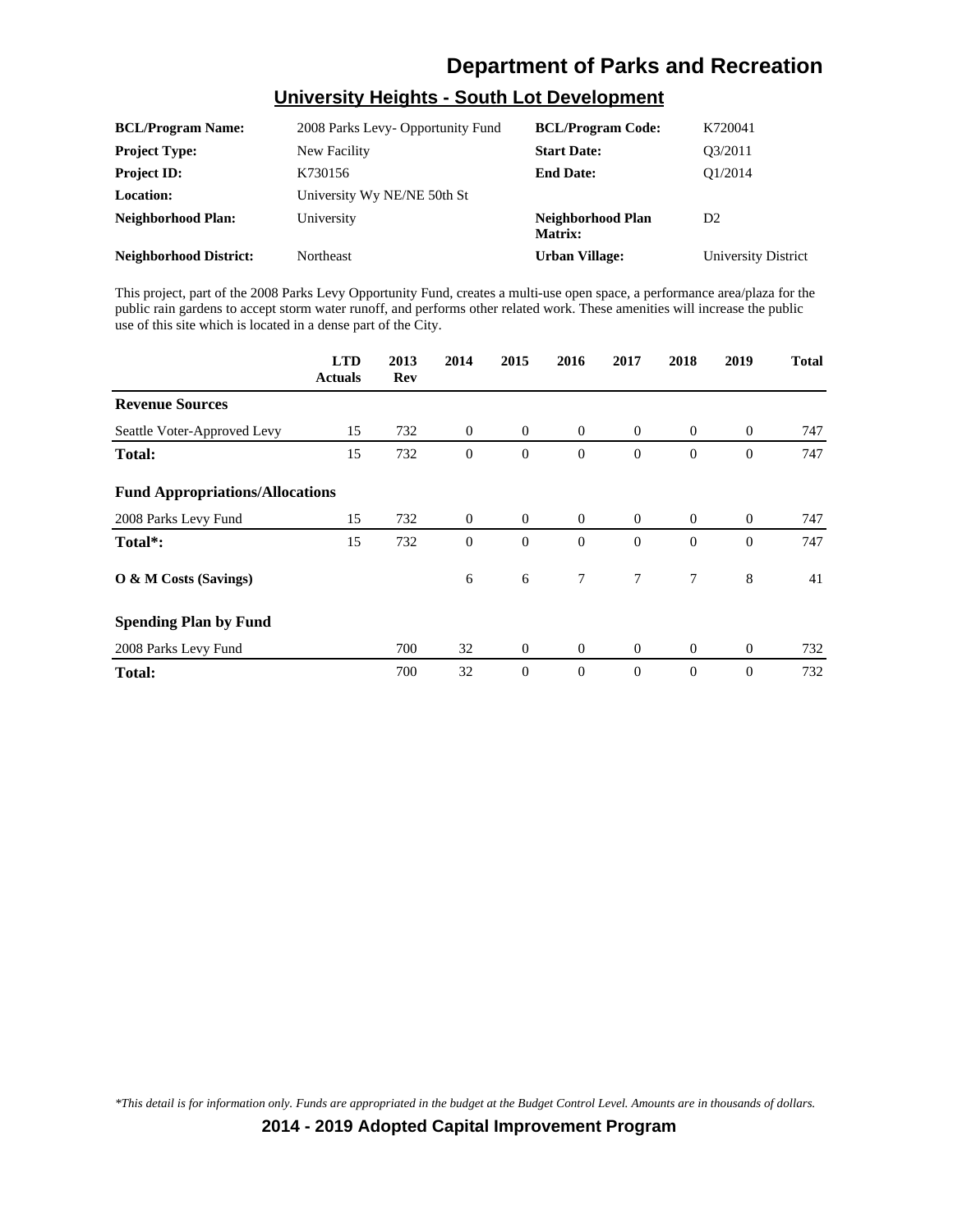## University Heights - South Lot Development

| | | | |
|---|---|---|---|
| **BCL/Program Name:** | 2008 Parks Levy- Opportunity Fund | **BCL/Program Code:** | K720041 |
| **Project Type:** | New Facility | **Start Date:** | Q3/2011 |
| **Project ID:** | K730156 | **End Date:** | Q1/2014 |
| **Location:** | University Wy NE/NE 50th St | | |
| **Neighborhood Plan:** | University | **Neighborhood Plan Matrix:** | D2 |
| **Neighborhood District:** | Northeast | **Urban Village:** | University District |

This project, part of the 2008 Parks Levy Opportunity Fund, creates a multi-use open space, a performance area/plaza for the public rain gardens to accept storm water runoff, and performs other related work. These amenities will increase the public use of this site which is located in a dense part of the City.

| | LTD Actuals | 2013 Rev | 2014 | 2015 | 2016 | 2017 | 2018 | 2019 | Total |
|---|---|---|---|---|---|---|---|---|---|
| **Revenue Sources** | | | | | | | | | |
| Seattle Voter-Approved Levy | 15 | 732 | 0 | 0 | 0 | 0 | 0 | 0 | 747 |
| **Total:** | 15 | 732 | 0 | 0 | 0 | 0 | 0 | 0 | 747 |
| **Fund Appropriations/Allocations** | | | | | | | | | |
| 2008 Parks Levy Fund | 15 | 732 | 0 | 0 | 0 | 0 | 0 | 0 | 747 |
| **Total*:** | 15 | 732 | 0 | 0 | 0 | 0 | 0 | 0 | 747 |
| **O & M Costs (Savings)** | | | 6 | 6 | 7 | 7 | 7 | 8 | 41 |
| **Spending Plan by Fund** | | | | | | | | | |
| 2008 Parks Levy Fund | | 700 | 32 | 0 | 0 | 0 | 0 | 0 | 732 |
| **Total:** | | 700 | 32 | 0 | 0 | 0 | 0 | 0 | 732 |

*\*This detail is for information only. Funds are appropriated in the budget at the Budget Control Level. Amounts are in thousands of dollars.*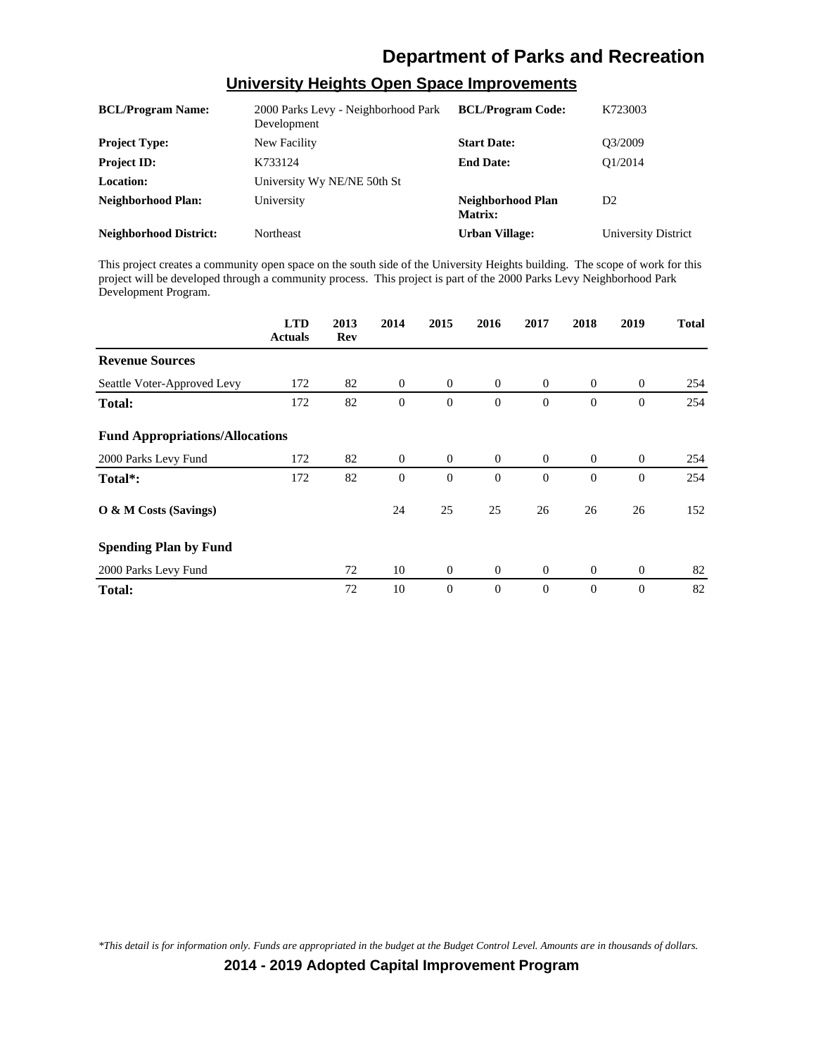# Department of Parks and Recreation

## University Heights Open Space Improvements

| | | | |
|---|---|---|---|
| **BCL/Program Name:** | 2000 Parks Levy - Neighborhood Park Development | **BCL/Program Code:** | K723003 |
| **Project Type:** | New Facility | **Start Date:** | Q3/2009 |
| **Project ID:** | K733124 | **End Date:** | Q1/2014 |
| **Location:** | University Wy NE/NE 50th St | | |
| **Neighborhood Plan:** | University | **Neighborhood Plan Matrix:** | D2 |
| **Neighborhood District:** | Northeast | **Urban Village:** | University District |

This project creates a community open space on the south side of the University Heights building. The scope of work for this project will be developed through a community process. This project is part of the 2000 Parks Levy Neighborhood Park Development Program.

| | LTD Actuals | 2013 Rev | 2014 | 2015 | 2016 | 2017 | 2018 | 2019 | Total |
|---|---|---|---|---|---|---|---|---|---|
| **Revenue Sources** | | | | | | | | | |
| Seattle Voter-Approved Levy | 172 | 82 | 0 | 0 | 0 | 0 | 0 | 0 | 254 |
| **Total:** | 172 | 82 | 0 | 0 | 0 | 0 | 0 | 0 | 254 |
| **Fund Appropriations/Allocations** | | | | | | | | | |
| 2000 Parks Levy Fund | 172 | 82 | 0 | 0 | 0 | 0 | 0 | 0 | 254 |
| **Total*:** | 172 | 82 | 0 | 0 | 0 | 0 | 0 | 0 | 254 |
| **O & M Costs (Savings)** | | | 24 | 25 | 25 | 26 | 26 | 26 | 152 |
| **Spending Plan by Fund** | | | | | | | | | |
| 2000 Parks Levy Fund | | 72 | 10 | 0 | 0 | 0 | 0 | 0 | 82 |
| **Total:** | | 72 | 10 | 0 | 0 | 0 | 0 | 0 | 82 |

*\*This detail is for information only. Funds are appropriated in the budget at the Budget Control Level. Amounts are in thousands of dollars.*

**2014 - 2019 Adopted Capital Improvement Program**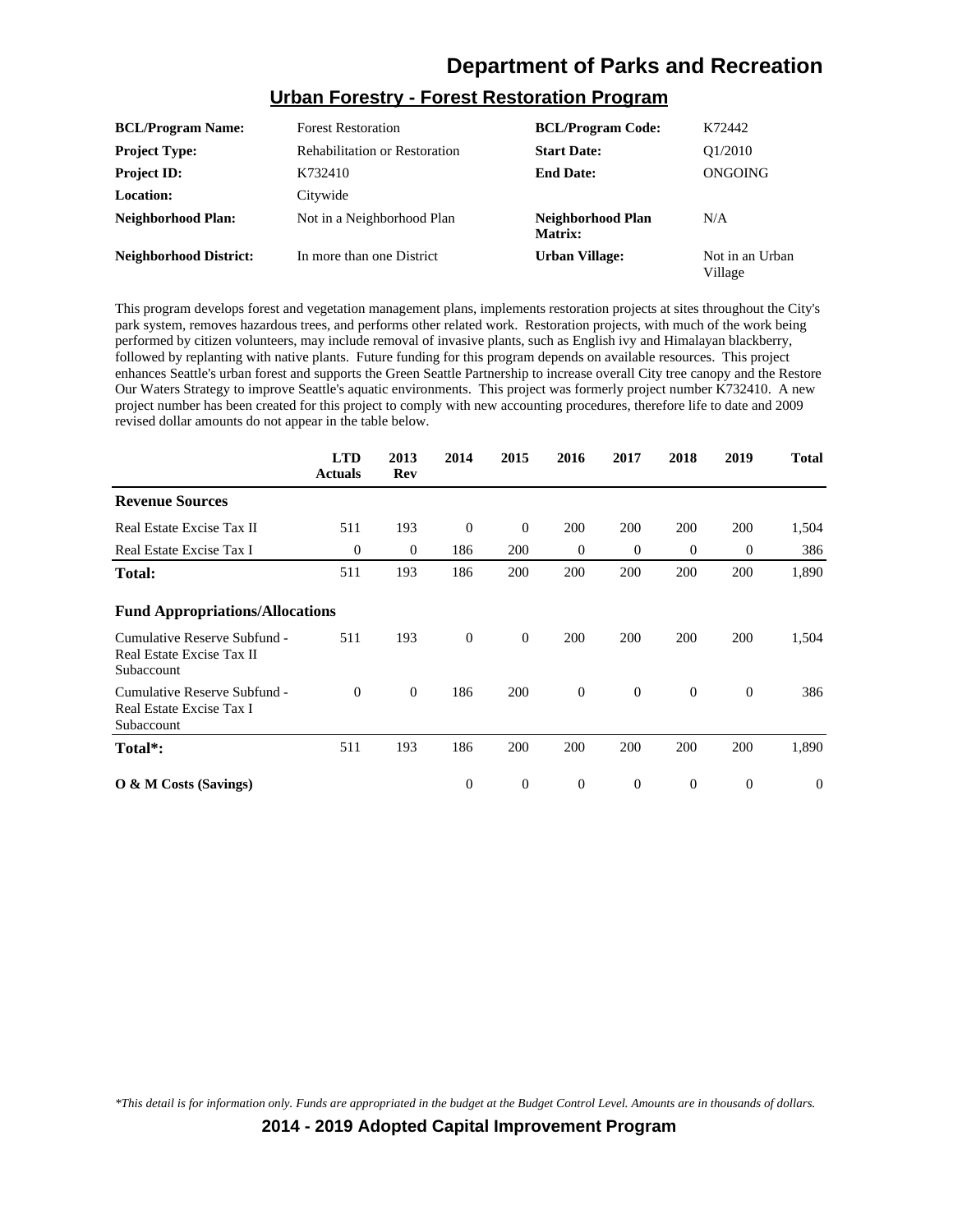## Urban Forestry - Forest Restoration Program

| | | | |
|---|---|---|---|
| **BCL/Program Name:** | Forest Restoration | **BCL/Program Code:** | K72442 |
| **Project Type:** | Rehabilitation or Restoration | **Start Date:** | Q1/2010 |
| **Project ID:** | K732410 | **End Date:** | ONGOING |
| **Location:** | Citywide | | |
| **Neighborhood Plan:** | Not in a Neighborhood Plan | **Neighborhood Plan Matrix:** | N/A |
| **Neighborhood District:** | In more than one District | **Urban Village:** | Not in an Urban Village |

This program develops forest and vegetation management plans, implements restoration projects at sites throughout the City's park system, removes hazardous trees, and performs other related work. Restoration projects, with much of the work being performed by citizen volunteers, may include removal of invasive plants, such as English ivy and Himalayan blackberry, followed by replanting with native plants. Future funding for this program depends on available resources. This project enhances Seattle's urban forest and supports the Green Seattle Partnership to increase overall City tree canopy and the Restore Our Waters Strategy to improve Seattle's aquatic environments. This project was formerly project number K732410. A new project number has been created for this project to comply with new accounting procedures, therefore life to date and 2009 revised dollar amounts do not appear in the table below.

| | LTD Actuals | 2013 Rev | 2014 | 2015 | 2016 | 2017 | 2018 | 2019 | Total |
|---|---|---|---|---|---|---|---|---|---|
| **Revenue Sources** | | | | | | | | | |
| Real Estate Excise Tax II | 511 | 193 | 0 | 0 | 200 | 200 | 200 | 200 | 1,504 |
| Real Estate Excise Tax I | 0 | 0 | 186 | 200 | 0 | 0 | 0 | 0 | 386 |
| **Total:** | 511 | 193 | 186 | 200 | 200 | 200 | 200 | 200 | 1,890 |
| **Fund Appropriations/Allocations** | | | | | | | | | |
| Cumulative Reserve Subfund - Real Estate Excise Tax II Subaccount | 511 | 193 | 0 | 0 | 200 | 200 | 200 | 200 | 1,504 |
| Cumulative Reserve Subfund - Real Estate Excise Tax I Subaccount | 0 | 0 | 186 | 200 | 0 | 0 | 0 | 0 | 386 |
| **Total*:** | 511 | 193 | 186 | 200 | 200 | 200 | 200 | 200 | 1,890 |
| **O & M Costs (Savings)** | | | 0 | 0 | 0 | 0 | 0 | 0 | 0 |

*\*This detail is for information only. Funds are appropriated in the budget at the Budget Control Level. Amounts are in thousands of dollars.*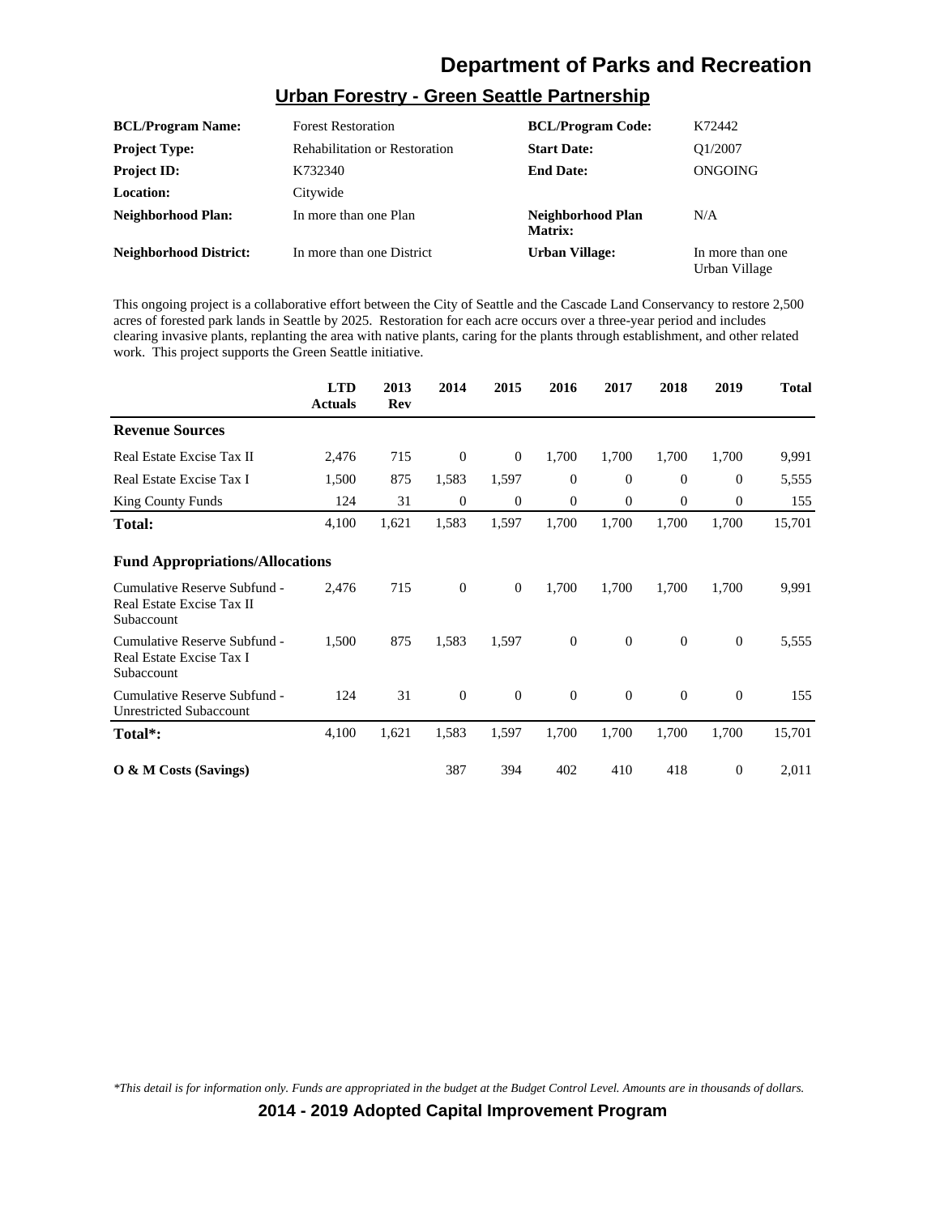# Department of Parks and Recreation

## Urban Forestry - Green Seattle Partnership

| | | | |
|---|---|---|---|
| **BCL/Program Name:** | Forest Restoration | **BCL/Program Code:** | K72442 |
| **Project Type:** | Rehabilitation or Restoration | **Start Date:** | Q1/2007 |
| **Project ID:** | K732340 | **End Date:** | ONGOING |
| **Location:** | Citywide | | |
| **Neighborhood Plan:** | In more than one Plan | **Neighborhood Plan Matrix:** | N/A |
| **Neighborhood District:** | In more than one District | **Urban Village:** | In more than one Urban Village |

This ongoing project is a collaborative effort between the City of Seattle and the Cascade Land Conservancy to restore 2,500 acres of forested park lands in Seattle by 2025. Restoration for each acre occurs over a three-year period and includes clearing invasive plants, replanting the area with native plants, caring for the plants through establishment, and other related work. This project supports the Green Seattle initiative.

| | LTD Actuals | 2013 Rev | 2014 | 2015 | 2016 | 2017 | 2018 | 2019 | Total |
|---|---|---|---|---|---|---|---|---|---|
| **Revenue Sources** | | | | | | | | | |
| Real Estate Excise Tax II | 2,476 | 715 | 0 | 0 | 1,700 | 1,700 | 1,700 | 1,700 | 9,991 |
| Real Estate Excise Tax I | 1,500 | 875 | 1,583 | 1,597 | 0 | 0 | 0 | 0 | 5,555 |
| King County Funds | 124 | 31 | 0 | 0 | 0 | 0 | 0 | 0 | 155 |
| **Total:** | 4,100 | 1,621 | 1,583 | 1,597 | 1,700 | 1,700 | 1,700 | 1,700 | 15,701 |
| **Fund Appropriations/Allocations** | | | | | | | | | |
| Cumulative Reserve Subfund - Real Estate Excise Tax II Subaccount | 2,476 | 715 | 0 | 0 | 1,700 | 1,700 | 1,700 | 1,700 | 9,991 |
| Cumulative Reserve Subfund - Real Estate Excise Tax I Subaccount | 1,500 | 875 | 1,583 | 1,597 | 0 | 0 | 0 | 0 | 5,555 |
| Cumulative Reserve Subfund - Unrestricted Subaccount | 124 | 31 | 0 | 0 | 0 | 0 | 0 | 0 | 155 |
| **Total*:** | 4,100 | 1,621 | 1,583 | 1,597 | 1,700 | 1,700 | 1,700 | 1,700 | 15,701 |
| **O & M Costs (Savings)** | | | 387 | 394 | 402 | 410 | 418 | 0 | 2,011 |

*\*This detail is for information only. Funds are appropriated in the budget at the Budget Control Level. Amounts are in thousands of dollars.*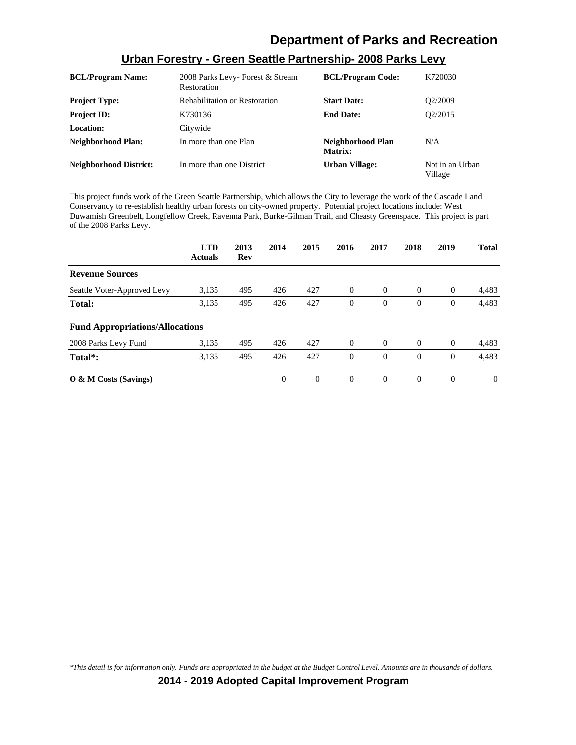# Department of Parks and Recreation

## Urban Forestry - Green Seattle Partnership- 2008 Parks Levy

| | | | |
|---|---|---|---|
| **BCL/Program Name:** | 2008 Parks Levy- Forest & Stream Restoration | **BCL/Program Code:** | K720030 |
| **Project Type:** | Rehabilitation or Restoration | **Start Date:** | Q2/2009 |
| **Project ID:** | K730136 | **End Date:** | Q2/2015 |
| **Location:** | Citywide | | |
| **Neighborhood Plan:** | In more than one Plan | **Neighborhood Plan Matrix:** | N/A |
| **Neighborhood District:** | In more than one District | **Urban Village:** | Not in an Urban Village |

This project funds work of the Green Seattle Partnership, which allows the City to leverage the work of the Cascade Land Conservancy to re-establish healthy urban forests on city-owned property. Potential project locations include: West Duwamish Greenbelt, Longfellow Creek, Ravenna Park, Burke-Gilman Trail, and Cheasty Greenspace. This project is part of the 2008 Parks Levy.

| | LTD Actuals | 2013 Rev | 2014 | 2015 | 2016 | 2017 | 2018 | 2019 | Total |
|---|---|---|---|---|---|---|---|---|---|
| **Revenue Sources** | | | | | | | | | |
| Seattle Voter-Approved Levy | 3,135 | 495 | 426 | 427 | 0 | 0 | 0 | 0 | 4,483 |
| **Total:** | 3,135 | 495 | 426 | 427 | 0 | 0 | 0 | 0 | 4,483 |
| **Fund Appropriations/Allocations** | | | | | | | | | |
| 2008 Parks Levy Fund | 3,135 | 495 | 426 | 427 | 0 | 0 | 0 | 0 | 4,483 |
| **Total*:** | 3,135 | 495 | 426 | 427 | 0 | 0 | 0 | 0 | 4,483 |
| **O & M Costs (Savings)** | | | 0 | 0 | 0 | 0 | 0 | 0 | 0 |

*\*This detail is for information only. Funds are appropriated in the budget at the Budget Control Level. Amounts are in thousands of dollars.*

**2014 - 2019 Adopted Capital Improvement Program**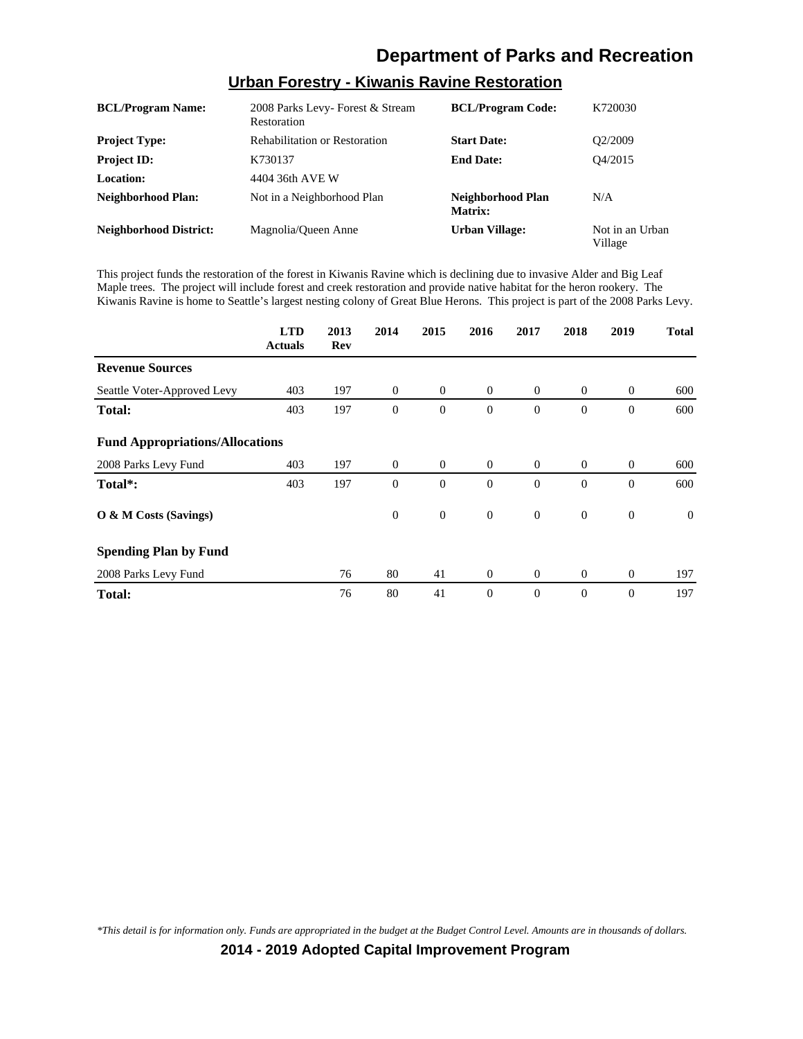# Department of Parks and Recreation

## Urban Forestry - Kiwanis Ravine Restoration

| | | | |
|---|---|---|---|
| **BCL/Program Name:** | 2008 Parks Levy- Forest & Stream Restoration | **BCL/Program Code:** | K720030 |
| **Project Type:** | Rehabilitation or Restoration | **Start Date:** | Q2/2009 |
| **Project ID:** | K730137 | **End Date:** | Q4/2015 |
| **Location:** | 4404 36th AVE W | | |
| **Neighborhood Plan:** | Not in a Neighborhood Plan | **Neighborhood Plan Matrix:** | N/A |
| **Neighborhood District:** | Magnolia/Queen Anne | **Urban Village:** | Not in an Urban Village |

This project funds the restoration of the forest in Kiwanis Ravine which is declining due to invasive Alder and Big Leaf Maple trees. The project will include forest and creek restoration and provide native habitat for the heron rookery. The Kiwanis Ravine is home to Seattle's largest nesting colony of Great Blue Herons. This project is part of the 2008 Parks Levy.

| | LTD Actuals | 2013 Rev | 2014 | 2015 | 2016 | 2017 | 2018 | 2019 | Total |
|---|---|---|---|---|---|---|---|---|---|
| **Revenue Sources** | | | | | | | | | |
| Seattle Voter-Approved Levy | 403 | 197 | 0 | 0 | 0 | 0 | 0 | 0 | 600 |
| **Total:** | 403 | 197 | 0 | 0 | 0 | 0 | 0 | 0 | 600 |
| **Fund Appropriations/Allocations** | | | | | | | | | |
| 2008 Parks Levy Fund | 403 | 197 | 0 | 0 | 0 | 0 | 0 | 0 | 600 |
| **Total*:** | 403 | 197 | 0 | 0 | 0 | 0 | 0 | 0 | 600 |
| **O & M Costs (Savings)** | | | 0 | 0 | 0 | 0 | 0 | 0 | 0 |
| **Spending Plan by Fund** | | | | | | | | | |
| 2008 Parks Levy Fund | | 76 | 80 | 41 | 0 | 0 | 0 | 0 | 197 |
| **Total:** | | 76 | 80 | 41 | 0 | 0 | 0 | 0 | 197 |

*\*This detail is for information only. Funds are appropriated in the budget at the Budget Control Level. Amounts are in thousands of dollars.*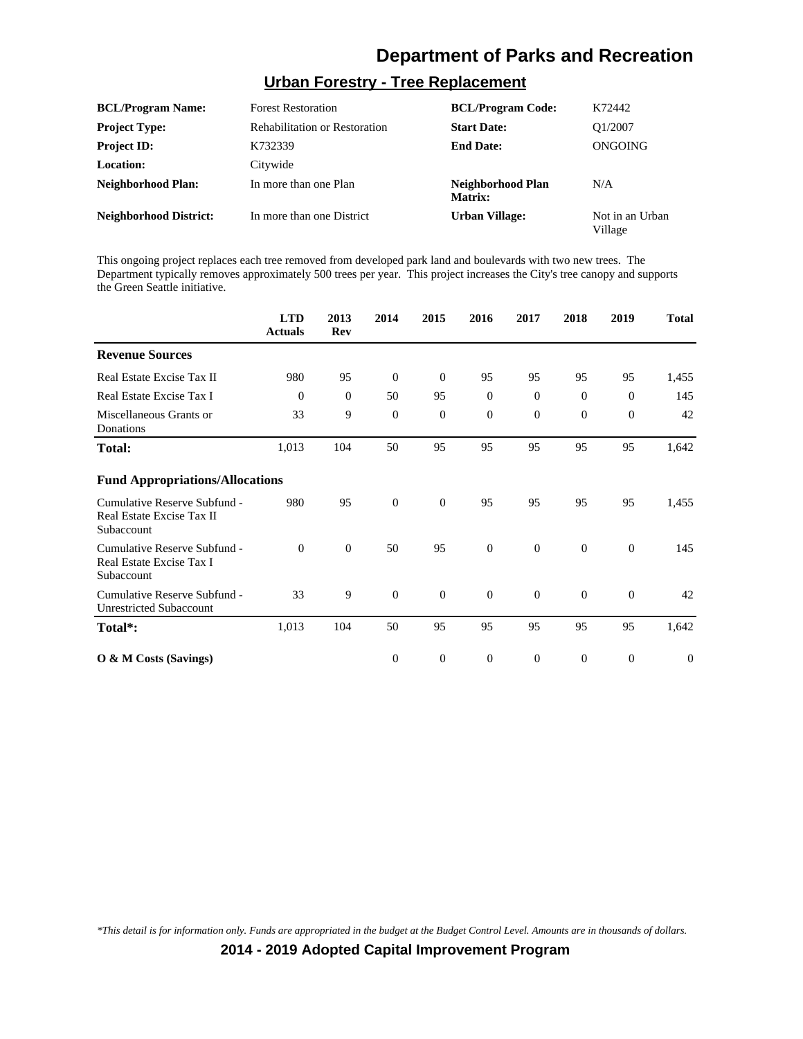# Department of Parks and Recreation

## Urban Forestry - Tree Replacement

| | | | |
|---|---|---|---|
| **BCL/Program Name:** | Forest Restoration | **BCL/Program Code:** | K72442 |
| **Project Type:** | Rehabilitation or Restoration | **Start Date:** | Q1/2007 |
| **Project ID:** | K732339 | **End Date:** | ONGOING |
| **Location:** | Citywide | | |
| **Neighborhood Plan:** | In more than one Plan | **Neighborhood Plan Matrix:** | N/A |
| **Neighborhood District:** | In more than one District | **Urban Village:** | Not in an Urban Village |

This ongoing project replaces each tree removed from developed park land and boulevards with two new trees. The Department typically removes approximately 500 trees per year. This project increases the City's tree canopy and supports the Green Seattle initiative.

| | LTD Actuals | 2013 Rev | 2014 | 2015 | 2016 | 2017 | 2018 | 2019 | Total |
|---|---|---|---|---|---|---|---|---|---|
| **Revenue Sources** | | | | | | | | | |
| Real Estate Excise Tax II | 980 | 95 | 0 | 0 | 95 | 95 | 95 | 95 | 1,455 |
| Real Estate Excise Tax I | 0 | 0 | 50 | 95 | 0 | 0 | 0 | 0 | 145 |
| Miscellaneous Grants or Donations | 33 | 9 | 0 | 0 | 0 | 0 | 0 | 0 | 42 |
| **Total:** | 1,013 | 104 | 50 | 95 | 95 | 95 | 95 | 95 | 1,642 |
| **Fund Appropriations/Allocations** | | | | | | | | | |
| Cumulative Reserve Subfund - Real Estate Excise Tax II Subaccount | 980 | 95 | 0 | 0 | 95 | 95 | 95 | 95 | 1,455 |
| Cumulative Reserve Subfund - Real Estate Excise Tax I Subaccount | 0 | 0 | 50 | 95 | 0 | 0 | 0 | 0 | 145 |
| Cumulative Reserve Subfund - Unrestricted Subaccount | 33 | 9 | 0 | 0 | 0 | 0 | 0 | 0 | 42 |
| **Total*:** | 1,013 | 104 | 50 | 95 | 95 | 95 | 95 | 95 | 1,642 |
| **O & M Costs (Savings)** | | | 0 | 0 | 0 | 0 | 0 | 0 | 0 |

*\*This detail is for information only. Funds are appropriated in the budget at the Budget Control Level. Amounts are in thousands of dollars.*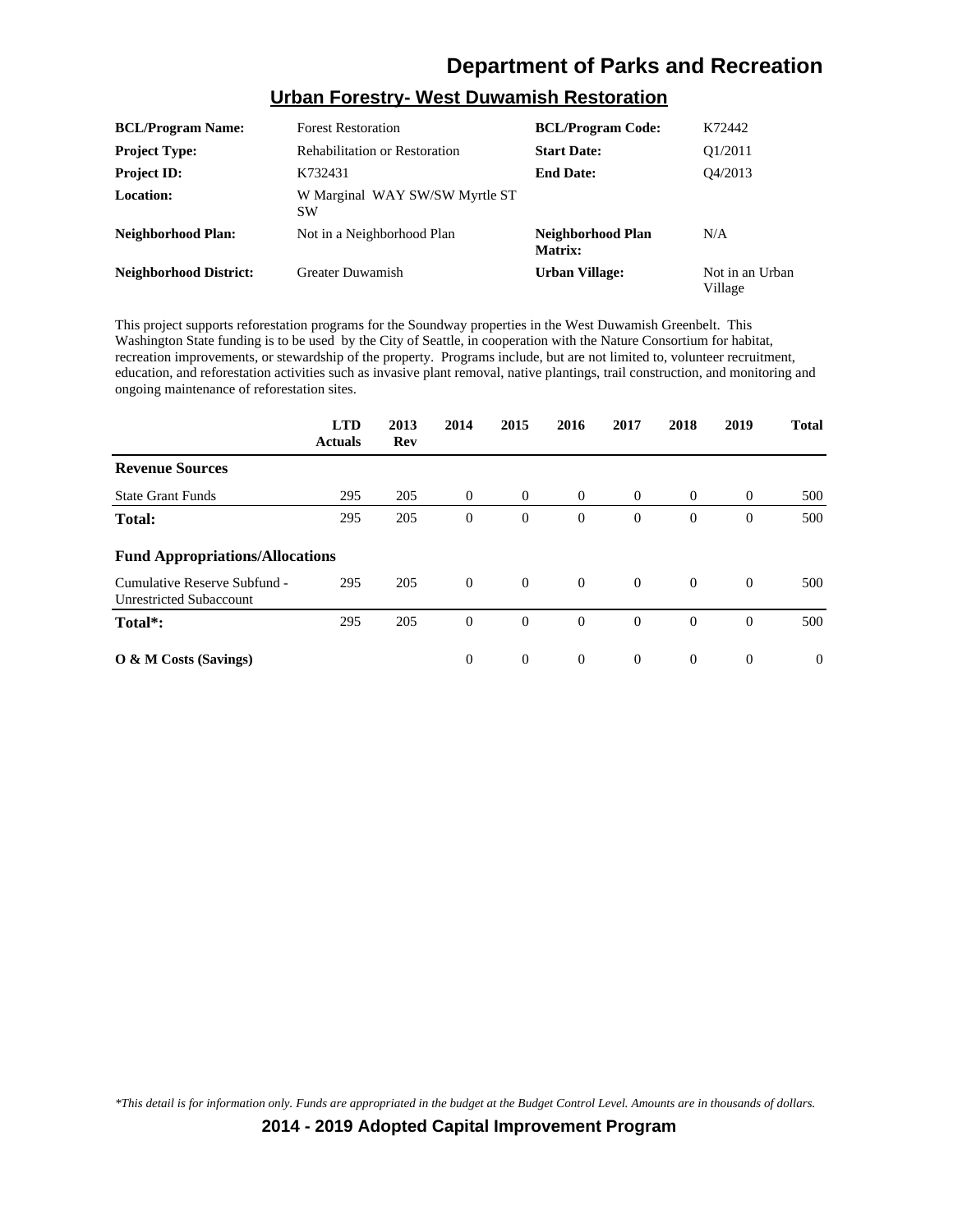# Department of Parks and Recreation

## Urban Forestry- West Duwamish Restoration

| | | | |
|---|---|---|---|
| **BCL/Program Name:** | Forest Restoration | **BCL/Program Code:** | K72442 |
| **Project Type:** | Rehabilitation or Restoration | **Start Date:** | Q1/2011 |
| **Project ID:** | K732431 | **End Date:** | Q4/2013 |
| **Location:** | W Marginal WAY SW/SW Myrtle ST SW | | |
| **Neighborhood Plan:** | Not in a Neighborhood Plan | **Neighborhood Plan Matrix:** | N/A |
| **Neighborhood District:** | Greater Duwamish | **Urban Village:** | Not in an Urban Village |

This project supports reforestation programs for the Soundway properties in the West Duwamish Greenbelt. This Washington State funding is to be used by the City of Seattle, in cooperation with the Nature Consortium for habitat, recreation improvements, or stewardship of the property. Programs include, but are not limited to, volunteer recruitment, education, and reforestation activities such as invasive plant removal, native plantings, trail construction, and monitoring and ongoing maintenance of reforestation sites.

| | LTD Actuals | 2013 Rev | 2014 | 2015 | 2016 | 2017 | 2018 | 2019 | Total |
|---|---|---|---|---|---|---|---|---|---|
| **Revenue Sources** | | | | | | | | | |
| State Grant Funds | 295 | 205 | 0 | 0 | 0 | 0 | 0 | 0 | 500 |
| **Total:** | 295 | 205 | 0 | 0 | 0 | 0 | 0 | 0 | 500 |
| **Fund Appropriations/Allocations** | | | | | | | | | |
| Cumulative Reserve Subfund - Unrestricted Subaccount | 295 | 205 | 0 | 0 | 0 | 0 | 0 | 0 | 500 |
| **Total*:** | 295 | 205 | 0 | 0 | 0 | 0 | 0 | 0 | 500 |
| **O & M Costs (Savings)** | | | 0 | 0 | 0 | 0 | 0 | 0 | 0 |

*\*This detail is for information only. Funds are appropriated in the budget at the Budget Control Level. Amounts are in thousands of dollars.*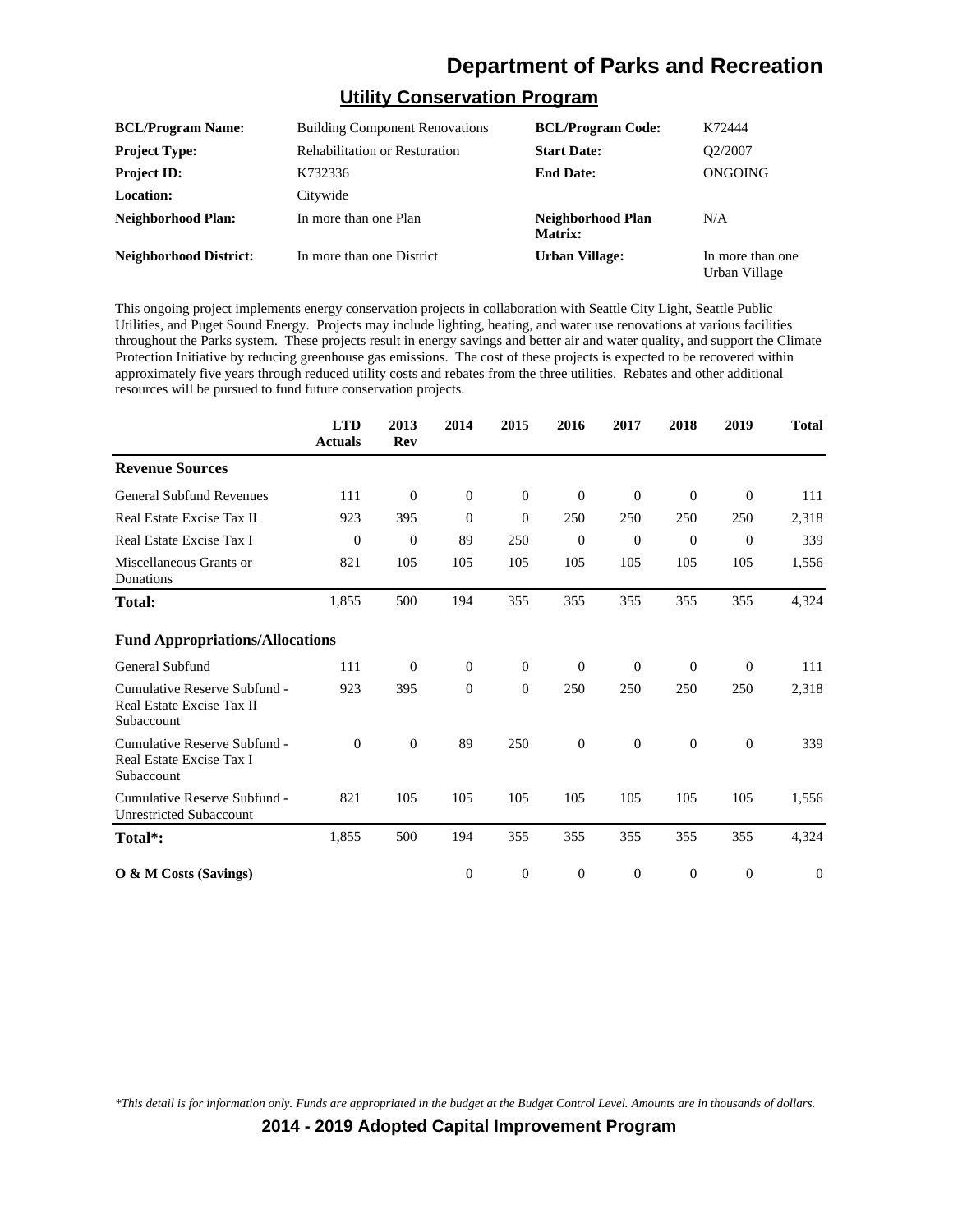## Utility Conservation Program

| | | | |
|---|---|---|---|
| **BCL/Program Name:** | Building Component Renovations | **BCL/Program Code:** | K72444 |
| **Project Type:** | Rehabilitation or Restoration | **Start Date:** | Q2/2007 |
| **Project ID:** | K732336 | **End Date:** | ONGOING |
| **Location:** | Citywide | | |
| **Neighborhood Plan:** | In more than one Plan | **Neighborhood Plan Matrix:** | N/A |
| **Neighborhood District:** | In more than one District | **Urban Village:** | In more than one Urban Village |

This ongoing project implements energy conservation projects in collaboration with Seattle City Light, Seattle Public Utilities, and Puget Sound Energy. Projects may include lighting, heating, and water use renovations at various facilities throughout the Parks system. These projects result in energy savings and better air and water quality, and support the Climate Protection Initiative by reducing greenhouse gas emissions. The cost of these projects is expected to be recovered within approximately five years through reduced utility costs and rebates from the three utilities. Rebates and other additional resources will be pursued to fund future conservation projects.

| | LTD Actuals | 2013 Rev | 2014 | 2015 | 2016 | 2017 | 2018 | 2019 | Total |
|---|---|---|---|---|---|---|---|---|---|
| **Revenue Sources** | | | | | | | | | |
| General Subfund Revenues | 111 | 0 | 0 | 0 | 0 | 0 | 0 | 0 | 111 |
| Real Estate Excise Tax II | 923 | 395 | 0 | 0 | 250 | 250 | 250 | 250 | 2,318 |
| Real Estate Excise Tax I | 0 | 0 | 89 | 250 | 0 | 0 | 0 | 0 | 339 |
| Miscellaneous Grants or Donations | 821 | 105 | 105 | 105 | 105 | 105 | 105 | 105 | 1,556 |
| **Total:** | 1,855 | 500 | 194 | 355 | 355 | 355 | 355 | 355 | 4,324 |
| **Fund Appropriations/Allocations** | | | | | | | | | |
| General Subfund | 111 | 0 | 0 | 0 | 0 | 0 | 0 | 0 | 111 |
| Cumulative Reserve Subfund - Real Estate Excise Tax II Subaccount | 923 | 395 | 0 | 0 | 250 | 250 | 250 | 250 | 2,318 |
| Cumulative Reserve Subfund - Real Estate Excise Tax I Subaccount | 0 | 0 | 89 | 250 | 0 | 0 | 0 | 0 | 339 |
| Cumulative Reserve Subfund - Unrestricted Subaccount | 821 | 105 | 105 | 105 | 105 | 105 | 105 | 105 | 1,556 |
| **Total*:** | 1,855 | 500 | 194 | 355 | 355 | 355 | 355 | 355 | 4,324 |
| **O & M Costs (Savings)** | | | 0 | 0 | 0 | 0 | 0 | 0 | 0 |

*\*This detail is for information only. Funds are appropriated in the budget at the Budget Control Level. Amounts are in thousands of dollars.*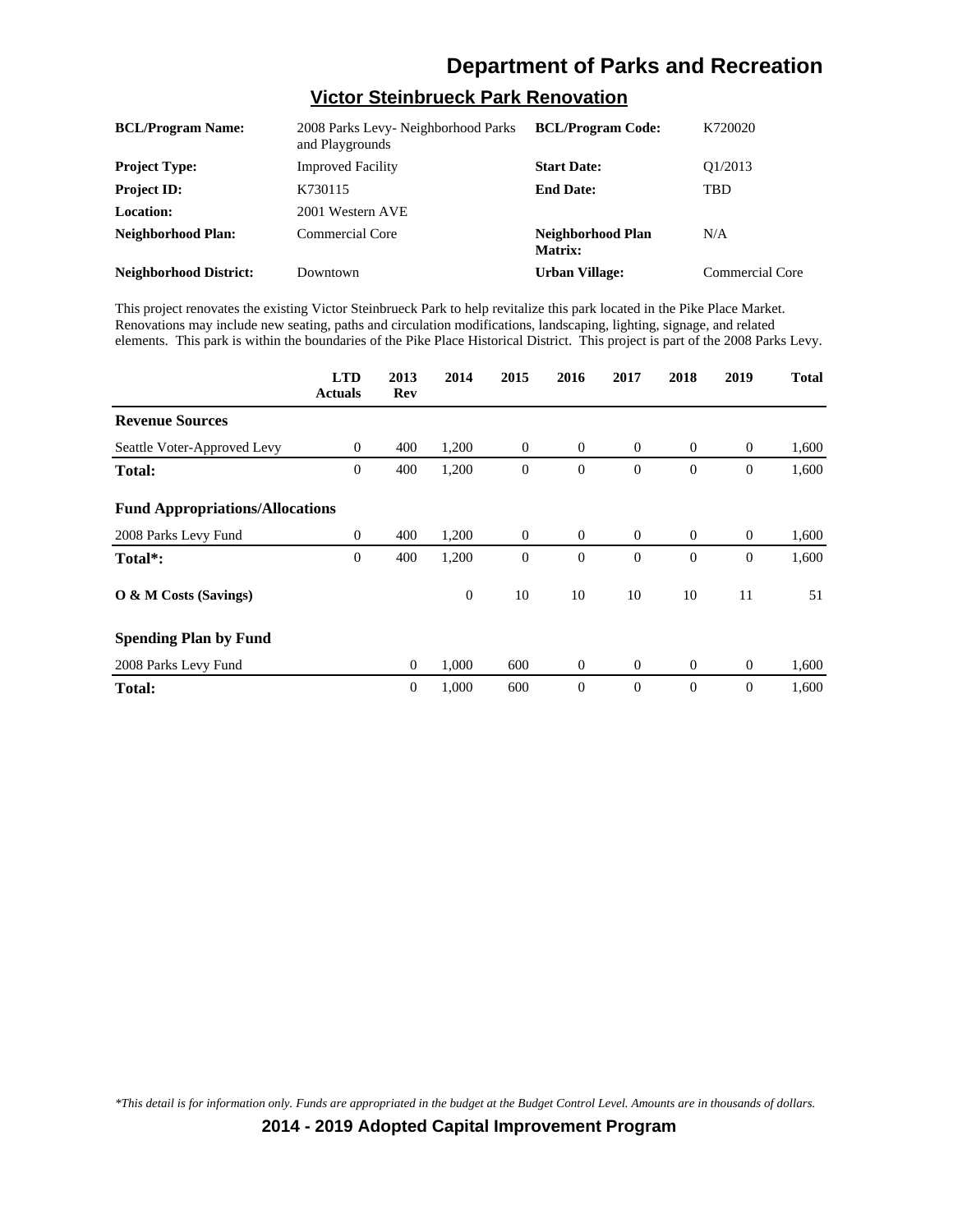# Department of Parks and Recreation

## Victor Steinbrueck Park Renovation

| | | | |
|---|---|---|---|
| **BCL/Program Name:** | 2008 Parks Levy- Neighborhood Parks and Playgrounds | **BCL/Program Code:** | K720020 |
| **Project Type:** | Improved Facility | **Start Date:** | Q1/2013 |
| **Project ID:** | K730115 | **End Date:** | TBD |
| **Location:** | 2001 Western AVE | | |
| **Neighborhood Plan:** | Commercial Core | **Neighborhood Plan Matrix:** | N/A |
| **Neighborhood District:** | Downtown | **Urban Village:** | Commercial Core |

This project renovates the existing Victor Steinbrueck Park to help revitalize this park located in the Pike Place Market. Renovations may include new seating, paths and circulation modifications, landscaping, lighting, signage, and related elements. This park is within the boundaries of the Pike Place Historical District. This project is part of the 2008 Parks Levy.

| | LTD Actuals | 2013 Rev | 2014 | 2015 | 2016 | 2017 | 2018 | 2019 | Total |
|---|---|---|---|---|---|---|---|---|---|
| **Revenue Sources** | | | | | | | | | |
| Seattle Voter-Approved Levy | 0 | 400 | 1,200 | 0 | 0 | 0 | 0 | 0 | 1,600 |
| **Total:** | 0 | 400 | 1,200 | 0 | 0 | 0 | 0 | 0 | 1,600 |
| **Fund Appropriations/Allocations** | | | | | | | | | |
| 2008 Parks Levy Fund | 0 | 400 | 1,200 | 0 | 0 | 0 | 0 | 0 | 1,600 |
| **Total*:** | 0 | 400 | 1,200 | 0 | 0 | 0 | 0 | 0 | 1,600 |
| **O & M Costs (Savings)** | | | 0 | 10 | 10 | 10 | 10 | 11 | 51 |
| **Spending Plan by Fund** | | | | | | | | | |
| 2008 Parks Levy Fund | | 0 | 1,000 | 600 | 0 | 0 | 0 | 0 | 1,600 |
| **Total:** | | 0 | 1,000 | 600 | 0 | 0 | 0 | 0 | 1,600 |

*\*This detail is for information only. Funds are appropriated in the budget at the Budget Control Level. Amounts are in thousands of dollars.*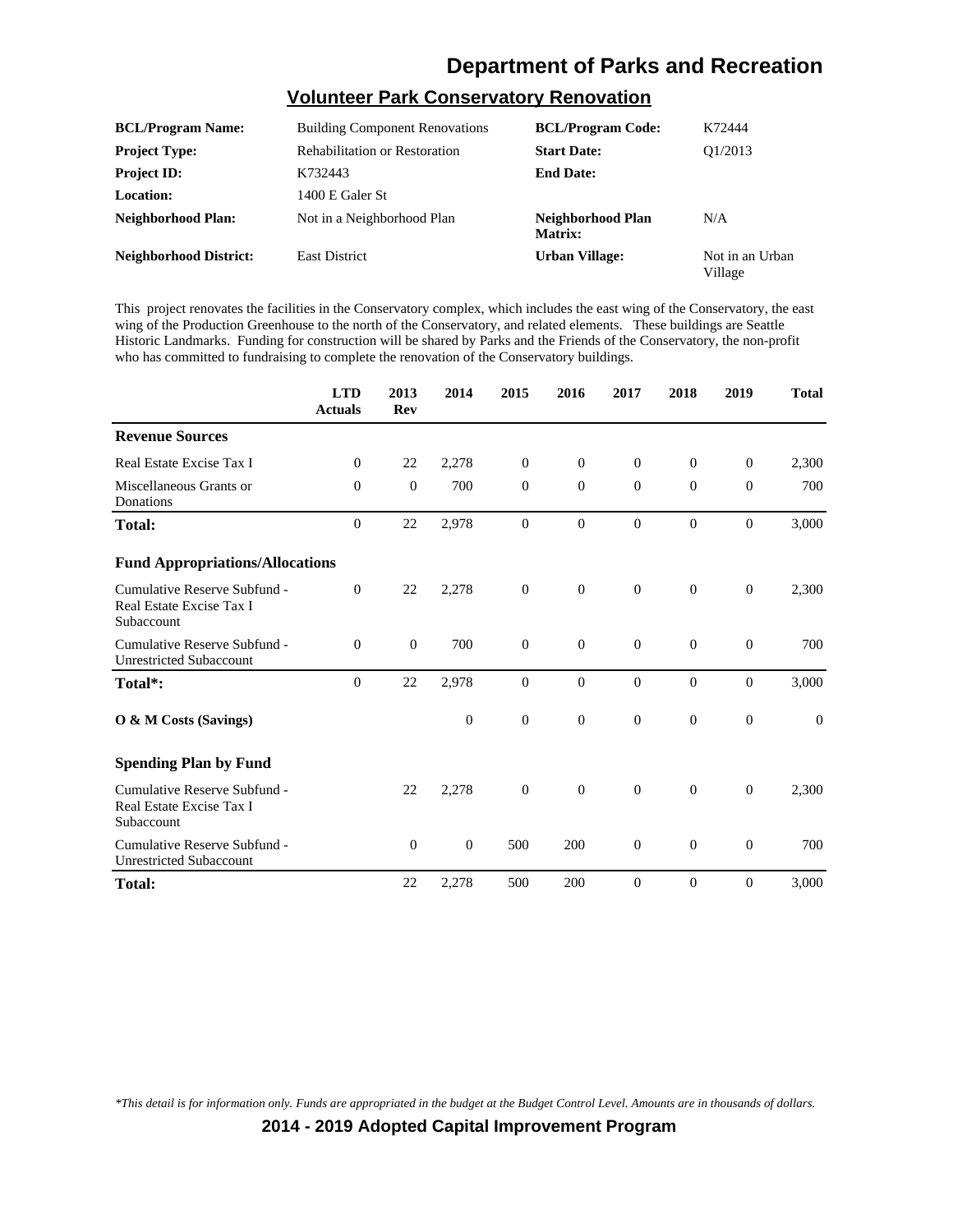# Department of Parks and Recreation

## Volunteer Park Conservatory Renovation

| | | | |
|---|---|---|---|
| **BCL/Program Name:** | Building Component Renovations | **BCL/Program Code:** | K72444 |
| **Project Type:** | Rehabilitation or Restoration | **Start Date:** | Q1/2013 |
| **Project ID:** | K732443 | **End Date:** | |
| **Location:** | 1400 E Galer St | | |
| **Neighborhood Plan:** | Not in a Neighborhood Plan | **Neighborhood Plan Matrix:** | N/A |
| **Neighborhood District:** | East District | **Urban Village:** | Not in an Urban Village |

This project renovates the facilities in the Conservatory complex, which includes the east wing of the Conservatory, the east wing of the Production Greenhouse to the north of the Conservatory, and related elements. These buildings are Seattle Historic Landmarks. Funding for construction will be shared by Parks and the Friends of the Conservatory, the non-profit who has committed to fundraising to complete the renovation of the Conservatory buildings.

| | LTD Actuals | 2013 Rev | 2014 | 2015 | 2016 | 2017 | 2018 | 2019 | Total |
|---|---|---|---|---|---|---|---|---|---|
| **Revenue Sources** | | | | | | | | | |
| Real Estate Excise Tax I | 0 | 22 | 2,278 | 0 | 0 | 0 | 0 | 0 | 2,300 |
| Miscellaneous Grants or Donations | 0 | 0 | 700 | 0 | 0 | 0 | 0 | 0 | 700 |
| **Total:** | 0 | 22 | 2,978 | 0 | 0 | 0 | 0 | 0 | 3,000 |
| **Fund Appropriations/Allocations** | | | | | | | | | |
| Cumulative Reserve Subfund - Real Estate Excise Tax I Subaccount | 0 | 22 | 2,278 | 0 | 0 | 0 | 0 | 0 | 2,300 |
| Cumulative Reserve Subfund - Unrestricted Subaccount | 0 | 0 | 700 | 0 | 0 | 0 | 0 | 0 | 700 |
| **Total*:** | 0 | 22 | 2,978 | 0 | 0 | 0 | 0 | 0 | 3,000 |
| **O & M Costs (Savings)** | | | 0 | 0 | 0 | 0 | 0 | 0 | 0 |
| **Spending Plan by Fund** | | | | | | | | | |
| Cumulative Reserve Subfund - Real Estate Excise Tax I Subaccount | | 22 | 2,278 | 0 | 0 | 0 | 0 | 0 | 2,300 |
| Cumulative Reserve Subfund - Unrestricted Subaccount | | 0 | 0 | 500 | 200 | 0 | 0 | 0 | 700 |
| **Total:** | | 22 | 2,278 | 500 | 200 | 0 | 0 | 0 | 3,000 |

*\*This detail is for information only. Funds are appropriated in the budget at the Budget Control Level. Amounts are in thousands of dollars.*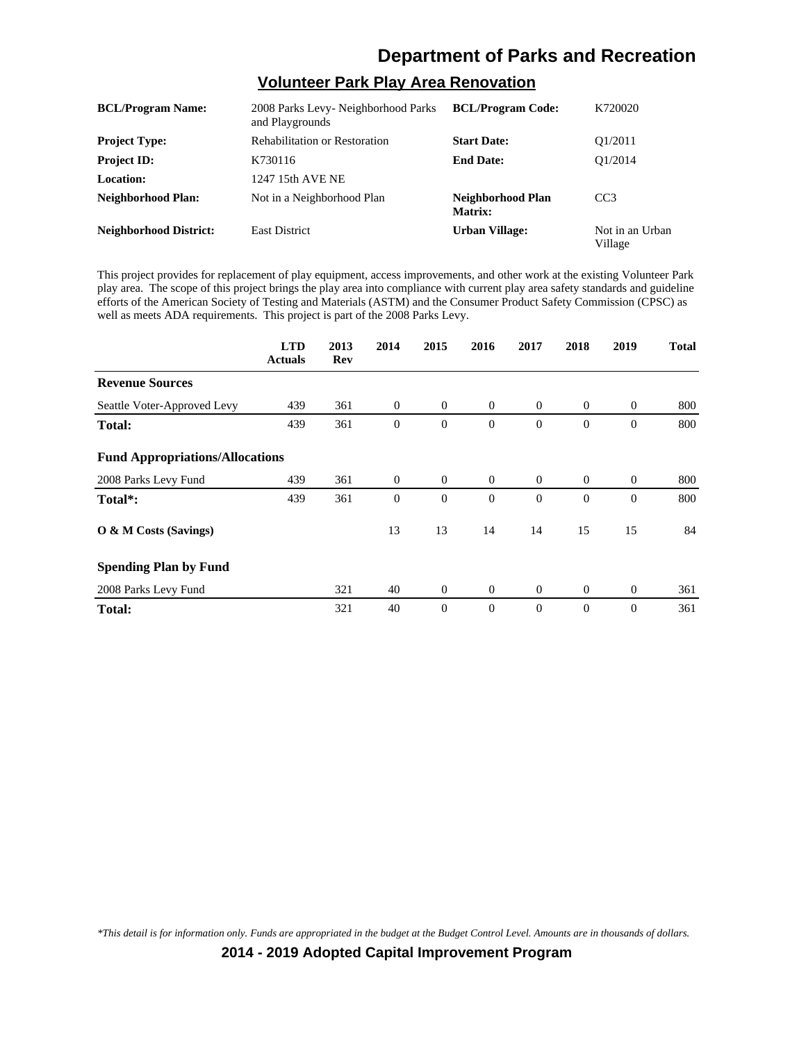# Department of Parks and Recreation

## Volunteer Park Play Area Renovation

| | | | |
|---|---|---|---|
| **BCL/Program Name:** | 2008 Parks Levy- Neighborhood Parks and Playgrounds | **BCL/Program Code:** | K720020 |
| **Project Type:** | Rehabilitation or Restoration | **Start Date:** | Q1/2011 |
| **Project ID:** | K730116 | **End Date:** | Q1/2014 |
| **Location:** | 1247 15th AVE NE | | |
| **Neighborhood Plan:** | Not in a Neighborhood Plan | **Neighborhood Plan Matrix:** | CC3 |
| **Neighborhood District:** | East District | **Urban Village:** | Not in an Urban Village |

This project provides for replacement of play equipment, access improvements, and other work at the existing Volunteer Park play area. The scope of this project brings the play area into compliance with current play area safety standards and guideline efforts of the American Society of Testing and Materials (ASTM) and the Consumer Product Safety Commission (CPSC) as well as meets ADA requirements. This project is part of the 2008 Parks Levy.

| | LTD Actuals | 2013 Rev | 2014 | 2015 | 2016 | 2017 | 2018 | 2019 | Total |
|---|---|---|---|---|---|---|---|---|---|
| **Revenue Sources** | | | | | | | | | |
| Seattle Voter-Approved Levy | 439 | 361 | 0 | 0 | 0 | 0 | 0 | 0 | 800 |
| **Total:** | 439 | 361 | 0 | 0 | 0 | 0 | 0 | 0 | 800 |
| **Fund Appropriations/Allocations** | | | | | | | | | |
| 2008 Parks Levy Fund | 439 | 361 | 0 | 0 | 0 | 0 | 0 | 0 | 800 |
| **Total*:** | 439 | 361 | 0 | 0 | 0 | 0 | 0 | 0 | 800 |
| **O & M Costs (Savings)** | | | 13 | 13 | 14 | 14 | 15 | 15 | 84 |
| **Spending Plan by Fund** | | | | | | | | | |
| 2008 Parks Levy Fund | | 321 | 40 | 0 | 0 | 0 | 0 | 0 | 361 |
| **Total:** | | 321 | 40 | 0 | 0 | 0 | 0 | 0 | 361 |

*\*This detail is for information only. Funds are appropriated in the budget at the Budget Control Level. Amounts are in thousands of dollars.*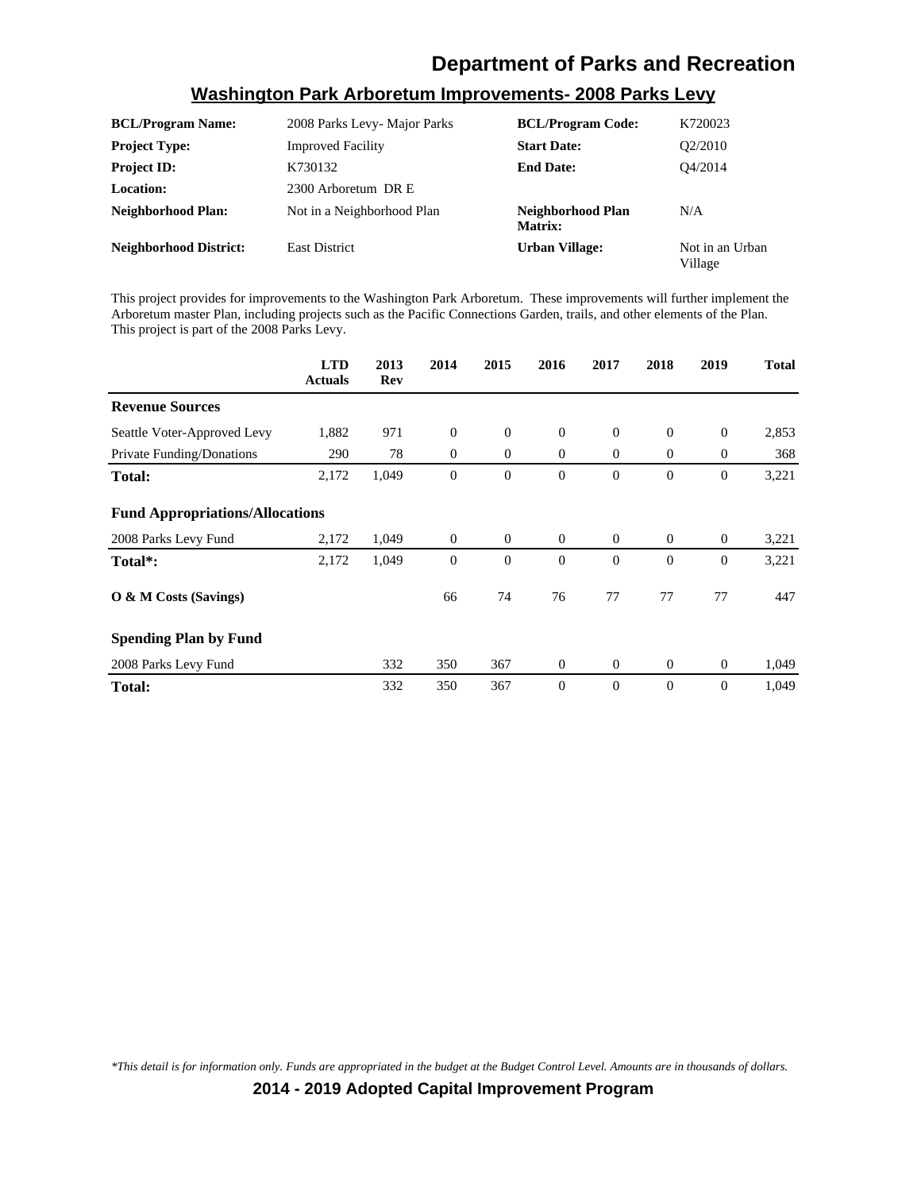# Department of Parks and Recreation

## Washington Park Arboretum Improvements- 2008 Parks Levy

| | | | |
|---|---|---|---|
| **BCL/Program Name:** | 2008 Parks Levy- Major Parks | **BCL/Program Code:** | K720023 |
| **Project Type:** | Improved Facility | **Start Date:** | Q2/2010 |
| **Project ID:** | K730132 | **End Date:** | Q4/2014 |
| **Location:** | 2300 Arboretum DR E | | |
| **Neighborhood Plan:** | Not in a Neighborhood Plan | **Neighborhood Plan Matrix:** | N/A |
| **Neighborhood District:** | East District | **Urban Village:** | Not in an Urban Village |

This project provides for improvements to the Washington Park Arboretum. These improvements will further implement the Arboretum master Plan, including projects such as the Pacific Connections Garden, trails, and other elements of the Plan. This project is part of the 2008 Parks Levy.

| | LTD Actuals | 2013 Rev | 2014 | 2015 | 2016 | 2017 | 2018 | 2019 | Total |
|---|---|---|---|---|---|---|---|---|---|
| **Revenue Sources** | | | | | | | | | |
| Seattle Voter-Approved Levy | 1,882 | 971 | 0 | 0 | 0 | 0 | 0 | 0 | 2,853 |
| Private Funding/Donations | 290 | 78 | 0 | 0 | 0 | 0 | 0 | 0 | 368 |
| **Total:** | 2,172 | 1,049 | 0 | 0 | 0 | 0 | 0 | 0 | 3,221 |
| **Fund Appropriations/Allocations** | | | | | | | | | |
| 2008 Parks Levy Fund | 2,172 | 1,049 | 0 | 0 | 0 | 0 | 0 | 0 | 3,221 |
| **Total*:** | 2,172 | 1,049 | 0 | 0 | 0 | 0 | 0 | 0 | 3,221 |
| **O & M Costs (Savings)** | | | 66 | 74 | 76 | 77 | 77 | 77 | 447 |
| **Spending Plan by Fund** | | | | | | | | | |
| 2008 Parks Levy Fund | | 332 | 350 | 367 | 0 | 0 | 0 | 0 | 1,049 |
| **Total:** | | 332 | 350 | 367 | 0 | 0 | 0 | 0 | 1,049 |

*\*This detail is for information only. Funds are appropriated in the budget at the Budget Control Level. Amounts are in thousands of dollars.*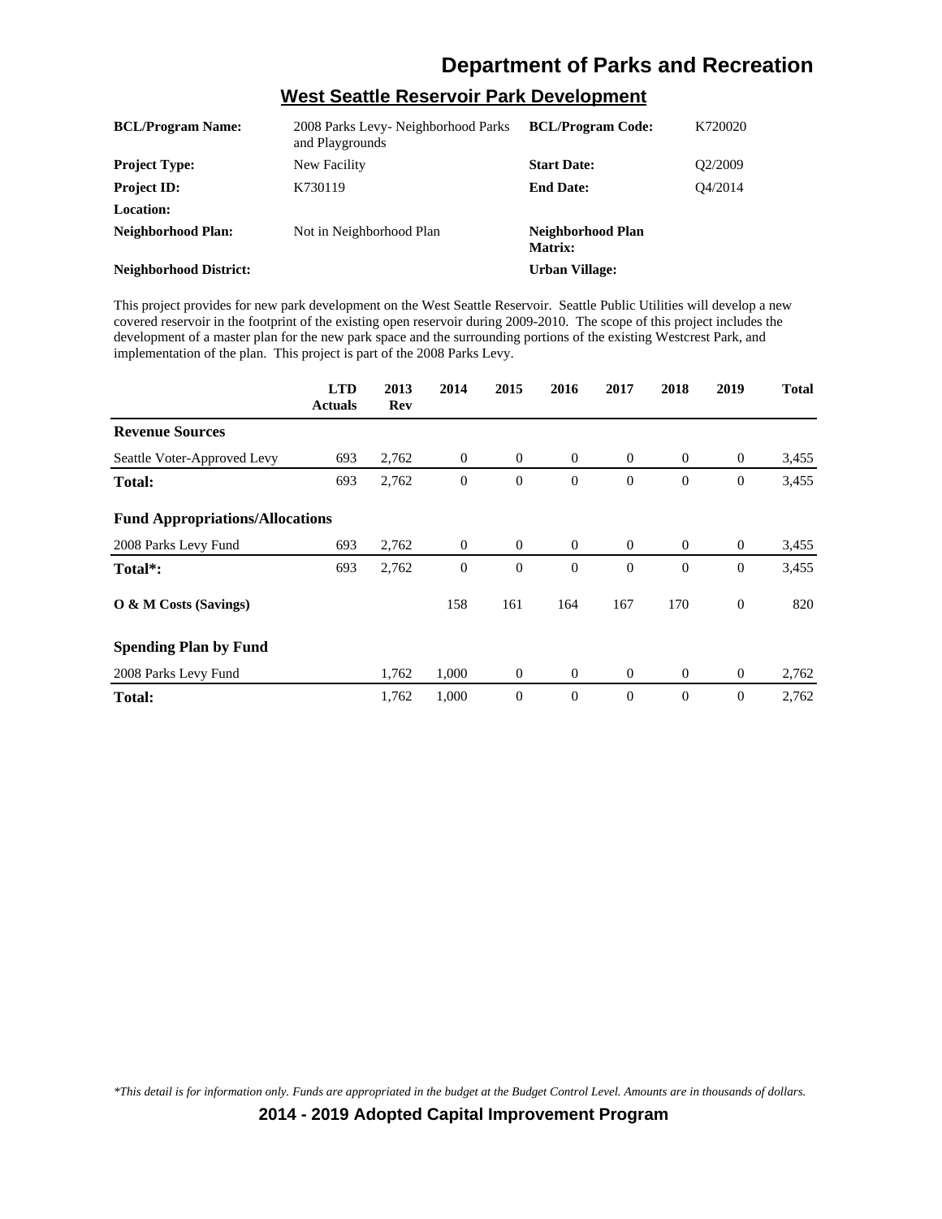# Department of Parks and Recreation

## West Seattle Reservoir Park Development

| | | | |
|---|---|---|---|
| **BCL/Program Name:** | 2008 Parks Levy- Neighborhood Parks and Playgrounds | **BCL/Program Code:** | K720020 |
| **Project Type:** | New Facility | **Start Date:** | Q2/2009 |
| **Project ID:** | K730119 | **End Date:** | Q4/2014 |
| **Location:** | | | |
| **Neighborhood Plan:** | Not in Neighborhood Plan | **Neighborhood Plan Matrix:** | |
| **Neighborhood District:** | | **Urban Village:** | |

This project provides for new park development on the West Seattle Reservoir. Seattle Public Utilities will develop a new covered reservoir in the footprint of the existing open reservoir during 2009-2010. The scope of this project includes the development of a master plan for the new park space and the surrounding portions of the existing Westcrest Park, and implementation of the plan. This project is part of the 2008 Parks Levy.

| | LTD Actuals | 2013 Rev | 2014 | 2015 | 2016 | 2017 | 2018 | 2019 | Total |
|---|---|---|---|---|---|---|---|---|---|
| **Revenue Sources** | | | | | | | | | |
| Seattle Voter-Approved Levy | 693 | 2,762 | 0 | 0 | 0 | 0 | 0 | 0 | 3,455 |
| **Total:** | 693 | 2,762 | 0 | 0 | 0 | 0 | 0 | 0 | 3,455 |
| **Fund Appropriations/Allocations** | | | | | | | | | |
| 2008 Parks Levy Fund | 693 | 2,762 | 0 | 0 | 0 | 0 | 0 | 0 | 3,455 |
| **Total*:** | 693 | 2,762 | 0 | 0 | 0 | 0 | 0 | 0 | 3,455 |
| **O & M Costs (Savings)** | | | 158 | 161 | 164 | 167 | 170 | 0 | 820 |
| **Spending Plan by Fund** | | | | | | | | | |
| 2008 Parks Levy Fund | | 1,762 | 1,000 | 0 | 0 | 0 | 0 | 0 | 2,762 |
| **Total:** | | 1,762 | 1,000 | 0 | 0 | 0 | 0 | 0 | 2,762 |

*\*This detail is for information only. Funds are appropriated in the budget at the Budget Control Level. Amounts are in thousands of dollars.*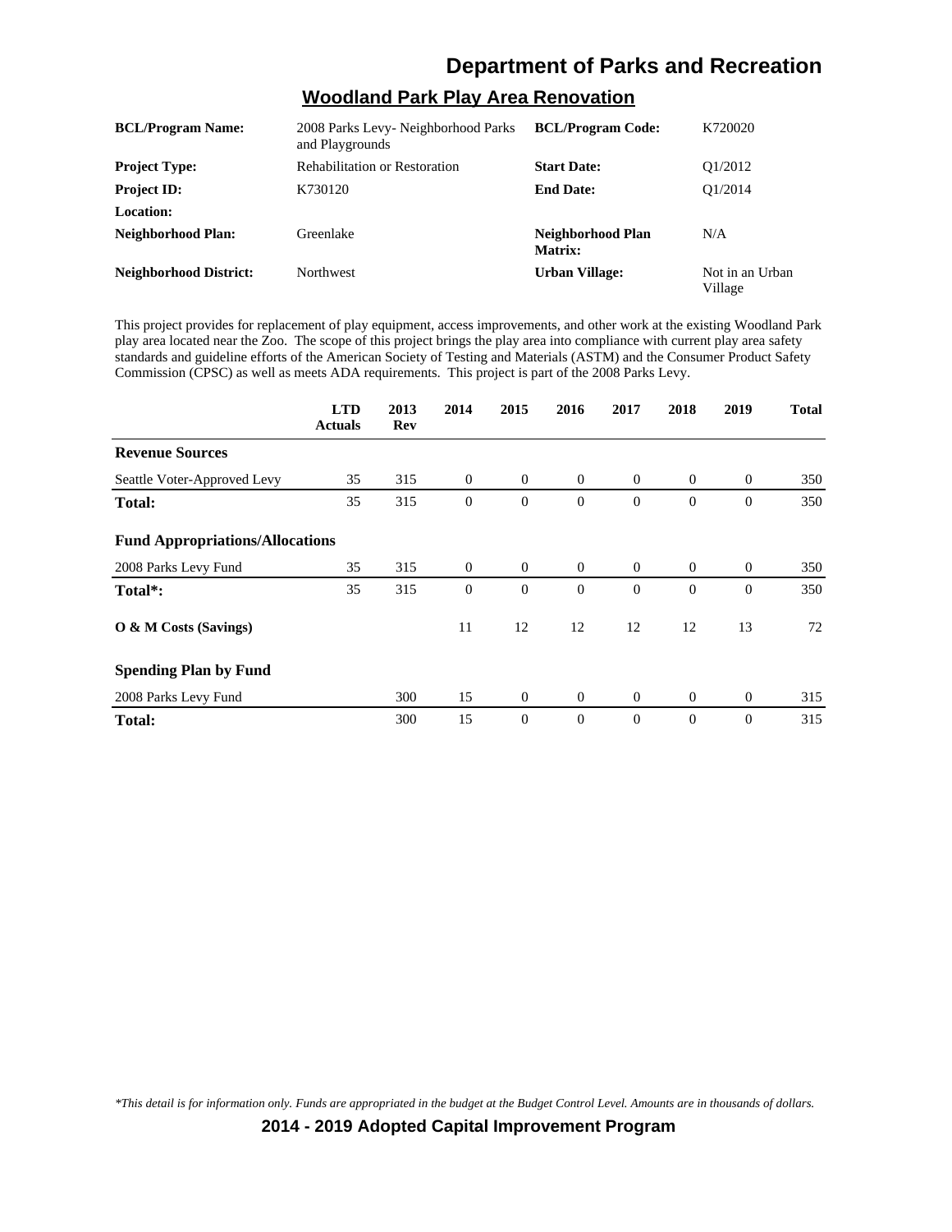## Department of Parks and Recreation

### Woodland Park Play Area Renovation

| | | | |
|---|---|---|---|
| **BCL/Program Name:** | 2008 Parks Levy- Neighborhood Parks and Playgrounds | **BCL/Program Code:** | K720020 |
| **Project Type:** | Rehabilitation or Restoration | **Start Date:** | Q1/2012 |
| **Project ID:** | K730120 | **End Date:** | Q1/2014 |
| **Location:** | | | |
| **Neighborhood Plan:** | Greenlake | **Neighborhood Plan Matrix:** | N/A |
| **Neighborhood District:** | Northwest | **Urban Village:** | Not in an Urban Village |

This project provides for replacement of play equipment, access improvements, and other work at the existing Woodland Park play area located near the Zoo. The scope of this project brings the play area into compliance with current play area safety standards and guideline efforts of the American Society of Testing and Materials (ASTM) and the Consumer Product Safety Commission (CPSC) as well as meets ADA requirements. This project is part of the 2008 Parks Levy.

| | LTD Actuals | 2013 Rev | 2014 | 2015 | 2016 | 2017 | 2018 | 2019 | Total |
|---|---|---|---|---|---|---|---|---|---|
| **Revenue Sources** | | | | | | | | | |
| Seattle Voter-Approved Levy | 35 | 315 | 0 | 0 | 0 | 0 | 0 | 0 | 350 |
| **Total:** | 35 | 315 | 0 | 0 | 0 | 0 | 0 | 0 | 350 |
| **Fund Appropriations/Allocations** | | | | | | | | | |
| 2008 Parks Levy Fund | 35 | 315 | 0 | 0 | 0 | 0 | 0 | 0 | 350 |
| **Total*:** | 35 | 315 | 0 | 0 | 0 | 0 | 0 | 0 | 350 |
| **O & M Costs (Savings)** | | | 11 | 12 | 12 | 12 | 12 | 13 | 72 |
| **Spending Plan by Fund** | | | | | | | | | |
| 2008 Parks Levy Fund | | 300 | 15 | 0 | 0 | 0 | 0 | 0 | 315 |
| **Total:** | | 300 | 15 | 0 | 0 | 0 | 0 | 0 | 315 |

*\*This detail is for information only. Funds are appropriated in the budget at the Budget Control Level. Amounts are in thousands of dollars.*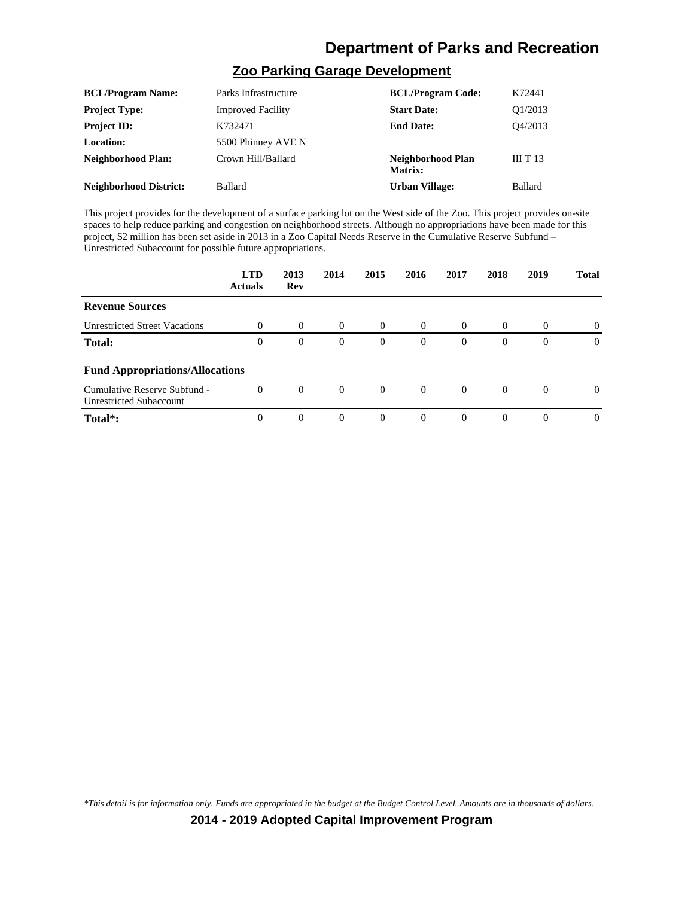# Department of Parks and Recreation

## Zoo Parking Garage Development

| | | | |
|---|---|---|---|
| **BCL/Program Name:** | Parks Infrastructure | **BCL/Program Code:** | K72441 |
| **Project Type:** | Improved Facility | **Start Date:** | Q1/2013 |
| **Project ID:** | K732471 | **End Date:** | Q4/2013 |
| **Location:** | 5500 Phinney AVE N | | |
| **Neighborhood Plan:** | Crown Hill/Ballard | **Neighborhood Plan Matrix:** | III T 13 |
| **Neighborhood District:** | Ballard | **Urban Village:** | Ballard |

This project provides for the development of a surface parking lot on the West side of the Zoo. This project provides on-site spaces to help reduce parking and congestion on neighborhood streets. Although no appropriations have been made for this project, $2 million has been set aside in 2013 in a Zoo Capital Needs Reserve in the Cumulative Reserve Subfund – Unrestricted Subaccount for possible future appropriations.

| | LTD Actuals | 2013 Rev | 2014 | 2015 | 2016 | 2017 | 2018 | 2019 | Total |
|---|---|---|---|---|---|---|---|---|---|
| **Revenue Sources** | | | | | | | | | |
| Unrestricted Street Vacations | 0 | 0 | 0 | 0 | 0 | 0 | 0 | 0 | 0 |
| **Total:** | 0 | 0 | 0 | 0 | 0 | 0 | 0 | 0 | 0 |
| **Fund Appropriations/Allocations** | | | | | | | | | |
| Cumulative Reserve Subfund - Unrestricted Subaccount | 0 | 0 | 0 | 0 | 0 | 0 | 0 | 0 | 0 |
| **Total*:** | 0 | 0 | 0 | 0 | 0 | 0 | 0 | 0 | 0 |

*\*This detail is for information only. Funds are appropriated in the budget at the Budget Control Level. Amounts are in thousands of dollars.*